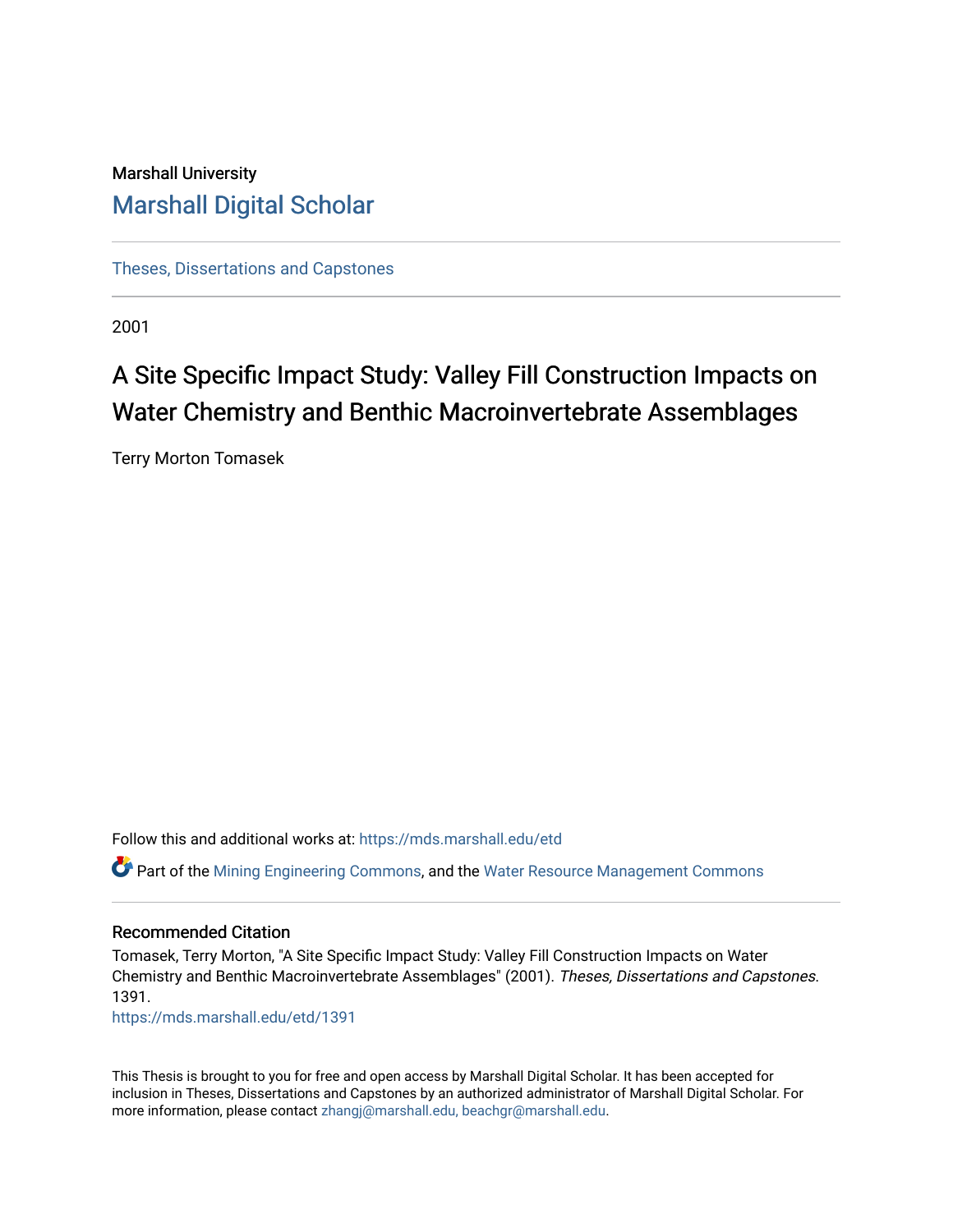Marshall University

# Marshall Digital Scholar

Theses, Dissertations and Capstones

2001

# A Site Specific Impact Study: Valley Fill Construction Impacts on Water Chemistry and Benthic Macroinvertebrate Assemblages

Terry Morton Tomasek

Follow this and additional works at: https://mds.marshall.edu/etd

Part of the Mining Engineering Commons, and the Water Resource Management Commons

## Recommended Citation

Tomasek, Terry Morton, "A Site Specific Impact Study: Valley Fill Construction Impacts on Water Chemistry and Benthic Macroinvertebrate Assemblages" (2001). *Theses, Dissertations and Capstones*. 1391.

https://mds.marshall.edu/etd/1391

This Thesis is brought to you for free and open access by Marshall Digital Scholar. It has been accepted for inclusion in Theses, Dissertations and Capstones by an authorized administrator of Marshall Digital Scholar. For more information, please contact zhangj@marshall.edu, beachgr@marshall.edu.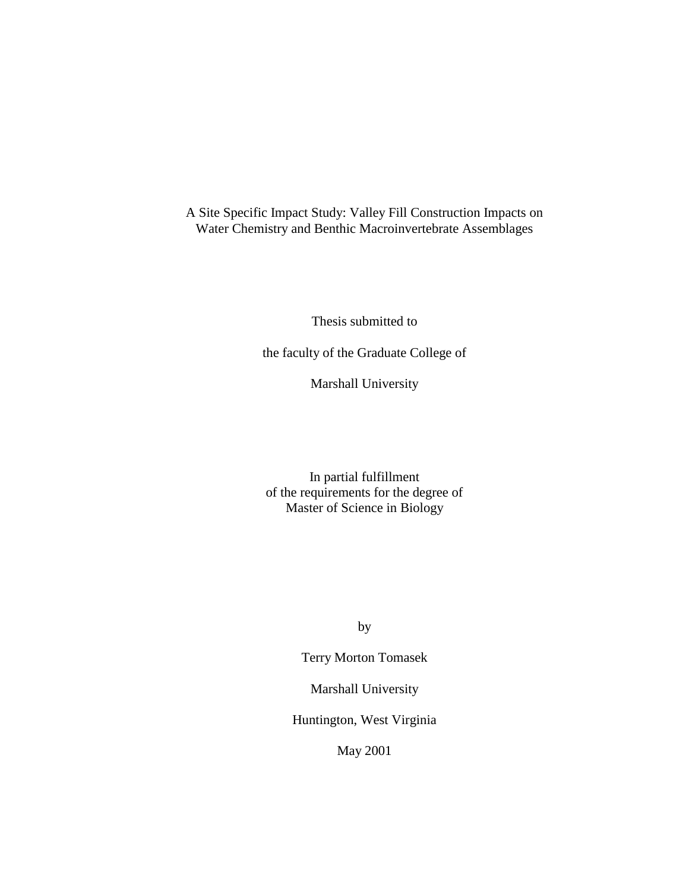# A Site Specific Impact Study: Valley Fill Construction Impacts on Water Chemistry and Benthic Macroinvertebrate Assemblages

Thesis submitted to

the faculty of the Graduate College of

Marshall University

In partial fulfillment
of the requirements for the degree of
Master of Science in Biology

by

Terry Morton Tomasek

Marshall University

Huntington, West Virginia

May 2001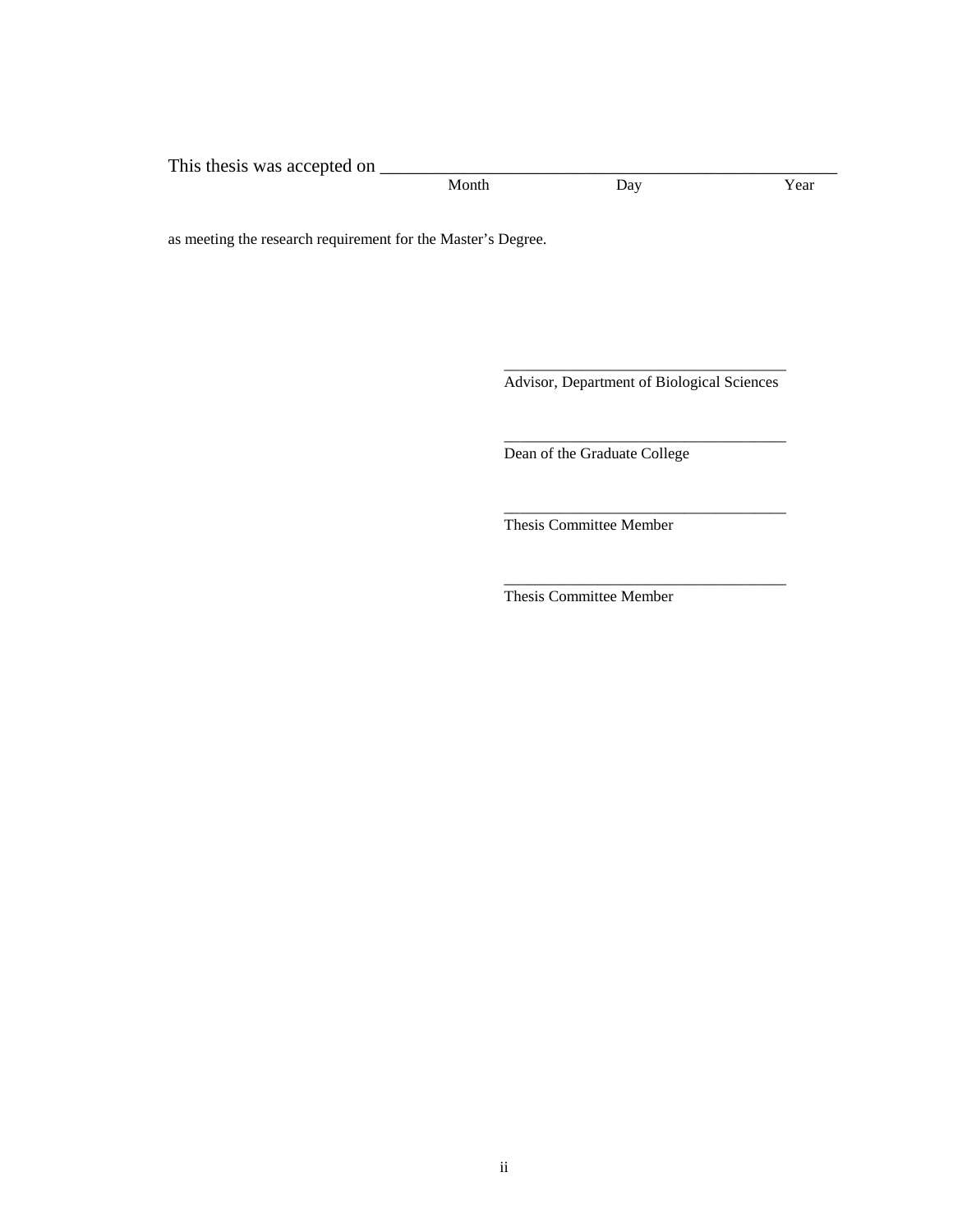This thesis was accepted on ______________________________________________
Month Day Year

as meeting the research requirement for the Master's Degree.

___________________________________
Advisor, Department of Biological Sciences

___________________________________
Dean of the Graduate College

___________________________________
Thesis Committee Member

___________________________________
Thesis Committee Member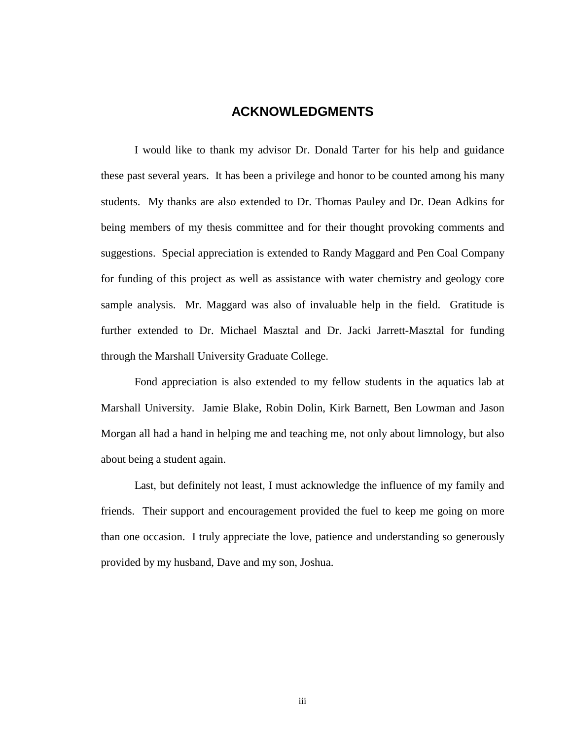# ACKNOWLEDGMENTS

I would like to thank my advisor Dr. Donald Tarter for his help and guidance these past several years. It has been a privilege and honor to be counted among his many students. My thanks are also extended to Dr. Thomas Pauley and Dr. Dean Adkins for being members of my thesis committee and for their thought provoking comments and suggestions. Special appreciation is extended to Randy Maggard and Pen Coal Company for funding of this project as well as assistance with water chemistry and geology core sample analysis. Mr. Maggard was also of invaluable help in the field. Gratitude is further extended to Dr. Michael Masztal and Dr. Jacki Jarrett-Masztal for funding through the Marshall University Graduate College.

Fond appreciation is also extended to my fellow students in the aquatics lab at Marshall University. Jamie Blake, Robin Dolin, Kirk Barnett, Ben Lowman and Jason Morgan all had a hand in helping me and teaching me, not only about limnology, but also about being a student again.

Last, but definitely not least, I must acknowledge the influence of my family and friends. Their support and encouragement provided the fuel to keep me going on more than one occasion. I truly appreciate the love, patience and understanding so generously provided by my husband, Dave and my son, Joshua.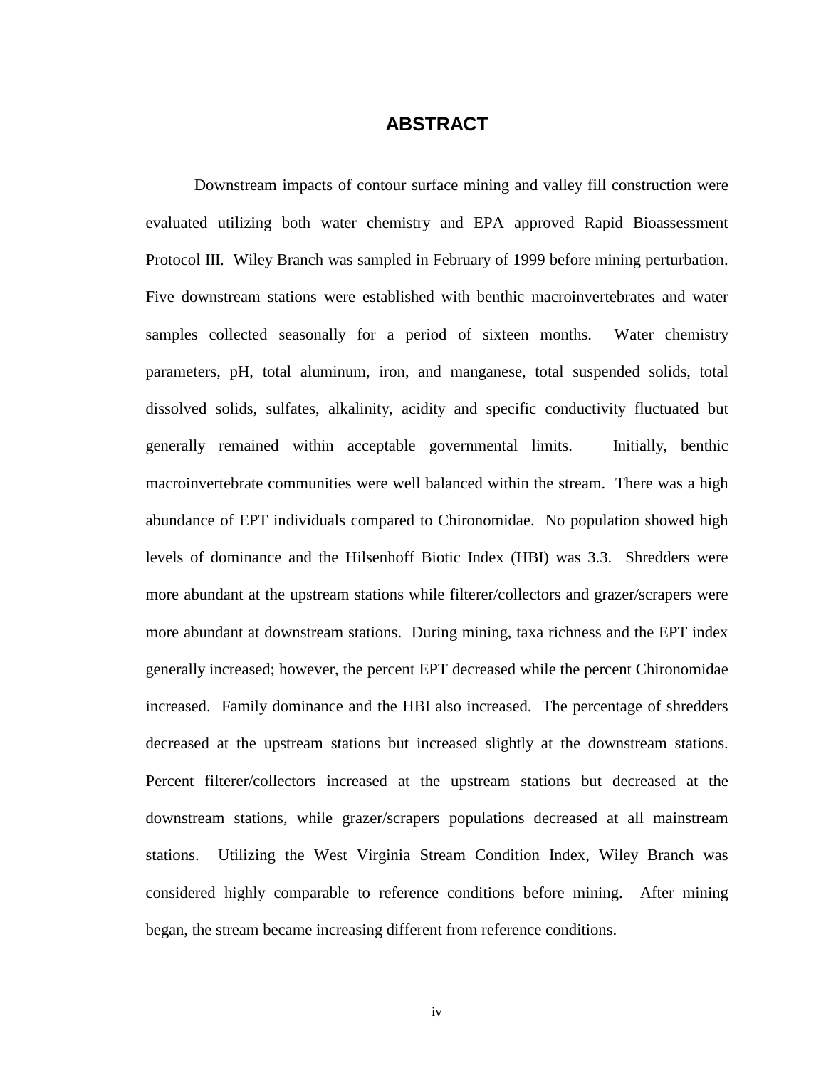# ABSTRACT

Downstream impacts of contour surface mining and valley fill construction were evaluated utilizing both water chemistry and EPA approved Rapid Bioassessment Protocol III. Wiley Branch was sampled in February of 1999 before mining perturbation. Five downstream stations were established with benthic macroinvertebrates and water samples collected seasonally for a period of sixteen months. Water chemistry parameters, pH, total aluminum, iron, and manganese, total suspended solids, total dissolved solids, sulfates, alkalinity, acidity and specific conductivity fluctuated but generally remained within acceptable governmental limits. Initially, benthic macroinvertebrate communities were well balanced within the stream. There was a high abundance of EPT individuals compared to Chironomidae. No population showed high levels of dominance and the Hilsenhoff Biotic Index (HBI) was 3.3. Shredders were more abundant at the upstream stations while filterer/collectors and grazer/scrapers were more abundant at downstream stations. During mining, taxa richness and the EPT index generally increased; however, the percent EPT decreased while the percent Chironomidae increased. Family dominance and the HBI also increased. The percentage of shredders decreased at the upstream stations but increased slightly at the downstream stations. Percent filterer/collectors increased at the upstream stations but decreased at the downstream stations, while grazer/scrapers populations decreased at all mainstream stations. Utilizing the West Virginia Stream Condition Index, Wiley Branch was considered highly comparable to reference conditions before mining. After mining began, the stream became increasing different from reference conditions.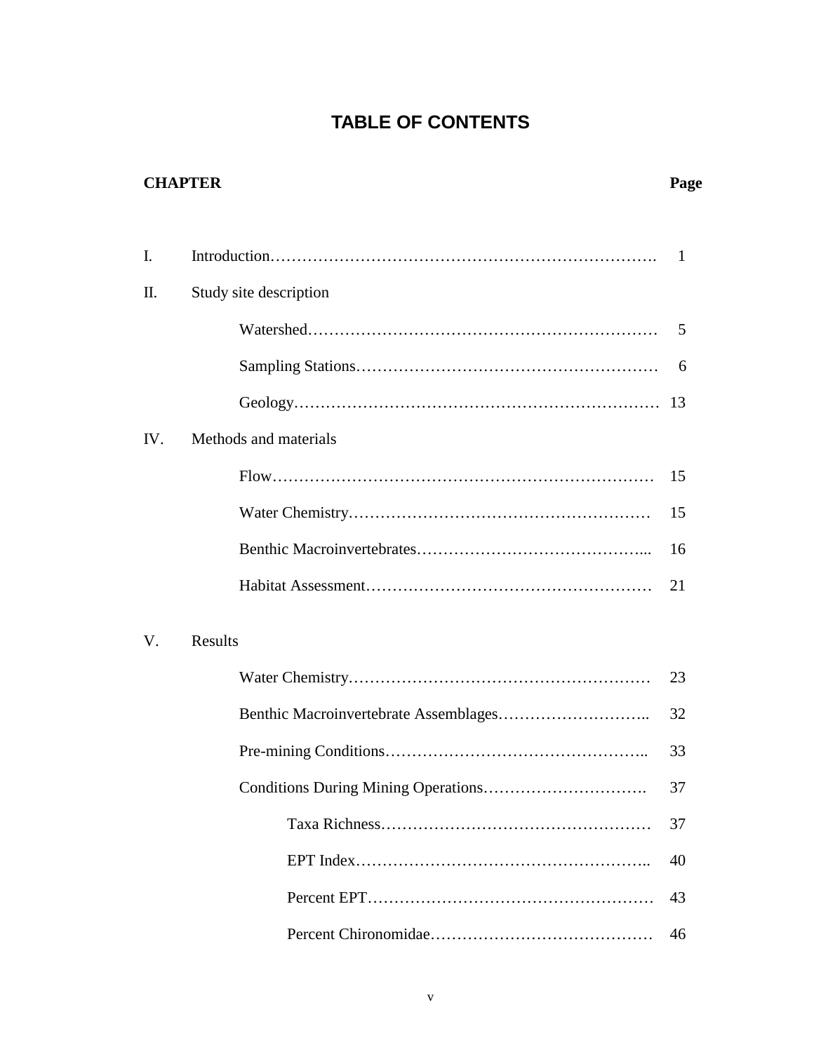# TABLE OF CONTENTS

| CHAPTER | | Page |
|---|---|---|
| I. | Introduction | 1 |
| II. | Study site description | |
| | Watershed | 5 |
| | Sampling Stations | 6 |
| | Geology | 13 |
| IV. | Methods and materials | |
| | Flow | 15 |
| | Water Chemistry | 15 |
| | Benthic Macroinvertebrates | 16 |
| | Habitat Assessment | 21 |
| V. | Results | |
| | Water Chemistry | 23 |
| | Benthic Macroinvertebrate Assemblages | 32 |
| | Pre-mining Conditions | 33 |
| | Conditions During Mining Operations | 37 |
| | Taxa Richness | 37 |
| | EPT Index | 40 |
| | Percent EPT | 43 |
| | Percent Chironomidae | 46 |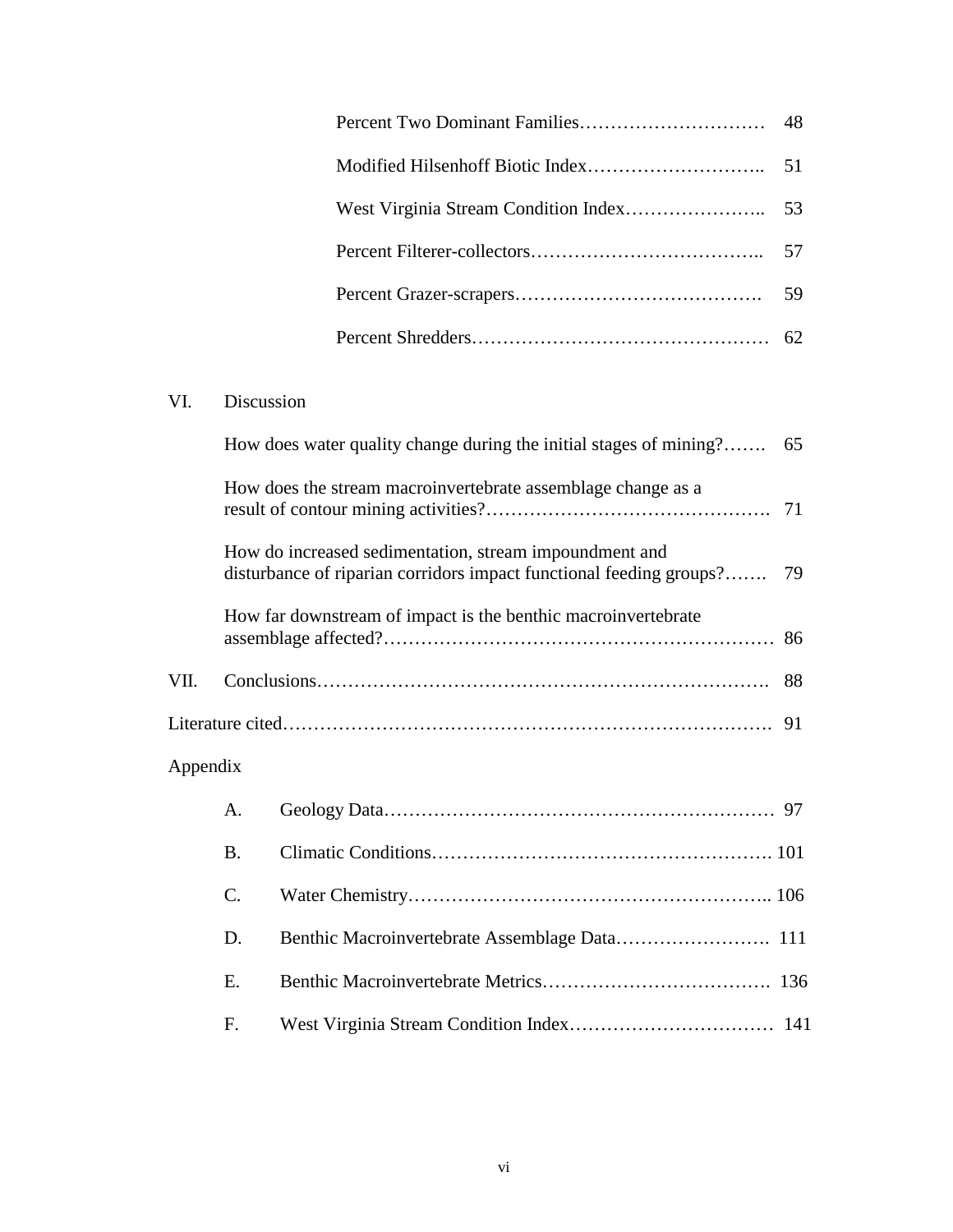Percent Two Dominant Families………………………… 48

Modified Hilsenhoff Biotic Index……………………….. 51

West Virginia Stream Condition Index………………….. 53

Percent Filterer-collectors……………………………….. 57

Percent Grazer-scrapers…………………………………. 59

Percent Shredders………………………………………… 62

VI. Discussion

How does water quality change during the initial stages of mining?……. 65

How does the stream macroinvertebrate assemblage change as a result of contour mining activities?………………………………………. 71

How do increased sedimentation, stream impoundment and disturbance of riparian corridors impact functional feeding groups?……. 79

How far downstream of impact is the benthic macroinvertebrate assemblage affected?………………………………………………………… 86

VII. Conclusions………………………………………………………………. 88

Literature cited……………………………………………………………………. 91

Appendix

A. Geology Data……………………………………………………… 97

B. Climatic Conditions………………………………………………. 101

C. Water Chemistry………………………………………………….. 106

D. Benthic Macroinvertebrate Assemblage Data……………………. 111

E. Benthic Macroinvertebrate Metrics………………………………. 136

F. West Virginia Stream Condition Index…………………………… 141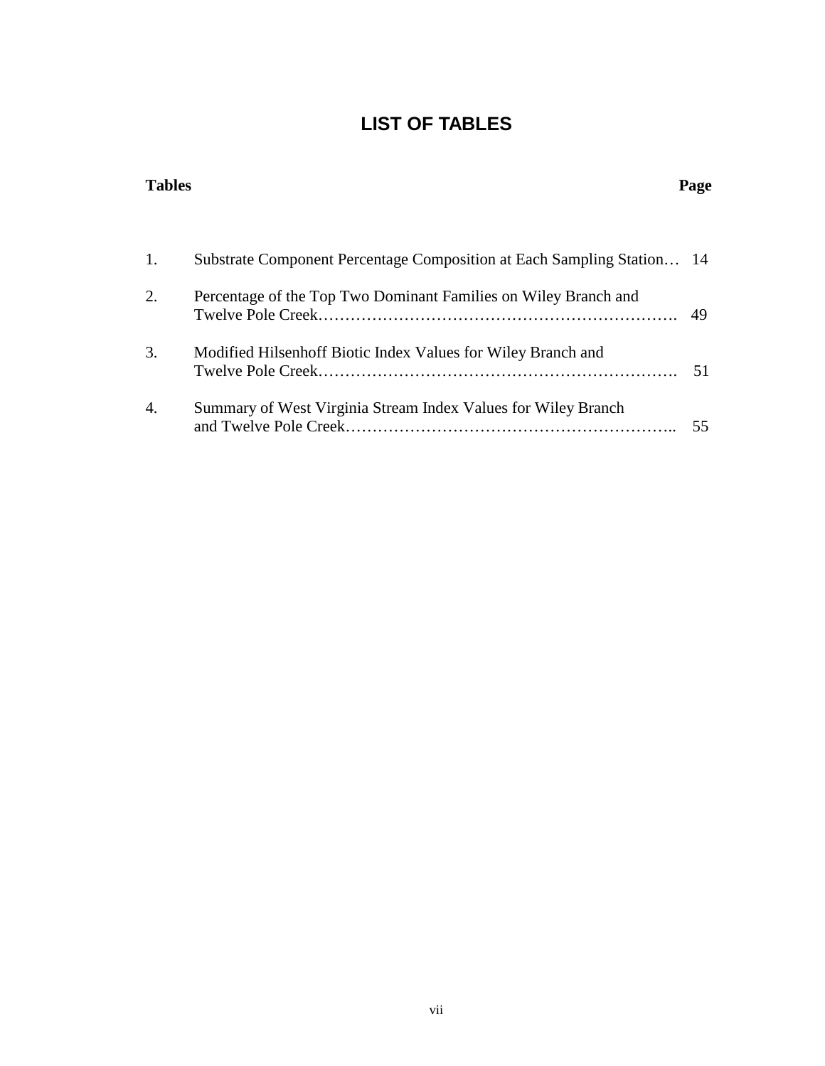# LIST OF TABLES

| Tables | | Page |
|---|---|---|
| 1. | Substrate Component Percentage Composition at Each Sampling Station… | 14 |
| 2. | Percentage of the Top Two Dominant Families on Wiley Branch and Twelve Pole Creek…………………………………………………………. | 49 |
| 3. | Modified Hilsenhoff Biotic Index Values for Wiley Branch and Twelve Pole Creek…………………………………………………………. | 51 |
| 4. | Summary of West Virginia Stream Index Values for Wiley Branch and Twelve Pole Creek…………………………………………………….. | 55 |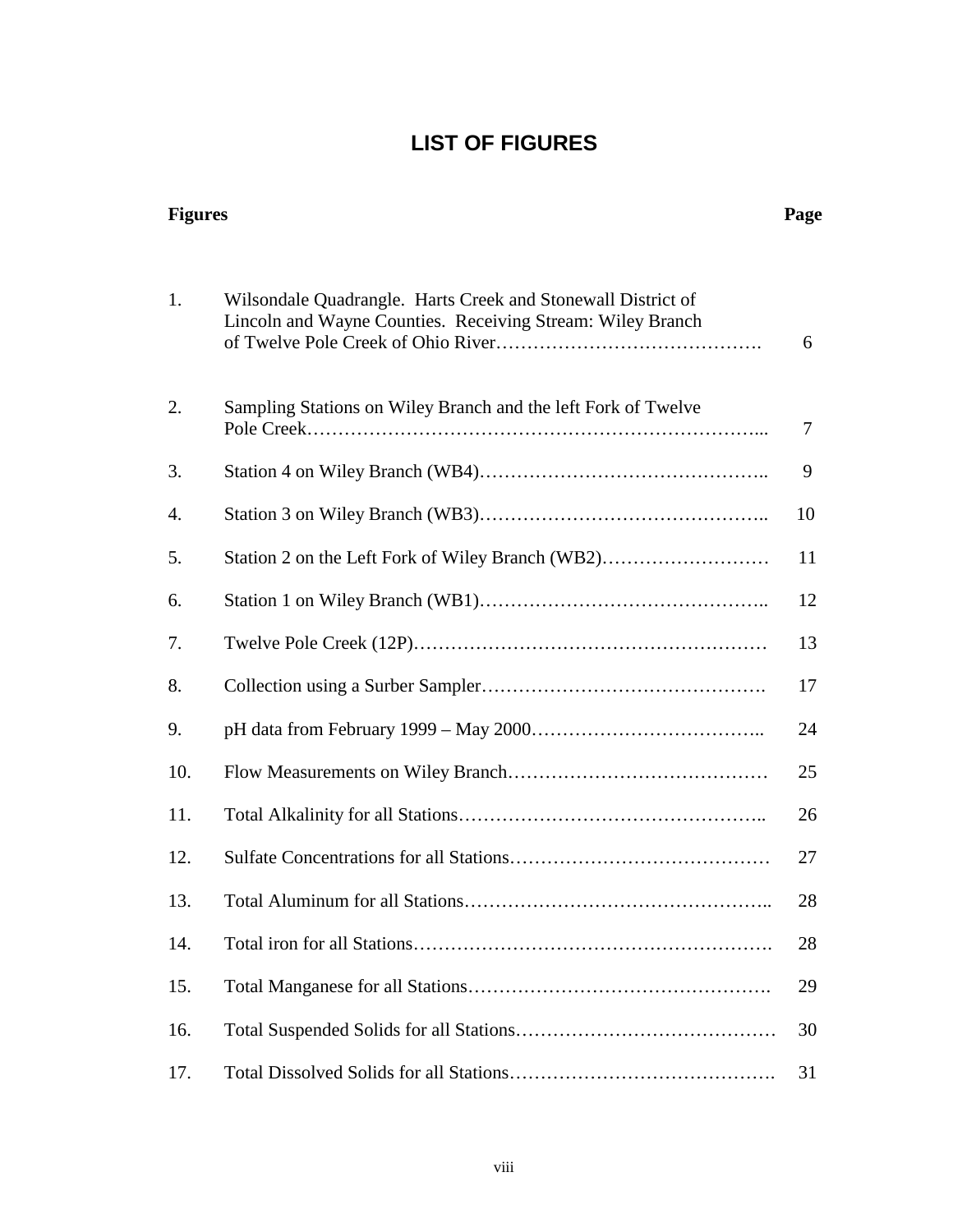# LIST OF FIGURES

| Figures | | Page |
|---|---|---|
| 1. | Wilsondale Quadrangle. Harts Creek and Stonewall District of Lincoln and Wayne Counties. Receiving Stream: Wiley Branch of Twelve Pole Creek of Ohio River………………………………………. | 6 |
| 2. | Sampling Stations on Wiley Branch and the left Fork of Twelve Pole Creek………………………………………………………………... | 7 |
| 3. | Station 4 on Wiley Branch (WB4)……………………………………….. | 9 |
| 4. | Station 3 on Wiley Branch (WB3)……………………………………….. | 10 |
| 5. | Station 2 on the Left Fork of Wiley Branch (WB2)……………………… | 11 |
| 6. | Station 1 on Wiley Branch (WB1)……………………………………….. | 12 |
| 7. | Twelve Pole Creek (12P)………………………………………………… | 13 |
| 8. | Collection using a Surber Sampler………………………………………. | 17 |
| 9. | pH data from February 1999 – May 2000……………………………….. | 24 |
| 10. | Flow Measurements on Wiley Branch…………………………………… | 25 |
| 11. | Total Alkalinity for all Stations………………………………………….. | 26 |
| 12. | Sulfate Concentrations for all Stations…………………………………… | 27 |
| 13. | Total Aluminum for all Stations………………………………………….. | 28 |
| 14. | Total iron for all Stations………………………………………………. | 28 |
| 15. | Total Manganese for all Stations…………………………………………. | 29 |
| 16. | Total Suspended Solids for all Stations…………………………………… | 30 |
| 17. | Total Dissolved Solids for all Stations……………………………………. | 31 |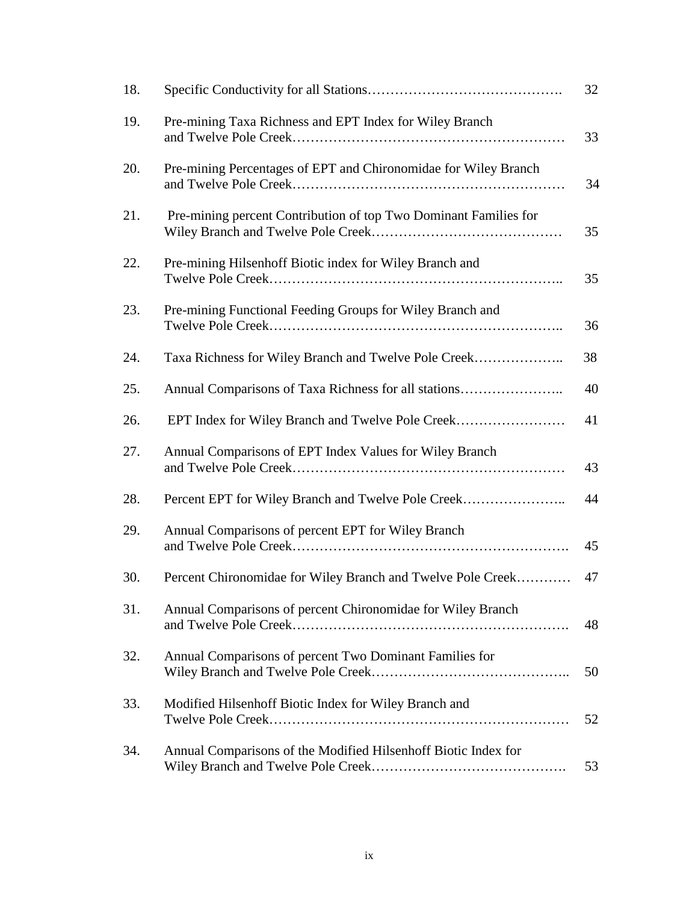| | | |
|---|---|---|
| 18. | Specific Conductivity for all Stations……………………………………. | 32 |
| 19. | Pre-mining Taxa Richness and EPT Index for Wiley Branch and Twelve Pole Creek………………………………………………… | 33 |
| 20. | Pre-mining Percentages of EPT and Chironomidae for Wiley Branch and Twelve Pole Creek………………………………………………… | 34 |
| 21. | Pre-mining percent Contribution of top Two Dominant Families for Wiley Branch and Twelve Pole Creek…………………………………… | 35 |
| 22. | Pre-mining Hilsenhoff Biotic index for Wiley Branch and Twelve Pole Creek…………………………………………………….. | 35 |
| 23. | Pre-mining Functional Feeding Groups for Wiley Branch and Twelve Pole Creek…………………………………………………….. | 36 |
| 24. | Taxa Richness for Wiley Branch and Twelve Pole Creek……………….. | 38 |
| 25. | Annual Comparisons of Taxa Richness for all stations………………….. | 40 |
| 26. | EPT Index for Wiley Branch and Twelve Pole Creek…………………… | 41 |
| 27. | Annual Comparisons of EPT Index Values for Wiley Branch and Twelve Pole Creek………………………………………………… | 43 |
| 28. | Percent EPT for Wiley Branch and Twelve Pole Creek………………….. | 44 |
| 29. | Annual Comparisons of percent EPT for Wiley Branch and Twelve Pole Creek…………………………………………………. | 45 |
| 30. | Percent Chironomidae for Wiley Branch and Twelve Pole Creek………… | 47 |
| 31. | Annual Comparisons of percent Chironomidae for Wiley Branch and Twelve Pole Creek…………………………………………………. | 48 |
| 32. | Annual Comparisons of percent Two Dominant Families for Wiley Branch and Twelve Pole Creek…………………………………….. | 50 |
| 33. | Modified Hilsenhoff Biotic Index for Wiley Branch and Twelve Pole Creek………………………………………………………… | 52 |
| 34. | Annual Comparisons of the Modified Hilsenhoff Biotic Index for Wiley Branch and Twelve Pole Creek……………………………………. | 53 |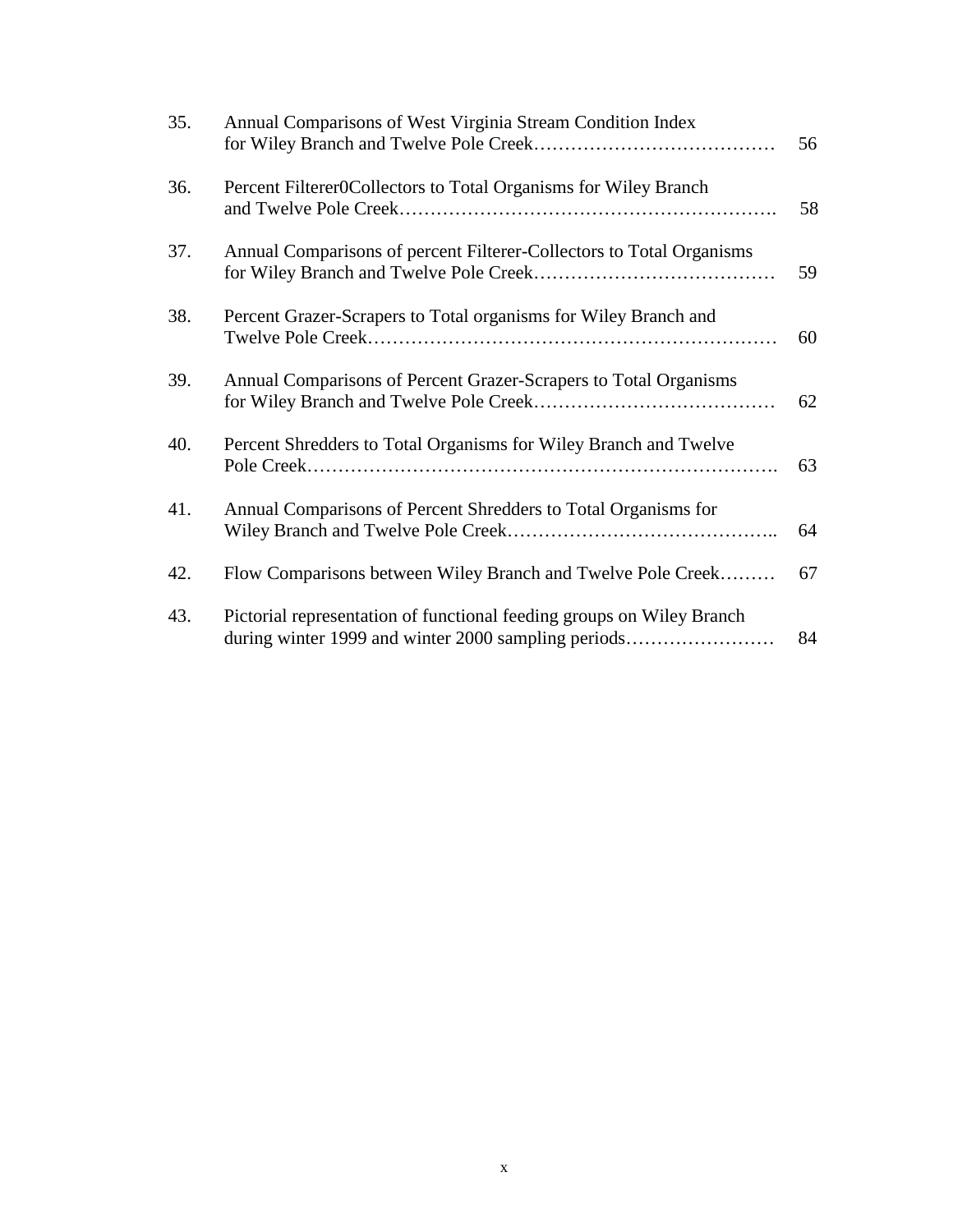| | | |
|---|---|---|
| 35. | Annual Comparisons of West Virginia Stream Condition Index for Wiley Branch and Twelve Pole Creek………………………………… | 56 |
| 36. | Percent Filterer0Collectors to Total Organisms for Wiley Branch and Twelve Pole Creek…………………………………………………. | 58 |
| 37. | Annual Comparisons of percent Filterer-Collectors to Total Organisms for Wiley Branch and Twelve Pole Creek………………………………… | 59 |
| 38. | Percent Grazer-Scrapers to Total organisms for Wiley Branch and Twelve Pole Creek………………………………………………………… | 60 |
| 39. | Annual Comparisons of Percent Grazer-Scrapers to Total Organisms for Wiley Branch and Twelve Pole Creek………………………………… | 62 |
| 40. | Percent Shredders to Total Organisms for Wiley Branch and Twelve Pole Creek……………………………………………………………. | 63 |
| 41. | Annual Comparisons of Percent Shredders to Total Organisms for Wiley Branch and Twelve Pole Creek…………………………………….. | 64 |
| 42. | Flow Comparisons between Wiley Branch and Twelve Pole Creek……… | 67 |
| 43. | Pictorial representation of functional feeding groups on Wiley Branch during winter 1999 and winter 2000 sampling periods…………………… | 84 |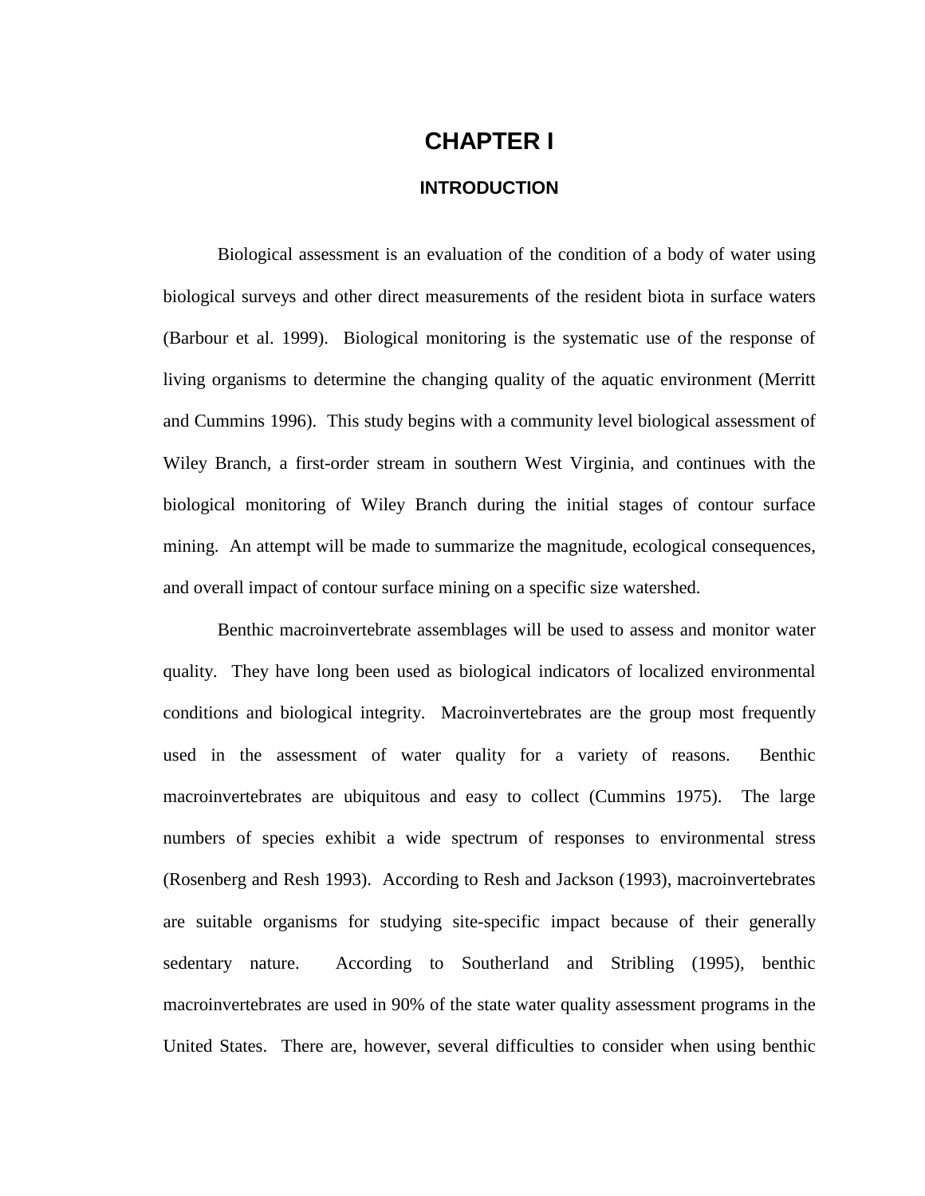# CHAPTER I

## INTRODUCTION

Biological assessment is an evaluation of the condition of a body of water using biological surveys and other direct measurements of the resident biota in surface waters (Barbour et al. 1999). Biological monitoring is the systematic use of the response of living organisms to determine the changing quality of the aquatic environment (Merritt and Cummins 1996). This study begins with a community level biological assessment of Wiley Branch, a first-order stream in southern West Virginia, and continues with the biological monitoring of Wiley Branch during the initial stages of contour surface mining. An attempt will be made to summarize the magnitude, ecological consequences, and overall impact of contour surface mining on a specific size watershed.

Benthic macroinvertebrate assemblages will be used to assess and monitor water quality. They have long been used as biological indicators of localized environmental conditions and biological integrity. Macroinvertebrates are the group most frequently used in the assessment of water quality for a variety of reasons. Benthic macroinvertebrates are ubiquitous and easy to collect (Cummins 1975). The large numbers of species exhibit a wide spectrum of responses to environmental stress (Rosenberg and Resh 1993). According to Resh and Jackson (1993), macroinvertebrates are suitable organisms for studying site-specific impact because of their generally sedentary nature. According to Southerland and Stribling (1995), benthic macroinvertebrates are used in 90% of the state water quality assessment programs in the United States. There are, however, several difficulties to consider when using benthic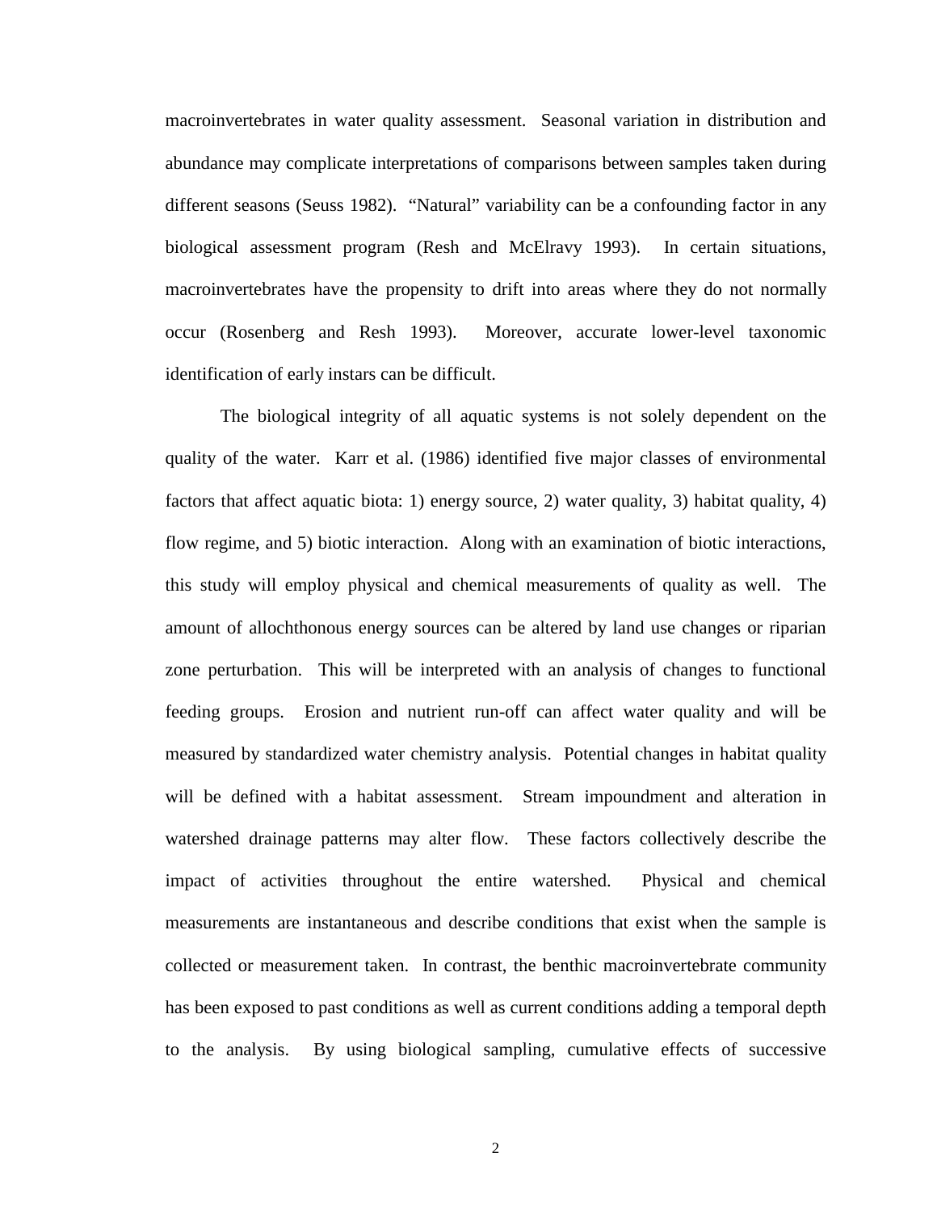macroinvertebrates in water quality assessment. Seasonal variation in distribution and abundance may complicate interpretations of comparisons between samples taken during different seasons (Seuss 1982). "Natural" variability can be a confounding factor in any biological assessment program (Resh and McElravy 1993). In certain situations, macroinvertebrates have the propensity to drift into areas where they do not normally occur (Rosenberg and Resh 1993). Moreover, accurate lower-level taxonomic identification of early instars can be difficult.

The biological integrity of all aquatic systems is not solely dependent on the quality of the water. Karr et al. (1986) identified five major classes of environmental factors that affect aquatic biota: 1) energy source, 2) water quality, 3) habitat quality, 4) flow regime, and 5) biotic interaction. Along with an examination of biotic interactions, this study will employ physical and chemical measurements of quality as well. The amount of allochthonous energy sources can be altered by land use changes or riparian zone perturbation. This will be interpreted with an analysis of changes to functional feeding groups. Erosion and nutrient run-off can affect water quality and will be measured by standardized water chemistry analysis. Potential changes in habitat quality will be defined with a habitat assessment. Stream impoundment and alteration in watershed drainage patterns may alter flow. These factors collectively describe the impact of activities throughout the entire watershed. Physical and chemical measurements are instantaneous and describe conditions that exist when the sample is collected or measurement taken. In contrast, the benthic macroinvertebrate community has been exposed to past conditions as well as current conditions adding a temporal depth to the analysis. By using biological sampling, cumulative effects of successive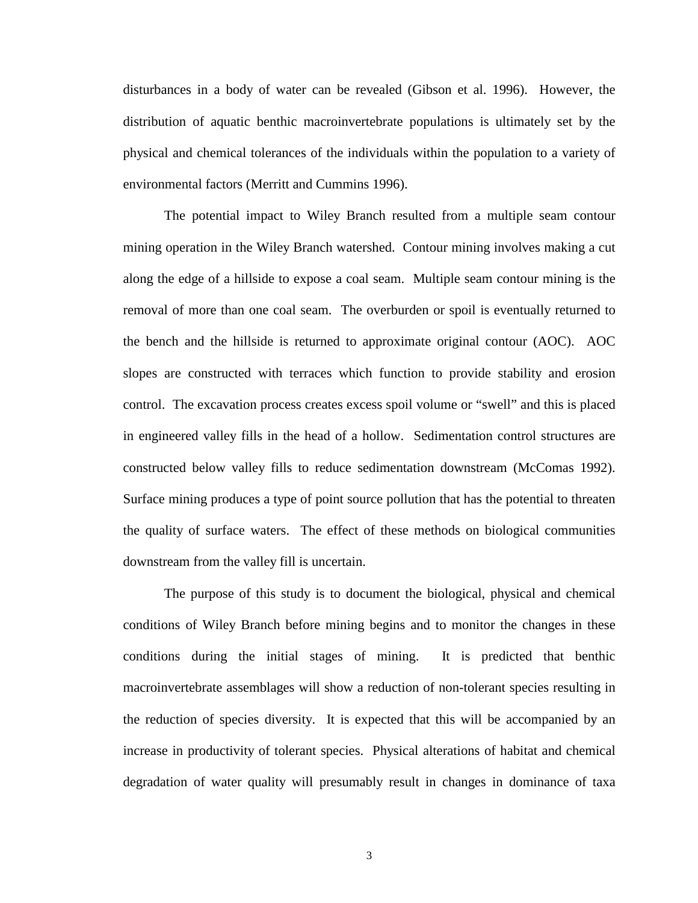disturbances in a body of water can be revealed (Gibson et al. 1996). However, the distribution of aquatic benthic macroinvertebrate populations is ultimately set by the physical and chemical tolerances of the individuals within the population to a variety of environmental factors (Merritt and Cummins 1996).

The potential impact to Wiley Branch resulted from a multiple seam contour mining operation in the Wiley Branch watershed. Contour mining involves making a cut along the edge of a hillside to expose a coal seam. Multiple seam contour mining is the removal of more than one coal seam. The overburden or spoil is eventually returned to the bench and the hillside is returned to approximate original contour (AOC). AOC slopes are constructed with terraces which function to provide stability and erosion control. The excavation process creates excess spoil volume or "swell" and this is placed in engineered valley fills in the head of a hollow. Sedimentation control structures are constructed below valley fills to reduce sedimentation downstream (McComas 1992). Surface mining produces a type of point source pollution that has the potential to threaten the quality of surface waters. The effect of these methods on biological communities downstream from the valley fill is uncertain.

The purpose of this study is to document the biological, physical and chemical conditions of Wiley Branch before mining begins and to monitor the changes in these conditions during the initial stages of mining. It is predicted that benthic macroinvertebrate assemblages will show a reduction of non-tolerant species resulting in the reduction of species diversity. It is expected that this will be accompanied by an increase in productivity of tolerant species. Physical alterations of habitat and chemical degradation of water quality will presumably result in changes in dominance of taxa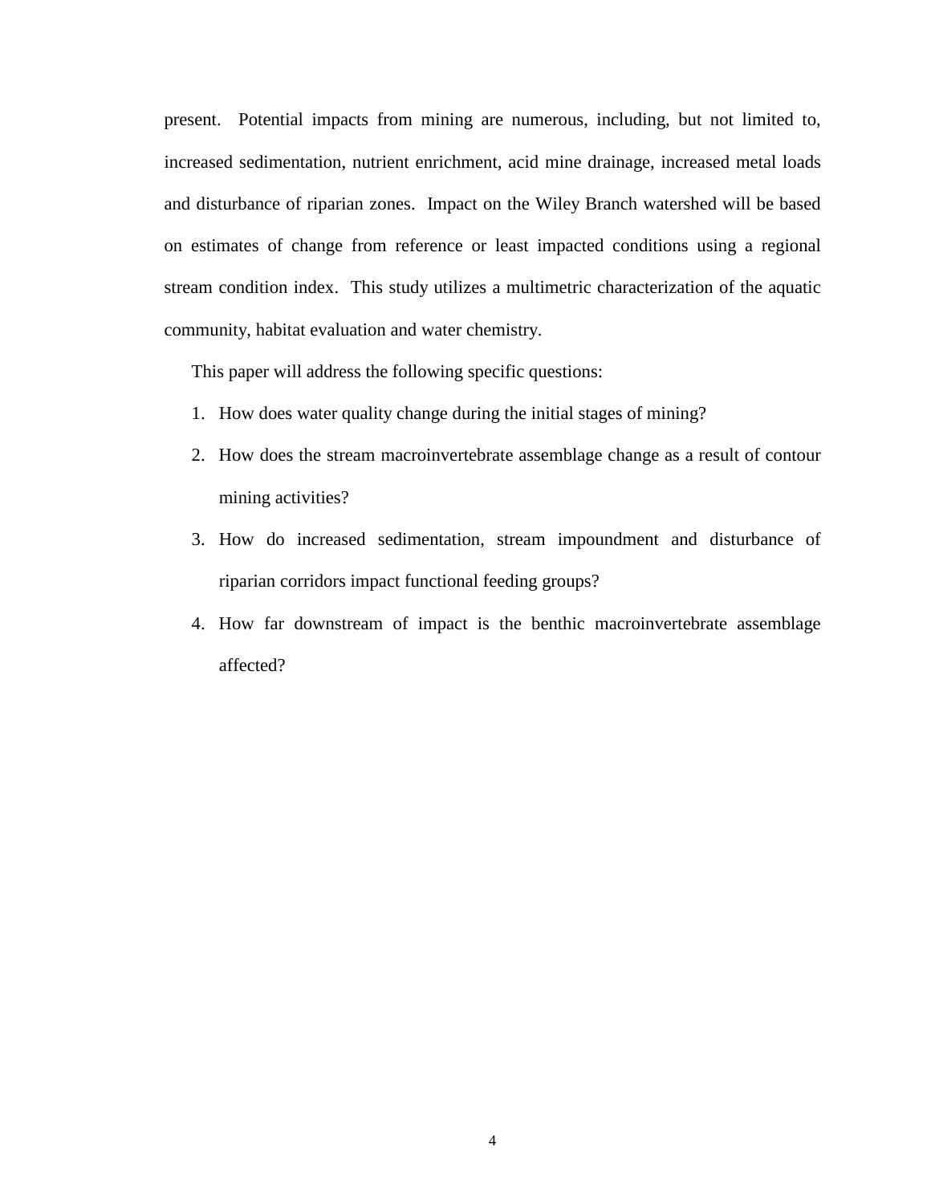present. Potential impacts from mining are numerous, including, but not limited to, increased sedimentation, nutrient enrichment, acid mine drainage, increased metal loads and disturbance of riparian zones. Impact on the Wiley Branch watershed will be based on estimates of change from reference or least impacted conditions using a regional stream condition index. This study utilizes a multimetric characterization of the aquatic community, habitat evaluation and water chemistry.

This paper will address the following specific questions:

1. How does water quality change during the initial stages of mining?
2. How does the stream macroinvertebrate assemblage change as a result of contour mining activities?
3. How do increased sedimentation, stream impoundment and disturbance of riparian corridors impact functional feeding groups?
4. How far downstream of impact is the benthic macroinvertebrate assemblage affected?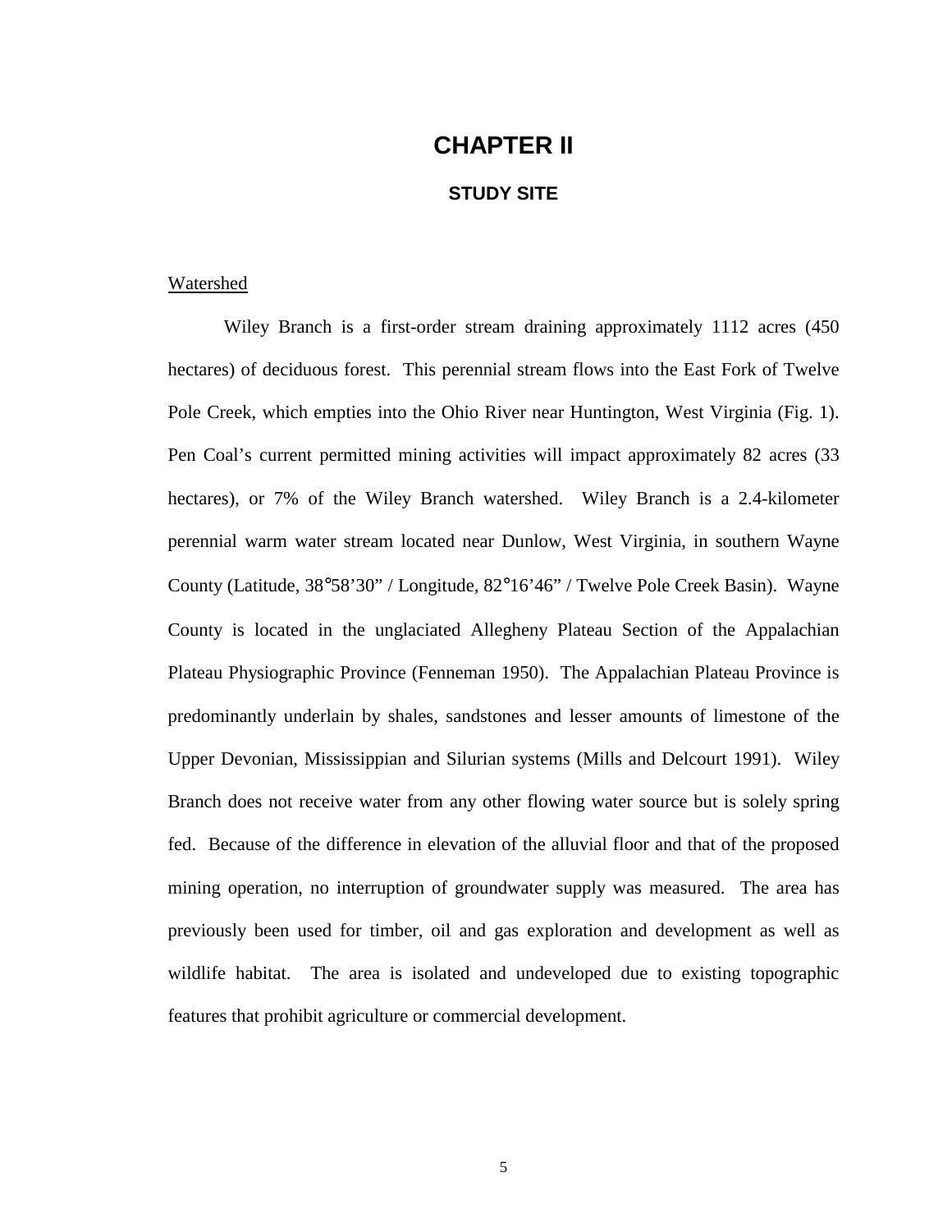# CHAPTER II

## STUDY SITE

Watershed

Wiley Branch is a first-order stream draining approximately 1112 acres (450 hectares) of deciduous forest. This perennial stream flows into the East Fork of Twelve Pole Creek, which empties into the Ohio River near Huntington, West Virginia (Fig. 1). Pen Coal's current permitted mining activities will impact approximately 82 acres (33 hectares), or 7% of the Wiley Branch watershed. Wiley Branch is a 2.4-kilometer perennial warm water stream located near Dunlow, West Virginia, in southern Wayne County (Latitude, 38°58'30" / Longitude, 82°16'46" / Twelve Pole Creek Basin). Wayne County is located in the unglaciated Allegheny Plateau Section of the Appalachian Plateau Physiographic Province (Fenneman 1950). The Appalachian Plateau Province is predominantly underlain by shales, sandstones and lesser amounts of limestone of the Upper Devonian, Mississippian and Silurian systems (Mills and Delcourt 1991). Wiley Branch does not receive water from any other flowing water source but is solely spring fed. Because of the difference in elevation of the alluvial floor and that of the proposed mining operation, no interruption of groundwater supply was measured. The area has previously been used for timber, oil and gas exploration and development as well as wildlife habitat. The area is isolated and undeveloped due to existing topographic features that prohibit agriculture or commercial development.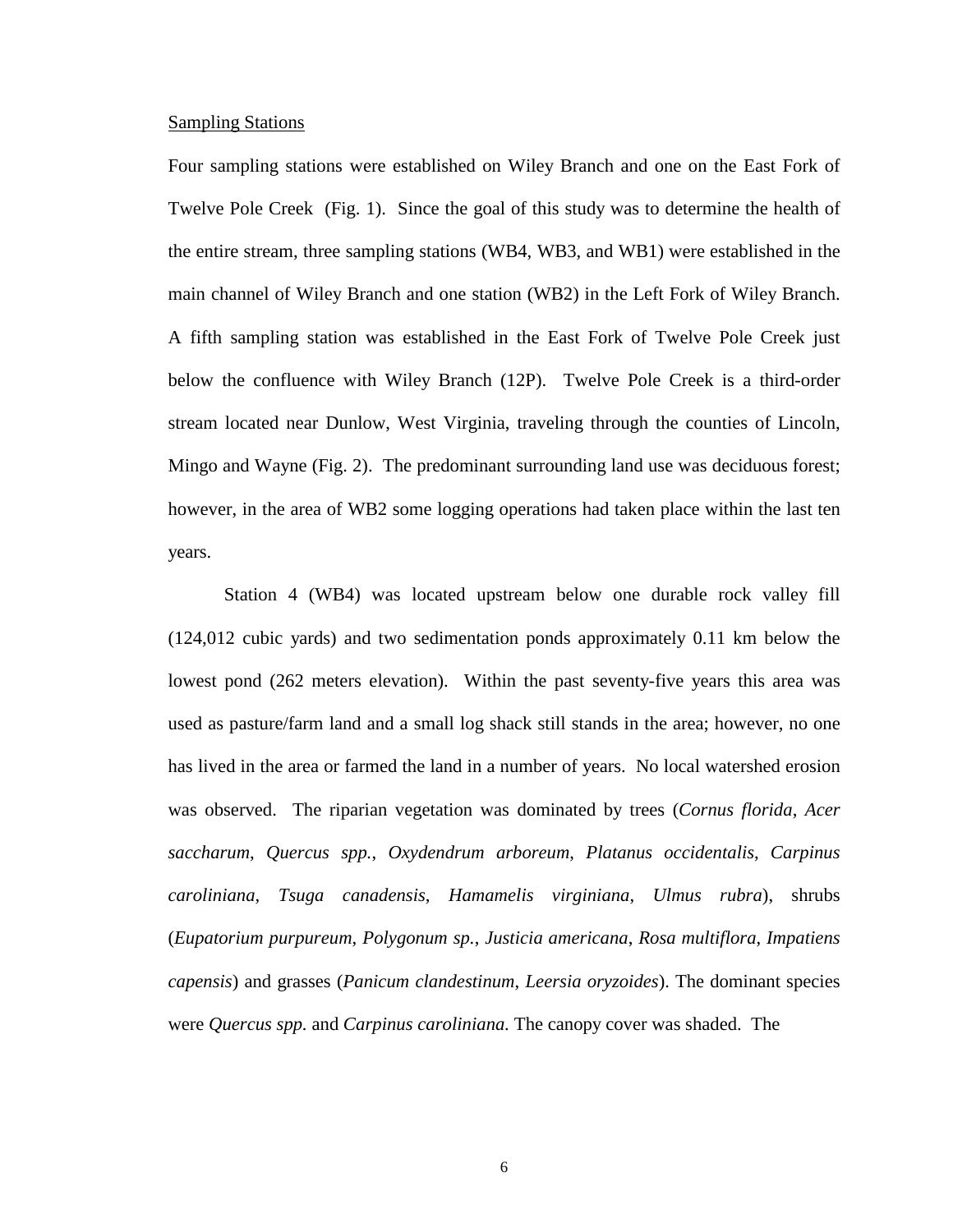Sampling Stations

Four sampling stations were established on Wiley Branch and one on the East Fork of Twelve Pole Creek (Fig. 1). Since the goal of this study was to determine the health of the entire stream, three sampling stations (WB4, WB3, and WB1) were established in the main channel of Wiley Branch and one station (WB2) in the Left Fork of Wiley Branch. A fifth sampling station was established in the East Fork of Twelve Pole Creek just below the confluence with Wiley Branch (12P). Twelve Pole Creek is a third-order stream located near Dunlow, West Virginia, traveling through the counties of Lincoln, Mingo and Wayne (Fig. 2). The predominant surrounding land use was deciduous forest; however, in the area of WB2 some logging operations had taken place within the last ten years.

Station 4 (WB4) was located upstream below one durable rock valley fill (124,012 cubic yards) and two sedimentation ponds approximately 0.11 km below the lowest pond (262 meters elevation). Within the past seventy-five years this area was used as pasture/farm land and a small log shack still stands in the area; however, no one has lived in the area or farmed the land in a number of years. No local watershed erosion was observed. The riparian vegetation was dominated by trees (*Cornus florida*, *Acer saccharum*, *Quercus spp.*, *Oxydendrum arboreum*, *Platanus occidentalis*, *Carpinus caroliniana*, *Tsuga canadensis*, *Hamamelis virginiana*, *Ulmus rubra*), shrubs (*Eupatorium purpureum*, *Polygonum sp.*, *Justicia americana*, *Rosa multiflora*, *Impatiens capensis*) and grasses (*Panicum clandestinum*, *Leersia oryzoides*). The dominant species were *Quercus spp.* and *Carpinus caroliniana.* The canopy cover was shaded. The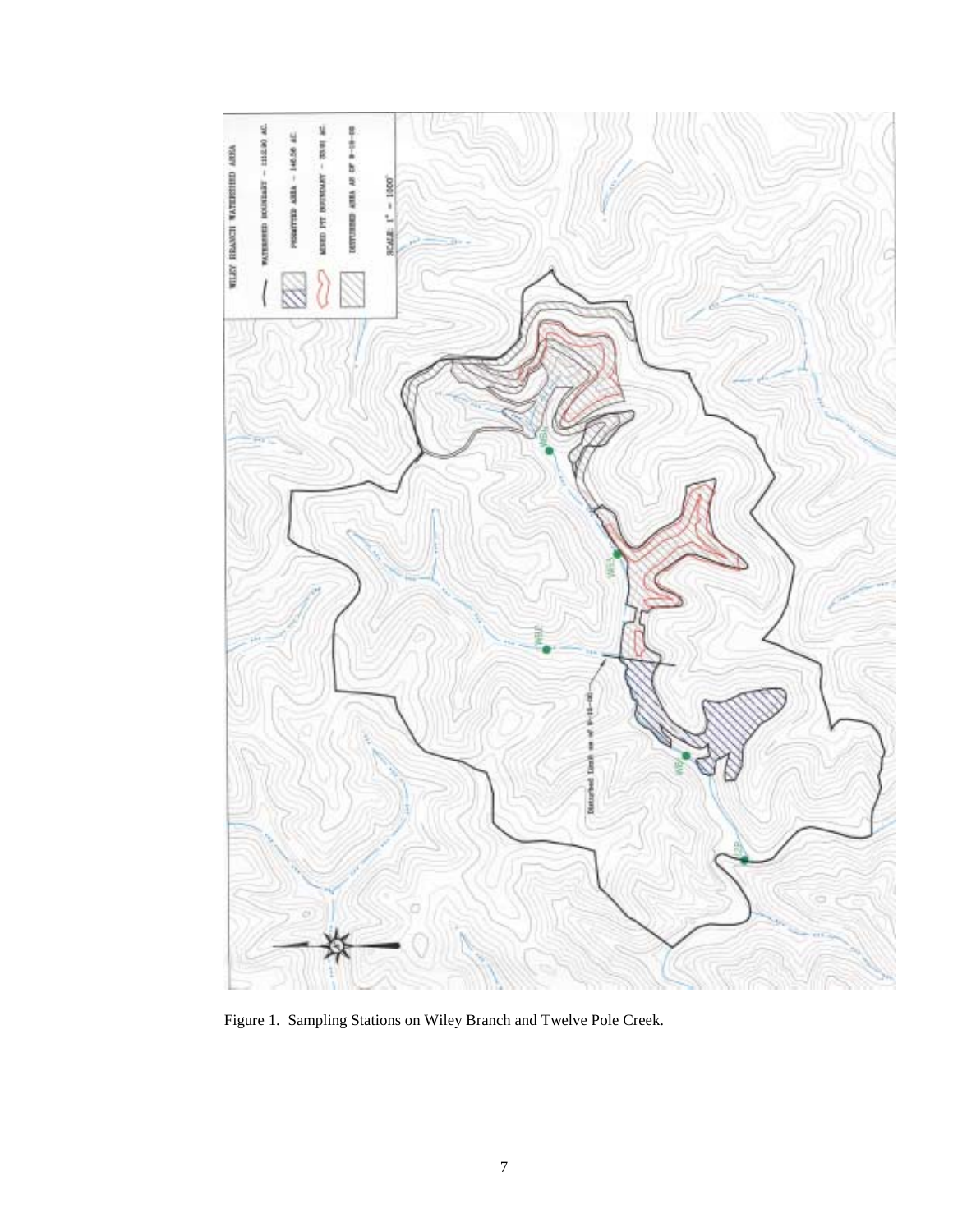Figure 1. Sampling Stations on Wiley Branch and Twelve Pole Creek.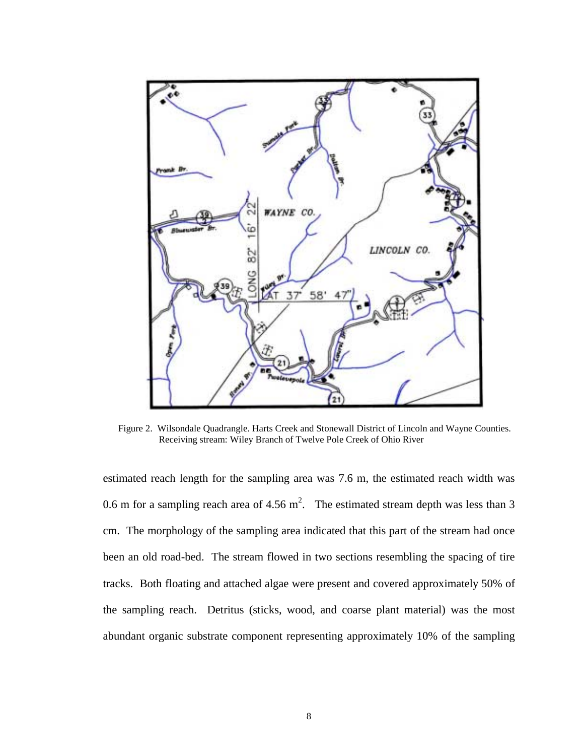Figure 2. Wilsondale Quadrangle. Harts Creek and Stonewall District of Lincoln and Wayne Counties. Receiving stream: Wiley Branch of Twelve Pole Creek of Ohio River

estimated reach length for the sampling area was 7.6 m, the estimated reach width was 0.6 m for a sampling reach area of 4.56 $m^2$. The estimated stream depth was less than 3 cm. The morphology of the sampling area indicated that this part of the stream had once been an old road-bed. The stream flowed in two sections resembling the spacing of tire tracks. Both floating and attached algae were present and covered approximately 50% of the sampling reach. Detritus (sticks, wood, and coarse plant material) was the most abundant organic substrate component representing approximately 10% of the sampling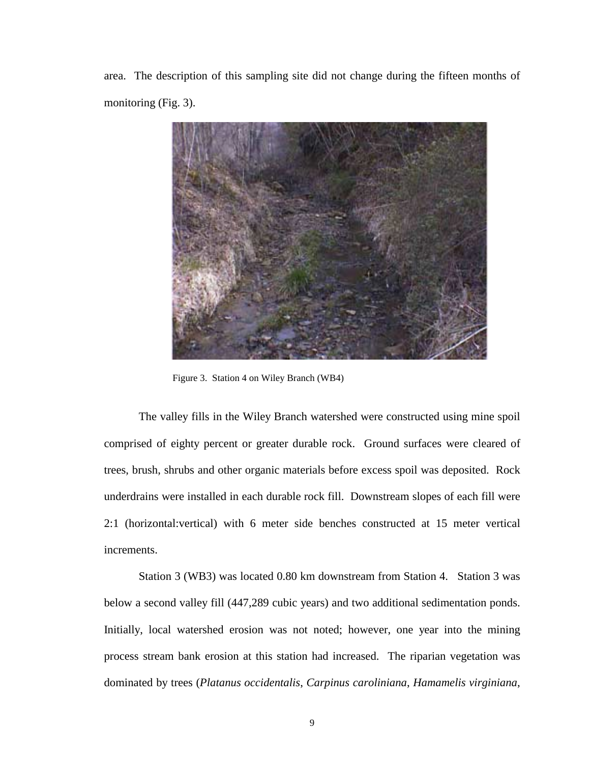area. The description of this sampling site did not change during the fifteen months of monitoring (Fig. 3).

Figure 3. Station 4 on Wiley Branch (WB4)

The valley fills in the Wiley Branch watershed were constructed using mine spoil comprised of eighty percent or greater durable rock. Ground surfaces were cleared of trees, brush, shrubs and other organic materials before excess spoil was deposited. Rock underdrains were installed in each durable rock fill. Downstream slopes of each fill were 2:1 (horizontal:vertical) with 6 meter side benches constructed at 15 meter vertical increments.

Station 3 (WB3) was located 0.80 km downstream from Station 4. Station 3 was below a second valley fill (447,289 cubic years) and two additional sedimentation ponds. Initially, local watershed erosion was not noted; however, one year into the mining process stream bank erosion at this station had increased. The riparian vegetation was dominated by trees (*Platanus occidentalis*, *Carpinus caroliniana*, *Hamamelis virginiana*,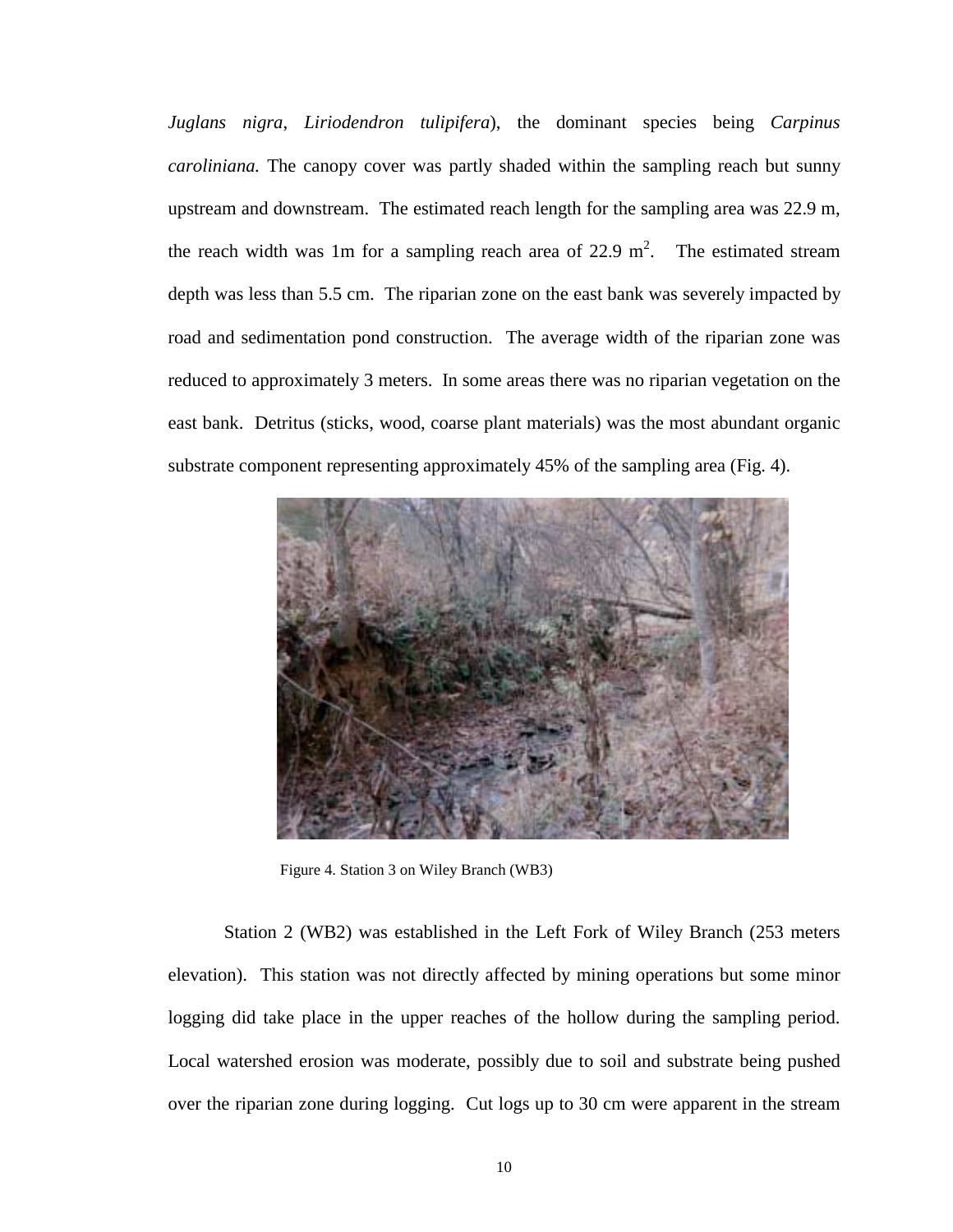*Juglans nigra*, *Liriodendron tulipifera*), the dominant species being *Carpinus caroliniana.* The canopy cover was partly shaded within the sampling reach but sunny upstream and downstream. The estimated reach length for the sampling area was 22.9 m, the reach width was 1m for a sampling reach area of 22.9 $m^2$. The estimated stream depth was less than 5.5 cm. The riparian zone on the east bank was severely impacted by road and sedimentation pond construction. The average width of the riparian zone was reduced to approximately 3 meters. In some areas there was no riparian vegetation on the east bank. Detritus (sticks, wood, coarse plant materials) was the most abundant organic substrate component representing approximately 45% of the sampling area (Fig. 4).

Figure 4. Station 3 on Wiley Branch (WB3)

Station 2 (WB2) was established in the Left Fork of Wiley Branch (253 meters elevation). This station was not directly affected by mining operations but some minor logging did take place in the upper reaches of the hollow during the sampling period. Local watershed erosion was moderate, possibly due to soil and substrate being pushed over the riparian zone during logging. Cut logs up to 30 cm were apparent in the stream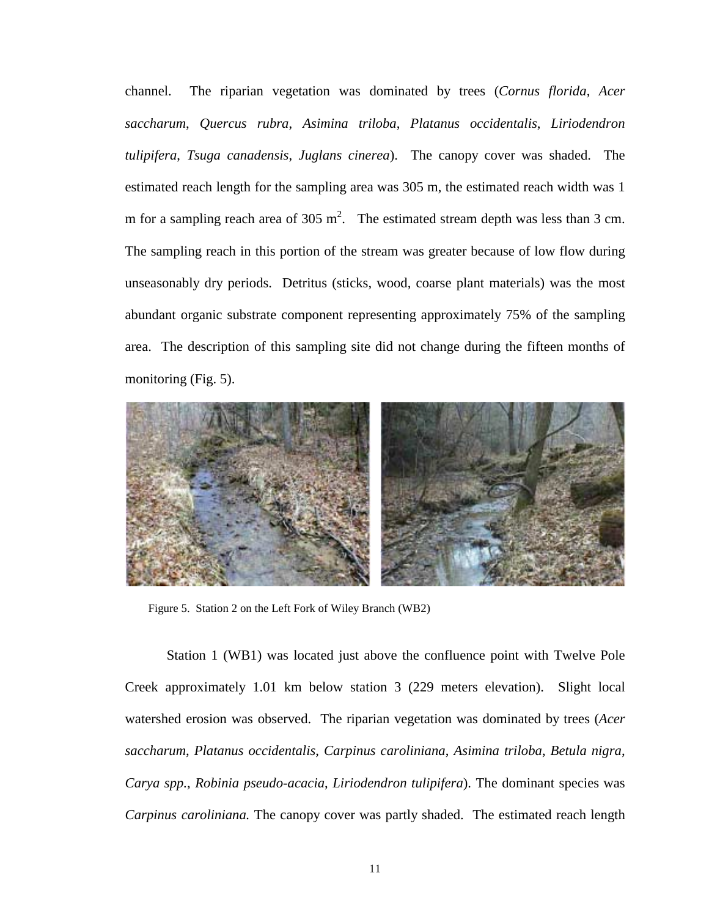channel. The riparian vegetation was dominated by trees (*Cornus florida*, *Acer saccharum*, *Quercus rubra*, *Asimina triloba*, *Platanus occidentalis*, *Liriodendron tulipifera, Tsuga canadensis*, *Juglans cinerea*). The canopy cover was shaded. The estimated reach length for the sampling area was 305 m, the estimated reach width was 1 m for a sampling reach area of 305 $m^2$. The estimated stream depth was less than 3 cm. The sampling reach in this portion of the stream was greater because of low flow during unseasonably dry periods. Detritus (sticks, wood, coarse plant materials) was the most abundant organic substrate component representing approximately 75% of the sampling area. The description of this sampling site did not change during the fifteen months of monitoring (Fig. 5).

Figure 5. Station 2 on the Left Fork of Wiley Branch (WB2)

Station 1 (WB1) was located just above the confluence point with Twelve Pole Creek approximately 1.01 km below station 3 (229 meters elevation). Slight local watershed erosion was observed. The riparian vegetation was dominated by trees (*Acer saccharum*, *Platanus occidentalis*, *Carpinus caroliniana*, *Asimina triloba*, *Betula nigra*, *Carya spp.*, *Robinia pseudo-acacia*, *Liriodendron tulipifera*). The dominant species was *Carpinus caroliniana.* The canopy cover was partly shaded. The estimated reach length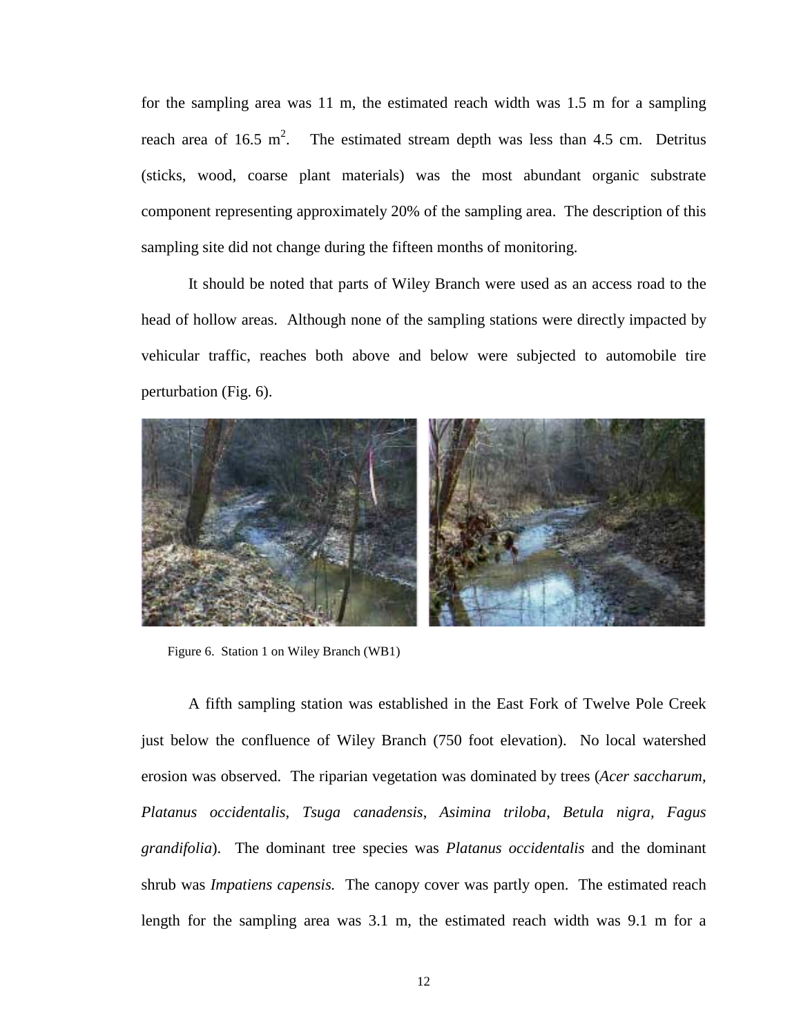for the sampling area was 11 m, the estimated reach width was 1.5 m for a sampling reach area of 16.5 $m^2$. The estimated stream depth was less than 4.5 cm. Detritus (sticks, wood, coarse plant materials) was the most abundant organic substrate component representing approximately 20% of the sampling area. The description of this sampling site did not change during the fifteen months of monitoring.

It should be noted that parts of Wiley Branch were used as an access road to the head of hollow areas. Although none of the sampling stations were directly impacted by vehicular traffic, reaches both above and below were subjected to automobile tire perturbation (Fig. 6).

Figure 6. Station 1 on Wiley Branch (WB1)

A fifth sampling station was established in the East Fork of Twelve Pole Creek just below the confluence of Wiley Branch (750 foot elevation). No local watershed erosion was observed. The riparian vegetation was dominated by trees (*Acer saccharum*, *Platanus occidentalis*, *Tsuga canadensis*, *Asimina triloba*, *Betula nigra*, *Fagus grandifolia*). The dominant tree species was *Platanus occidentalis* and the dominant shrub was *Impatiens capensis.* The canopy cover was partly open. The estimated reach length for the sampling area was 3.1 m, the estimated reach width was 9.1 m for a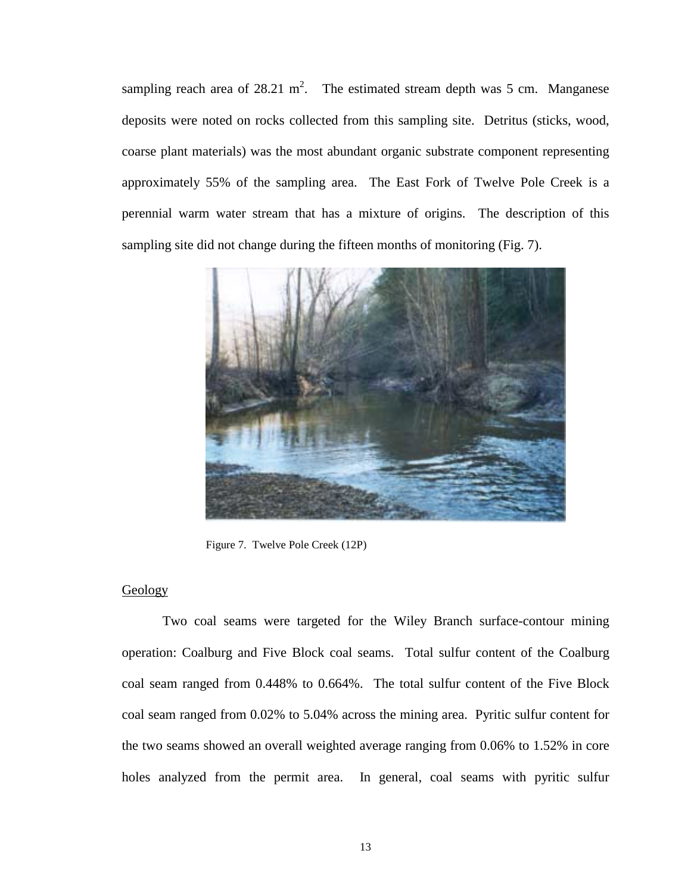sampling reach area of 28.21 $m^2$. The estimated stream depth was 5 cm. Manganese deposits were noted on rocks collected from this sampling site. Detritus (sticks, wood, coarse plant materials) was the most abundant organic substrate component representing approximately 55% of the sampling area. The East Fork of Twelve Pole Creek is a perennial warm water stream that has a mixture of origins. The description of this sampling site did not change during the fifteen months of monitoring (Fig. 7).

Figure 7. Twelve Pole Creek (12P)

## Geology

Two coal seams were targeted for the Wiley Branch surface-contour mining operation: Coalburg and Five Block coal seams. Total sulfur content of the Coalburg coal seam ranged from 0.448% to 0.664%. The total sulfur content of the Five Block coal seam ranged from 0.02% to 5.04% across the mining area. Pyritic sulfur content for the two seams showed an overall weighted average ranging from 0.06% to 1.52% in core holes analyzed from the permit area. In general, coal seams with pyritic sulfur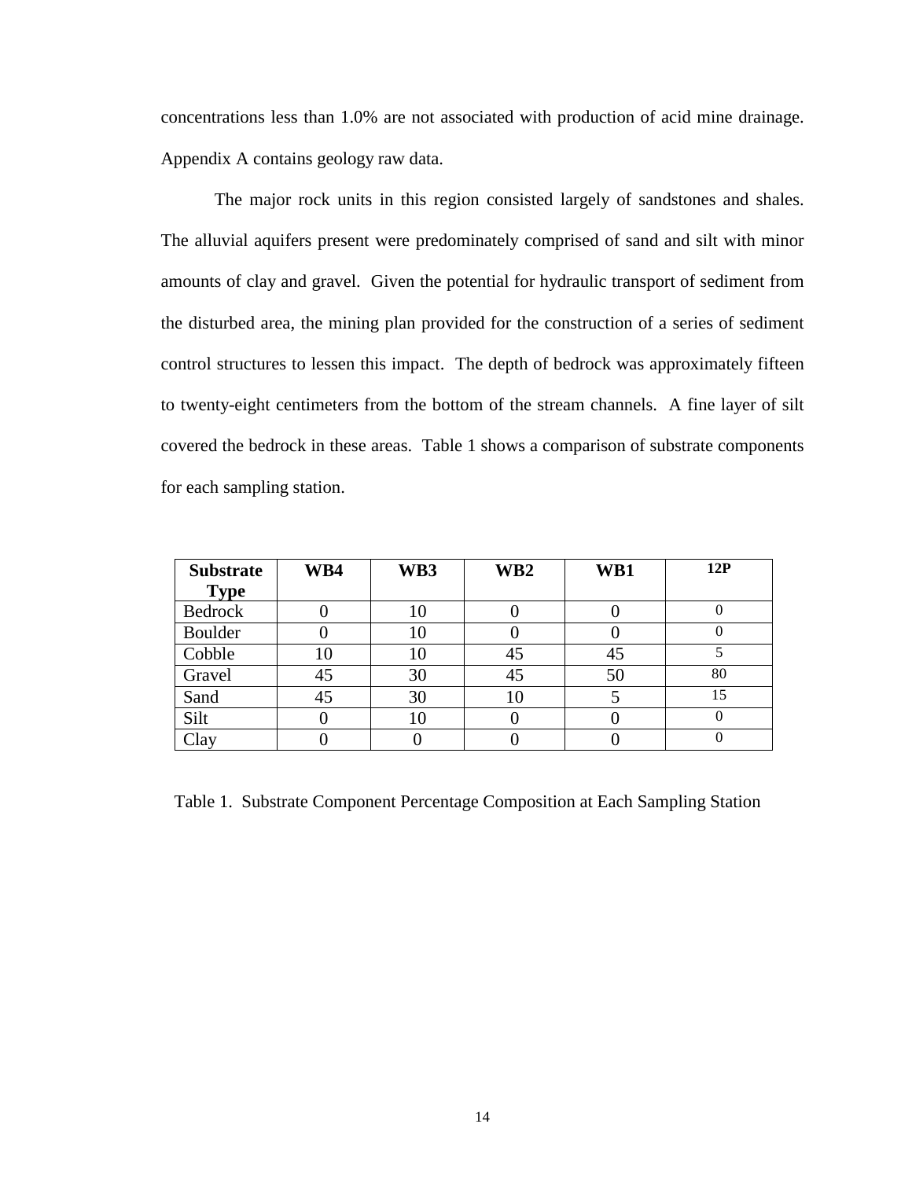concentrations less than 1.0% are not associated with production of acid mine drainage. Appendix A contains geology raw data.

The major rock units in this region consisted largely of sandstones and shales. The alluvial aquifers present were predominately comprised of sand and silt with minor amounts of clay and gravel. Given the potential for hydraulic transport of sediment from the disturbed area, the mining plan provided for the construction of a series of sediment control structures to lessen this impact. The depth of bedrock was approximately fifteen to twenty-eight centimeters from the bottom of the stream channels. A fine layer of silt covered the bedrock in these areas. Table 1 shows a comparison of substrate components for each sampling station.

| Substrate Type | WB4 | WB3 | WB2 | WB1 | 12P |
|---|---|---|---|---|---|
| Bedrock | 0 | 10 | 0 | 0 | 0 |
| Boulder | 0 | 10 | 0 | 0 | 0 |
| Cobble | 10 | 10 | 45 | 45 | 5 |
| Gravel | 45 | 30 | 45 | 50 | 80 |
| Sand | 45 | 30 | 10 | 5 | 15 |
| Silt | 0 | 10 | 0 | 0 | 0 |
| Clay | 0 | 0 | 0 | 0 | 0 |

Table 1. Substrate Component Percentage Composition at Each Sampling Station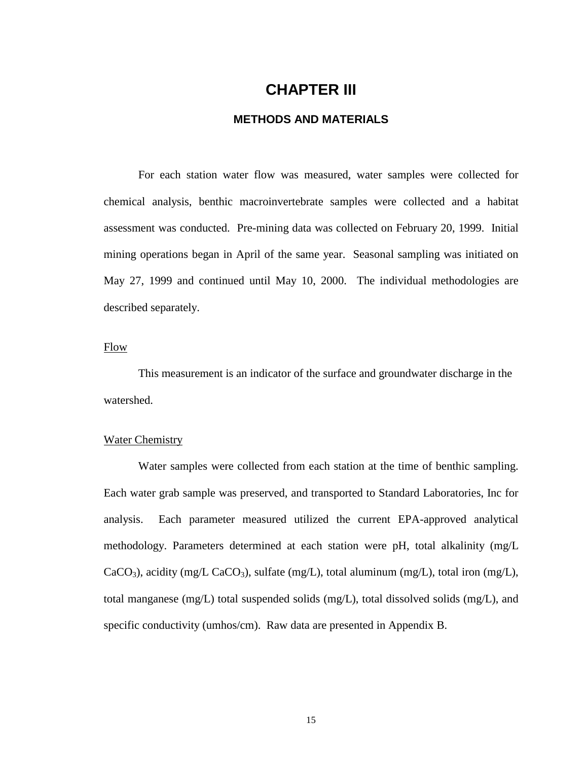# CHAPTER III

## METHODS AND MATERIALS

For each station water flow was measured, water samples were collected for chemical analysis, benthic macroinvertebrate samples were collected and a habitat assessment was conducted. Pre-mining data was collected on February 20, 1999. Initial mining operations began in April of the same year. Seasonal sampling was initiated on May 27, 1999 and continued until May 10, 2000. The individual methodologies are described separately.

### Flow

This measurement is an indicator of the surface and groundwater discharge in the watershed.

### Water Chemistry

Water samples were collected from each station at the time of benthic sampling. Each water grab sample was preserved, and transported to Standard Laboratories, Inc for analysis. Each parameter measured utilized the current EPA-approved analytical methodology. Parameters determined at each station were pH, total alkalinity (mg/L $CaCO_3$), acidity (mg/L $CaCO_3$), sulfate (mg/L), total aluminum (mg/L), total iron (mg/L), total manganese (mg/L) total suspended solids (mg/L), total dissolved solids (mg/L), and specific conductivity (umhos/cm). Raw data are presented in Appendix B.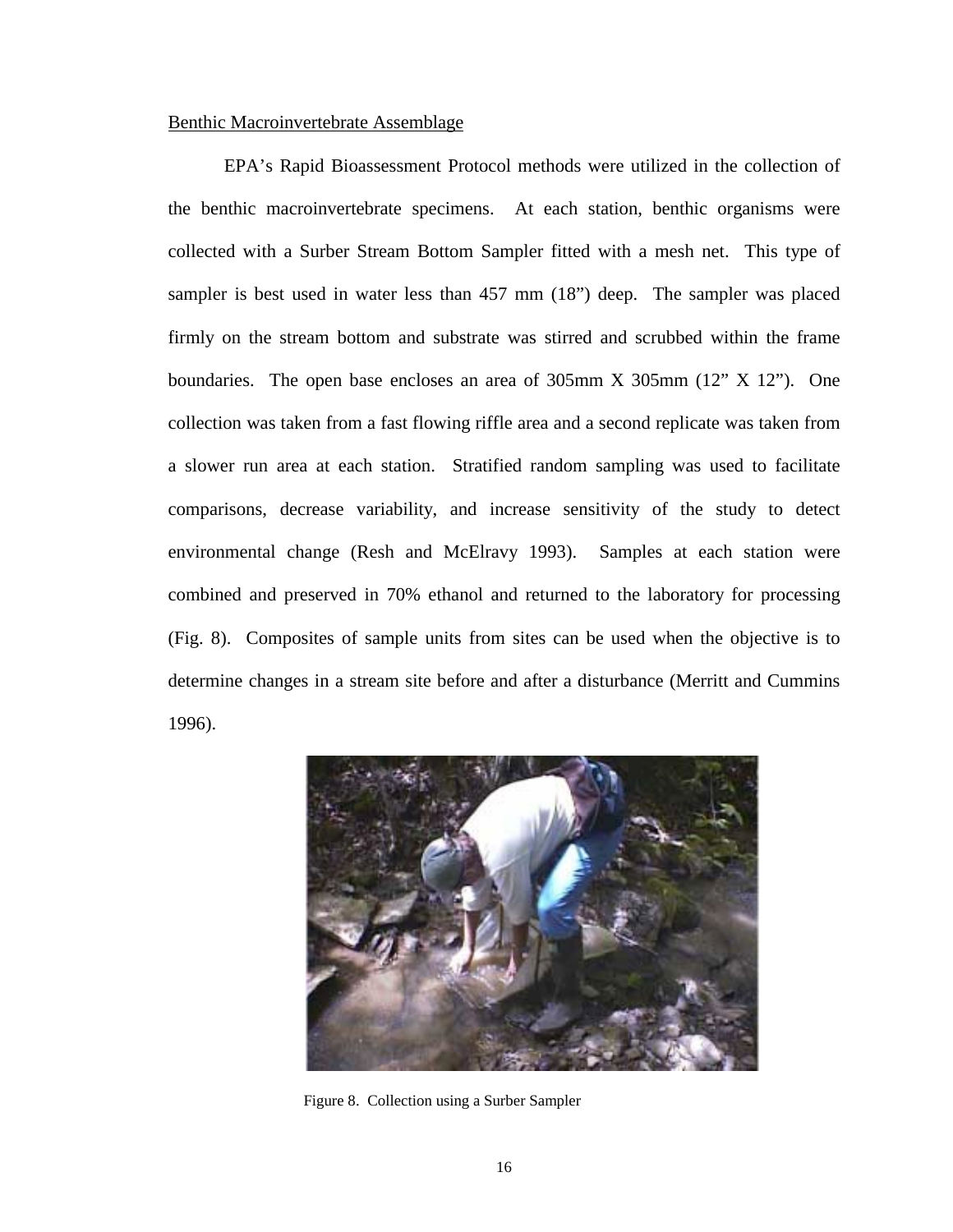<u>Benthic Macroinvertebrate Assemblage</u>

EPA's Rapid Bioassessment Protocol methods were utilized in the collection of the benthic macroinvertebrate specimens. At each station, benthic organisms were collected with a Surber Stream Bottom Sampler fitted with a mesh net. This type of sampler is best used in water less than 457 mm (18") deep. The sampler was placed firmly on the stream bottom and substrate was stirred and scrubbed within the frame boundaries. The open base encloses an area of 305mm X 305mm (12" X 12"). One collection was taken from a fast flowing riffle area and a second replicate was taken from a slower run area at each station. Stratified random sampling was used to facilitate comparisons, decrease variability, and increase sensitivity of the study to detect environmental change (Resh and McElravy 1993). Samples at each station were combined and preserved in 70% ethanol and returned to the laboratory for processing (Fig. 8). Composites of sample units from sites can be used when the objective is to determine changes in a stream site before and after a disturbance (Merritt and Cummins 1996).

Figure 8. Collection using a Surber Sampler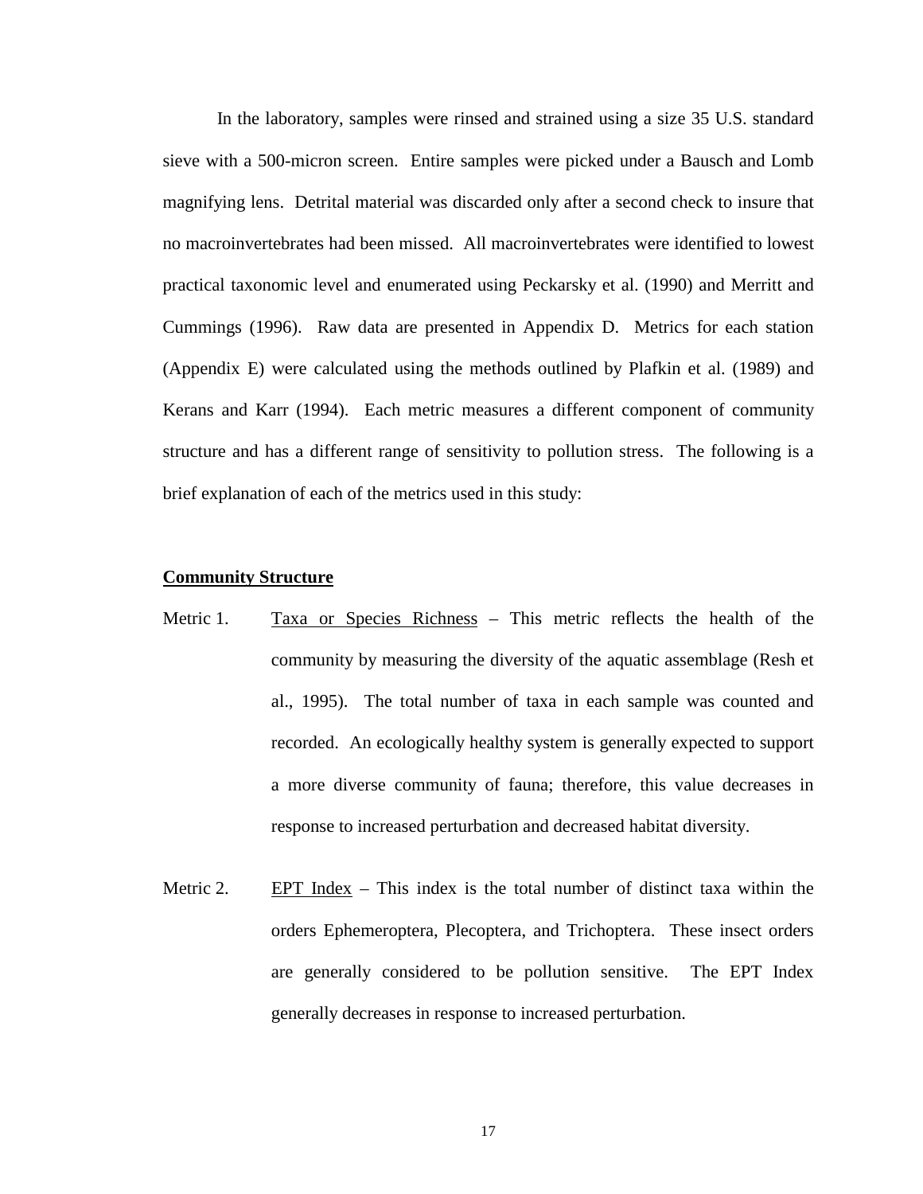In the laboratory, samples were rinsed and strained using a size 35 U.S. standard sieve with a 500-micron screen. Entire samples were picked under a Bausch and Lomb magnifying lens. Detrital material was discarded only after a second check to insure that no macroinvertebrates had been missed. All macroinvertebrates were identified to lowest practical taxonomic level and enumerated using Peckarsky et al. (1990) and Merritt and Cummings (1996). Raw data are presented in Appendix D. Metrics for each station (Appendix E) were calculated using the methods outlined by Plafkin et al. (1989) and Kerans and Karr (1994). Each metric measures a different component of community structure and has a different range of sensitivity to pollution stress. The following is a brief explanation of each of the metrics used in this study:

**Community Structure**

Metric 1. Taxa or Species Richness – This metric reflects the health of the community by measuring the diversity of the aquatic assemblage (Resh et al., 1995). The total number of taxa in each sample was counted and recorded. An ecologically healthy system is generally expected to support a more diverse community of fauna; therefore, this value decreases in response to increased perturbation and decreased habitat diversity.

Metric 2. EPT Index – This index is the total number of distinct taxa within the orders Ephemeroptera, Plecoptera, and Trichoptera. These insect orders are generally considered to be pollution sensitive. The EPT Index generally decreases in response to increased perturbation.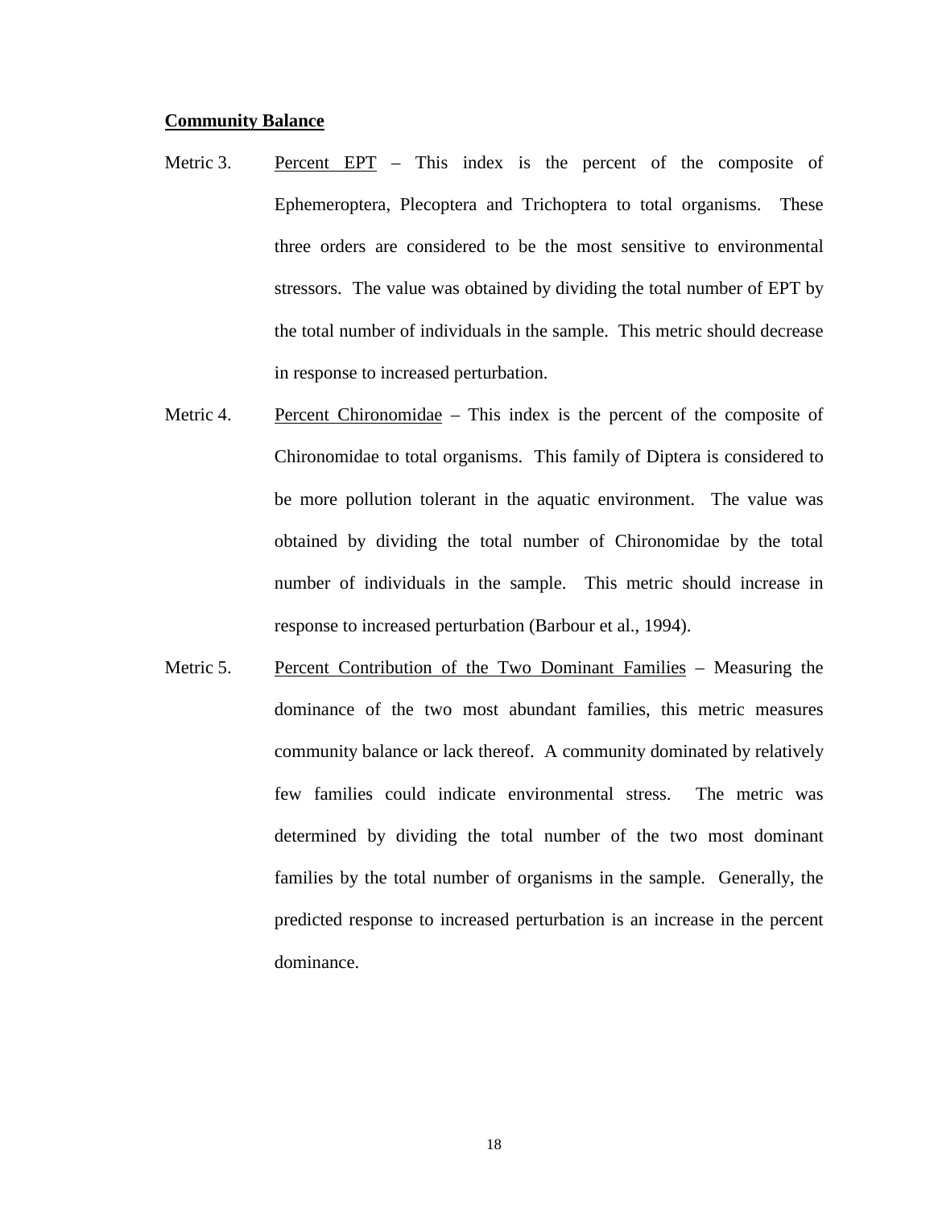**<u>Community Balance</u>**

Metric 3. <u>Percent EPT</u> – This index is the percent of the composite of Ephemeroptera, Plecoptera and Trichoptera to total organisms. These three orders are considered to be the most sensitive to environmental stressors. The value was obtained by dividing the total number of EPT by the total number of individuals in the sample. This metric should decrease in response to increased perturbation.

Metric 4. <u>Percent Chironomidae</u> – This index is the percent of the composite of Chironomidae to total organisms. This family of Diptera is considered to be more pollution tolerant in the aquatic environment. The value was obtained by dividing the total number of Chironomidae by the total number of individuals in the sample. This metric should increase in response to increased perturbation (Barbour et al., 1994).

Metric 5. <u>Percent Contribution of the Two Dominant Families</u> – Measuring the dominance of the two most abundant families, this metric measures community balance or lack thereof. A community dominated by relatively few families could indicate environmental stress. The metric was determined by dividing the total number of the two most dominant families by the total number of organisms in the sample. Generally, the predicted response to increased perturbation is an increase in the percent dominance.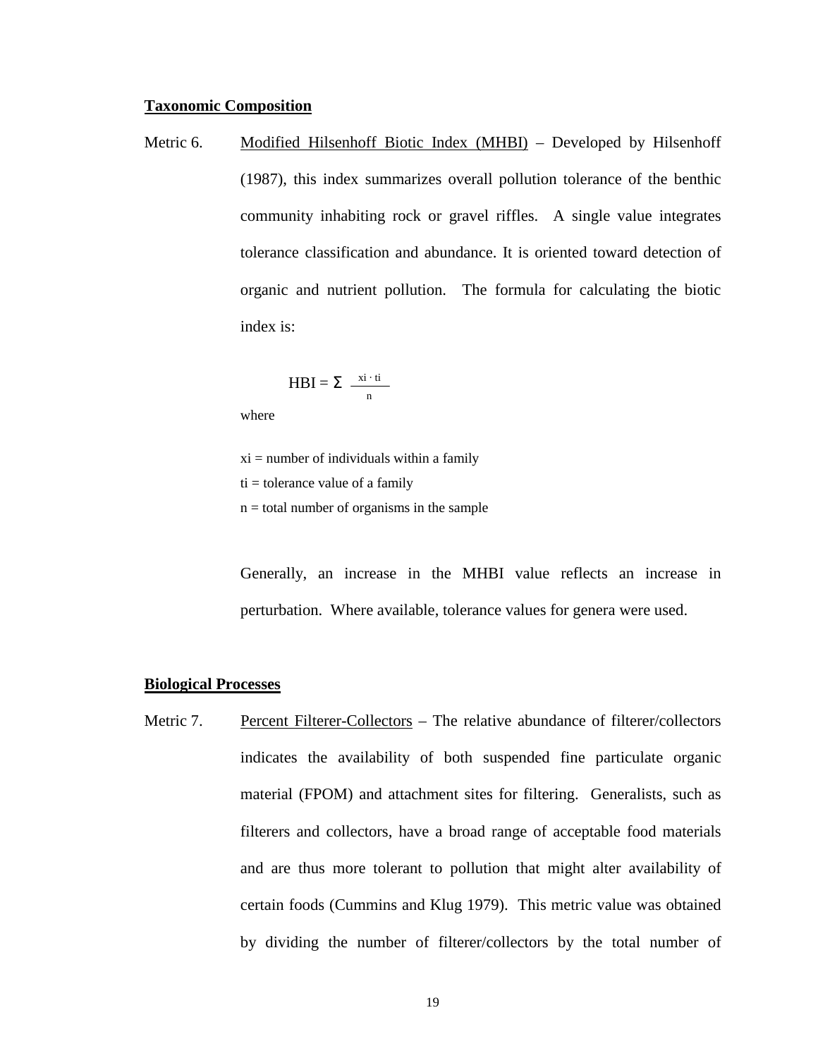**Taxonomic Composition**

Metric 6. Modified Hilsenhoff Biotic Index (MHBI) – Developed by Hilsenhoff (1987), this index summarizes overall pollution tolerance of the benthic community inhabiting rock or gravel riffles. A single value integrates tolerance classification and abundance. It is oriented toward detection of organic and nutrient pollution. The formula for calculating the biotic index is:

$$HBI = \Sigma \frac{xi \cdot ti}{n}$$

where

xi = number of individuals within a family
ti = tolerance value of a family
n = total number of organisms in the sample

Generally, an increase in the MHBI value reflects an increase in perturbation. Where available, tolerance values for genera were used.

**Biological Processes**

Metric 7. Percent Filterer-Collectors – The relative abundance of filterer/collectors indicates the availability of both suspended fine particulate organic material (FPOM) and attachment sites for filtering. Generalists, such as filterers and collectors, have a broad range of acceptable food materials and are thus more tolerant to pollution that might alter availability of certain foods (Cummins and Klug 1979). This metric value was obtained by dividing the number of filterer/collectors by the total number of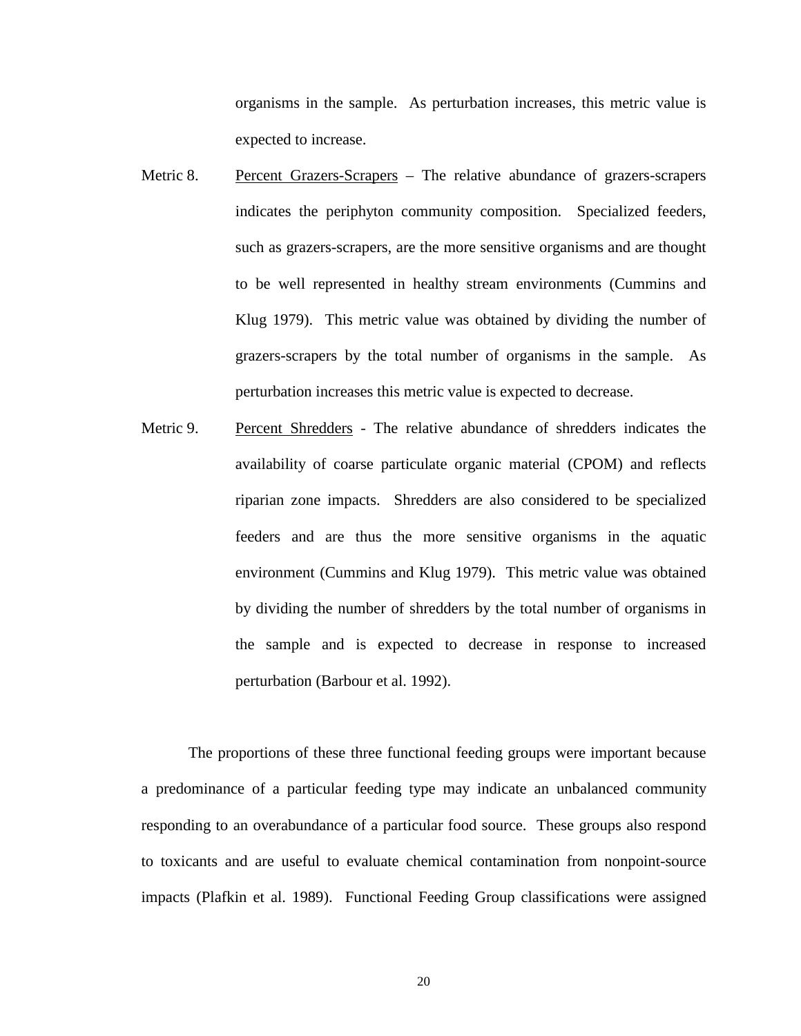organisms in the sample. As perturbation increases, this metric value is expected to increase.

Metric 8. Percent Grazers-Scrapers – The relative abundance of grazers-scrapers indicates the periphyton community composition. Specialized feeders, such as grazers-scrapers, are the more sensitive organisms and are thought to be well represented in healthy stream environments (Cummins and Klug 1979). This metric value was obtained by dividing the number of grazers-scrapers by the total number of organisms in the sample. As perturbation increases this metric value is expected to decrease.

Metric 9. Percent Shredders - The relative abundance of shredders indicates the availability of coarse particulate organic material (CPOM) and reflects riparian zone impacts. Shredders are also considered to be specialized feeders and are thus the more sensitive organisms in the aquatic environment (Cummins and Klug 1979). This metric value was obtained by dividing the number of shredders by the total number of organisms in the sample and is expected to decrease in response to increased perturbation (Barbour et al. 1992).

The proportions of these three functional feeding groups were important because a predominance of a particular feeding type may indicate an unbalanced community responding to an overabundance of a particular food source. These groups also respond to toxicants and are useful to evaluate chemical contamination from nonpoint-source impacts (Plafkin et al. 1989). Functional Feeding Group classifications were assigned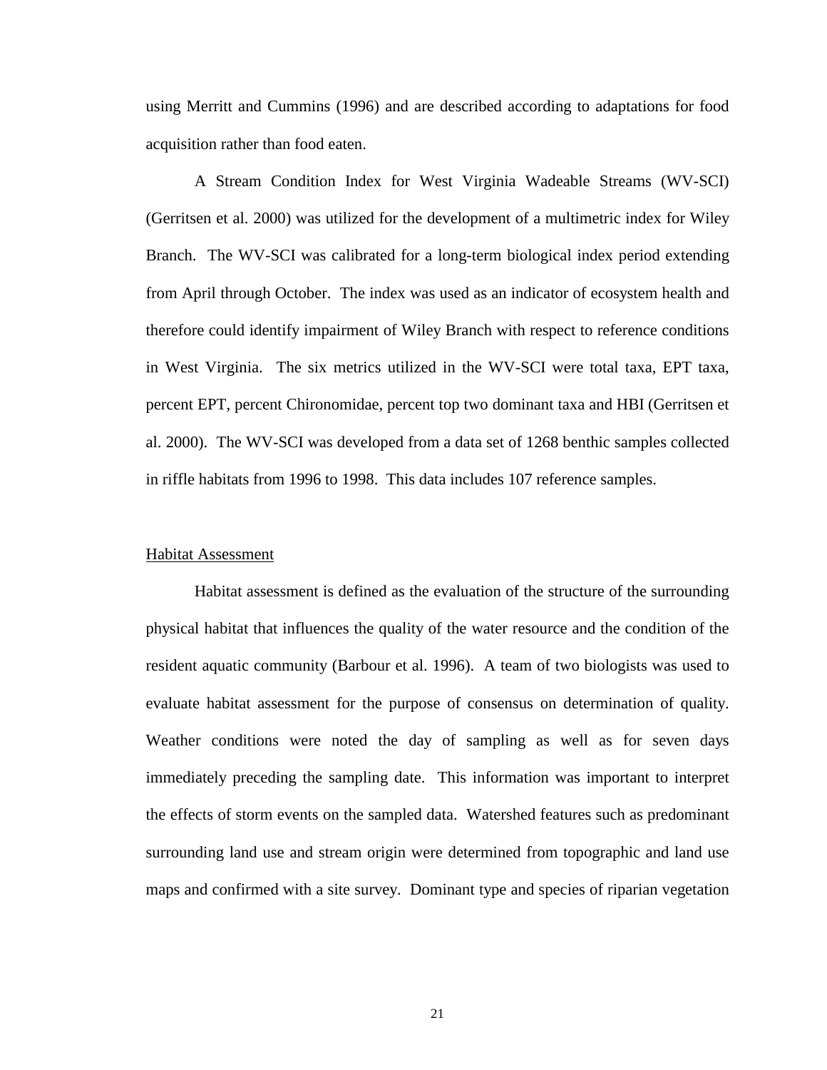using Merritt and Cummins (1996) and are described according to adaptations for food acquisition rather than food eaten.

A Stream Condition Index for West Virginia Wadeable Streams (WV-SCI) (Gerritsen et al. 2000) was utilized for the development of a multimetric index for Wiley Branch. The WV-SCI was calibrated for a long-term biological index period extending from April through October. The index was used as an indicator of ecosystem health and therefore could identify impairment of Wiley Branch with respect to reference conditions in West Virginia. The six metrics utilized in the WV-SCI were total taxa, EPT taxa, percent EPT, percent Chironomidae, percent top two dominant taxa and HBI (Gerritsen et al. 2000). The WV-SCI was developed from a data set of 1268 benthic samples collected in riffle habitats from 1996 to 1998. This data includes 107 reference samples.

<u>Habitat Assessment</u>

Habitat assessment is defined as the evaluation of the structure of the surrounding physical habitat that influences the quality of the water resource and the condition of the resident aquatic community (Barbour et al. 1996). A team of two biologists was used to evaluate habitat assessment for the purpose of consensus on determination of quality. Weather conditions were noted the day of sampling as well as for seven days immediately preceding the sampling date. This information was important to interpret the effects of storm events on the sampled data. Watershed features such as predominant surrounding land use and stream origin were determined from topographic and land use maps and confirmed with a site survey. Dominant type and species of riparian vegetation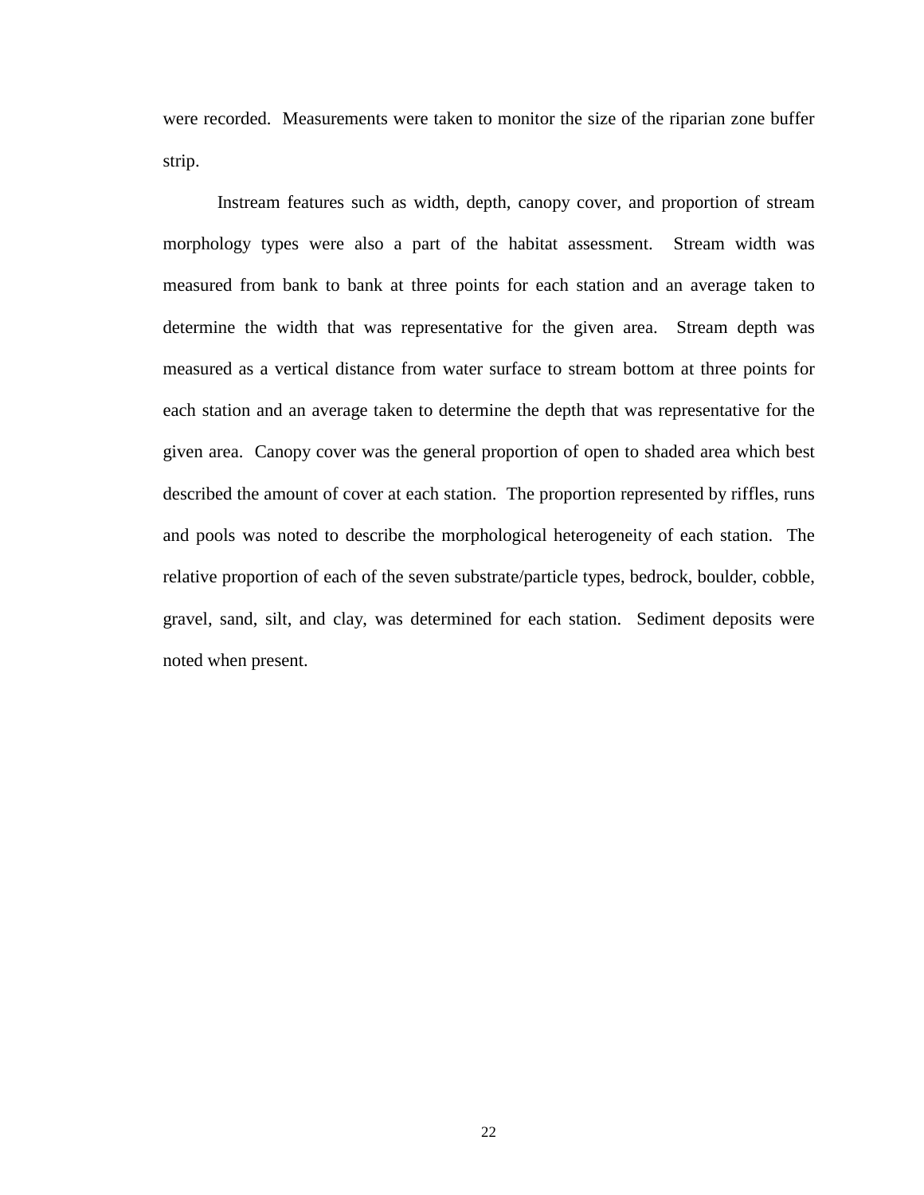were recorded. Measurements were taken to monitor the size of the riparian zone buffer strip.

Instream features such as width, depth, canopy cover, and proportion of stream morphology types were also a part of the habitat assessment. Stream width was measured from bank to bank at three points for each station and an average taken to determine the width that was representative for the given area. Stream depth was measured as a vertical distance from water surface to stream bottom at three points for each station and an average taken to determine the depth that was representative for the given area. Canopy cover was the general proportion of open to shaded area which best described the amount of cover at each station. The proportion represented by riffles, runs and pools was noted to describe the morphological heterogeneity of each station. The relative proportion of each of the seven substrate/particle types, bedrock, boulder, cobble, gravel, sand, silt, and clay, was determined for each station. Sediment deposits were noted when present.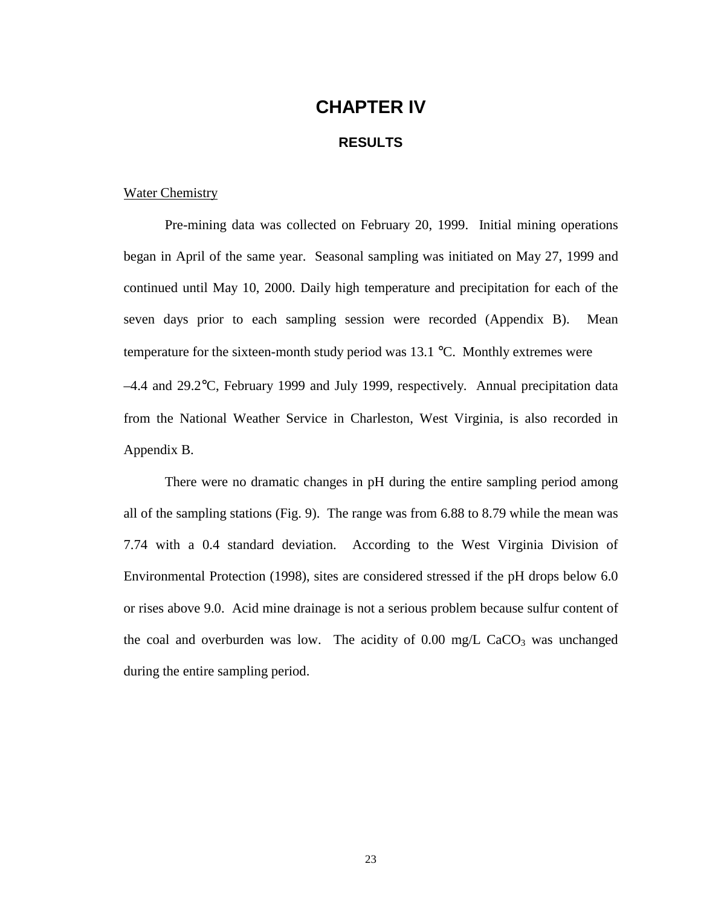# CHAPTER IV

## RESULTS

Water Chemistry

Pre-mining data was collected on February 20, 1999. Initial mining operations began in April of the same year. Seasonal sampling was initiated on May 27, 1999 and continued until May 10, 2000. Daily high temperature and precipitation for each of the seven days prior to each sampling session were recorded (Appendix B). Mean temperature for the sixteen-month study period was 13.1 °C. Monthly extremes were –4.4 and 29.2°C, February 1999 and July 1999, respectively. Annual precipitation data from the National Weather Service in Charleston, West Virginia, is also recorded in Appendix B.

There were no dramatic changes in pH during the entire sampling period among all of the sampling stations (Fig. 9). The range was from 6.88 to 8.79 while the mean was 7.74 with a 0.4 standard deviation. According to the West Virginia Division of Environmental Protection (1998), sites are considered stressed if the pH drops below 6.0 or rises above 9.0. Acid mine drainage is not a serious problem because sulfur content of the coal and overburden was low. The acidity of 0.00 mg/L $CaCO_3$ was unchanged during the entire sampling period.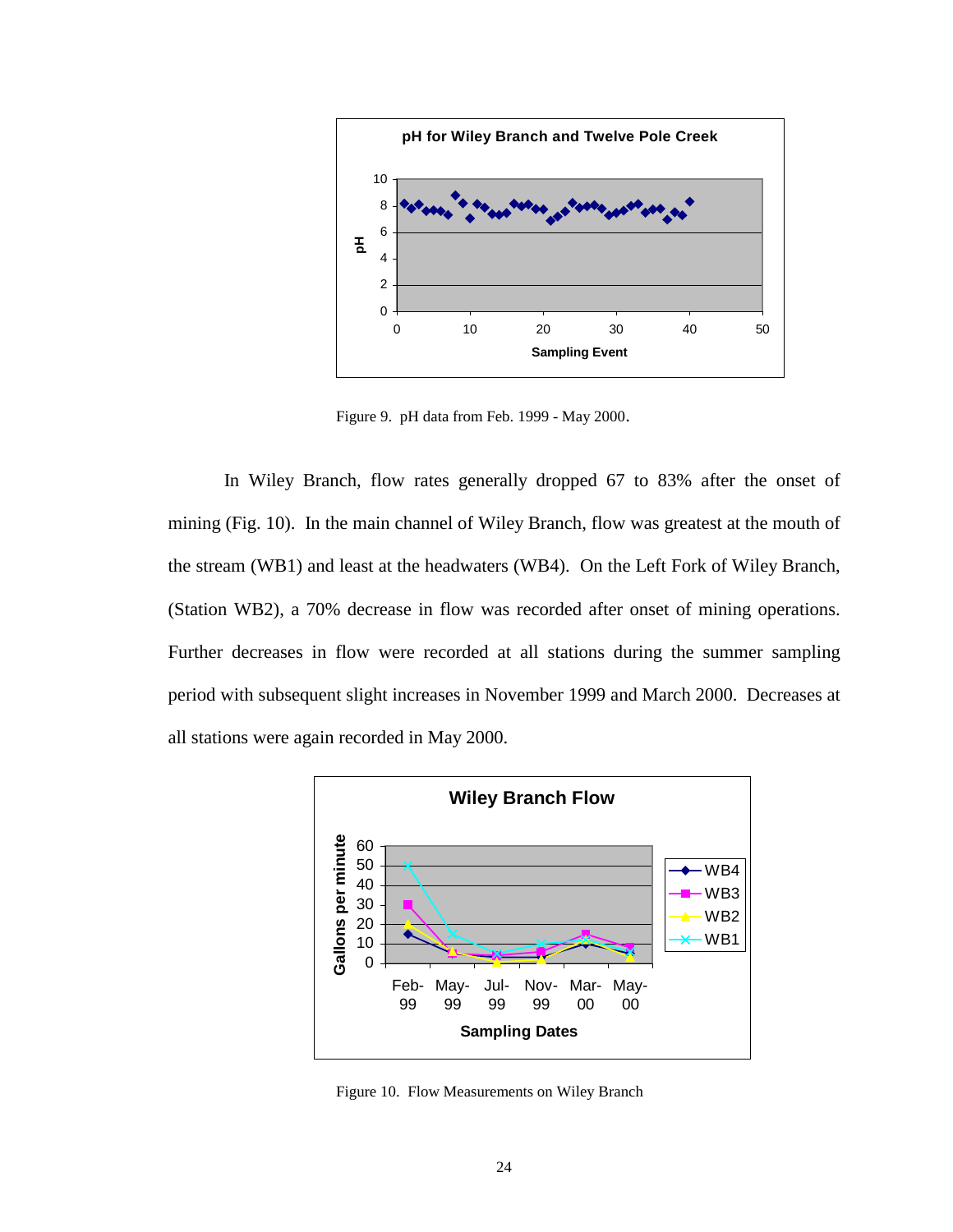Figure 9. pH data from Feb. 1999 - May 2000.

In Wiley Branch, flow rates generally dropped 67 to 83% after the onset of mining (Fig. 10). In the main channel of Wiley Branch, flow was greatest at the mouth of the stream (WB1) and least at the headwaters (WB4). On the Left Fork of Wiley Branch, (Station WB2), a 70% decrease in flow was recorded after onset of mining operations. Further decreases in flow were recorded at all stations during the summer sampling period with subsequent slight increases in November 1999 and March 2000. Decreases at all stations were again recorded in May 2000.

Figure 10. Flow Measurements on Wiley Branch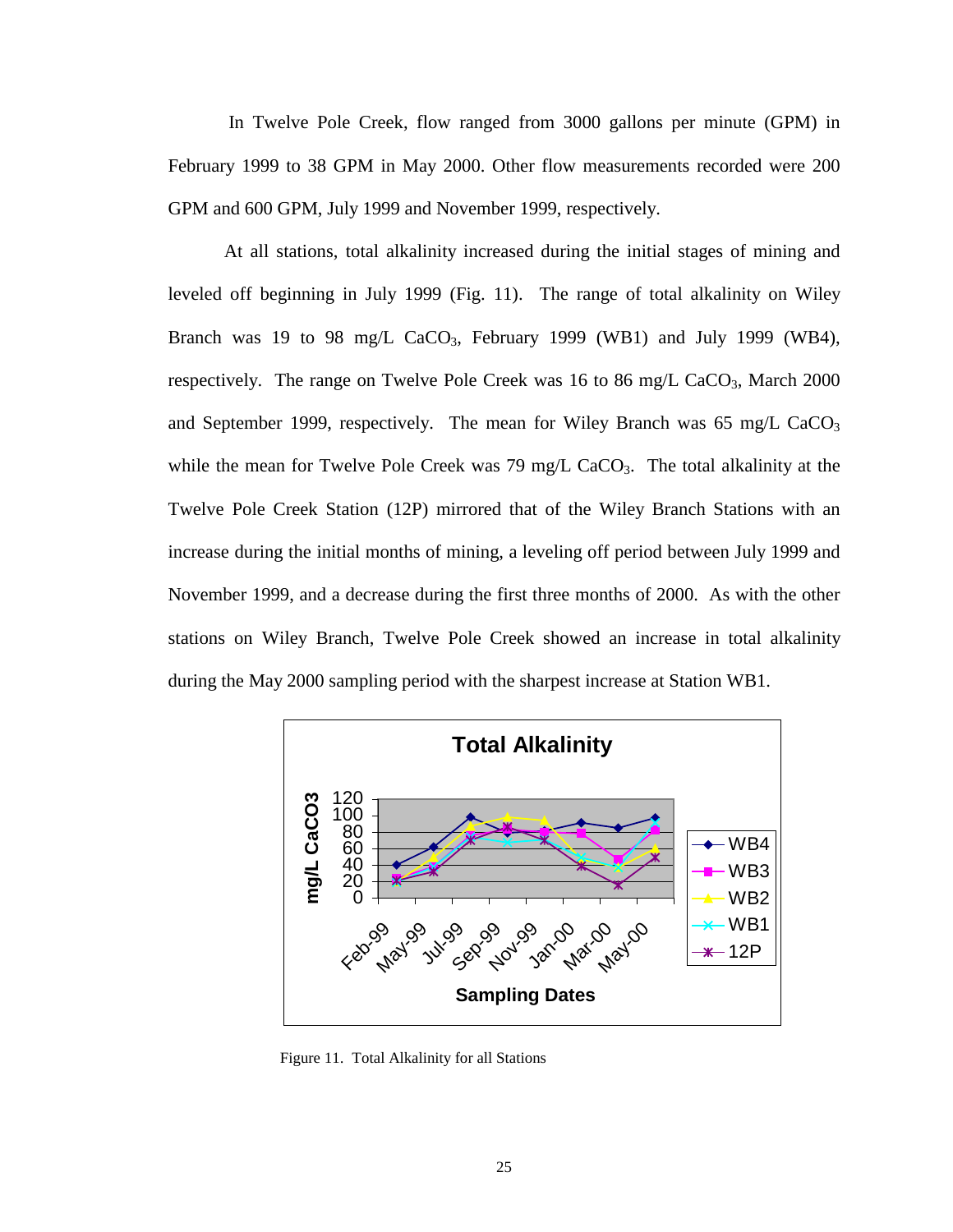In Twelve Pole Creek, flow ranged from 3000 gallons per minute (GPM) in February 1999 to 38 GPM in May 2000. Other flow measurements recorded were 200 GPM and 600 GPM, July 1999 and November 1999, respectively.

At all stations, total alkalinity increased during the initial stages of mining and leveled off beginning in July 1999 (Fig. 11). The range of total alkalinity on Wiley Branch was 19 to 98 mg/L $CaCO_3$, February 1999 (WB1) and July 1999 (WB4), respectively. The range on Twelve Pole Creek was 16 to 86 mg/L $CaCO_3$, March 2000 and September 1999, respectively. The mean for Wiley Branch was 65 mg/L $CaCO_3$ while the mean for Twelve Pole Creek was 79 mg/L $CaCO_3$. The total alkalinity at the Twelve Pole Creek Station (12P) mirrored that of the Wiley Branch Stations with an increase during the initial months of mining, a leveling off period between July 1999 and November 1999, and a decrease during the first three months of 2000. As with the other stations on Wiley Branch, Twelve Pole Creek showed an increase in total alkalinity during the May 2000 sampling period with the sharpest increase at Station WB1.

Figure 11. Total Alkalinity for all Stations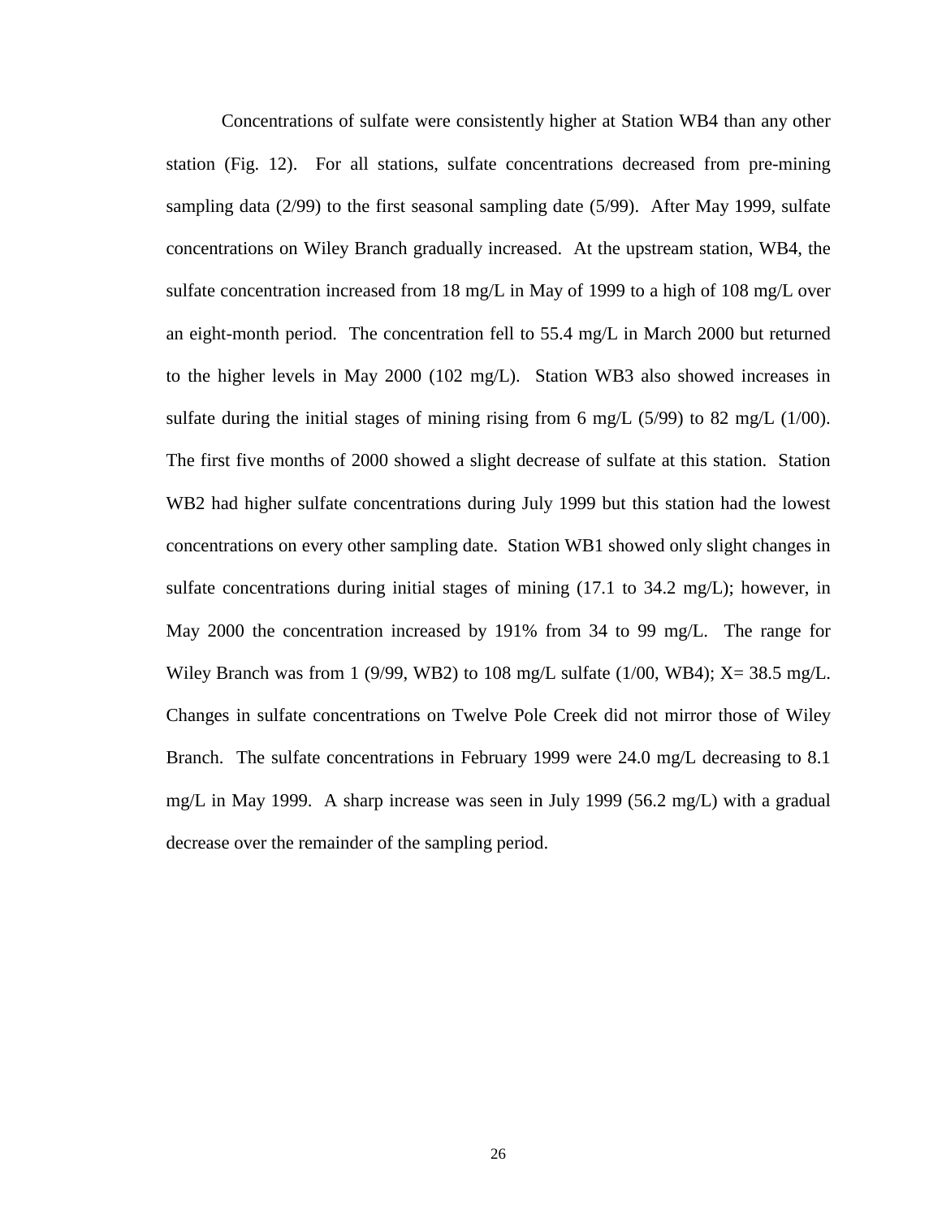Concentrations of sulfate were consistently higher at Station WB4 than any other station (Fig. 12). For all stations, sulfate concentrations decreased from pre-mining sampling data (2/99) to the first seasonal sampling date (5/99). After May 1999, sulfate concentrations on Wiley Branch gradually increased. At the upstream station, WB4, the sulfate concentration increased from 18 mg/L in May of 1999 to a high of 108 mg/L over an eight-month period. The concentration fell to 55.4 mg/L in March 2000 but returned to the higher levels in May 2000 (102 mg/L). Station WB3 also showed increases in sulfate during the initial stages of mining rising from 6 mg/L (5/99) to 82 mg/L (1/00). The first five months of 2000 showed a slight decrease of sulfate at this station. Station WB2 had higher sulfate concentrations during July 1999 but this station had the lowest concentrations on every other sampling date. Station WB1 showed only slight changes in sulfate concentrations during initial stages of mining (17.1 to 34.2 mg/L); however, in May 2000 the concentration increased by 191% from 34 to 99 mg/L. The range for Wiley Branch was from 1 (9/99, WB2) to 108 mg/L sulfate (1/00, WB4); X= 38.5 mg/L. Changes in sulfate concentrations on Twelve Pole Creek did not mirror those of Wiley Branch. The sulfate concentrations in February 1999 were 24.0 mg/L decreasing to 8.1 mg/L in May 1999. A sharp increase was seen in July 1999 (56.2 mg/L) with a gradual decrease over the remainder of the sampling period.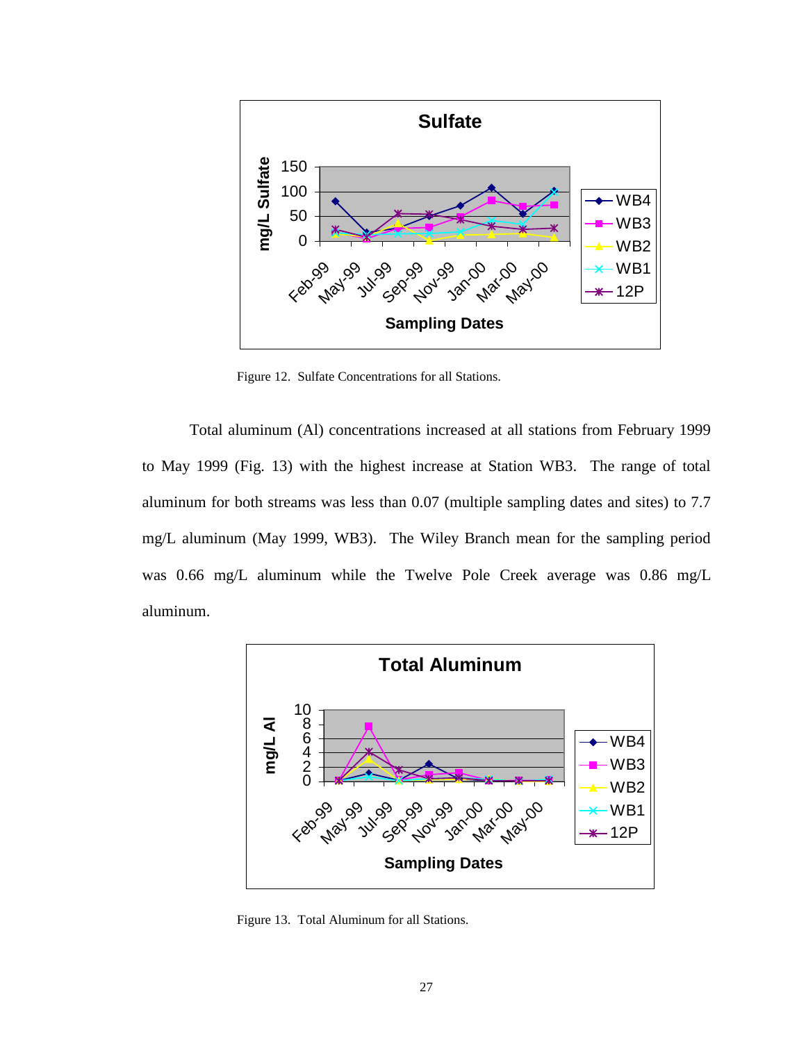Figure 12. Sulfate Concentrations for all Stations.

Total aluminum (Al) concentrations increased at all stations from February 1999 to May 1999 (Fig. 13) with the highest increase at Station WB3. The range of total aluminum for both streams was less than 0.07 (multiple sampling dates and sites) to 7.7 mg/L aluminum (May 1999, WB3). The Wiley Branch mean for the sampling period was 0.66 mg/L aluminum while the Twelve Pole Creek average was 0.86 mg/L aluminum.

Figure 13. Total Aluminum for all Stations.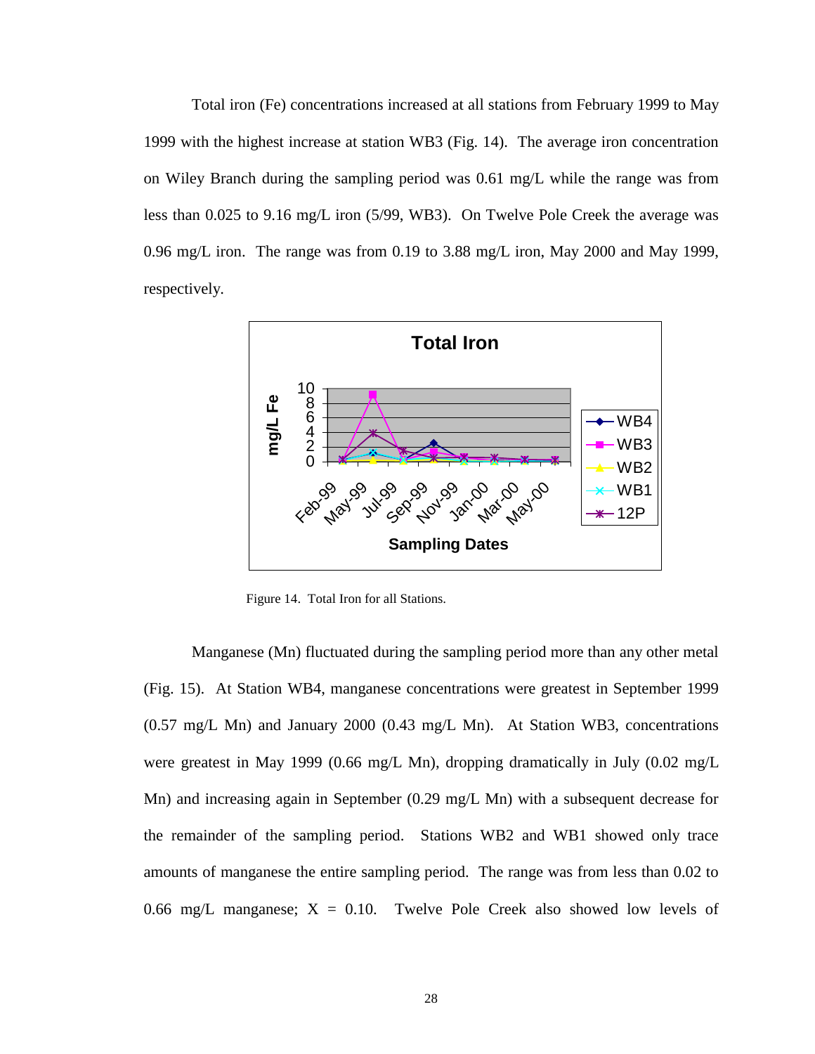Total iron (Fe) concentrations increased at all stations from February 1999 to May 1999 with the highest increase at station WB3 (Fig. 14). The average iron concentration on Wiley Branch during the sampling period was 0.61 mg/L while the range was from less than 0.025 to 9.16 mg/L iron (5/99, WB3). On Twelve Pole Creek the average was 0.96 mg/L iron. The range was from 0.19 to 3.88 mg/L iron, May 2000 and May 1999, respectively.

Figure 14. Total Iron for all Stations.

Manganese (Mn) fluctuated during the sampling period more than any other metal (Fig. 15). At Station WB4, manganese concentrations were greatest in September 1999 (0.57 mg/L Mn) and January 2000 (0.43 mg/L Mn). At Station WB3, concentrations were greatest in May 1999 (0.66 mg/L Mn), dropping dramatically in July (0.02 mg/L Mn) and increasing again in September (0.29 mg/L Mn) with a subsequent decrease for the remainder of the sampling period. Stations WB2 and WB1 showed only trace amounts of manganese the entire sampling period. The range was from less than 0.02 to 0.66 mg/L manganese; X = 0.10. Twelve Pole Creek also showed low levels of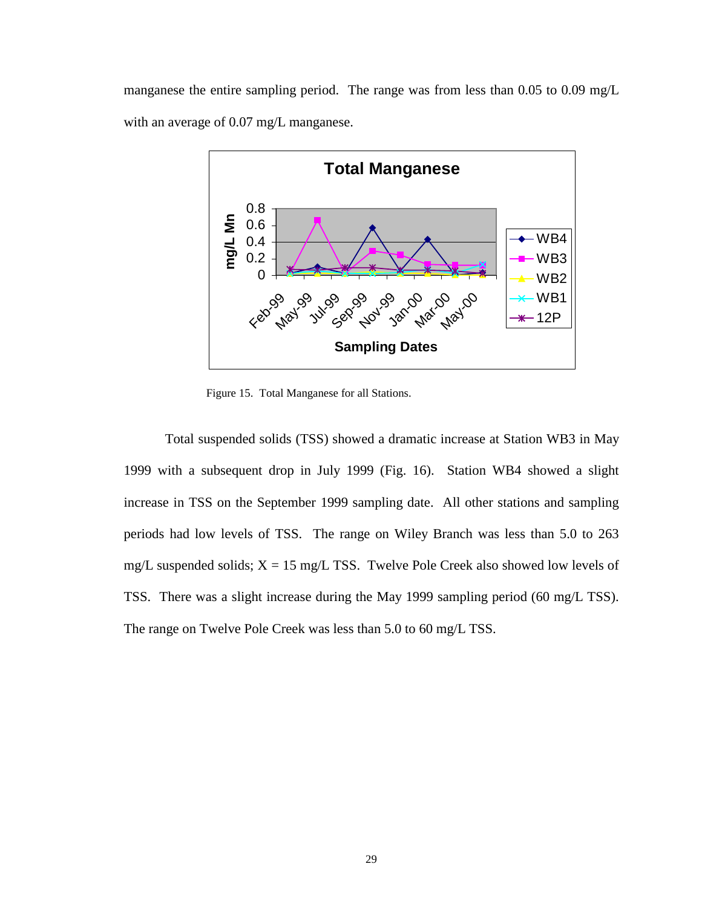manganese the entire sampling period. The range was from less than 0.05 to 0.09 mg/L with an average of 0.07 mg/L manganese.

Figure 15. Total Manganese for all Stations.

Total suspended solids (TSS) showed a dramatic increase at Station WB3 in May 1999 with a subsequent drop in July 1999 (Fig. 16). Station WB4 showed a slight increase in TSS on the September 1999 sampling date. All other stations and sampling periods had low levels of TSS. The range on Wiley Branch was less than 5.0 to 263 mg/L suspended solids; X = 15 mg/L TSS. Twelve Pole Creek also showed low levels of TSS. There was a slight increase during the May 1999 sampling period (60 mg/L TSS). The range on Twelve Pole Creek was less than 5.0 to 60 mg/L TSS.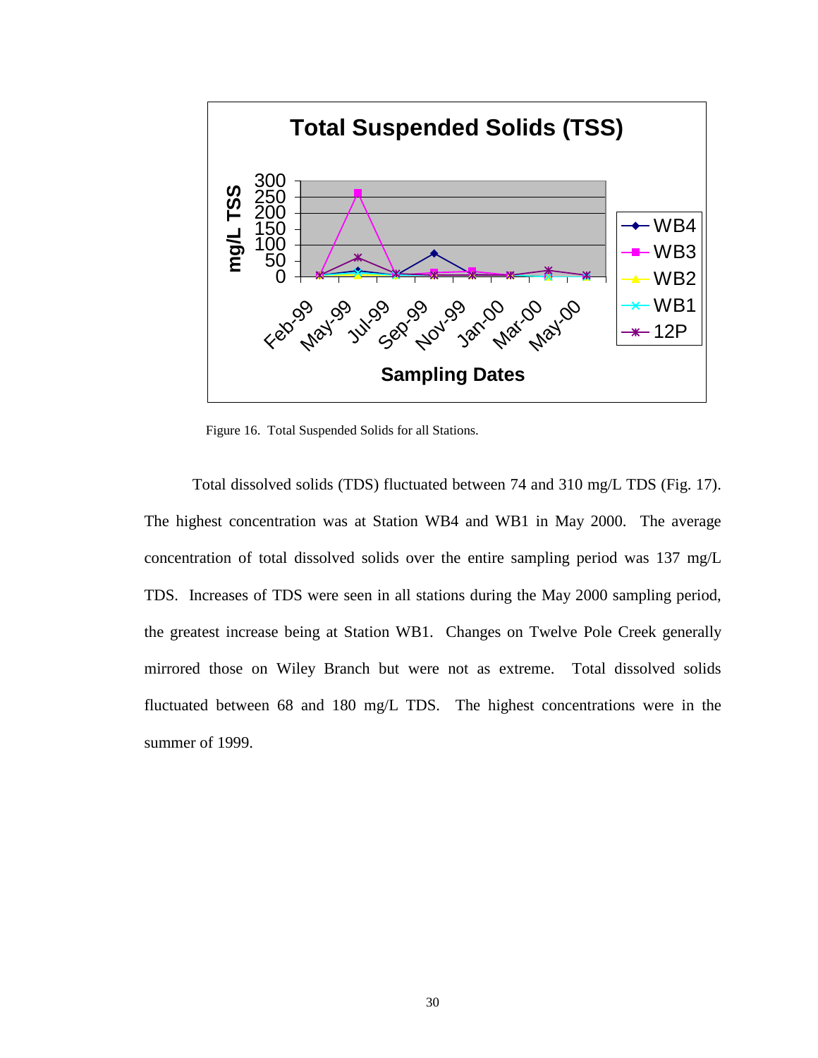Figure 16. Total Suspended Solids for all Stations.

Total dissolved solids (TDS) fluctuated between 74 and 310 mg/L TDS (Fig. 17). The highest concentration was at Station WB4 and WB1 in May 2000. The average concentration of total dissolved solids over the entire sampling period was 137 mg/L TDS. Increases of TDS were seen in all stations during the May 2000 sampling period, the greatest increase being at Station WB1. Changes on Twelve Pole Creek generally mirrored those on Wiley Branch but were not as extreme. Total dissolved solids fluctuated between 68 and 180 mg/L TDS. The highest concentrations were in the summer of 1999.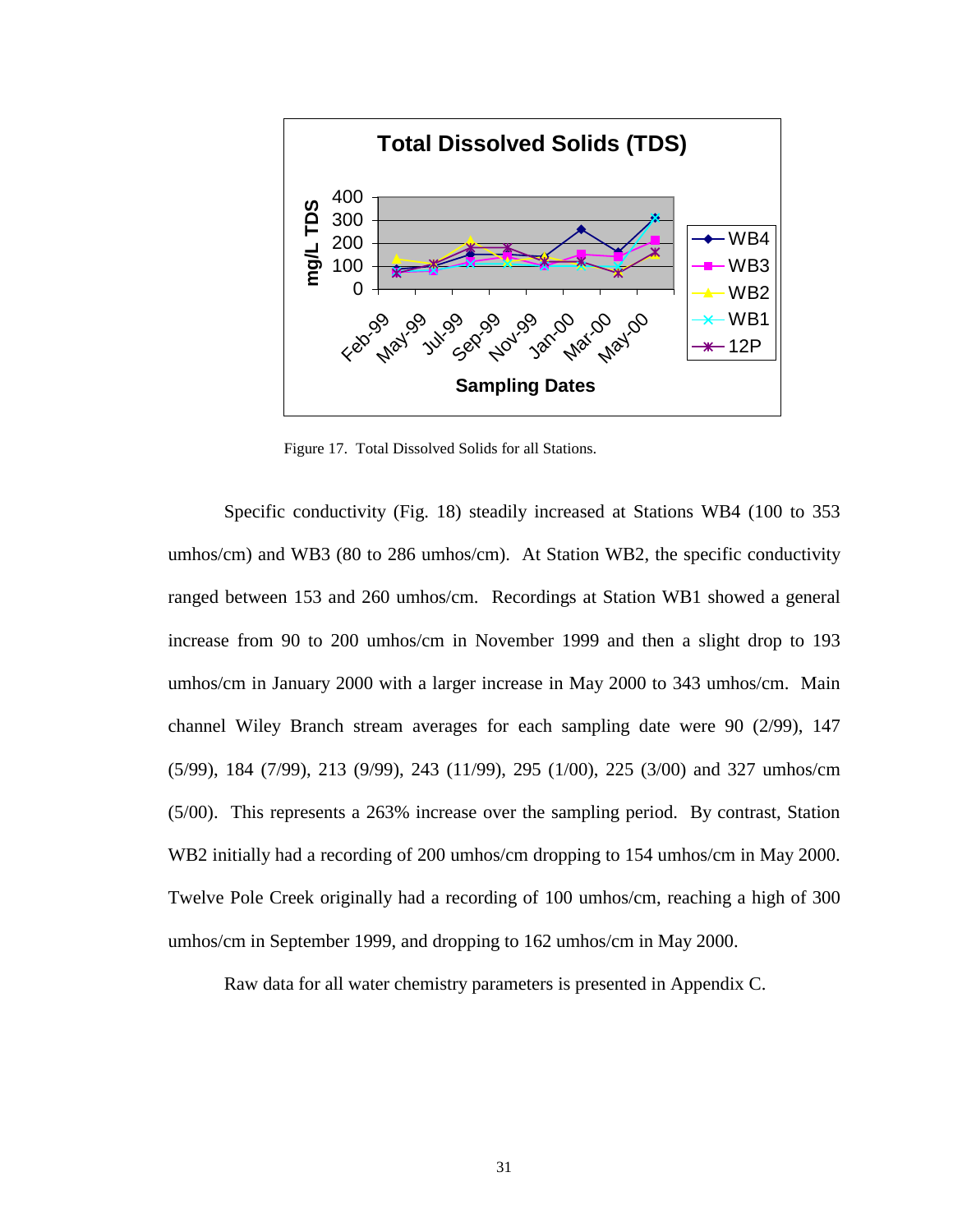Figure 17. Total Dissolved Solids for all Stations.

Specific conductivity (Fig. 18) steadily increased at Stations WB4 (100 to 353 umhos/cm) and WB3 (80 to 286 umhos/cm). At Station WB2, the specific conductivity ranged between 153 and 260 umhos/cm. Recordings at Station WB1 showed a general increase from 90 to 200 umhos/cm in November 1999 and then a slight drop to 193 umhos/cm in January 2000 with a larger increase in May 2000 to 343 umhos/cm. Main channel Wiley Branch stream averages for each sampling date were 90 (2/99), 147 (5/99), 184 (7/99), 213 (9/99), 243 (11/99), 295 (1/00), 225 (3/00) and 327 umhos/cm (5/00). This represents a 263% increase over the sampling period. By contrast, Station WB2 initially had a recording of 200 umhos/cm dropping to 154 umhos/cm in May 2000. Twelve Pole Creek originally had a recording of 100 umhos/cm, reaching a high of 300 umhos/cm in September 1999, and dropping to 162 umhos/cm in May 2000.

Raw data for all water chemistry parameters is presented in Appendix C.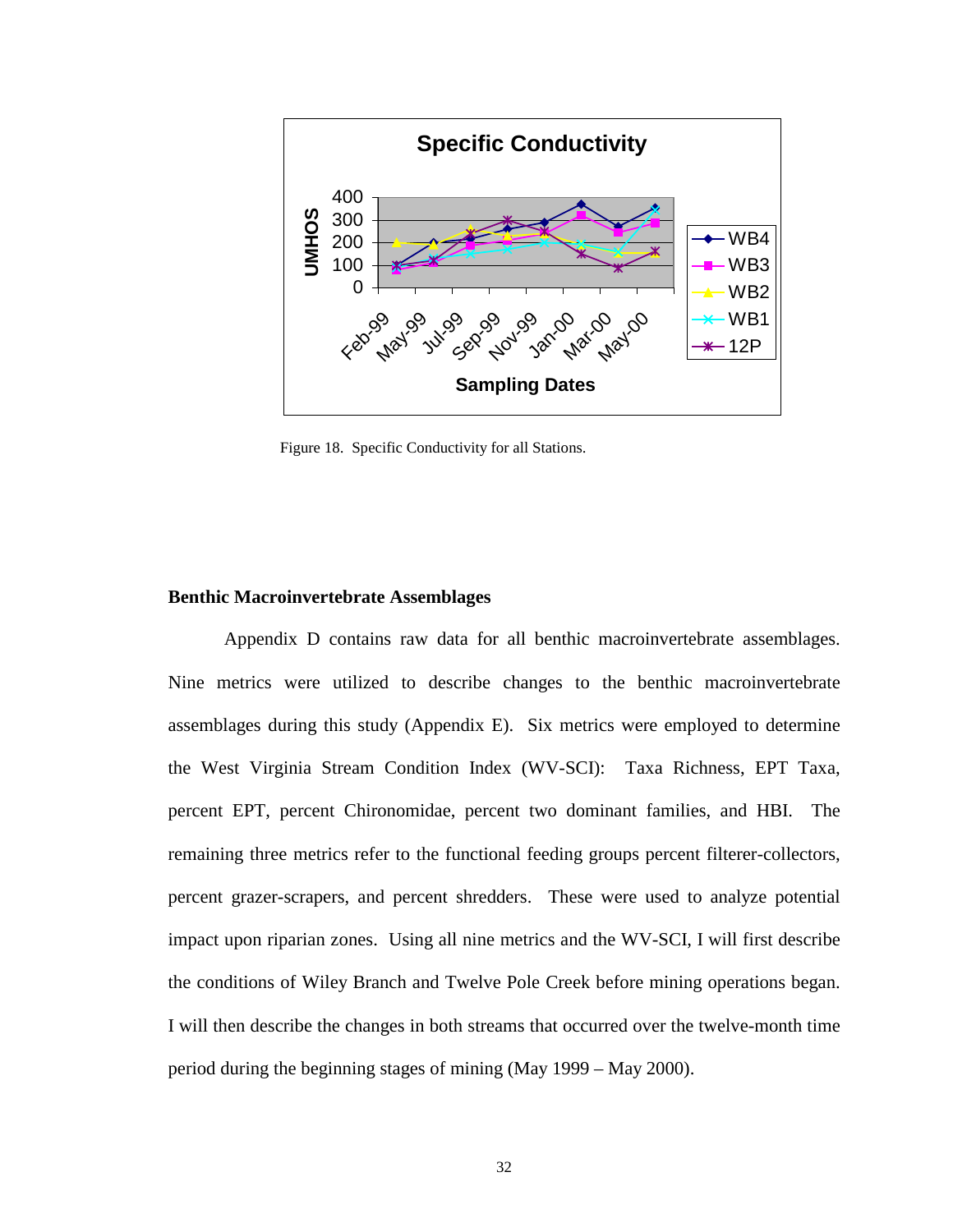Figure 18. Specific Conductivity for all Stations.

**Benthic Macroinvertebrate Assemblages**

Appendix D contains raw data for all benthic macroinvertebrate assemblages. Nine metrics were utilized to describe changes to the benthic macroinvertebrate assemblages during this study (Appendix E). Six metrics were employed to determine the West Virginia Stream Condition Index (WV-SCI): Taxa Richness, EPT Taxa, percent EPT, percent Chironomidae, percent two dominant families, and HBI. The remaining three metrics refer to the functional feeding groups percent filterer-collectors, percent grazer-scrapers, and percent shredders. These were used to analyze potential impact upon riparian zones. Using all nine metrics and the WV-SCI, I will first describe the conditions of Wiley Branch and Twelve Pole Creek before mining operations began. I will then describe the changes in both streams that occurred over the twelve-month time period during the beginning stages of mining (May 1999 – May 2000).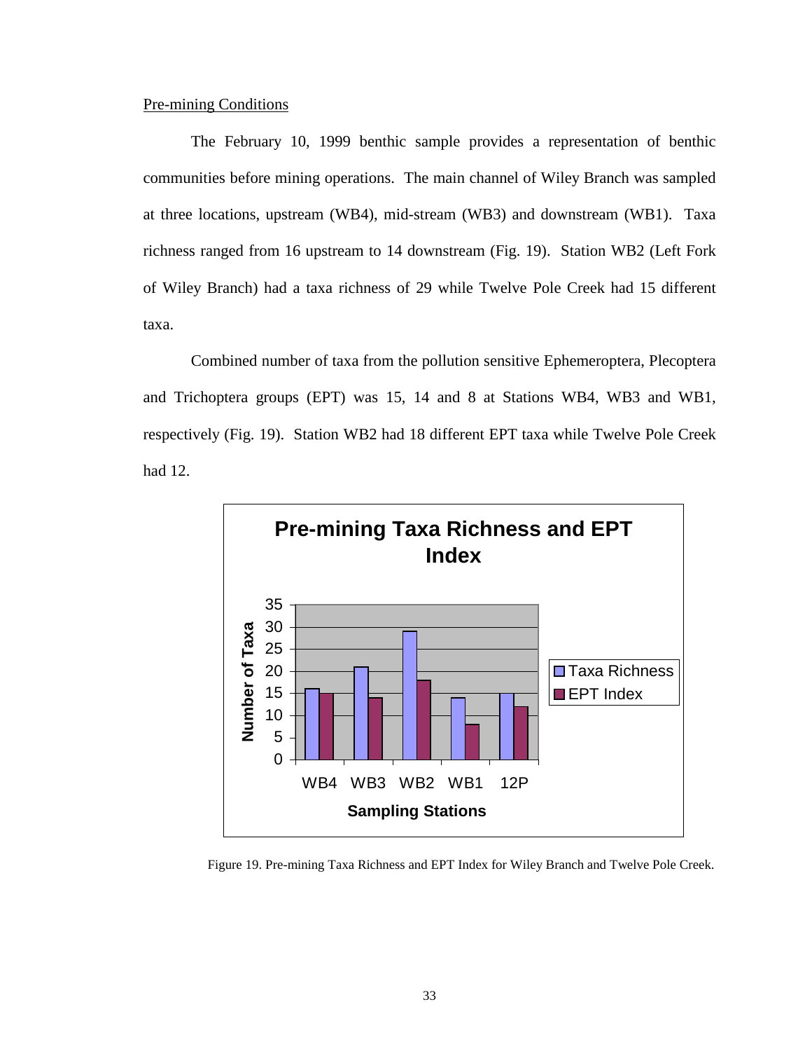Pre-mining Conditions

The February 10, 1999 benthic sample provides a representation of benthic communities before mining operations. The main channel of Wiley Branch was sampled at three locations, upstream (WB4), mid-stream (WB3) and downstream (WB1). Taxa richness ranged from 16 upstream to 14 downstream (Fig. 19). Station WB2 (Left Fork of Wiley Branch) had a taxa richness of 29 while Twelve Pole Creek had 15 different taxa.

Combined number of taxa from the pollution sensitive Ephemeroptera, Plecoptera and Trichoptera groups (EPT) was 15, 14 and 8 at Stations WB4, WB3 and WB1, respectively (Fig. 19). Station WB2 had 18 different EPT taxa while Twelve Pole Creek had 12.

Figure 19. Pre-mining Taxa Richness and EPT Index for Wiley Branch and Twelve Pole Creek.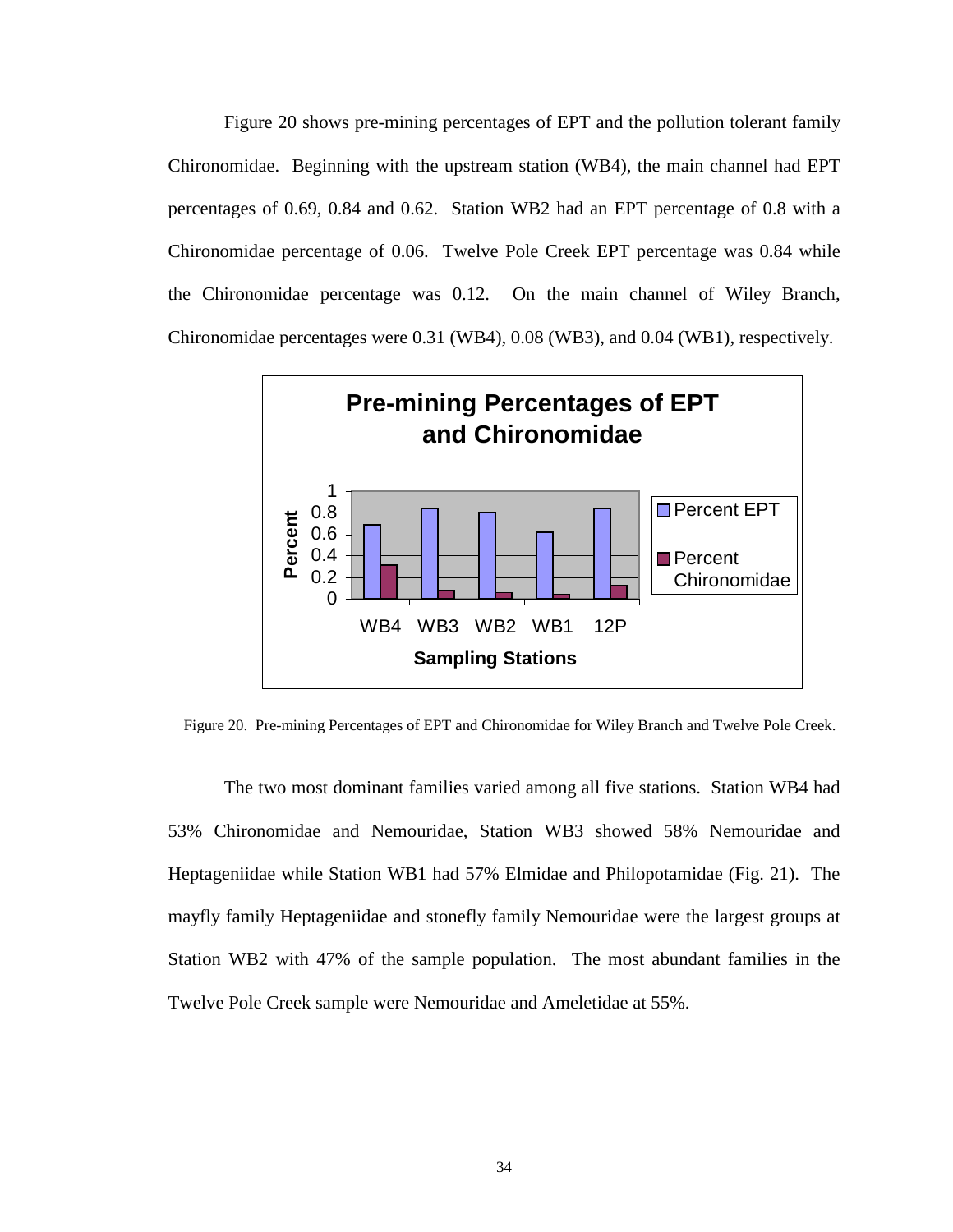Figure 20 shows pre-mining percentages of EPT and the pollution tolerant family Chironomidae. Beginning with the upstream station (WB4), the main channel had EPT percentages of 0.69, 0.84 and 0.62. Station WB2 had an EPT percentage of 0.8 with a Chironomidae percentage of 0.06. Twelve Pole Creek EPT percentage was 0.84 while the Chironomidae percentage was 0.12. On the main channel of Wiley Branch, Chironomidae percentages were 0.31 (WB4), 0.08 (WB3), and 0.04 (WB1), respectively.

Figure 20. Pre-mining Percentages of EPT and Chironomidae for Wiley Branch and Twelve Pole Creek.

The two most dominant families varied among all five stations. Station WB4 had 53% Chironomidae and Nemouridae, Station WB3 showed 58% Nemouridae and Heptageniidae while Station WB1 had 57% Elmidae and Philopotamidae (Fig. 21). The mayfly family Heptageniidae and stonefly family Nemouridae were the largest groups at Station WB2 with 47% of the sample population. The most abundant families in the Twelve Pole Creek sample were Nemouridae and Ameletidae at 55%.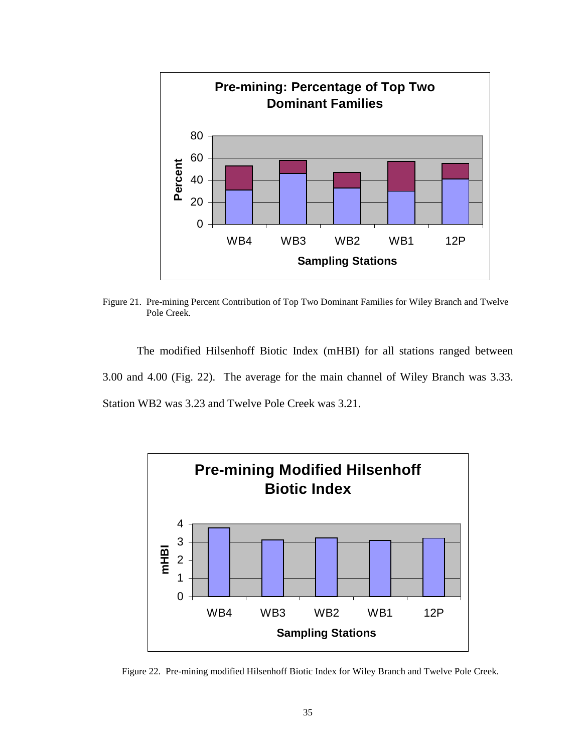Figure 21. Pre-mining Percent Contribution of Top Two Dominant Families for Wiley Branch and Twelve Pole Creek.

The modified Hilsenhoff Biotic Index (mHBI) for all stations ranged between 3.00 and 4.00 (Fig. 22). The average for the main channel of Wiley Branch was 3.33. Station WB2 was 3.23 and Twelve Pole Creek was 3.21.

Figure 22. Pre-mining modified Hilsenhoff Biotic Index for Wiley Branch and Twelve Pole Creek.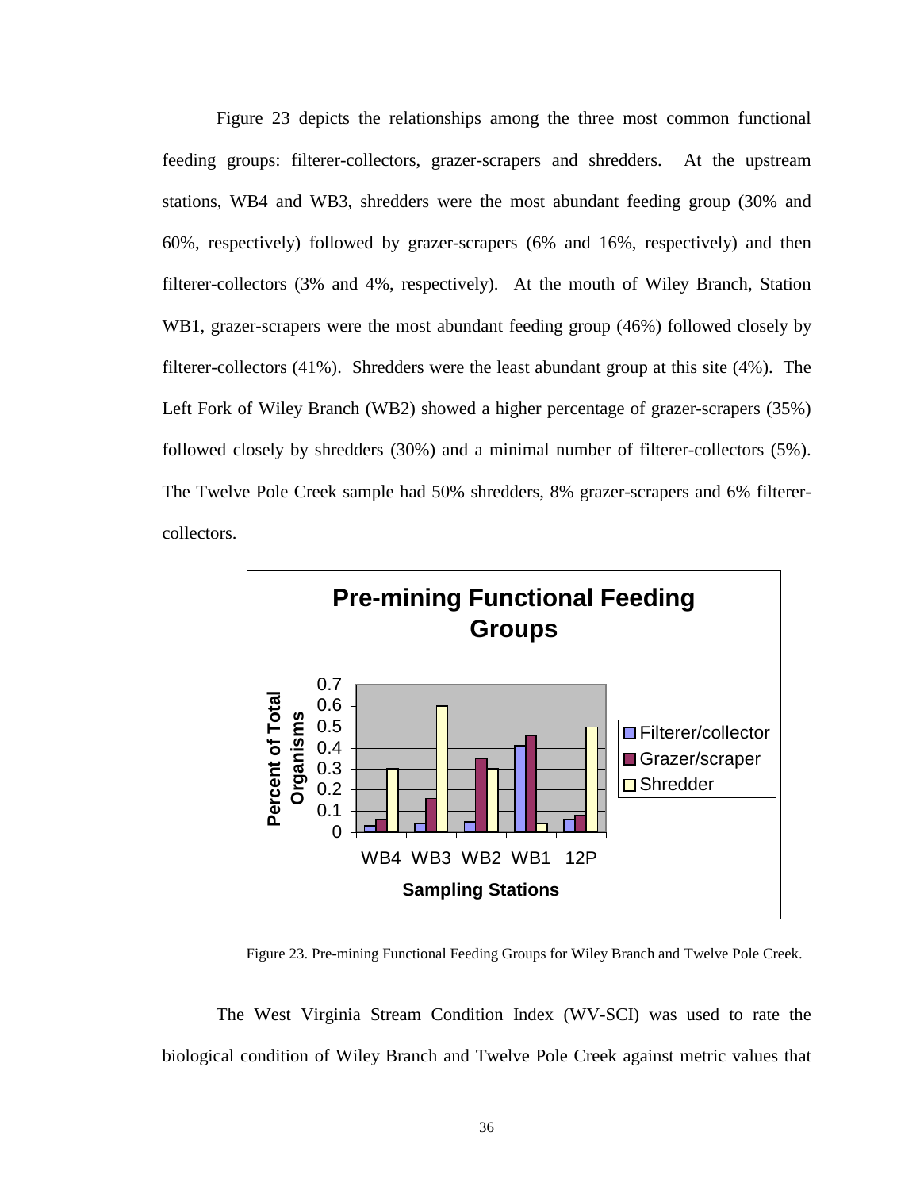Figure 23 depicts the relationships among the three most common functional feeding groups: filterer-collectors, grazer-scrapers and shredders. At the upstream stations, WB4 and WB3, shredders were the most abundant feeding group (30% and 60%, respectively) followed by grazer-scrapers (6% and 16%, respectively) and then filterer-collectors (3% and 4%, respectively). At the mouth of Wiley Branch, Station WB1, grazer-scrapers were the most abundant feeding group (46%) followed closely by filterer-collectors (41%). Shredders were the least abundant group at this site (4%). The Left Fork of Wiley Branch (WB2) showed a higher percentage of grazer-scrapers (35%) followed closely by shredders (30%) and a minimal number of filterer-collectors (5%). The Twelve Pole Creek sample had 50% shredders, 8% grazer-scrapers and 6% filterer-collectors.

Figure 23. Pre-mining Functional Feeding Groups for Wiley Branch and Twelve Pole Creek.

The West Virginia Stream Condition Index (WV-SCI) was used to rate the biological condition of Wiley Branch and Twelve Pole Creek against metric values that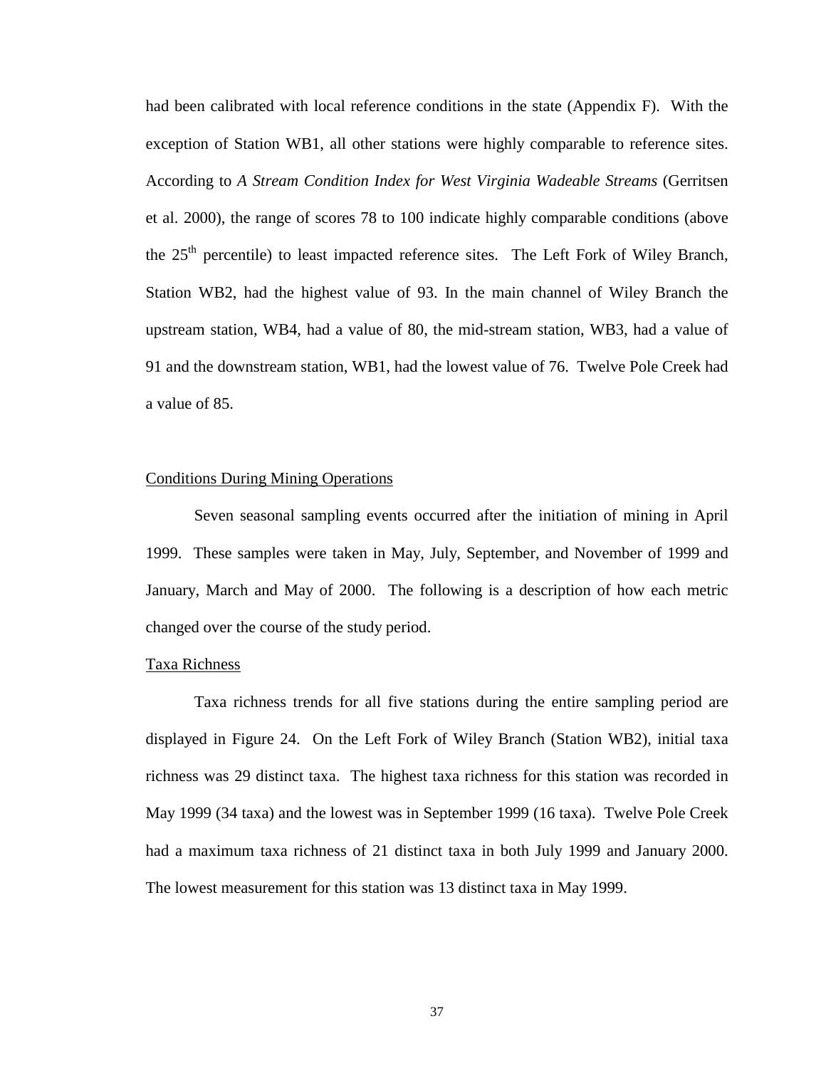had been calibrated with local reference conditions in the state (Appendix F). With the exception of Station WB1, all other stations were highly comparable to reference sites. According to *A Stream Condition Index for West Virginia Wadeable Streams* (Gerritsen et al. 2000), the range of scores 78 to 100 indicate highly comparable conditions (above the 25th percentile) to least impacted reference sites. The Left Fork of Wiley Branch, Station WB2, had the highest value of 93. In the main channel of Wiley Branch the upstream station, WB4, had a value of 80, the mid-stream station, WB3, had a value of 91 and the downstream station, WB1, had the lowest value of 76. Twelve Pole Creek had a value of 85.

## Conditions During Mining Operations

Seven seasonal sampling events occurred after the initiation of mining in April 1999. These samples were taken in May, July, September, and November of 1999 and January, March and May of 2000. The following is a description of how each metric changed over the course of the study period.

### Taxa Richness

Taxa richness trends for all five stations during the entire sampling period are displayed in Figure 24. On the Left Fork of Wiley Branch (Station WB2), initial taxa richness was 29 distinct taxa. The highest taxa richness for this station was recorded in May 1999 (34 taxa) and the lowest was in September 1999 (16 taxa). Twelve Pole Creek had a maximum taxa richness of 21 distinct taxa in both July 1999 and January 2000. The lowest measurement for this station was 13 distinct taxa in May 1999.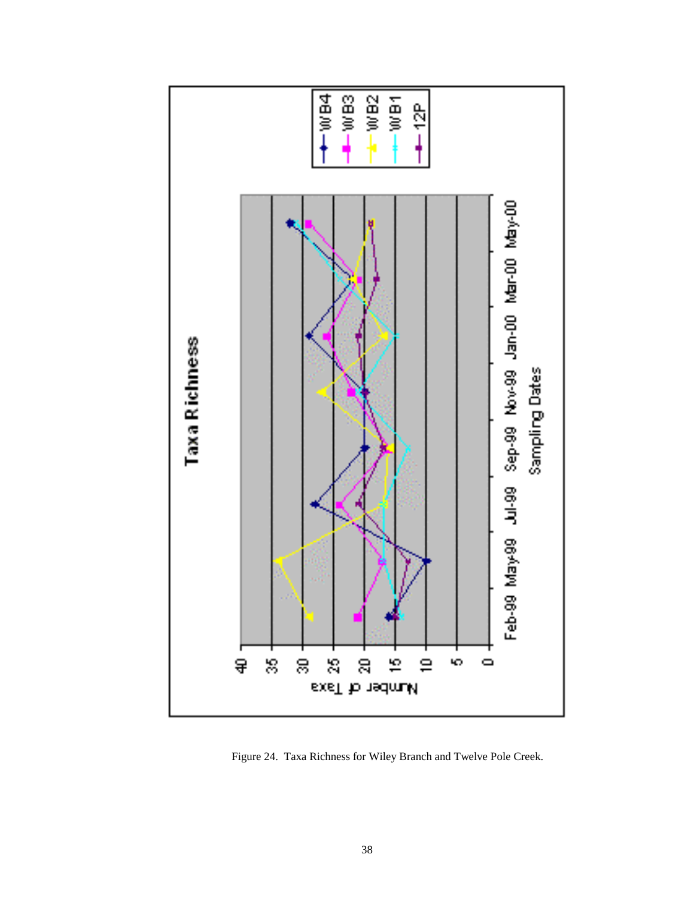Figure 24. Taxa Richness for Wiley Branch and Twelve Pole Creek.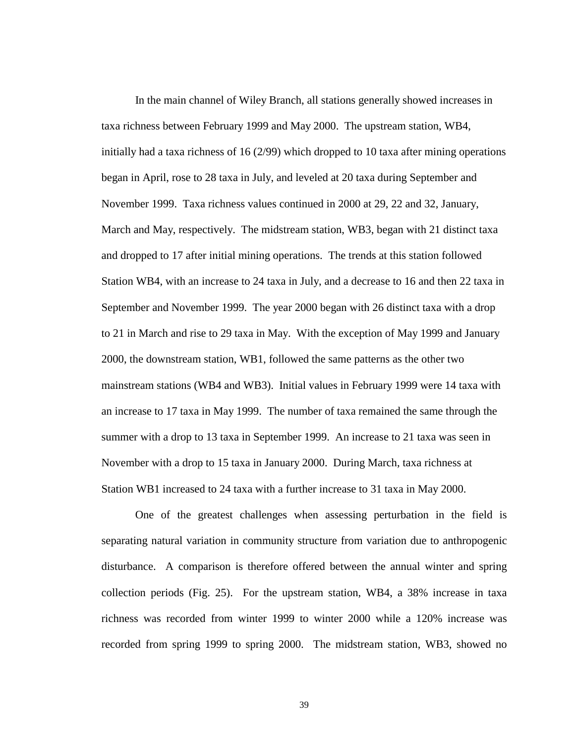In the main channel of Wiley Branch, all stations generally showed increases in taxa richness between February 1999 and May 2000. The upstream station, WB4, initially had a taxa richness of 16 (2/99) which dropped to 10 taxa after mining operations began in April, rose to 28 taxa in July, and leveled at 20 taxa during September and November 1999. Taxa richness values continued in 2000 at 29, 22 and 32, January, March and May, respectively. The midstream station, WB3, began with 21 distinct taxa and dropped to 17 after initial mining operations. The trends at this station followed Station WB4, with an increase to 24 taxa in July, and a decrease to 16 and then 22 taxa in September and November 1999. The year 2000 began with 26 distinct taxa with a drop to 21 in March and rise to 29 taxa in May. With the exception of May 1999 and January 2000, the downstream station, WB1, followed the same patterns as the other two mainstream stations (WB4 and WB3). Initial values in February 1999 were 14 taxa with an increase to 17 taxa in May 1999. The number of taxa remained the same through the summer with a drop to 13 taxa in September 1999. An increase to 21 taxa was seen in November with a drop to 15 taxa in January 2000. During March, taxa richness at Station WB1 increased to 24 taxa with a further increase to 31 taxa in May 2000.

One of the greatest challenges when assessing perturbation in the field is separating natural variation in community structure from variation due to anthropogenic disturbance. A comparison is therefore offered between the annual winter and spring collection periods (Fig. 25). For the upstream station, WB4, a 38% increase in taxa richness was recorded from winter 1999 to winter 2000 while a 120% increase was recorded from spring 1999 to spring 2000. The midstream station, WB3, showed no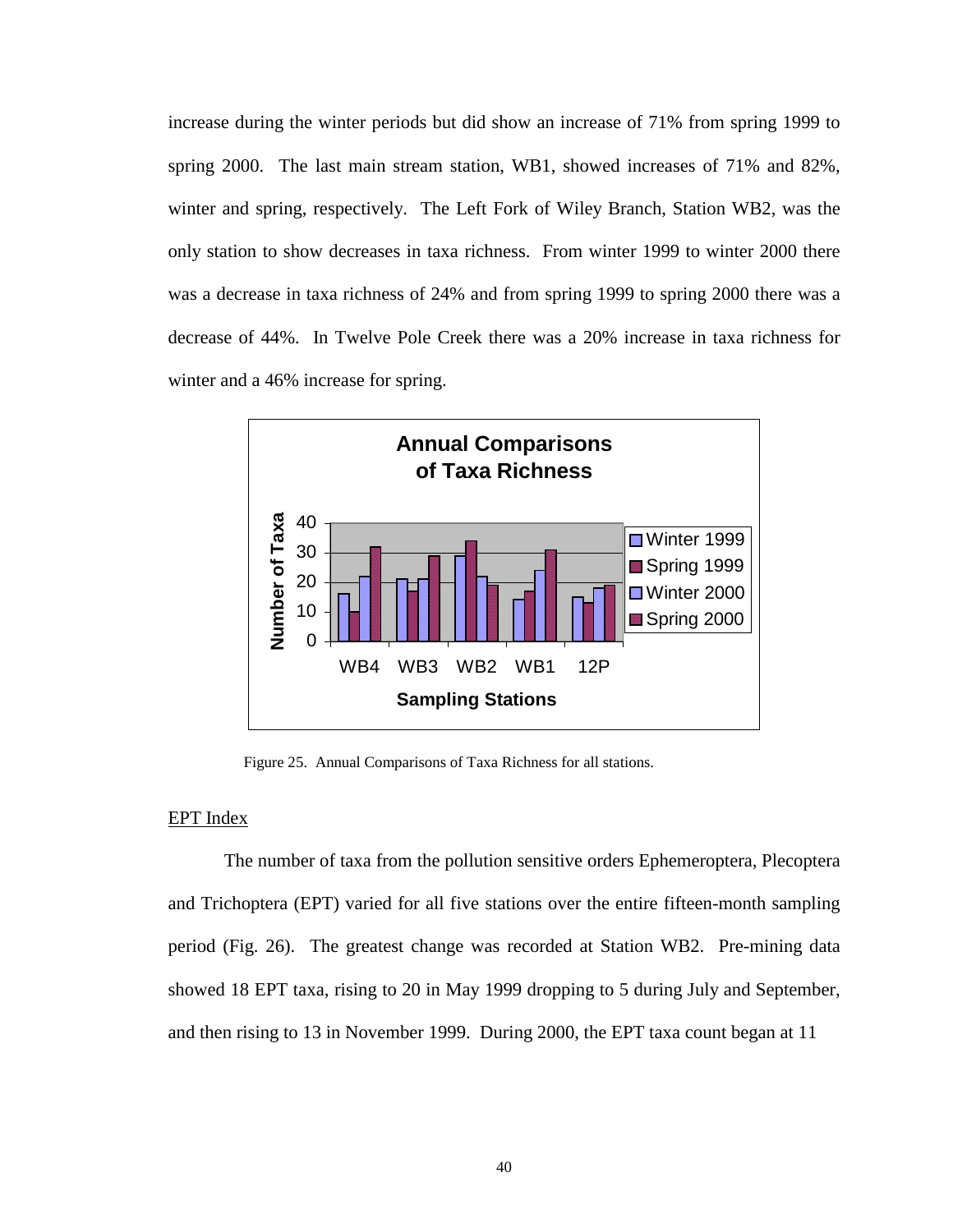increase during the winter periods but did show an increase of 71% from spring 1999 to spring 2000. The last main stream station, WB1, showed increases of 71% and 82%, winter and spring, respectively. The Left Fork of Wiley Branch, Station WB2, was the only station to show decreases in taxa richness. From winter 1999 to winter 2000 there was a decrease in taxa richness of 24% and from spring 1999 to spring 2000 there was a decrease of 44%. In Twelve Pole Creek there was a 20% increase in taxa richness for winter and a 46% increase for spring.

Figure 25. Annual Comparisons of Taxa Richness for all stations.

## EPT Index

The number of taxa from the pollution sensitive orders Ephemeroptera, Plecoptera and Trichoptera (EPT) varied for all five stations over the entire fifteen-month sampling period (Fig. 26). The greatest change was recorded at Station WB2. Pre-mining data showed 18 EPT taxa, rising to 20 in May 1999 dropping to 5 during July and September, and then rising to 13 in November 1999. During 2000, the EPT taxa count began at 11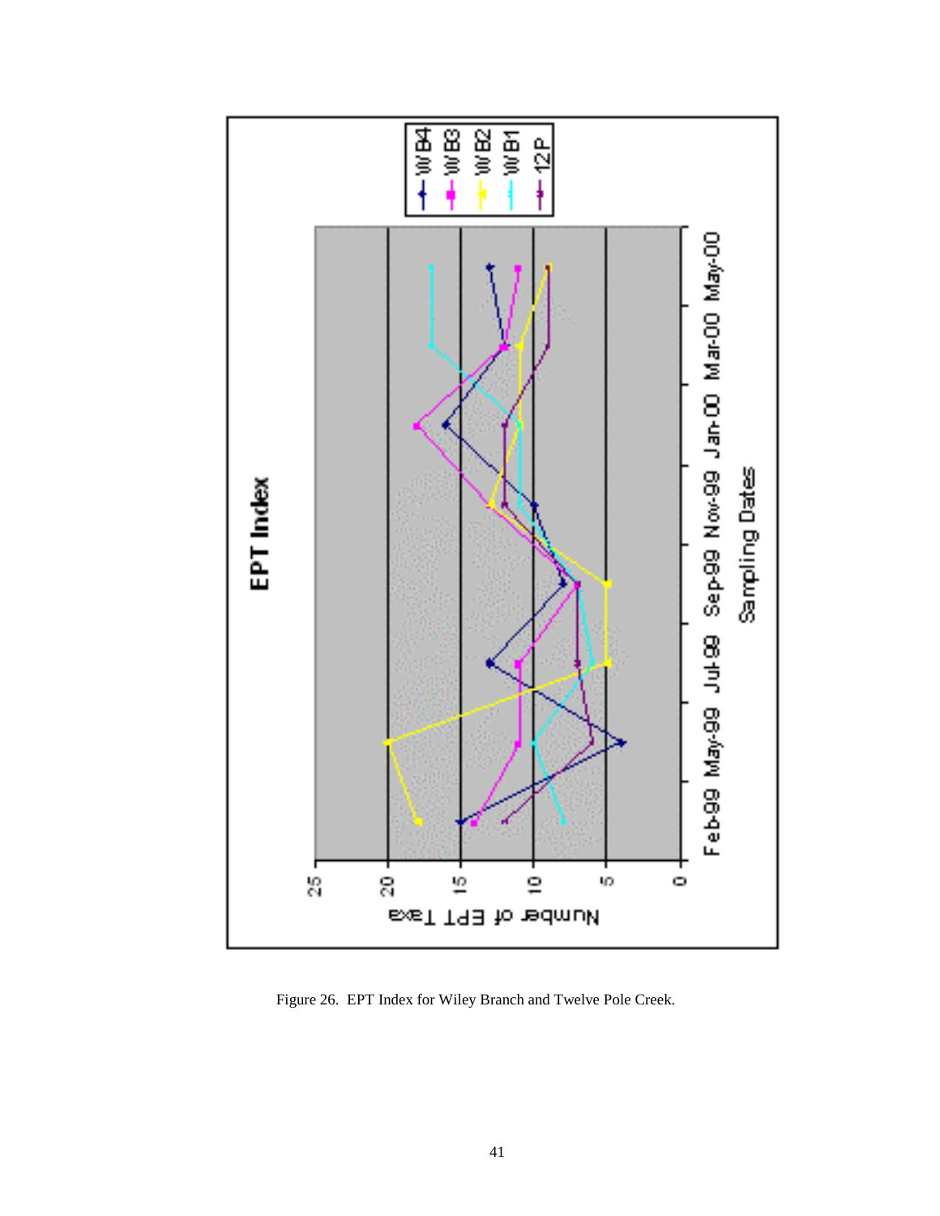Figure 26. EPT Index for Wiley Branch and Twelve Pole Creek.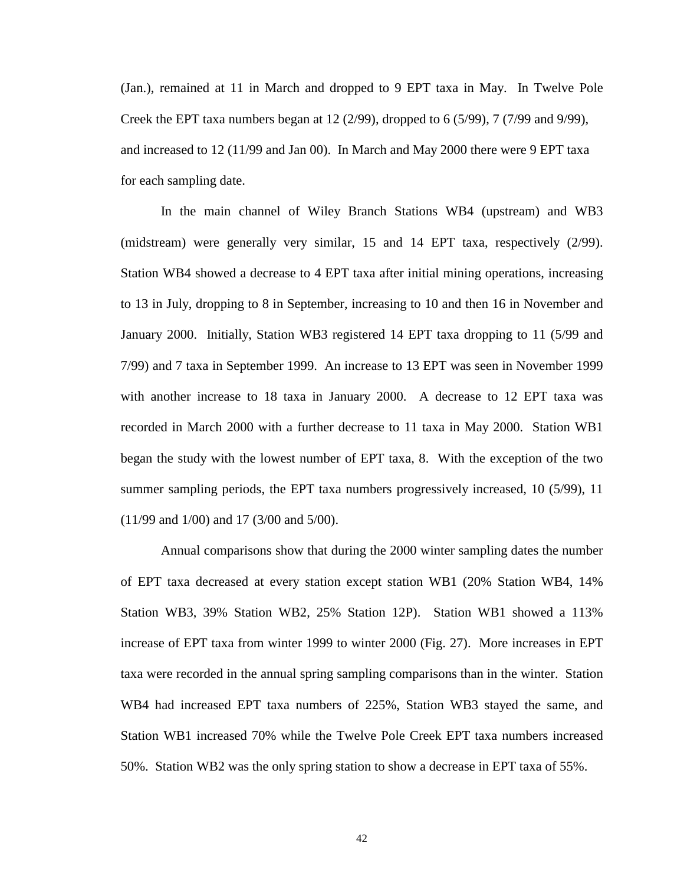(Jan.), remained at 11 in March and dropped to 9 EPT taxa in May. In Twelve Pole Creek the EPT taxa numbers began at 12 (2/99), dropped to 6 (5/99), 7 (7/99 and 9/99), and increased to 12 (11/99 and Jan 00). In March and May 2000 there were 9 EPT taxa for each sampling date.

In the main channel of Wiley Branch Stations WB4 (upstream) and WB3 (midstream) were generally very similar, 15 and 14 EPT taxa, respectively (2/99). Station WB4 showed a decrease to 4 EPT taxa after initial mining operations, increasing to 13 in July, dropping to 8 in September, increasing to 10 and then 16 in November and January 2000. Initially, Station WB3 registered 14 EPT taxa dropping to 11 (5/99 and 7/99) and 7 taxa in September 1999. An increase to 13 EPT was seen in November 1999 with another increase to 18 taxa in January 2000. A decrease to 12 EPT taxa was recorded in March 2000 with a further decrease to 11 taxa in May 2000. Station WB1 began the study with the lowest number of EPT taxa, 8. With the exception of the two summer sampling periods, the EPT taxa numbers progressively increased, 10 (5/99), 11 (11/99 and 1/00) and 17 (3/00 and 5/00).

Annual comparisons show that during the 2000 winter sampling dates the number of EPT taxa decreased at every station except station WB1 (20% Station WB4, 14% Station WB3, 39% Station WB2, 25% Station 12P). Station WB1 showed a 113% increase of EPT taxa from winter 1999 to winter 2000 (Fig. 27). More increases in EPT taxa were recorded in the annual spring sampling comparisons than in the winter. Station WB4 had increased EPT taxa numbers of 225%, Station WB3 stayed the same, and Station WB1 increased 70% while the Twelve Pole Creek EPT taxa numbers increased 50%. Station WB2 was the only spring station to show a decrease in EPT taxa of 55%.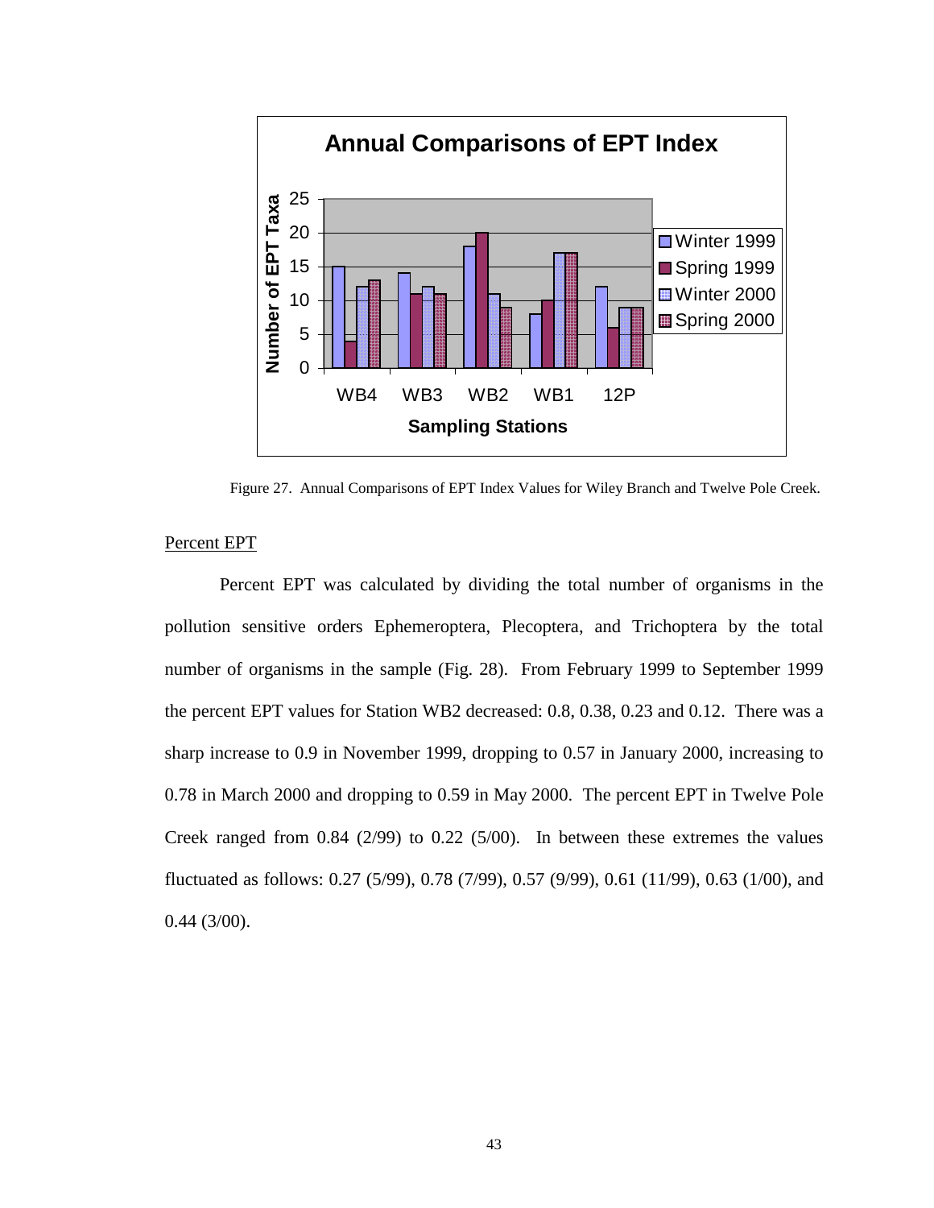Figure 27. Annual Comparisons of EPT Index Values for Wiley Branch and Twelve Pole Creek.

Percent EPT

Percent EPT was calculated by dividing the total number of organisms in the pollution sensitive orders Ephemeroptera, Plecoptera, and Trichoptera by the total number of organisms in the sample (Fig. 28). From February 1999 to September 1999 the percent EPT values for Station WB2 decreased: 0.8, 0.38, 0.23 and 0.12. There was a sharp increase to 0.9 in November 1999, dropping to 0.57 in January 2000, increasing to 0.78 in March 2000 and dropping to 0.59 in May 2000. The percent EPT in Twelve Pole Creek ranged from 0.84 (2/99) to 0.22 (5/00). In between these extremes the values fluctuated as follows: 0.27 (5/99), 0.78 (7/99), 0.57 (9/99), 0.61 (11/99), 0.63 (1/00), and 0.44 (3/00).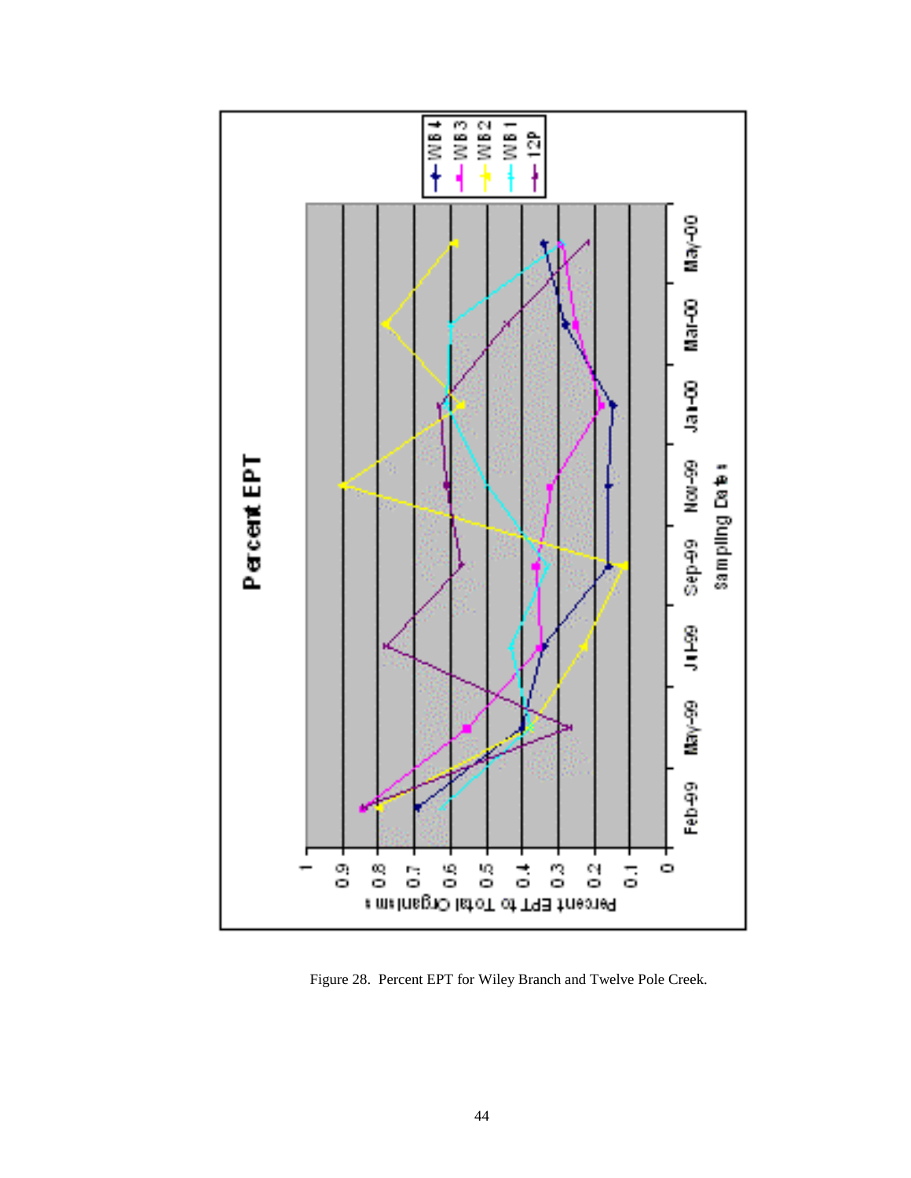Figure 28. Percent EPT for Wiley Branch and Twelve Pole Creek.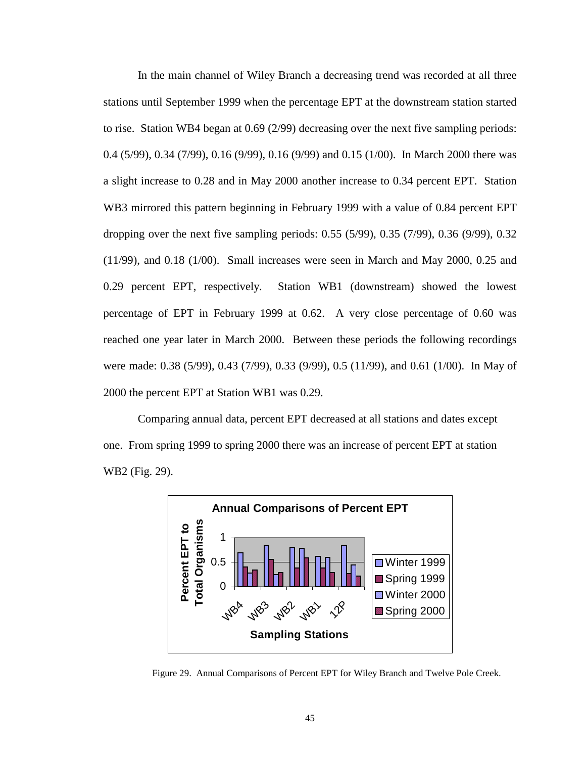In the main channel of Wiley Branch a decreasing trend was recorded at all three stations until September 1999 when the percentage EPT at the downstream station started to rise. Station WB4 began at 0.69 (2/99) decreasing over the next five sampling periods: 0.4 (5/99), 0.34 (7/99), 0.16 (9/99), 0.16 (9/99) and 0.15 (1/00). In March 2000 there was a slight increase to 0.28 and in May 2000 another increase to 0.34 percent EPT. Station WB3 mirrored this pattern beginning in February 1999 with a value of 0.84 percent EPT dropping over the next five sampling periods: 0.55 (5/99), 0.35 (7/99), 0.36 (9/99), 0.32 (11/99), and 0.18 (1/00). Small increases were seen in March and May 2000, 0.25 and 0.29 percent EPT, respectively. Station WB1 (downstream) showed the lowest percentage of EPT in February 1999 at 0.62. A very close percentage of 0.60 was reached one year later in March 2000. Between these periods the following recordings were made: 0.38 (5/99), 0.43 (7/99), 0.33 (9/99), 0.5 (11/99), and 0.61 (1/00). In May of 2000 the percent EPT at Station WB1 was 0.29.

Comparing annual data, percent EPT decreased at all stations and dates except one. From spring 1999 to spring 2000 there was an increase of percent EPT at station WB2 (Fig. 29).

Figure 29. Annual Comparisons of Percent EPT for Wiley Branch and Twelve Pole Creek.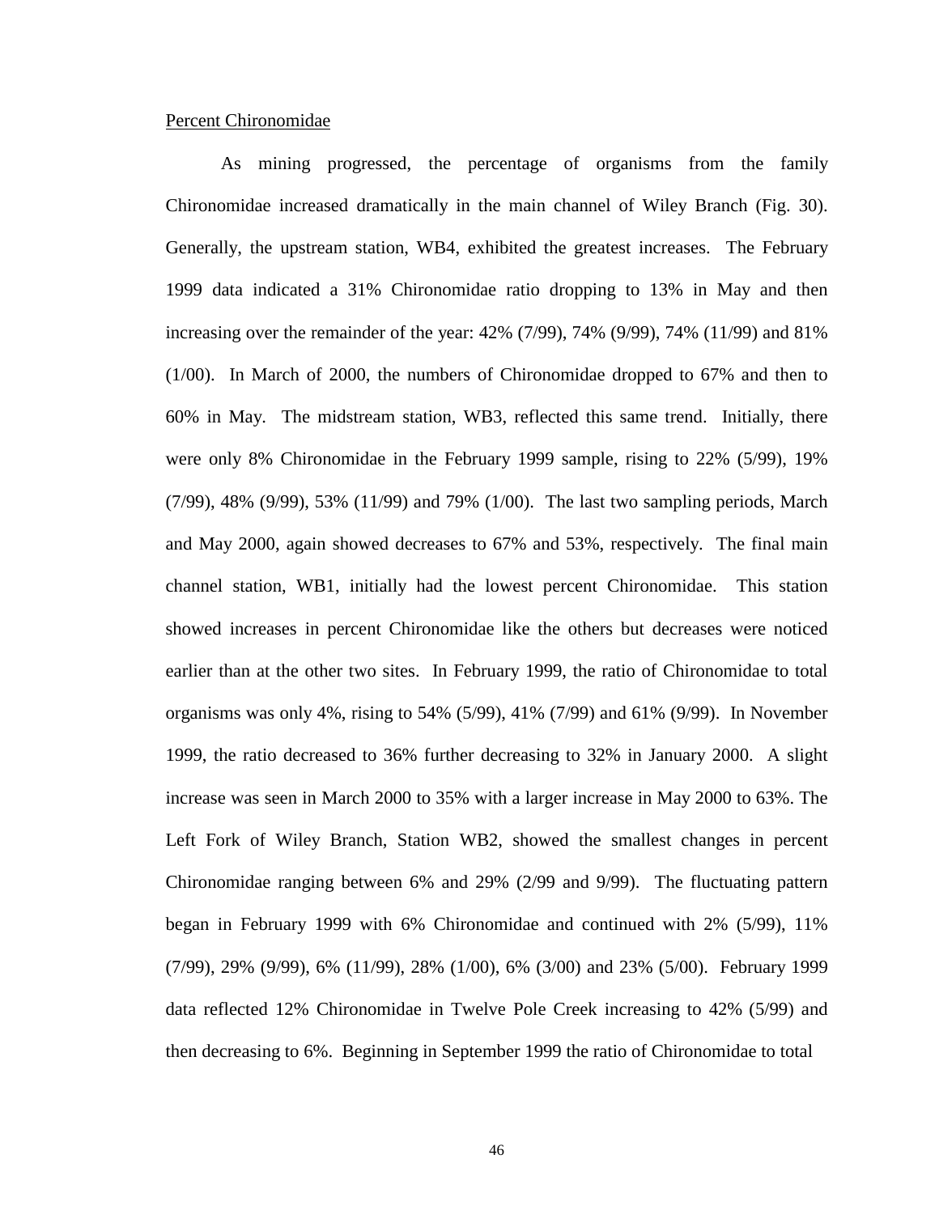Percent Chironomidae

As mining progressed, the percentage of organisms from the family Chironomidae increased dramatically in the main channel of Wiley Branch (Fig. 30). Generally, the upstream station, WB4, exhibited the greatest increases. The February 1999 data indicated a 31% Chironomidae ratio dropping to 13% in May and then increasing over the remainder of the year: 42% (7/99), 74% (9/99), 74% (11/99) and 81% (1/00). In March of 2000, the numbers of Chironomidae dropped to 67% and then to 60% in May. The midstream station, WB3, reflected this same trend. Initially, there were only 8% Chironomidae in the February 1999 sample, rising to 22% (5/99), 19% (7/99), 48% (9/99), 53% (11/99) and 79% (1/00). The last two sampling periods, March and May 2000, again showed decreases to 67% and 53%, respectively. The final main channel station, WB1, initially had the lowest percent Chironomidae. This station showed increases in percent Chironomidae like the others but decreases were noticed earlier than at the other two sites. In February 1999, the ratio of Chironomidae to total organisms was only 4%, rising to 54% (5/99), 41% (7/99) and 61% (9/99). In November 1999, the ratio decreased to 36% further decreasing to 32% in January 2000. A slight increase was seen in March 2000 to 35% with a larger increase in May 2000 to 63%. The Left Fork of Wiley Branch, Station WB2, showed the smallest changes in percent Chironomidae ranging between 6% and 29% (2/99 and 9/99). The fluctuating pattern began in February 1999 with 6% Chironomidae and continued with 2% (5/99), 11% (7/99), 29% (9/99), 6% (11/99), 28% (1/00), 6% (3/00) and 23% (5/00). February 1999 data reflected 12% Chironomidae in Twelve Pole Creek increasing to 42% (5/99) and then decreasing to 6%. Beginning in September 1999 the ratio of Chironomidae to total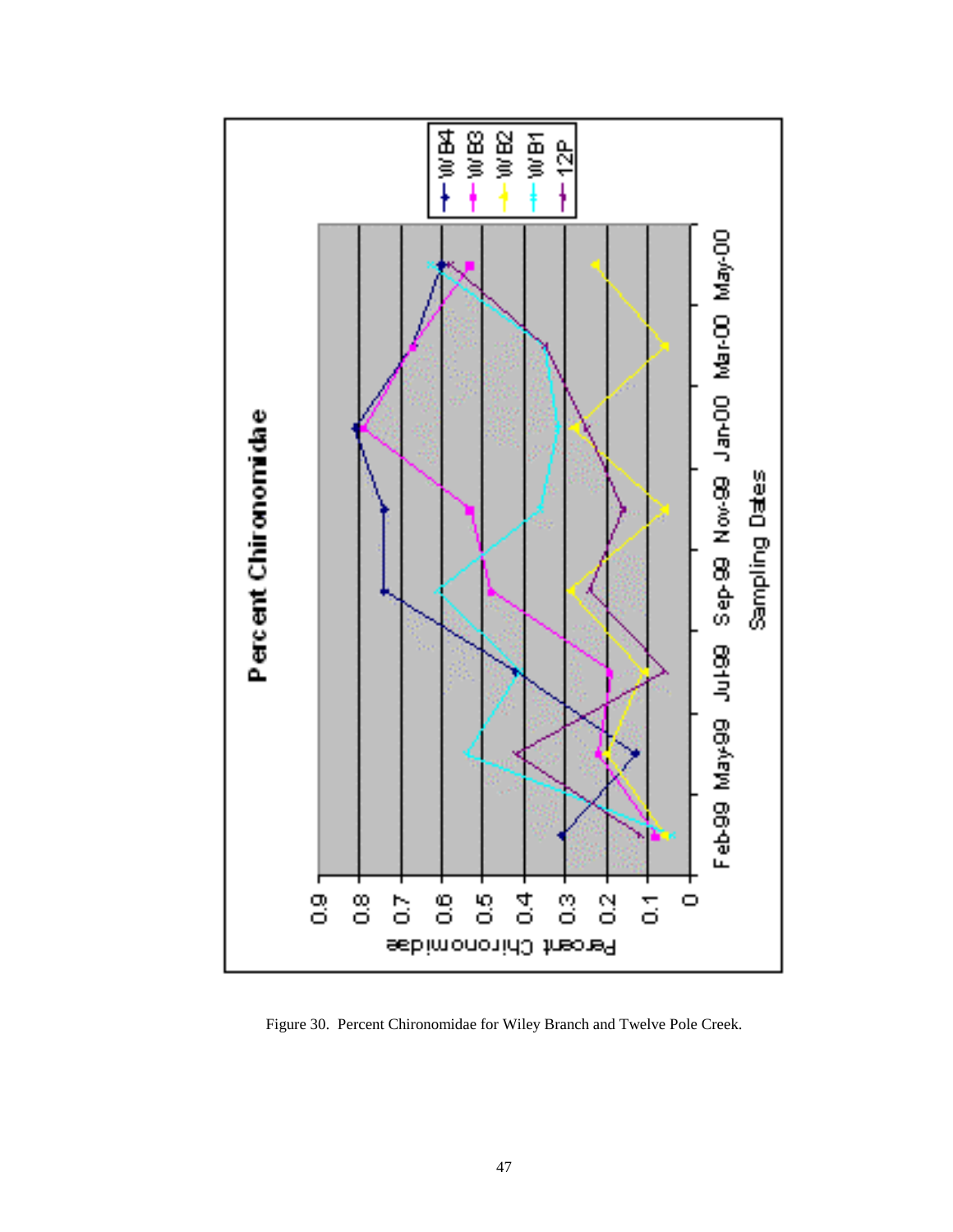Figure 30. Percent Chironomidae for Wiley Branch and Twelve Pole Creek.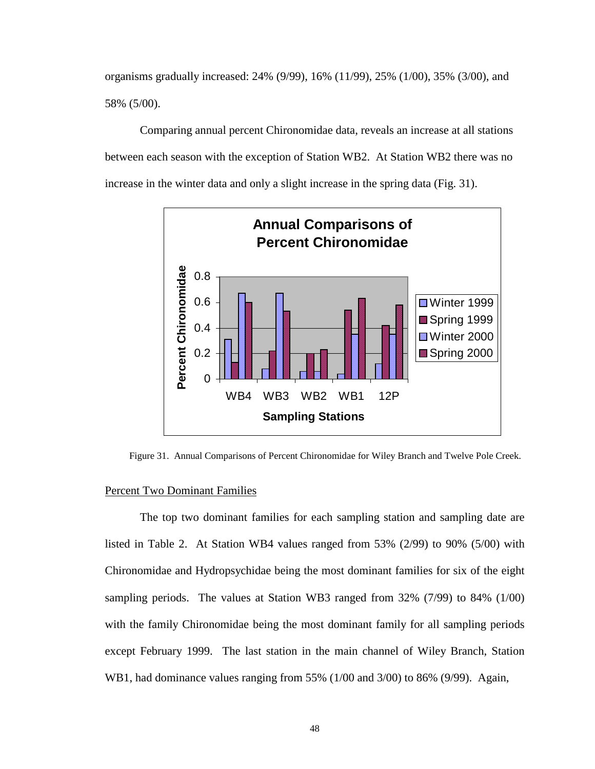organisms gradually increased: 24% (9/99), 16% (11/99), 25% (1/00), 35% (3/00), and 58% (5/00).

Comparing annual percent Chironomidae data, reveals an increase at all stations between each season with the exception of Station WB2. At Station WB2 there was no increase in the winter data and only a slight increase in the spring data (Fig. 31).

Figure 31. Annual Comparisons of Percent Chironomidae for Wiley Branch and Twelve Pole Creek.

Percent Two Dominant Families

The top two dominant families for each sampling station and sampling date are listed in Table 2. At Station WB4 values ranged from 53% (2/99) to 90% (5/00) with Chironomidae and Hydropsychidae being the most dominant families for six of the eight sampling periods. The values at Station WB3 ranged from 32% (7/99) to 84% (1/00) with the family Chironomidae being the most dominant family for all sampling periods except February 1999. The last station in the main channel of Wiley Branch, Station WB1, had dominance values ranging from 55% (1/00 and 3/00) to 86% (9/99). Again,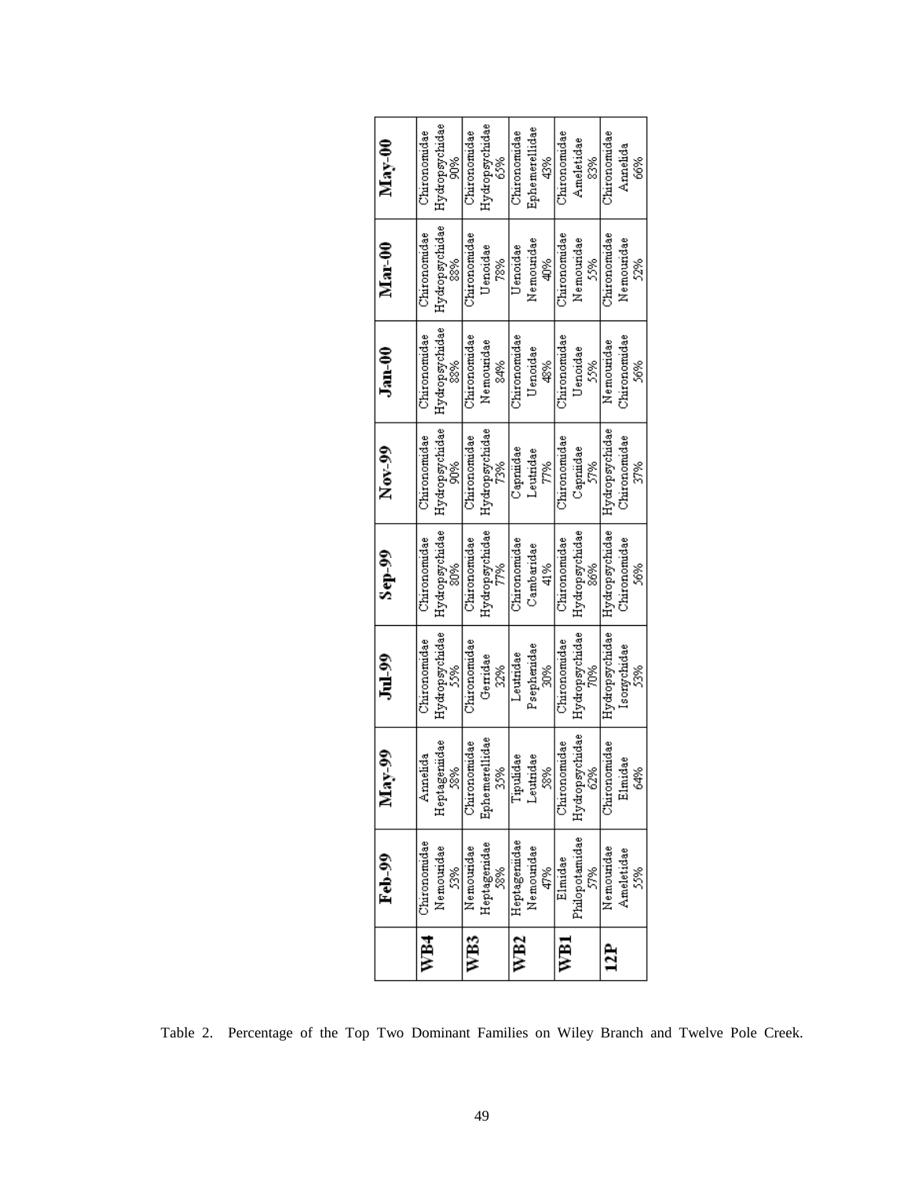| | Feb-99 | May-99 | Jul-99 | Sep-99 | Nov-99 | Jan-00 | Mar-00 | May-00 |
|---|---|---|---|---|---|---|---|---|
| WB4 | Chironomidae Nemouridae 53% | Annelida Heptageniidae 58% | Chironomidae Hydropsychidae 55% | Chironomidae Hydropsychidae 80% | Chironomidae Hydropsychidae 90% | Chironomidae Hydropsychidae 88% | Chironomidae Hydropsychidae 88% | Chironomidae Hydropsychidae 90% |
| WB3 | Nemouridae Heptageniidae 58% | Chironomidae Ephemerellidae 35% | Chironomidae Gerridae 32% | Chironomidae Hydropsychidae 77% | Chironomidae Hydropsychidae 73% | Chironomidae Nemouridae 84% | Chironomidae Uenoidae 78% | Chironomidae Hydropsychidae 65% |
| WB2 | Heptageniidae Nemouridae 47% | Tipulidae Leutridae 58% | Leutridae Psephenidae 30% | Chironomidae Cambaridae 41% | Capniidae Leutridae 77% | Chironomidae Uenoidae 48% | Uenoidae Nemouridae 40% | Chironomidae Ephemerellidae 43% |
| WB1 | Elmidae Philopotamidae 57% | Chironomidae Hydropsychidae 62% | Chironomidae Hydropsychidae 70% | Chironomidae Hydropsychidae 86% | Chironomidae Capniidae 57% | Chironomidae Uenoidae 55% | Chironomidae Nemouridae 55% | Chironomidae Ameletidae 83% |
| 12P | Nemouridae Ameletidae 55% | Chironomidae Elmidae 64% | Hydropsychidae Isonychidae 53% | Hydropsychidae Chironomidae 56% | Hydropsychidae Chironomidae 37% | Nemouridae Chironomidae 56% | Chironomidae Nemouridae 52% | Chironomidae Annelida 66% |

Table 2. Percentage of the Top Two Dominant Families on Wiley Branch and Twelve Pole Creek.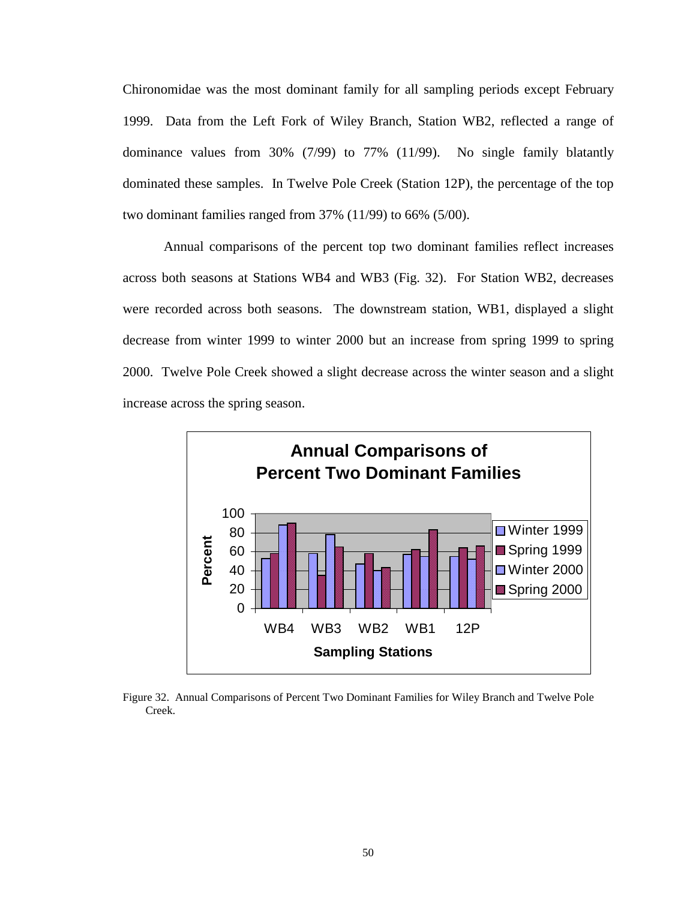Chironomidae was the most dominant family for all sampling periods except February 1999. Data from the Left Fork of Wiley Branch, Station WB2, reflected a range of dominance values from 30% (7/99) to 77% (11/99). No single family blatantly dominated these samples. In Twelve Pole Creek (Station 12P), the percentage of the top two dominant families ranged from 37% (11/99) to 66% (5/00).

Annual comparisons of the percent top two dominant families reflect increases across both seasons at Stations WB4 and WB3 (Fig. 32). For Station WB2, decreases were recorded across both seasons. The downstream station, WB1, displayed a slight decrease from winter 1999 to winter 2000 but an increase from spring 1999 to spring 2000. Twelve Pole Creek showed a slight decrease across the winter season and a slight increase across the spring season.

Figure 32. Annual Comparisons of Percent Two Dominant Families for Wiley Branch and Twelve Pole Creek.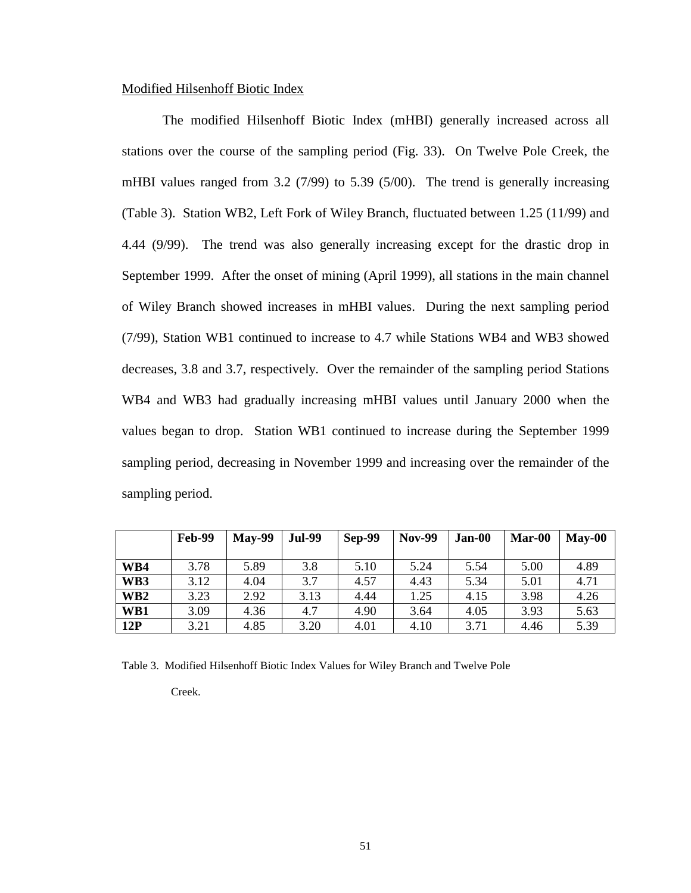<u>Modified Hilsenhoff Biotic Index</u>

The modified Hilsenhoff Biotic Index (mHBI) generally increased across all stations over the course of the sampling period (Fig. 33). On Twelve Pole Creek, the mHBI values ranged from 3.2 (7/99) to 5.39 (5/00). The trend is generally increasing (Table 3). Station WB2, Left Fork of Wiley Branch, fluctuated between 1.25 (11/99) and 4.44 (9/99). The trend was also generally increasing except for the drastic drop in September 1999. After the onset of mining (April 1999), all stations in the main channel of Wiley Branch showed increases in mHBI values. During the next sampling period (7/99), Station WB1 continued to increase to 4.7 while Stations WB4 and WB3 showed decreases, 3.8 and 3.7, respectively. Over the remainder of the sampling period Stations WB4 and WB3 had gradually increasing mHBI values until January 2000 when the values began to drop. Station WB1 continued to increase during the September 1999 sampling period, decreasing in November 1999 and increasing over the remainder of the sampling period.

| | Feb-99 | May-99 | Jul-99 | Sep-99 | Nov-99 | Jan-00 | Mar-00 | May-00 |
|---|---|---|---|---|---|---|---|---|
| **WB4** | 3.78 | 5.89 | 3.8 | 5.10 | 5.24 | 5.54 | 5.00 | 4.89 |
| **WB3** | 3.12 | 4.04 | 3.7 | 4.57 | 4.43 | 5.34 | 5.01 | 4.71 |
| **WB2** | 3.23 | 2.92 | 3.13 | 4.44 | 1.25 | 4.15 | 3.98 | 4.26 |
| **WB1** | 3.09 | 4.36 | 4.7 | 4.90 | 3.64 | 4.05 | 3.93 | 5.63 |
| **12P** | 3.21 | 4.85 | 3.20 | 4.01 | 4.10 | 3.71 | 4.46 | 5.39 |

Table 3. Modified Hilsenhoff Biotic Index Values for Wiley Branch and Twelve Pole Creek.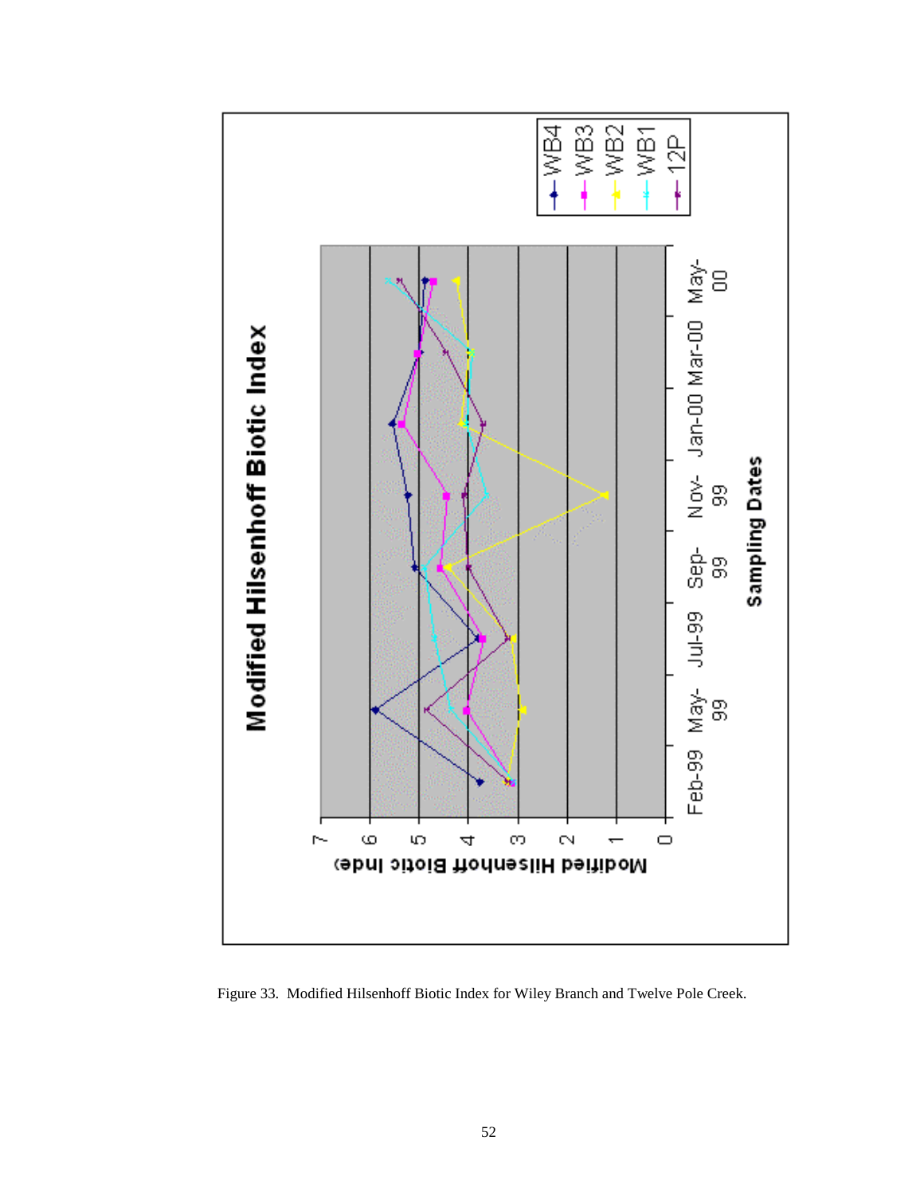Figure 33. Modified Hilsenhoff Biotic Index for Wiley Branch and Twelve Pole Creek.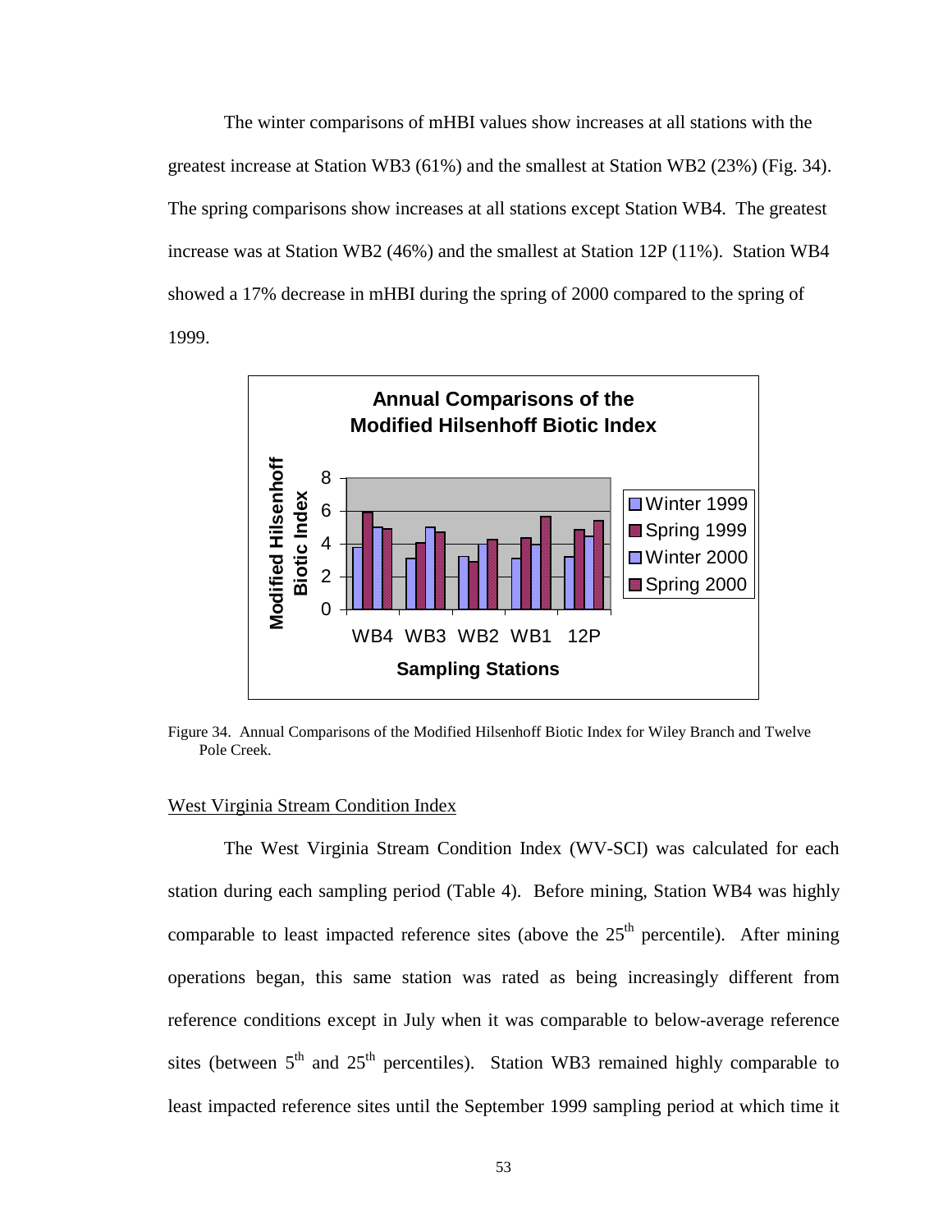The winter comparisons of mHBI values show increases at all stations with the greatest increase at Station WB3 (61%) and the smallest at Station WB2 (23%) (Fig. 34). The spring comparisons show increases at all stations except Station WB4. The greatest increase was at Station WB2 (46%) and the smallest at Station 12P (11%). Station WB4 showed a 17% decrease in mHBI during the spring of 2000 compared to the spring of 1999.

Figure 34. Annual Comparisons of the Modified Hilsenhoff Biotic Index for Wiley Branch and Twelve Pole Creek.

## West Virginia Stream Condition Index

The West Virginia Stream Condition Index (WV-SCI) was calculated for each station during each sampling period (Table 4). Before mining, Station WB4 was highly comparable to least impacted reference sites (above the $25^{th}$ percentile). After mining operations began, this same station was rated as being increasingly different from reference conditions except in July when it was comparable to below-average reference sites (between $5^{th}$ and $25^{th}$ percentiles). Station WB3 remained highly comparable to least impacted reference sites until the September 1999 sampling period at which time it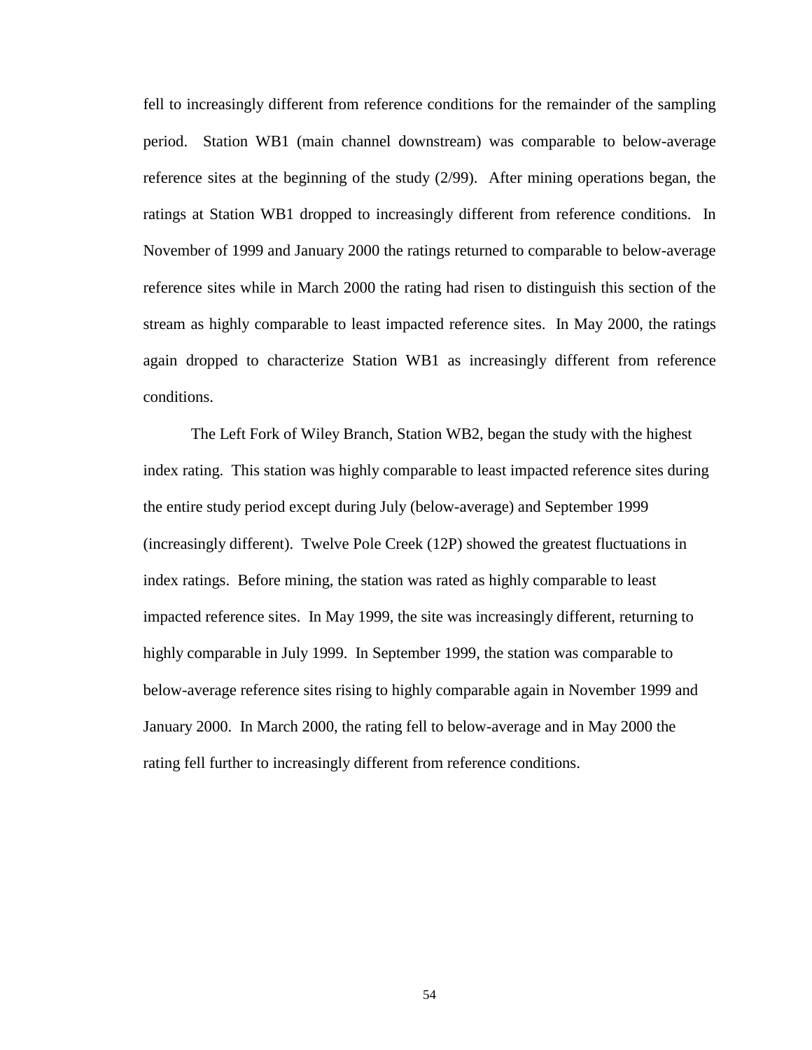fell to increasingly different from reference conditions for the remainder of the sampling period. Station WB1 (main channel downstream) was comparable to below-average reference sites at the beginning of the study (2/99). After mining operations began, the ratings at Station WB1 dropped to increasingly different from reference conditions. In November of 1999 and January 2000 the ratings returned to comparable to below-average reference sites while in March 2000 the rating had risen to distinguish this section of the stream as highly comparable to least impacted reference sites. In May 2000, the ratings again dropped to characterize Station WB1 as increasingly different from reference conditions.

The Left Fork of Wiley Branch, Station WB2, began the study with the highest index rating. This station was highly comparable to least impacted reference sites during the entire study period except during July (below-average) and September 1999 (increasingly different). Twelve Pole Creek (12P) showed the greatest fluctuations in index ratings. Before mining, the station was rated as highly comparable to least impacted reference sites. In May 1999, the site was increasingly different, returning to highly comparable in July 1999. In September 1999, the station was comparable to below-average reference sites rising to highly comparable again in November 1999 and January 2000. In March 2000, the rating fell to below-average and in May 2000 the rating fell further to increasingly different from reference conditions.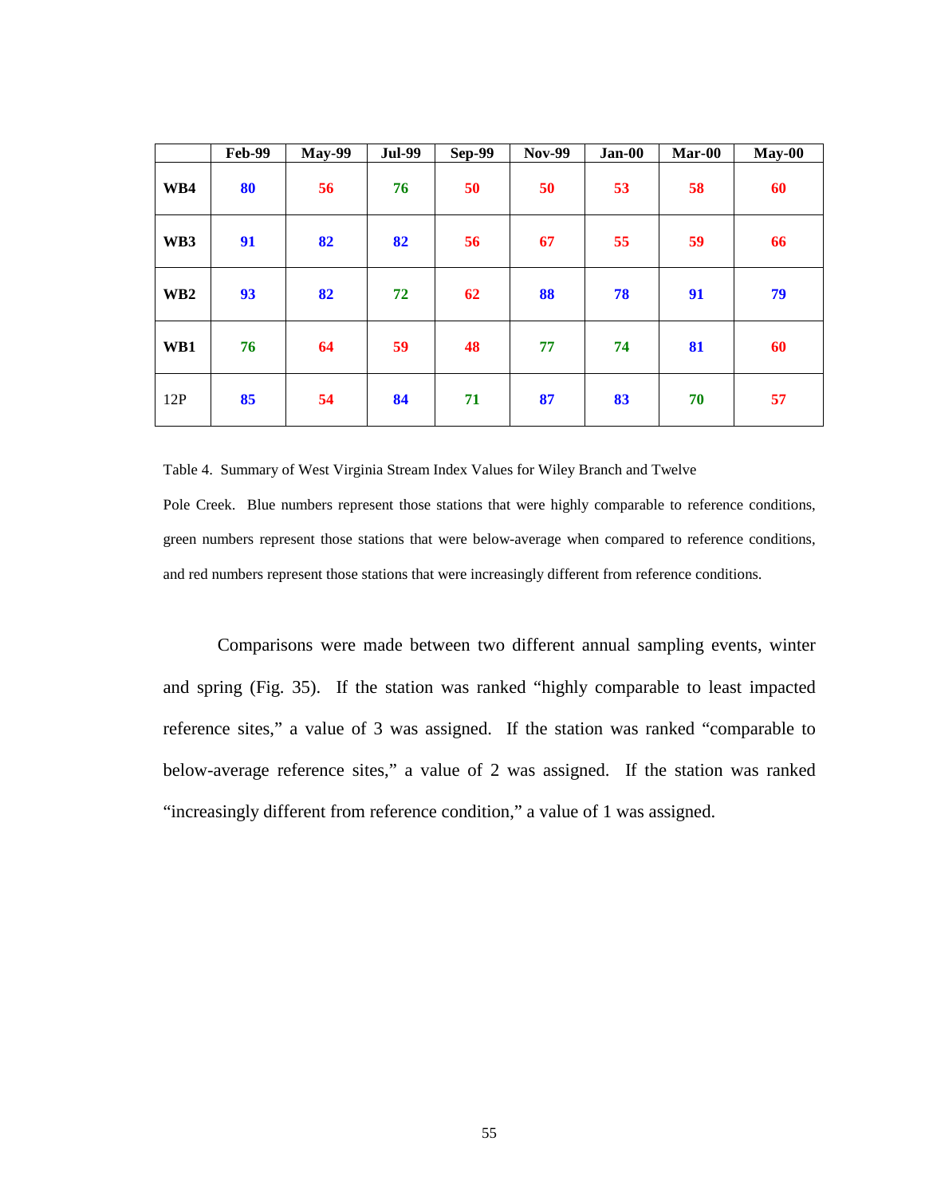| | Feb-99 | May-99 | Jul-99 | Sep-99 | Nov-99 | Jan-00 | Mar-00 | May-00 |
|---|---|---|---|---|---|---|---|---|
| **WB4** | **80** | **56** | **76** | **50** | **50** | **53** | **58** | **60** |
| **WB3** | **91** | **82** | **82** | **56** | **67** | **55** | **59** | **66** |
| **WB2** | **93** | **82** | **72** | **62** | **88** | **78** | **91** | **79** |
| **WB1** | **76** | **64** | **59** | **48** | **77** | **74** | **81** | **60** |
| 12P | **85** | **54** | **84** | **71** | **87** | **83** | **70** | **57** |

Table 4. Summary of West Virginia Stream Index Values for Wiley Branch and Twelve Pole Creek. Blue numbers represent those stations that were highly comparable to reference conditions, green numbers represent those stations that were below-average when compared to reference conditions, and red numbers represent those stations that were increasingly different from reference conditions.

Comparisons were made between two different annual sampling events, winter and spring (Fig. 35). If the station was ranked "highly comparable to least impacted reference sites," a value of 3 was assigned. If the station was ranked "comparable to below-average reference sites," a value of 2 was assigned. If the station was ranked "increasingly different from reference condition," a value of 1 was assigned.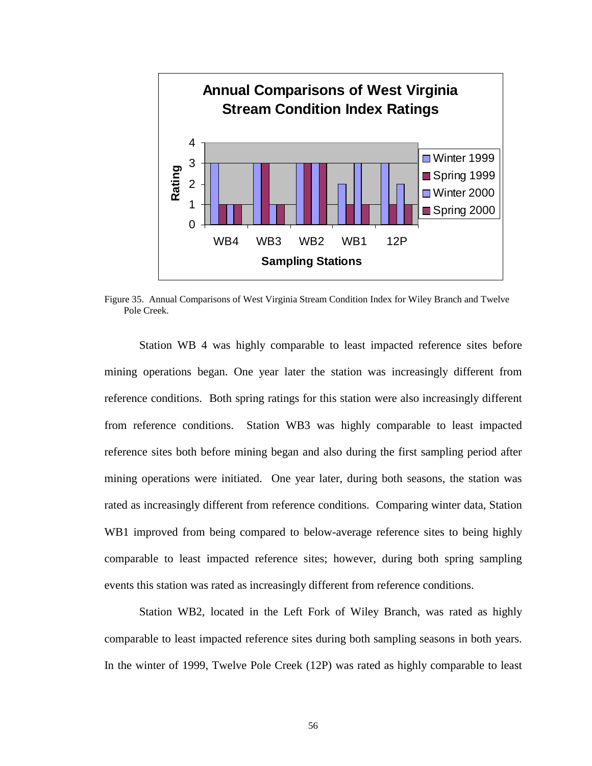**Annual Comparisons of West Virginia Stream Condition Index Ratings**

| Sampling Stations | Winter 1999 | Spring 1999 | Winter 2000 | Spring 2000 |
|---|---|---|---|---|
| WB4 | 3 | 1 | 1 | 1 |
| WB3 | 3 | 3 | 1 | 1 |
| WB2 | 3 | 3 | 3 | 3 |
| WB1 | 2 | 1 | 3 | 1 |
| 12P | 3 | 1 | 2 | 1 |

Figure 35. Annual Comparisons of West Virginia Stream Condition Index for Wiley Branch and Twelve Pole Creek.

Station WB 4 was highly comparable to least impacted reference sites before mining operations began. One year later the station was increasingly different from reference conditions. Both spring ratings for this station were also increasingly different from reference conditions. Station WB3 was highly comparable to least impacted reference sites both before mining began and also during the first sampling period after mining operations were initiated. One year later, during both seasons, the station was rated as increasingly different from reference conditions. Comparing winter data, Station WB1 improved from being compared to below-average reference sites to being highly comparable to least impacted reference sites; however, during both spring sampling events this station was rated as increasingly different from reference conditions.

Station WB2, located in the Left Fork of Wiley Branch, was rated as highly comparable to least impacted reference sites during both sampling seasons in both years. In the winter of 1999, Twelve Pole Creek (12P) was rated as highly comparable to least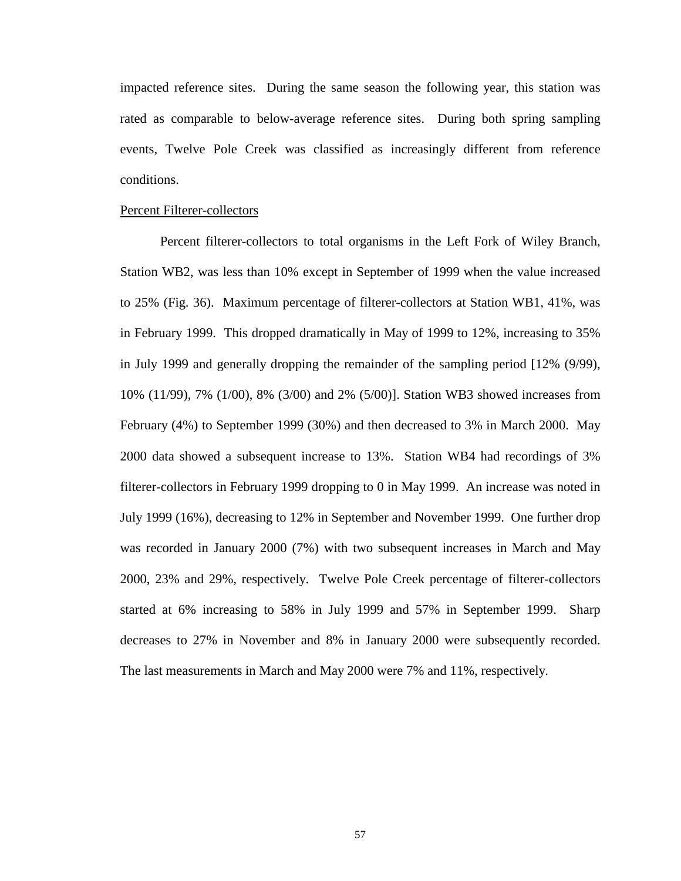impacted reference sites. During the same season the following year, this station was rated as comparable to below-average reference sites. During both spring sampling events, Twelve Pole Creek was classified as increasingly different from reference conditions.

<u>Percent Filterer-collectors</u>

Percent filterer-collectors to total organisms in the Left Fork of Wiley Branch, Station WB2, was less than 10% except in September of 1999 when the value increased to 25% (Fig. 36). Maximum percentage of filterer-collectors at Station WB1, 41%, was in February 1999. This dropped dramatically in May of 1999 to 12%, increasing to 35% in July 1999 and generally dropping the remainder of the sampling period [12% (9/99), 10% (11/99), 7% (1/00), 8% (3/00) and 2% (5/00)]. Station WB3 showed increases from February (4%) to September 1999 (30%) and then decreased to 3% in March 2000. May 2000 data showed a subsequent increase to 13%. Station WB4 had recordings of 3% filterer-collectors in February 1999 dropping to 0 in May 1999. An increase was noted in July 1999 (16%), decreasing to 12% in September and November 1999. One further drop was recorded in January 2000 (7%) with two subsequent increases in March and May 2000, 23% and 29%, respectively. Twelve Pole Creek percentage of filterer-collectors started at 6% increasing to 58% in July 1999 and 57% in September 1999. Sharp decreases to 27% in November and 8% in January 2000 were subsequently recorded. The last measurements in March and May 2000 were 7% and 11%, respectively.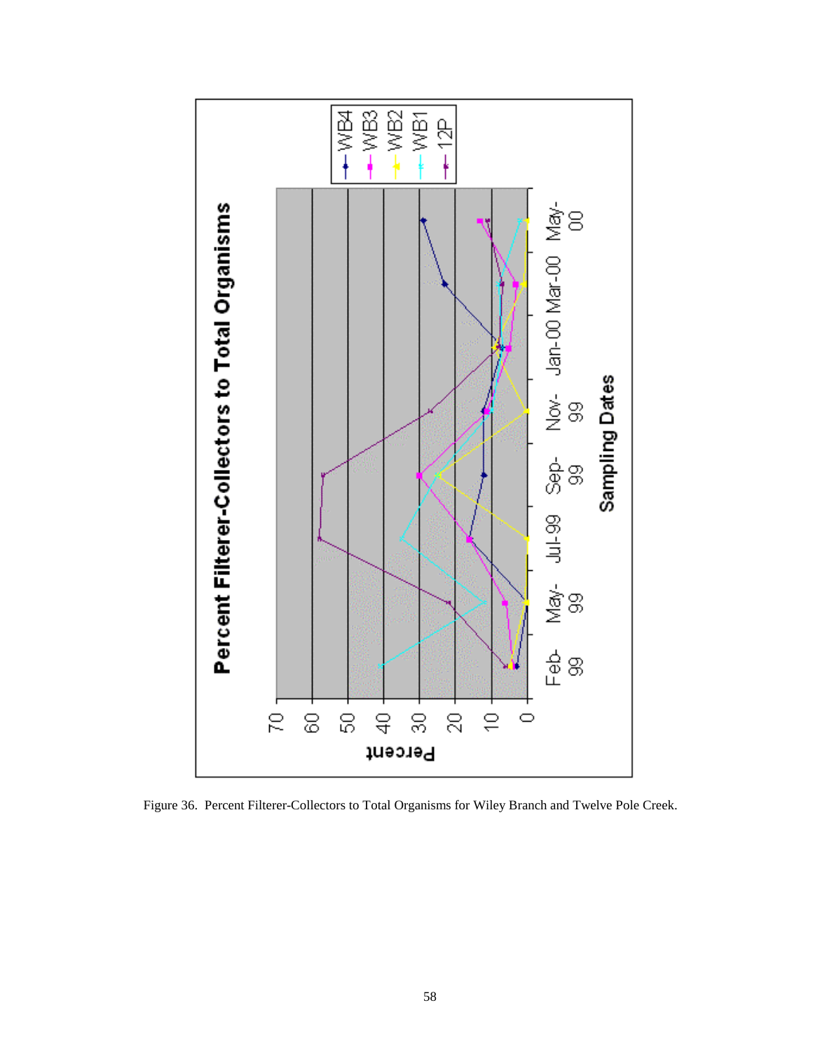Figure 36. Percent Filterer-Collectors to Total Organisms for Wiley Branch and Twelve Pole Creek.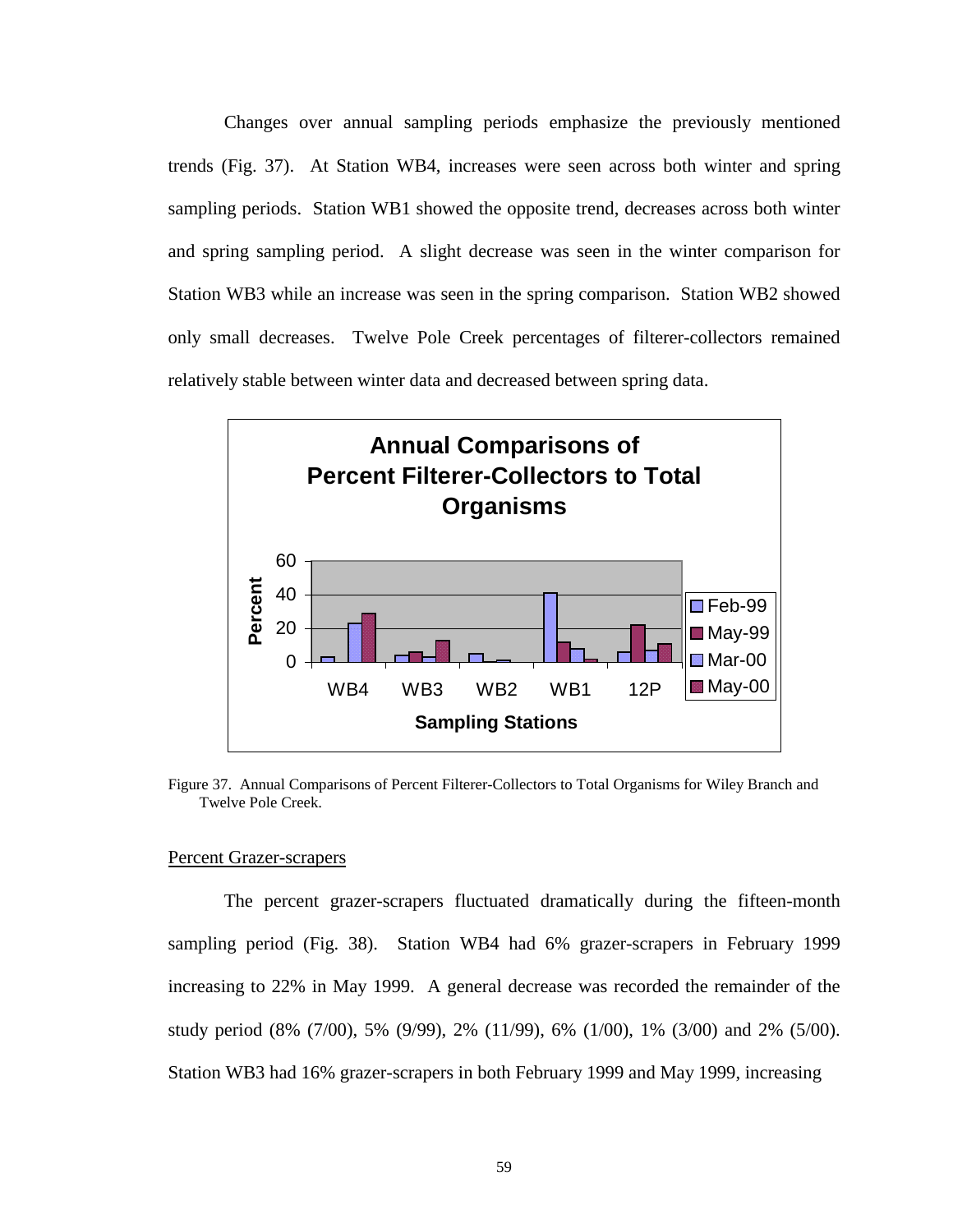Changes over annual sampling periods emphasize the previously mentioned trends (Fig. 37). At Station WB4, increases were seen across both winter and spring sampling periods. Station WB1 showed the opposite trend, decreases across both winter and spring sampling period. A slight decrease was seen in the winter comparison for Station WB3 while an increase was seen in the spring comparison. Station WB2 showed only small decreases. Twelve Pole Creek percentages of filterer-collectors remained relatively stable between winter data and decreased between spring data.

Figure 37. Annual Comparisons of Percent Filterer-Collectors to Total Organisms for Wiley Branch and Twelve Pole Creek.

<u>Percent Grazer-scrapers</u>

The percent grazer-scrapers fluctuated dramatically during the fifteen-month sampling period (Fig. 38). Station WB4 had 6% grazer-scrapers in February 1999 increasing to 22% in May 1999. A general decrease was recorded the remainder of the study period (8% (7/00), 5% (9/99), 2% (11/99), 6% (1/00), 1% (3/00) and 2% (5/00). Station WB3 had 16% grazer-scrapers in both February 1999 and May 1999, increasing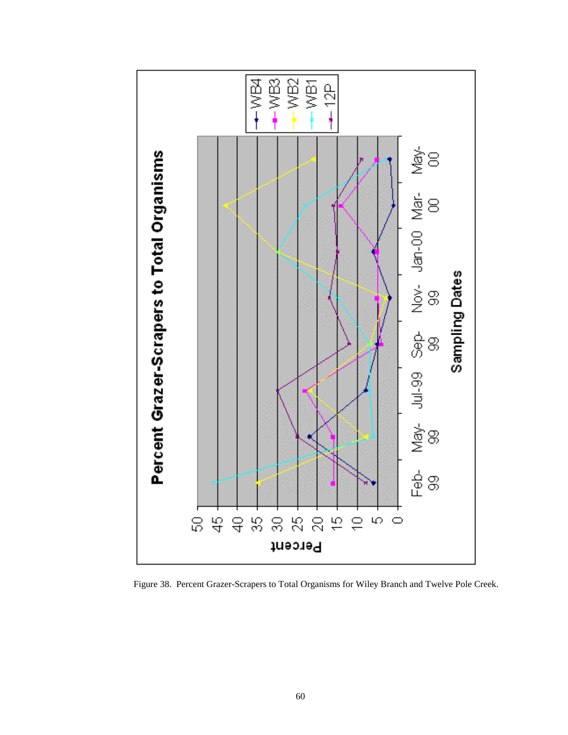Figure 38. Percent Grazer-Scrapers to Total Organisms for Wiley Branch and Twelve Pole Creek.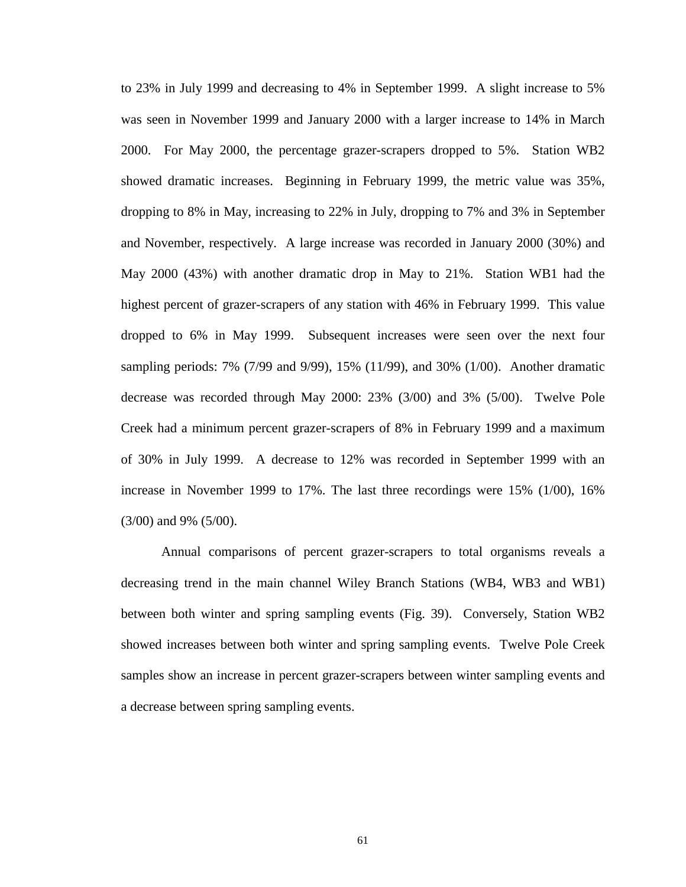to 23% in July 1999 and decreasing to 4% in September 1999. A slight increase to 5% was seen in November 1999 and January 2000 with a larger increase to 14% in March 2000. For May 2000, the percentage grazer-scrapers dropped to 5%. Station WB2 showed dramatic increases. Beginning in February 1999, the metric value was 35%, dropping to 8% in May, increasing to 22% in July, dropping to 7% and 3% in September and November, respectively. A large increase was recorded in January 2000 (30%) and May 2000 (43%) with another dramatic drop in May to 21%. Station WB1 had the highest percent of grazer-scrapers of any station with 46% in February 1999. This value dropped to 6% in May 1999. Subsequent increases were seen over the next four sampling periods: 7% (7/99 and 9/99), 15% (11/99), and 30% (1/00). Another dramatic decrease was recorded through May 2000: 23% (3/00) and 3% (5/00). Twelve Pole Creek had a minimum percent grazer-scrapers of 8% in February 1999 and a maximum of 30% in July 1999. A decrease to 12% was recorded in September 1999 with an increase in November 1999 to 17%. The last three recordings were 15% (1/00), 16% (3/00) and 9% (5/00).

Annual comparisons of percent grazer-scrapers to total organisms reveals a decreasing trend in the main channel Wiley Branch Stations (WB4, WB3 and WB1) between both winter and spring sampling events (Fig. 39). Conversely, Station WB2 showed increases between both winter and spring sampling events. Twelve Pole Creek samples show an increase in percent grazer-scrapers between winter sampling events and a decrease between spring sampling events.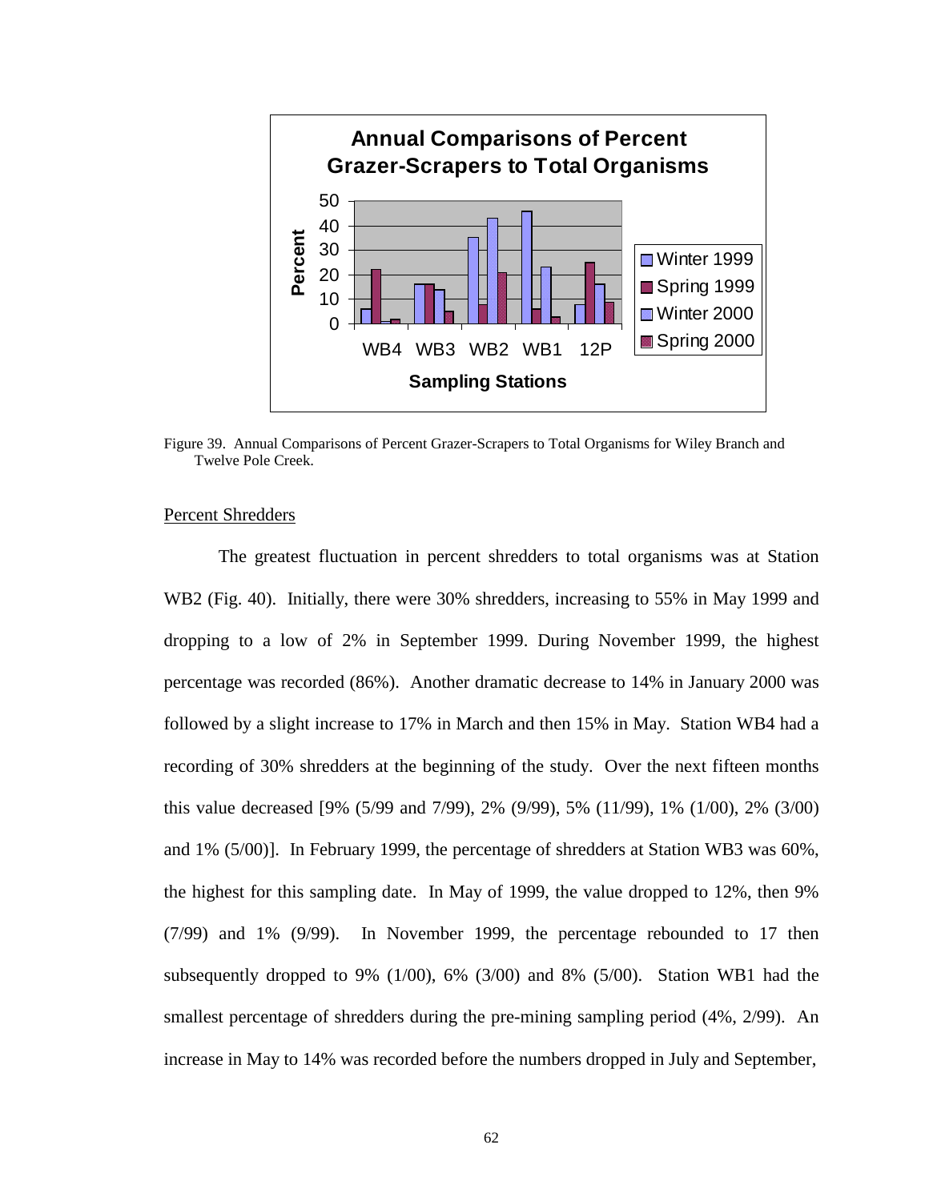Figure 39. Annual Comparisons of Percent Grazer-Scrapers to Total Organisms for Wiley Branch and Twelve Pole Creek.

Percent Shredders

The greatest fluctuation in percent shredders to total organisms was at Station WB2 (Fig. 40). Initially, there were 30% shredders, increasing to 55% in May 1999 and dropping to a low of 2% in September 1999. During November 1999, the highest percentage was recorded (86%). Another dramatic decrease to 14% in January 2000 was followed by a slight increase to 17% in March and then 15% in May. Station WB4 had a recording of 30% shredders at the beginning of the study. Over the next fifteen months this value decreased [9% (5/99 and 7/99), 2% (9/99), 5% (11/99), 1% (1/00), 2% (3/00) and 1% (5/00)]. In February 1999, the percentage of shredders at Station WB3 was 60%, the highest for this sampling date. In May of 1999, the value dropped to 12%, then 9% (7/99) and 1% (9/99). In November 1999, the percentage rebounded to 17 then subsequently dropped to 9% (1/00), 6% (3/00) and 8% (5/00). Station WB1 had the smallest percentage of shredders during the pre-mining sampling period (4%, 2/99). An increase in May to 14% was recorded before the numbers dropped in July and September,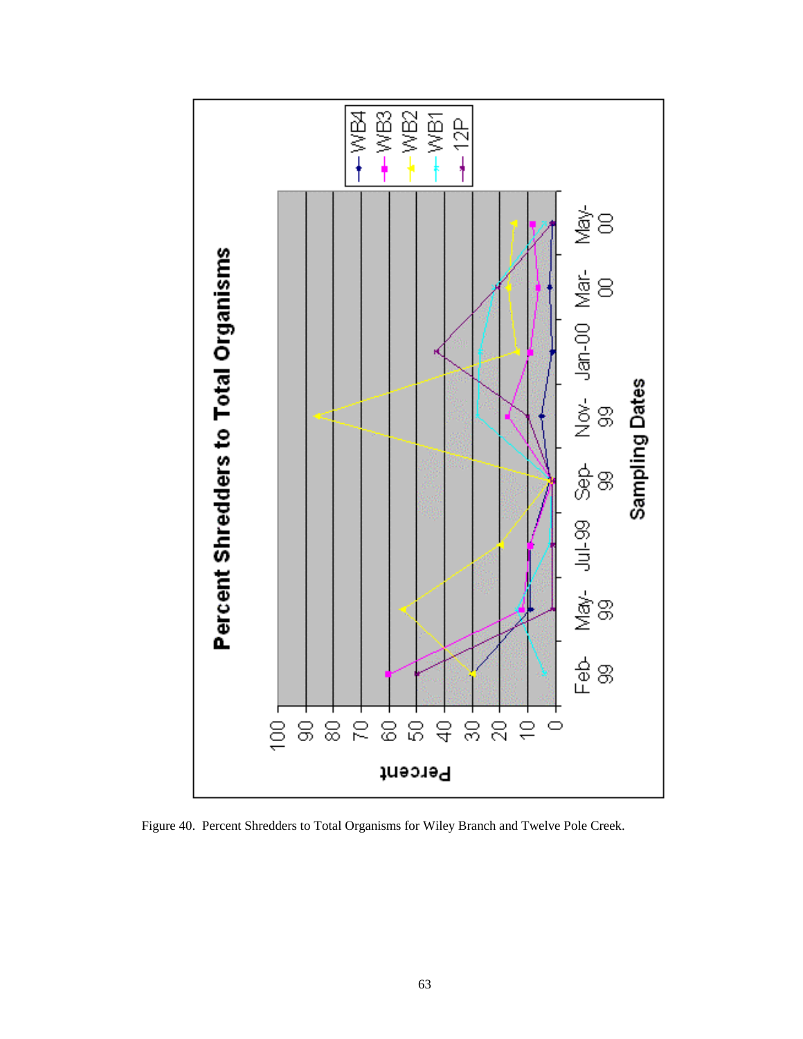Figure 40. Percent Shredders to Total Organisms for Wiley Branch and Twelve Pole Creek.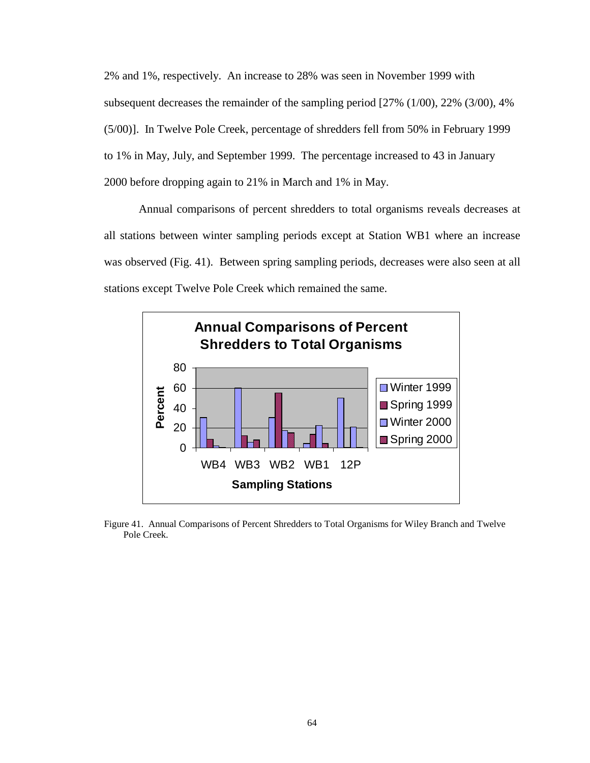2% and 1%, respectively. An increase to 28% was seen in November 1999 with subsequent decreases the remainder of the sampling period [27% (1/00), 22% (3/00), 4% (5/00)]. In Twelve Pole Creek, percentage of shredders fell from 50% in February 1999 to 1% in May, July, and September 1999. The percentage increased to 43 in January 2000 before dropping again to 21% in March and 1% in May.

Annual comparisons of percent shredders to total organisms reveals decreases at all stations between winter sampling periods except at Station WB1 where an increase was observed (Fig. 41). Between spring sampling periods, decreases were also seen at all stations except Twelve Pole Creek which remained the same.

Figure 41. Annual Comparisons of Percent Shredders to Total Organisms for Wiley Branch and Twelve Pole Creek.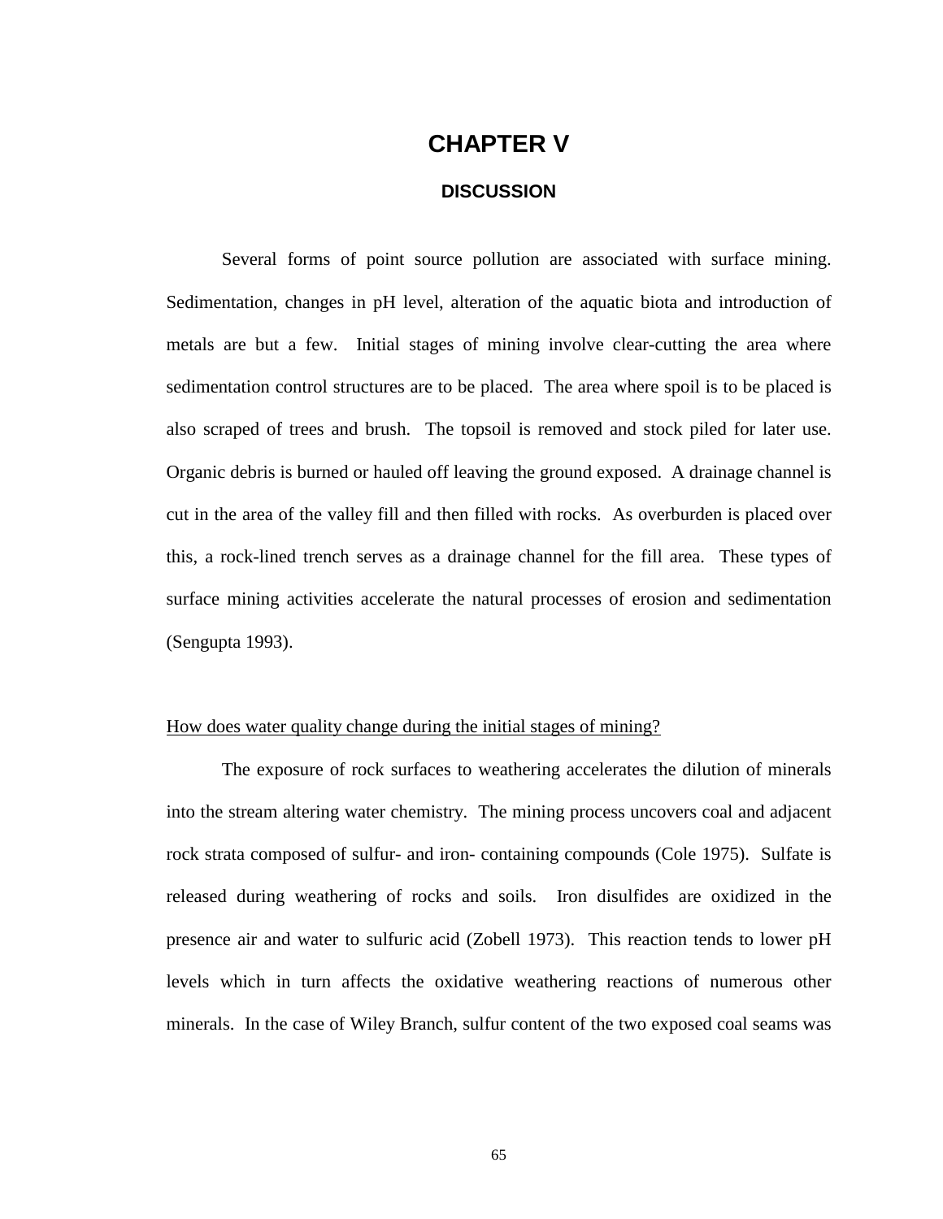# CHAPTER V

## DISCUSSION

Several forms of point source pollution are associated with surface mining. Sedimentation, changes in pH level, alteration of the aquatic biota and introduction of metals are but a few. Initial stages of mining involve clear-cutting the area where sedimentation control structures are to be placed. The area where spoil is to be placed is also scraped of trees and brush. The topsoil is removed and stock piled for later use. Organic debris is burned or hauled off leaving the ground exposed. A drainage channel is cut in the area of the valley fill and then filled with rocks. As overburden is placed over this, a rock-lined trench serves as a drainage channel for the fill area. These types of surface mining activities accelerate the natural processes of erosion and sedimentation (Sengupta 1993).

<u>How does water quality change during the initial stages of mining?</u>

The exposure of rock surfaces to weathering accelerates the dilution of minerals into the stream altering water chemistry. The mining process uncovers coal and adjacent rock strata composed of sulfur- and iron- containing compounds (Cole 1975). Sulfate is released during weathering of rocks and soils. Iron disulfides are oxidized in the presence air and water to sulfuric acid (Zobell 1973). This reaction tends to lower pH levels which in turn affects the oxidative weathering reactions of numerous other minerals. In the case of Wiley Branch, sulfur content of the two exposed coal seams was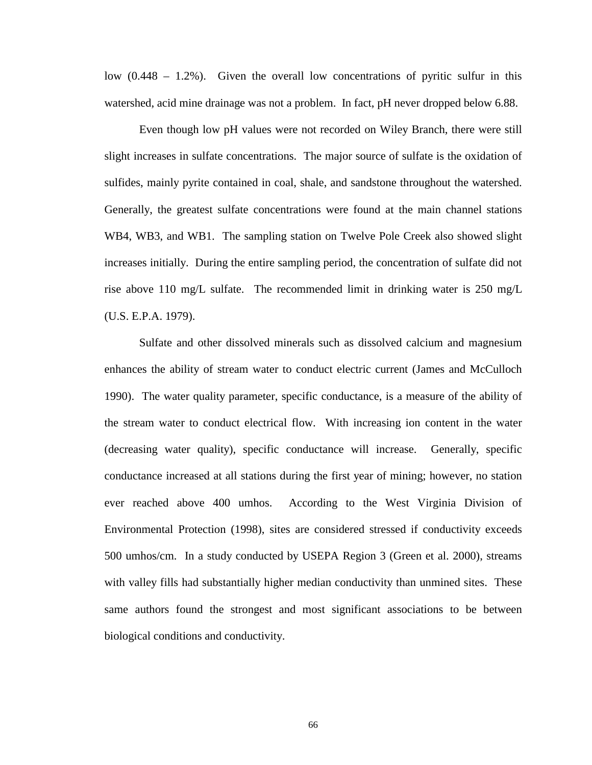low (0.448 – 1.2%). Given the overall low concentrations of pyritic sulfur in this watershed, acid mine drainage was not a problem. In fact, pH never dropped below 6.88.

Even though low pH values were not recorded on Wiley Branch, there were still slight increases in sulfate concentrations. The major source of sulfate is the oxidation of sulfides, mainly pyrite contained in coal, shale, and sandstone throughout the watershed. Generally, the greatest sulfate concentrations were found at the main channel stations WB4, WB3, and WB1. The sampling station on Twelve Pole Creek also showed slight increases initially. During the entire sampling period, the concentration of sulfate did not rise above 110 mg/L sulfate. The recommended limit in drinking water is 250 mg/L (U.S. E.P.A. 1979).

Sulfate and other dissolved minerals such as dissolved calcium and magnesium enhances the ability of stream water to conduct electric current (James and McCulloch 1990). The water quality parameter, specific conductance, is a measure of the ability of the stream water to conduct electrical flow. With increasing ion content in the water (decreasing water quality), specific conductance will increase. Generally, specific conductance increased at all stations during the first year of mining; however, no station ever reached above 400 umhos. According to the West Virginia Division of Environmental Protection (1998), sites are considered stressed if conductivity exceeds 500 umhos/cm. In a study conducted by USEPA Region 3 (Green et al. 2000), streams with valley fills had substantially higher median conductivity than unmined sites. These same authors found the strongest and most significant associations to be between biological conditions and conductivity.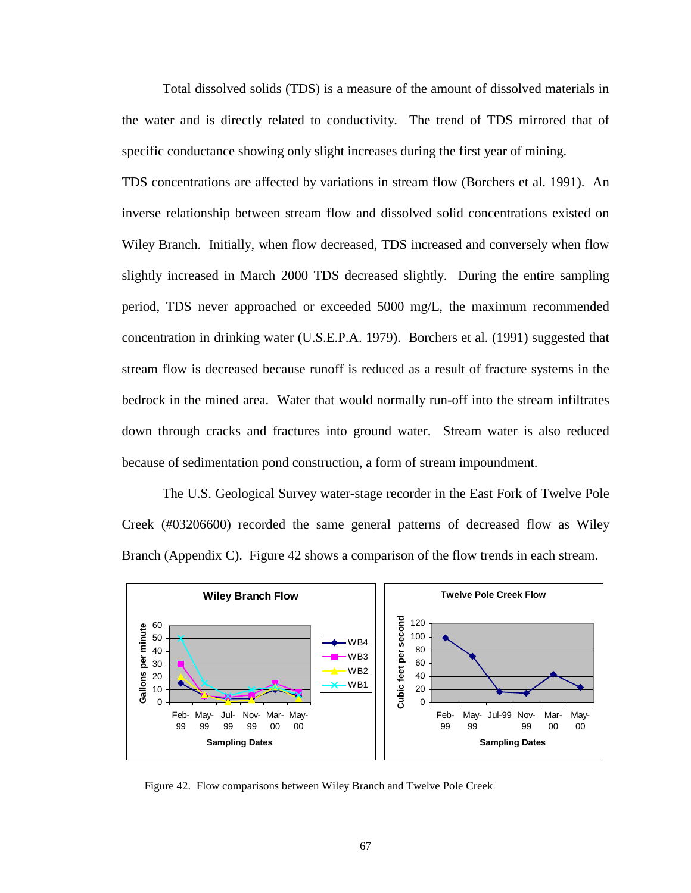Total dissolved solids (TDS) is a measure of the amount of dissolved materials in the water and is directly related to conductivity. The trend of TDS mirrored that of specific conductance showing only slight increases during the first year of mining.

TDS concentrations are affected by variations in stream flow (Borchers et al. 1991). An inverse relationship between stream flow and dissolved solid concentrations existed on Wiley Branch. Initially, when flow decreased, TDS increased and conversely when flow slightly increased in March 2000 TDS decreased slightly. During the entire sampling period, TDS never approached or exceeded 5000 mg/L, the maximum recommended concentration in drinking water (U.S.E.P.A. 1979). Borchers et al. (1991) suggested that stream flow is decreased because runoff is reduced as a result of fracture systems in the bedrock in the mined area. Water that would normally run-off into the stream infiltrates down through cracks and fractures into ground water. Stream water is also reduced because of sedimentation pond construction, a form of stream impoundment.

The U.S. Geological Survey water-stage recorder in the East Fork of Twelve Pole Creek (#03206600) recorded the same general patterns of decreased flow as Wiley Branch (Appendix C). Figure 42 shows a comparison of the flow trends in each stream.

Figure 42. Flow comparisons between Wiley Branch and Twelve Pole Creek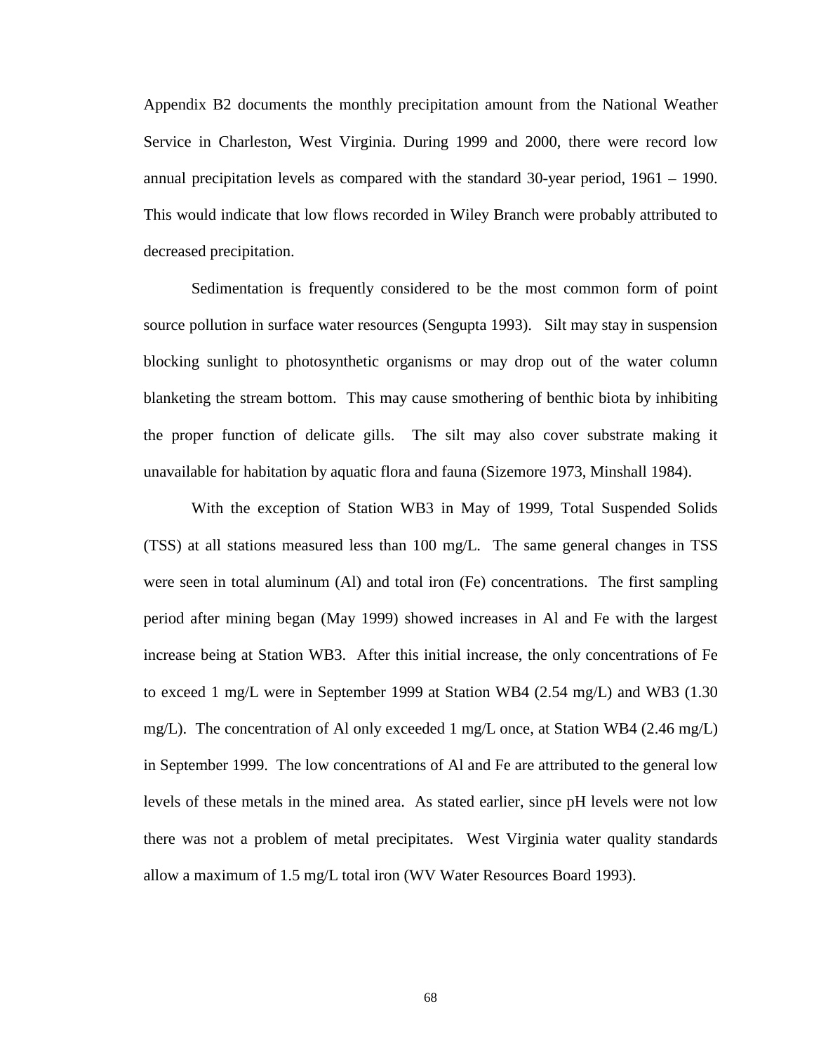Appendix B2 documents the monthly precipitation amount from the National Weather Service in Charleston, West Virginia. During 1999 and 2000, there were record low annual precipitation levels as compared with the standard 30-year period, 1961 – 1990. This would indicate that low flows recorded in Wiley Branch were probably attributed to decreased precipitation.

Sedimentation is frequently considered to be the most common form of point source pollution in surface water resources (Sengupta 1993). Silt may stay in suspension blocking sunlight to photosynthetic organisms or may drop out of the water column blanketing the stream bottom. This may cause smothering of benthic biota by inhibiting the proper function of delicate gills. The silt may also cover substrate making it unavailable for habitation by aquatic flora and fauna (Sizemore 1973, Minshall 1984).

With the exception of Station WB3 in May of 1999, Total Suspended Solids (TSS) at all stations measured less than 100 mg/L. The same general changes in TSS were seen in total aluminum (Al) and total iron (Fe) concentrations. The first sampling period after mining began (May 1999) showed increases in Al and Fe with the largest increase being at Station WB3. After this initial increase, the only concentrations of Fe to exceed 1 mg/L were in September 1999 at Station WB4 (2.54 mg/L) and WB3 (1.30 mg/L). The concentration of Al only exceeded 1 mg/L once, at Station WB4 (2.46 mg/L) in September 1999. The low concentrations of Al and Fe are attributed to the general low levels of these metals in the mined area. As stated earlier, since pH levels were not low there was not a problem of metal precipitates. West Virginia water quality standards allow a maximum of 1.5 mg/L total iron (WV Water Resources Board 1993).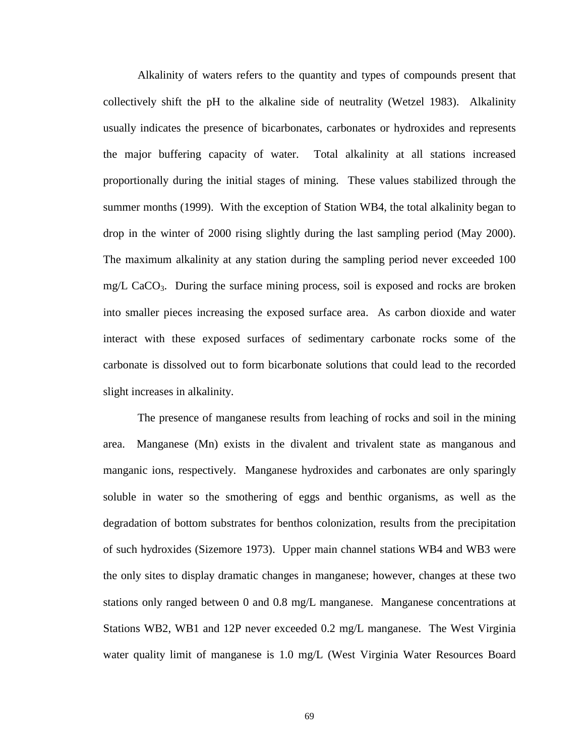Alkalinity of waters refers to the quantity and types of compounds present that collectively shift the pH to the alkaline side of neutrality (Wetzel 1983). Alkalinity usually indicates the presence of bicarbonates, carbonates or hydroxides and represents the major buffering capacity of water. Total alkalinity at all stations increased proportionally during the initial stages of mining. These values stabilized through the summer months (1999). With the exception of Station WB4, the total alkalinity began to drop in the winter of 2000 rising slightly during the last sampling period (May 2000). The maximum alkalinity at any station during the sampling period never exceeded 100 mg/L $CaCO_3$. During the surface mining process, soil is exposed and rocks are broken into smaller pieces increasing the exposed surface area. As carbon dioxide and water interact with these exposed surfaces of sedimentary carbonate rocks some of the carbonate is dissolved out to form bicarbonate solutions that could lead to the recorded slight increases in alkalinity.

The presence of manganese results from leaching of rocks and soil in the mining area. Manganese (Mn) exists in the divalent and trivalent state as manganous and manganic ions, respectively. Manganese hydroxides and carbonates are only sparingly soluble in water so the smothering of eggs and benthic organisms, as well as the degradation of bottom substrates for benthos colonization, results from the precipitation of such hydroxides (Sizemore 1973). Upper main channel stations WB4 and WB3 were the only sites to display dramatic changes in manganese; however, changes at these two stations only ranged between 0 and 0.8 mg/L manganese. Manganese concentrations at Stations WB2, WB1 and 12P never exceeded 0.2 mg/L manganese. The West Virginia water quality limit of manganese is 1.0 mg/L (West Virginia Water Resources Board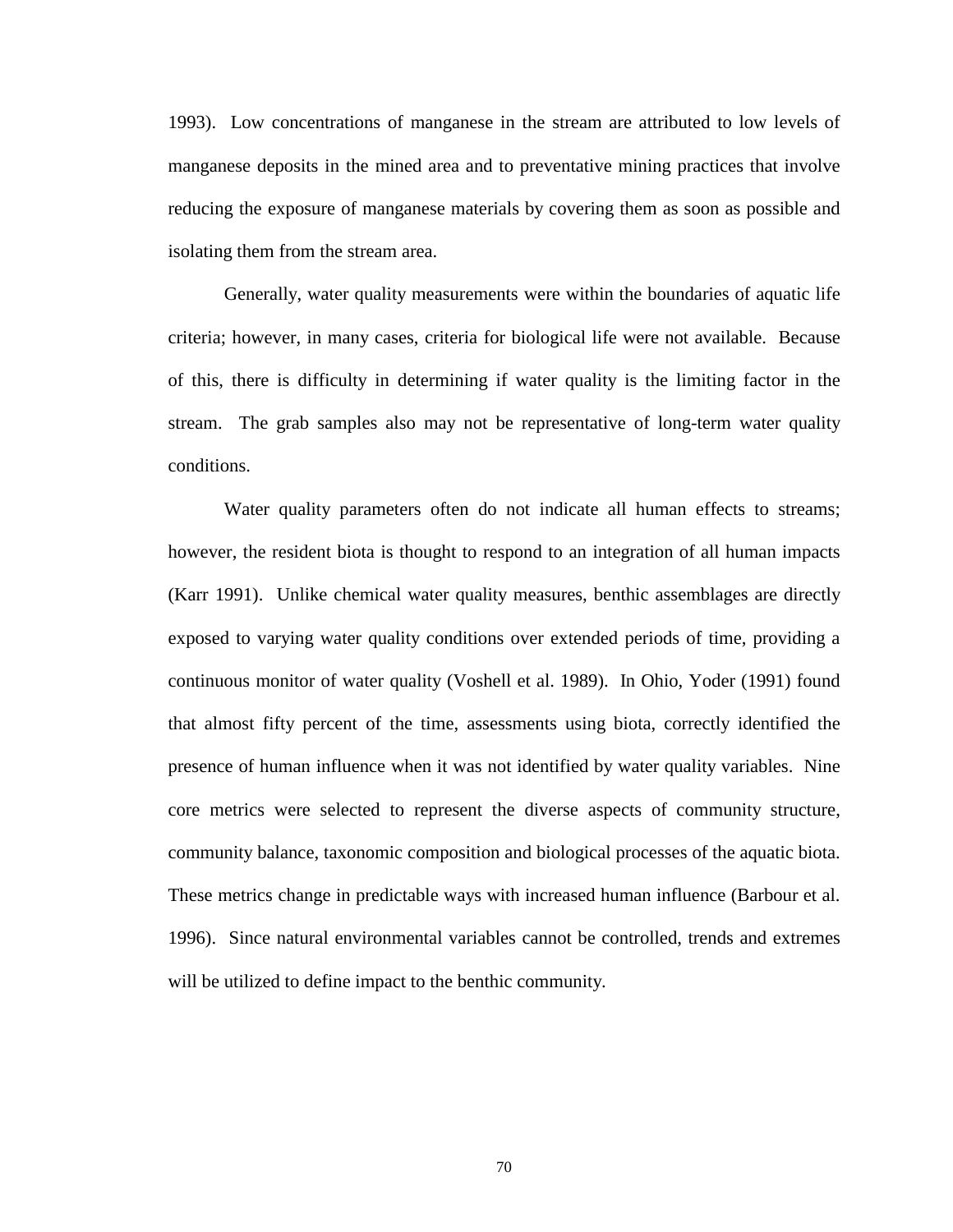1993). Low concentrations of manganese in the stream are attributed to low levels of manganese deposits in the mined area and to preventative mining practices that involve reducing the exposure of manganese materials by covering them as soon as possible and isolating them from the stream area.

Generally, water quality measurements were within the boundaries of aquatic life criteria; however, in many cases, criteria for biological life were not available. Because of this, there is difficulty in determining if water quality is the limiting factor in the stream. The grab samples also may not be representative of long-term water quality conditions.

Water quality parameters often do not indicate all human effects to streams; however, the resident biota is thought to respond to an integration of all human impacts (Karr 1991). Unlike chemical water quality measures, benthic assemblages are directly exposed to varying water quality conditions over extended periods of time, providing a continuous monitor of water quality (Voshell et al. 1989). In Ohio, Yoder (1991) found that almost fifty percent of the time, assessments using biota, correctly identified the presence of human influence when it was not identified by water quality variables. Nine core metrics were selected to represent the diverse aspects of community structure, community balance, taxonomic composition and biological processes of the aquatic biota. These metrics change in predictable ways with increased human influence (Barbour et al. 1996). Since natural environmental variables cannot be controlled, trends and extremes will be utilized to define impact to the benthic community.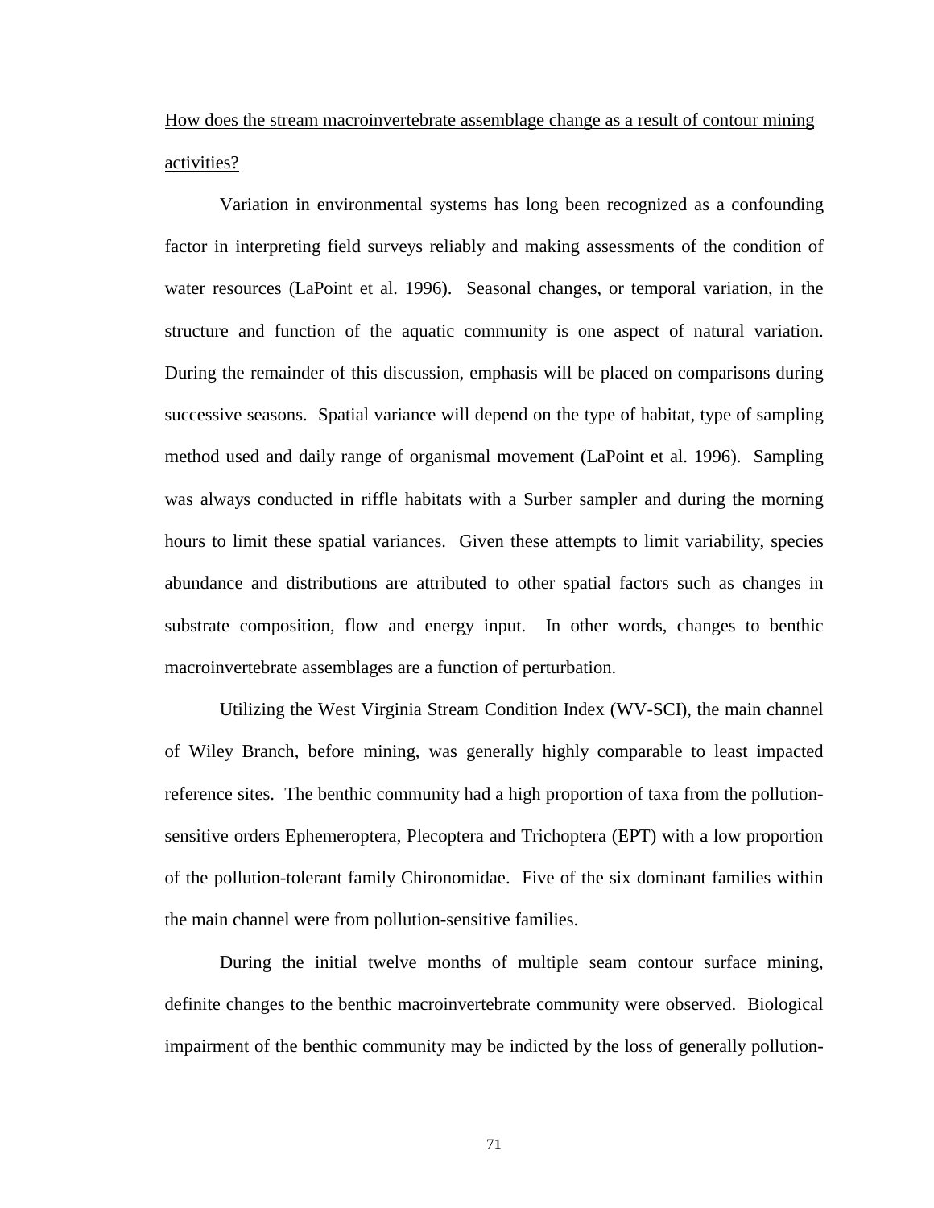How does the stream macroinvertebrate assemblage change as a result of contour mining activities?

Variation in environmental systems has long been recognized as a confounding factor in interpreting field surveys reliably and making assessments of the condition of water resources (LaPoint et al. 1996). Seasonal changes, or temporal variation, in the structure and function of the aquatic community is one aspect of natural variation. During the remainder of this discussion, emphasis will be placed on comparisons during successive seasons. Spatial variance will depend on the type of habitat, type of sampling method used and daily range of organismal movement (LaPoint et al. 1996). Sampling was always conducted in riffle habitats with a Surber sampler and during the morning hours to limit these spatial variances. Given these attempts to limit variability, species abundance and distributions are attributed to other spatial factors such as changes in substrate composition, flow and energy input. In other words, changes to benthic macroinvertebrate assemblages are a function of perturbation.

Utilizing the West Virginia Stream Condition Index (WV-SCI), the main channel of Wiley Branch, before mining, was generally highly comparable to least impacted reference sites. The benthic community had a high proportion of taxa from the pollution-sensitive orders Ephemeroptera, Plecoptera and Trichoptera (EPT) with a low proportion of the pollution-tolerant family Chironomidae. Five of the six dominant families within the main channel were from pollution-sensitive families.

During the initial twelve months of multiple seam contour surface mining, definite changes to the benthic macroinvertebrate community were observed. Biological impairment of the benthic community may be indicted by the loss of generally pollution-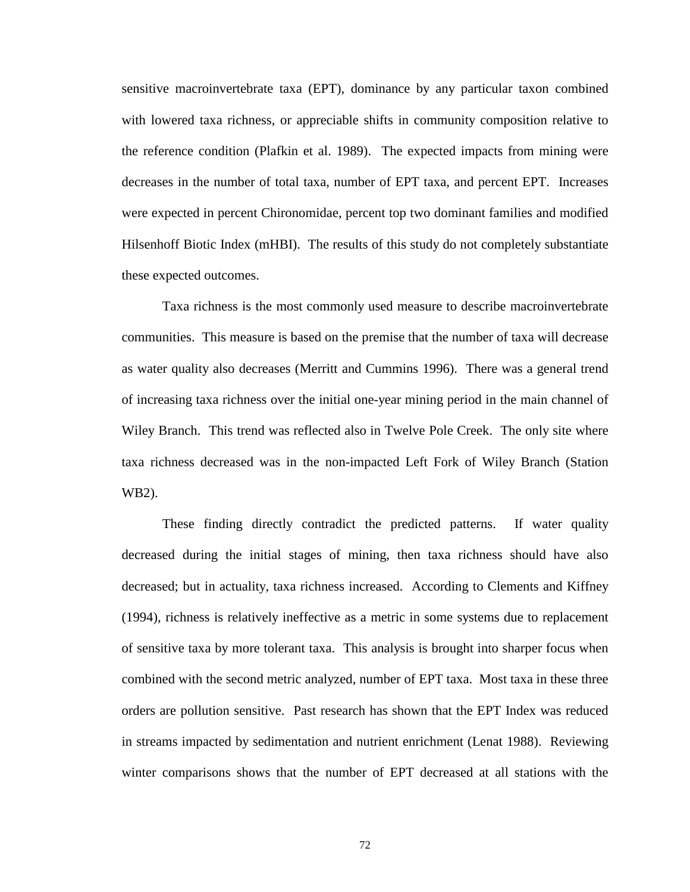sensitive macroinvertebrate taxa (EPT), dominance by any particular taxon combined with lowered taxa richness, or appreciable shifts in community composition relative to the reference condition (Plafkin et al. 1989). The expected impacts from mining were decreases in the number of total taxa, number of EPT taxa, and percent EPT. Increases were expected in percent Chironomidae, percent top two dominant families and modified Hilsenhoff Biotic Index (mHBI). The results of this study do not completely substantiate these expected outcomes.

Taxa richness is the most commonly used measure to describe macroinvertebrate communities. This measure is based on the premise that the number of taxa will decrease as water quality also decreases (Merritt and Cummins 1996). There was a general trend of increasing taxa richness over the initial one-year mining period in the main channel of Wiley Branch. This trend was reflected also in Twelve Pole Creek. The only site where taxa richness decreased was in the non-impacted Left Fork of Wiley Branch (Station WB2).

These finding directly contradict the predicted patterns. If water quality decreased during the initial stages of mining, then taxa richness should have also decreased; but in actuality, taxa richness increased. According to Clements and Kiffney (1994), richness is relatively ineffective as a metric in some systems due to replacement of sensitive taxa by more tolerant taxa. This analysis is brought into sharper focus when combined with the second metric analyzed, number of EPT taxa. Most taxa in these three orders are pollution sensitive. Past research has shown that the EPT Index was reduced in streams impacted by sedimentation and nutrient enrichment (Lenat 1988). Reviewing winter comparisons shows that the number of EPT decreased at all stations with the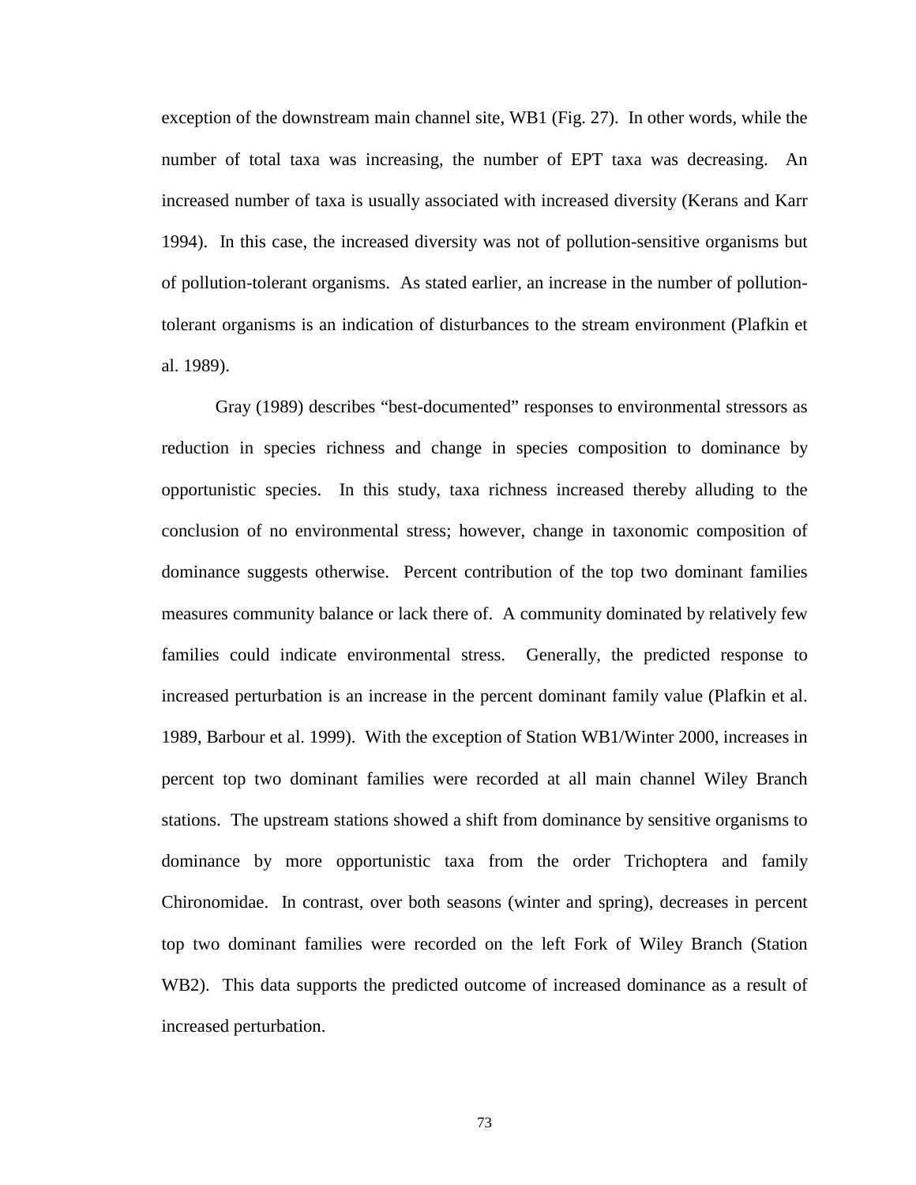exception of the downstream main channel site, WB1 (Fig. 27). In other words, while the number of total taxa was increasing, the number of EPT taxa was decreasing. An increased number of taxa is usually associated with increased diversity (Kerans and Karr 1994). In this case, the increased diversity was not of pollution-sensitive organisms but of pollution-tolerant organisms. As stated earlier, an increase in the number of pollution-tolerant organisms is an indication of disturbances to the stream environment (Plafkin et al. 1989).

Gray (1989) describes "best-documented" responses to environmental stressors as reduction in species richness and change in species composition to dominance by opportunistic species. In this study, taxa richness increased thereby alluding to the conclusion of no environmental stress; however, change in taxonomic composition of dominance suggests otherwise. Percent contribution of the top two dominant families measures community balance or lack there of. A community dominated by relatively few families could indicate environmental stress. Generally, the predicted response to increased perturbation is an increase in the percent dominant family value (Plafkin et al. 1989, Barbour et al. 1999). With the exception of Station WB1/Winter 2000, increases in percent top two dominant families were recorded at all main channel Wiley Branch stations. The upstream stations showed a shift from dominance by sensitive organisms to dominance by more opportunistic taxa from the order Trichoptera and family Chironomidae. In contrast, over both seasons (winter and spring), decreases in percent top two dominant families were recorded on the left Fork of Wiley Branch (Station WB2). This data supports the predicted outcome of increased dominance as a result of increased perturbation.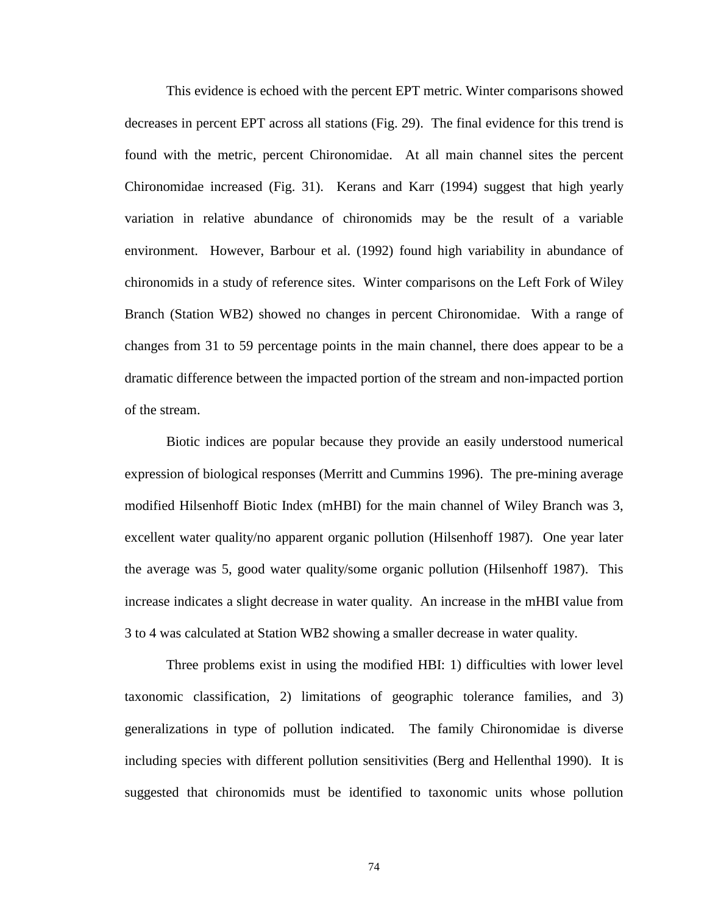This evidence is echoed with the percent EPT metric. Winter comparisons showed decreases in percent EPT across all stations (Fig. 29). The final evidence for this trend is found with the metric, percent Chironomidae. At all main channel sites the percent Chironomidae increased (Fig. 31). Kerans and Karr (1994) suggest that high yearly variation in relative abundance of chironomids may be the result of a variable environment. However, Barbour et al. (1992) found high variability in abundance of chironomids in a study of reference sites. Winter comparisons on the Left Fork of Wiley Branch (Station WB2) showed no changes in percent Chironomidae. With a range of changes from 31 to 59 percentage points in the main channel, there does appear to be a dramatic difference between the impacted portion of the stream and non-impacted portion of the stream.

Biotic indices are popular because they provide an easily understood numerical expression of biological responses (Merritt and Cummins 1996). The pre-mining average modified Hilsenhoff Biotic Index (mHBI) for the main channel of Wiley Branch was 3, excellent water quality/no apparent organic pollution (Hilsenhoff 1987). One year later the average was 5, good water quality/some organic pollution (Hilsenhoff 1987). This increase indicates a slight decrease in water quality. An increase in the mHBI value from 3 to 4 was calculated at Station WB2 showing a smaller decrease in water quality.

Three problems exist in using the modified HBI: 1) difficulties with lower level taxonomic classification, 2) limitations of geographic tolerance families, and 3) generalizations in type of pollution indicated. The family Chironomidae is diverse including species with different pollution sensitivities (Berg and Hellenthal 1990). It is suggested that chironomids must be identified to taxonomic units whose pollution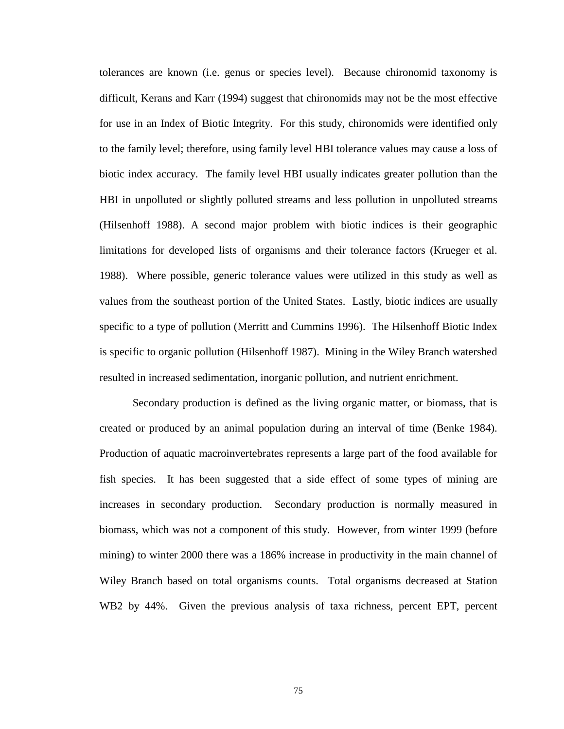tolerances are known (i.e. genus or species level). Because chironomid taxonomy is difficult, Kerans and Karr (1994) suggest that chironomids may not be the most effective for use in an Index of Biotic Integrity. For this study, chironomids were identified only to the family level; therefore, using family level HBI tolerance values may cause a loss of biotic index accuracy. The family level HBI usually indicates greater pollution than the HBI in unpolluted or slightly polluted streams and less pollution in unpolluted streams (Hilsenhoff 1988). A second major problem with biotic indices is their geographic limitations for developed lists of organisms and their tolerance factors (Krueger et al. 1988). Where possible, generic tolerance values were utilized in this study as well as values from the southeast portion of the United States. Lastly, biotic indices are usually specific to a type of pollution (Merritt and Cummins 1996). The Hilsenhoff Biotic Index is specific to organic pollution (Hilsenhoff 1987). Mining in the Wiley Branch watershed resulted in increased sedimentation, inorganic pollution, and nutrient enrichment.

Secondary production is defined as the living organic matter, or biomass, that is created or produced by an animal population during an interval of time (Benke 1984). Production of aquatic macroinvertebrates represents a large part of the food available for fish species. It has been suggested that a side effect of some types of mining are increases in secondary production. Secondary production is normally measured in biomass, which was not a component of this study. However, from winter 1999 (before mining) to winter 2000 there was a 186% increase in productivity in the main channel of Wiley Branch based on total organisms counts. Total organisms decreased at Station WB2 by 44%. Given the previous analysis of taxa richness, percent EPT, percent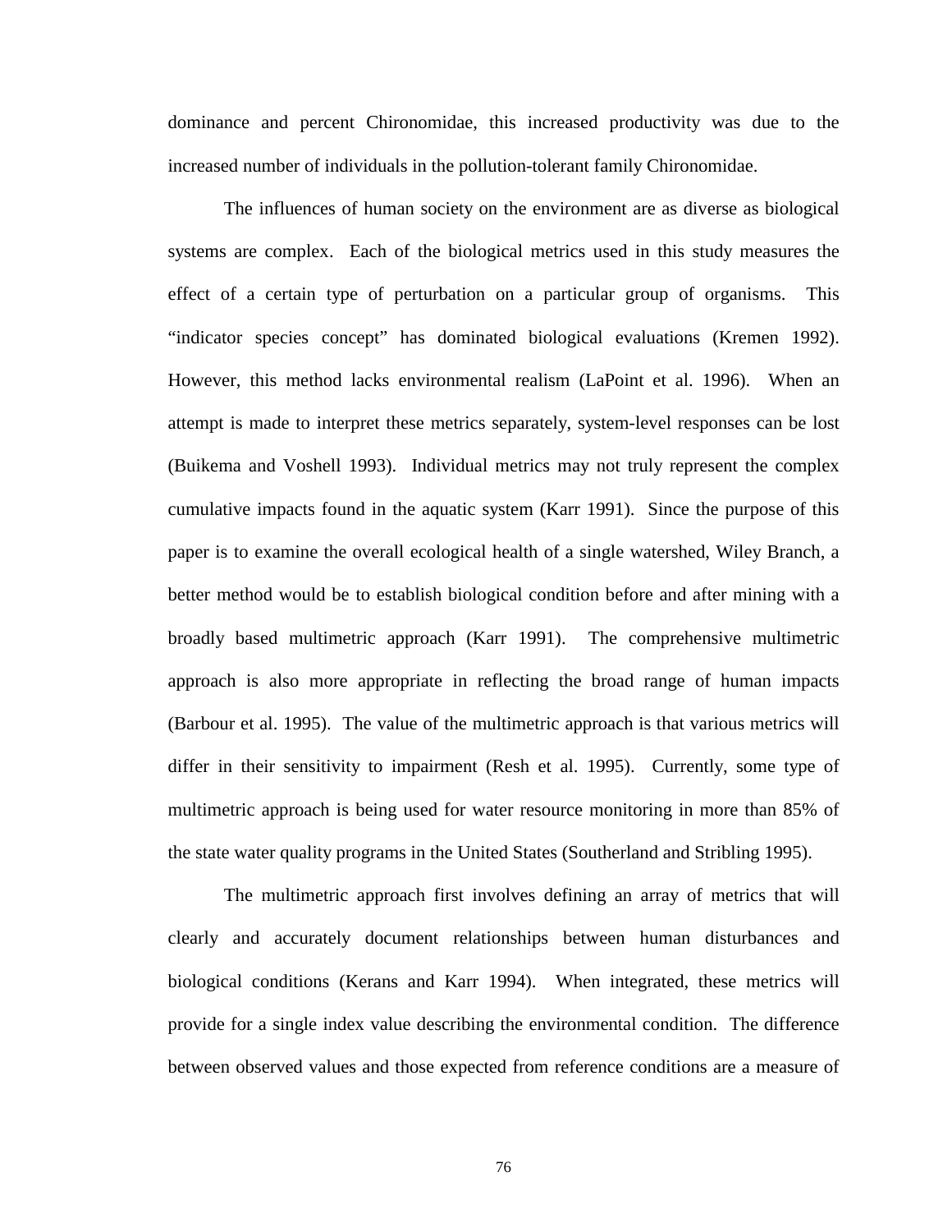dominance and percent Chironomidae, this increased productivity was due to the increased number of individuals in the pollution-tolerant family Chironomidae.

The influences of human society on the environment are as diverse as biological systems are complex. Each of the biological metrics used in this study measures the effect of a certain type of perturbation on a particular group of organisms. This "indicator species concept" has dominated biological evaluations (Kremen 1992). However, this method lacks environmental realism (LaPoint et al. 1996). When an attempt is made to interpret these metrics separately, system-level responses can be lost (Buikema and Voshell 1993). Individual metrics may not truly represent the complex cumulative impacts found in the aquatic system (Karr 1991). Since the purpose of this paper is to examine the overall ecological health of a single watershed, Wiley Branch, a better method would be to establish biological condition before and after mining with a broadly based multimetric approach (Karr 1991). The comprehensive multimetric approach is also more appropriate in reflecting the broad range of human impacts (Barbour et al. 1995). The value of the multimetric approach is that various metrics will differ in their sensitivity to impairment (Resh et al. 1995). Currently, some type of multimetric approach is being used for water resource monitoring in more than 85% of the state water quality programs in the United States (Southerland and Stribling 1995).

The multimetric approach first involves defining an array of metrics that will clearly and accurately document relationships between human disturbances and biological conditions (Kerans and Karr 1994). When integrated, these metrics will provide for a single index value describing the environmental condition. The difference between observed values and those expected from reference conditions are a measure of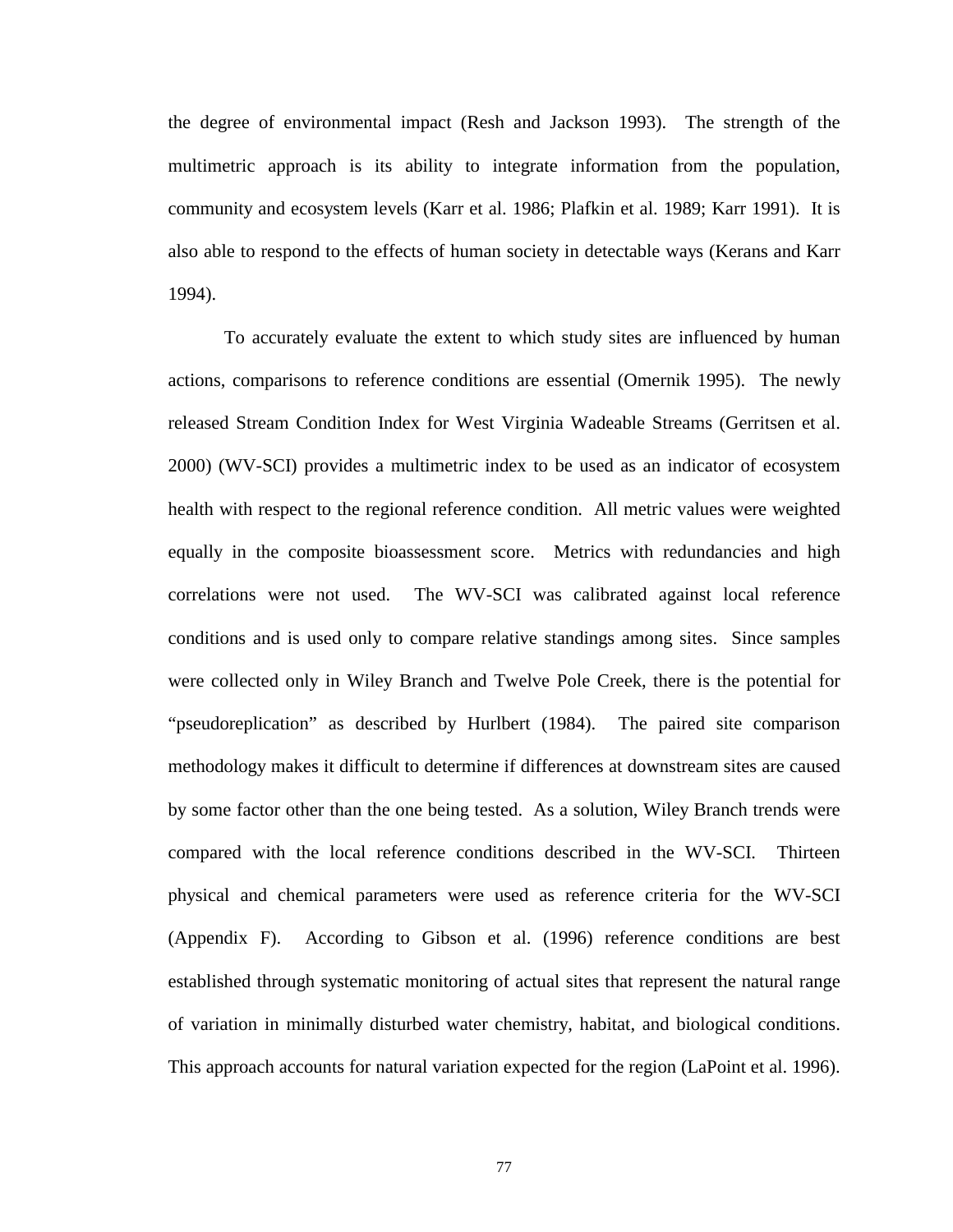the degree of environmental impact (Resh and Jackson 1993). The strength of the multimetric approach is its ability to integrate information from the population, community and ecosystem levels (Karr et al. 1986; Plafkin et al. 1989; Karr 1991). It is also able to respond to the effects of human society in detectable ways (Kerans and Karr 1994).

To accurately evaluate the extent to which study sites are influenced by human actions, comparisons to reference conditions are essential (Omernik 1995). The newly released Stream Condition Index for West Virginia Wadeable Streams (Gerritsen et al. 2000) (WV-SCI) provides a multimetric index to be used as an indicator of ecosystem health with respect to the regional reference condition. All metric values were weighted equally in the composite bioassessment score. Metrics with redundancies and high correlations were not used. The WV-SCI was calibrated against local reference conditions and is used only to compare relative standings among sites. Since samples were collected only in Wiley Branch and Twelve Pole Creek, there is the potential for "pseudoreplication" as described by Hurlbert (1984). The paired site comparison methodology makes it difficult to determine if differences at downstream sites are caused by some factor other than the one being tested. As a solution, Wiley Branch trends were compared with the local reference conditions described in the WV-SCI. Thirteen physical and chemical parameters were used as reference criteria for the WV-SCI (Appendix F). According to Gibson et al. (1996) reference conditions are best established through systematic monitoring of actual sites that represent the natural range of variation in minimally disturbed water chemistry, habitat, and biological conditions. This approach accounts for natural variation expected for the region (LaPoint et al. 1996).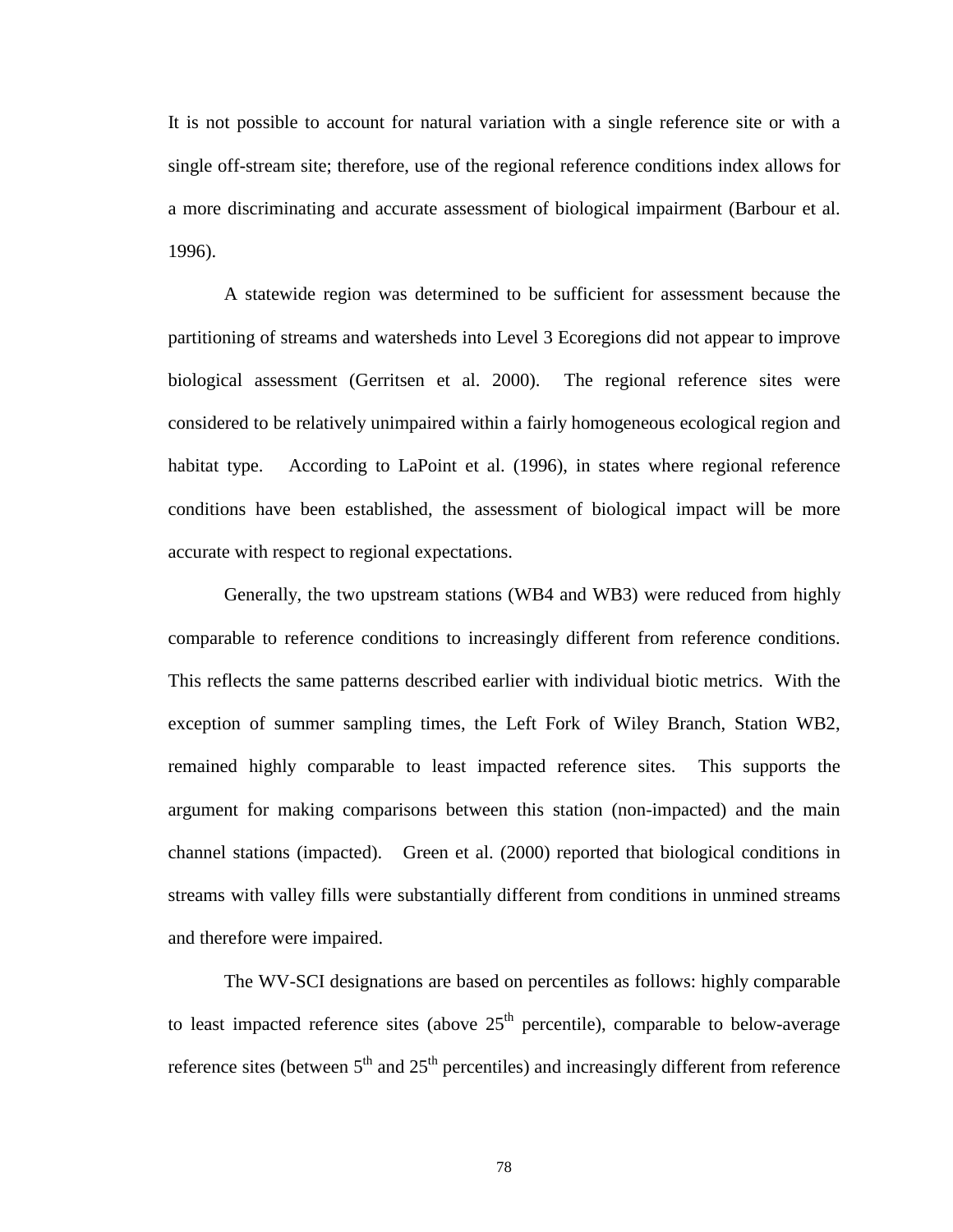It is not possible to account for natural variation with a single reference site or with a single off-stream site; therefore, use of the regional reference conditions index allows for a more discriminating and accurate assessment of biological impairment (Barbour et al. 1996).

A statewide region was determined to be sufficient for assessment because the partitioning of streams and watersheds into Level 3 Ecoregions did not appear to improve biological assessment (Gerritsen et al. 2000). The regional reference sites were considered to be relatively unimpaired within a fairly homogeneous ecological region and habitat type. According to LaPoint et al. (1996), in states where regional reference conditions have been established, the assessment of biological impact will be more accurate with respect to regional expectations.

Generally, the two upstream stations (WB4 and WB3) were reduced from highly comparable to reference conditions to increasingly different from reference conditions. This reflects the same patterns described earlier with individual biotic metrics. With the exception of summer sampling times, the Left Fork of Wiley Branch, Station WB2, remained highly comparable to least impacted reference sites. This supports the argument for making comparisons between this station (non-impacted) and the main channel stations (impacted). Green et al. (2000) reported that biological conditions in streams with valley fills were substantially different from conditions in unmined streams and therefore were impaired.

The WV-SCI designations are based on percentiles as follows: highly comparable to least impacted reference sites (above 25$^{th}$ percentile), comparable to below-average reference sites (between 5$^{th}$ and 25$^{th}$ percentiles) and increasingly different from reference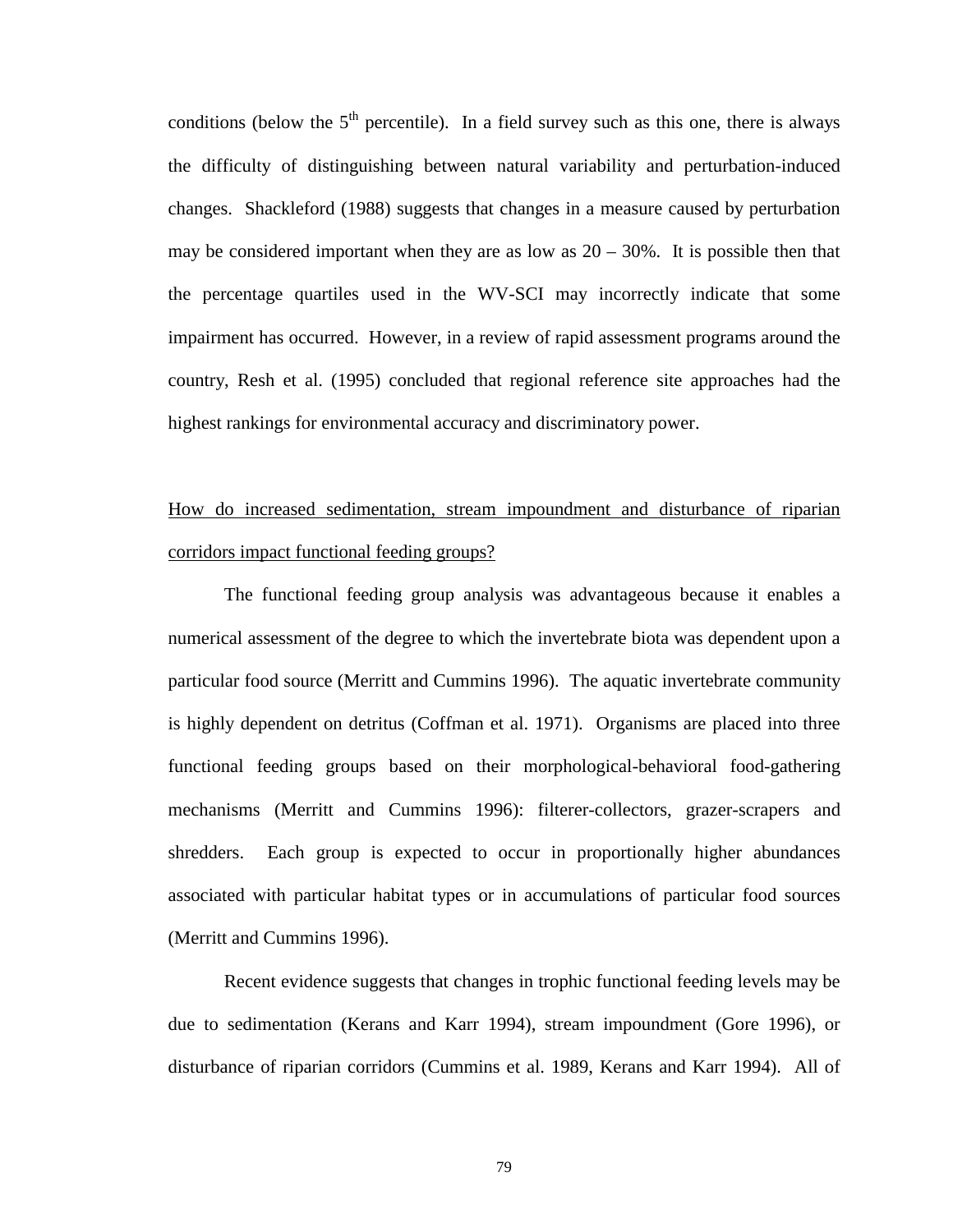conditions (below the 5$^{th}$ percentile). In a field survey such as this one, there is always the difficulty of distinguishing between natural variability and perturbation-induced changes. Shackleford (1988) suggests that changes in a measure caused by perturbation may be considered important when they are as low as 20 – 30%. It is possible then that the percentage quartiles used in the WV-SCI may incorrectly indicate that some impairment has occurred. However, in a review of rapid assessment programs around the country, Resh et al. (1995) concluded that regional reference site approaches had the highest rankings for environmental accuracy and discriminatory power.

<u>How do increased sedimentation, stream impoundment and disturbance of riparian corridors impact functional feeding groups?</u>

The functional feeding group analysis was advantageous because it enables a numerical assessment of the degree to which the invertebrate biota was dependent upon a particular food source (Merritt and Cummins 1996). The aquatic invertebrate community is highly dependent on detritus (Coffman et al. 1971). Organisms are placed into three functional feeding groups based on their morphological-behavioral food-gathering mechanisms (Merritt and Cummins 1996): filterer-collectors, grazer-scrapers and shredders. Each group is expected to occur in proportionally higher abundances associated with particular habitat types or in accumulations of particular food sources (Merritt and Cummins 1996).

Recent evidence suggests that changes in trophic functional feeding levels may be due to sedimentation (Kerans and Karr 1994), stream impoundment (Gore 1996), or disturbance of riparian corridors (Cummins et al. 1989, Kerans and Karr 1994). All of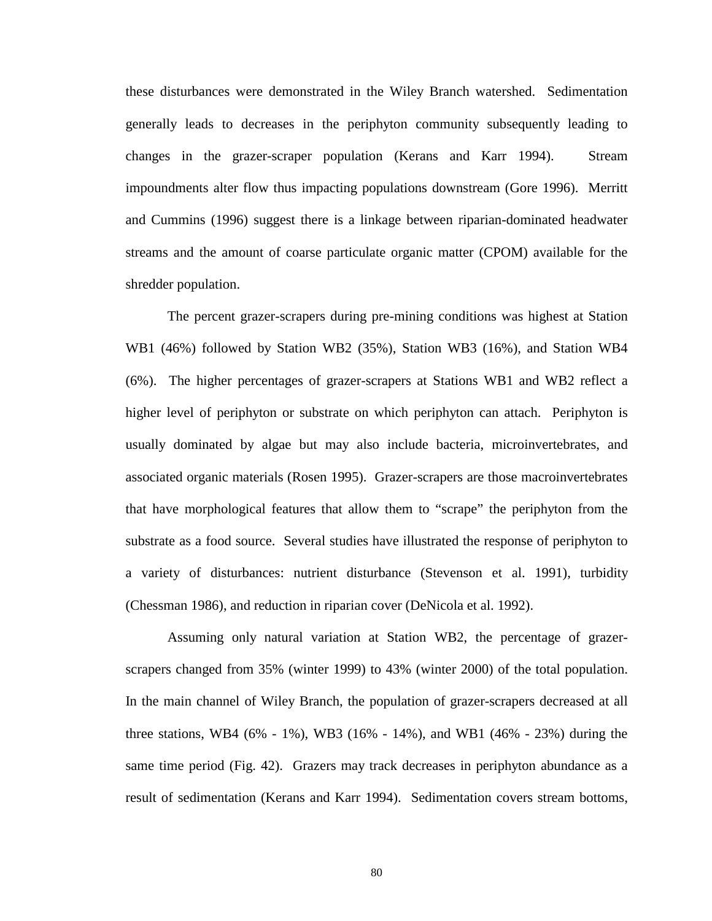these disturbances were demonstrated in the Wiley Branch watershed. Sedimentation generally leads to decreases in the periphyton community subsequently leading to changes in the grazer-scraper population (Kerans and Karr 1994). Stream impoundments alter flow thus impacting populations downstream (Gore 1996). Merritt and Cummins (1996) suggest there is a linkage between riparian-dominated headwater streams and the amount of coarse particulate organic matter (CPOM) available for the shredder population.

The percent grazer-scrapers during pre-mining conditions was highest at Station WB1 (46%) followed by Station WB2 (35%), Station WB3 (16%), and Station WB4 (6%). The higher percentages of grazer-scrapers at Stations WB1 and WB2 reflect a higher level of periphyton or substrate on which periphyton can attach. Periphyton is usually dominated by algae but may also include bacteria, microinvertebrates, and associated organic materials (Rosen 1995). Grazer-scrapers are those macroinvertebrates that have morphological features that allow them to "scrape" the periphyton from the substrate as a food source. Several studies have illustrated the response of periphyton to a variety of disturbances: nutrient disturbance (Stevenson et al. 1991), turbidity (Chessman 1986), and reduction in riparian cover (DeNicola et al. 1992).

Assuming only natural variation at Station WB2, the percentage of grazer-scrapers changed from 35% (winter 1999) to 43% (winter 2000) of the total population. In the main channel of Wiley Branch, the population of grazer-scrapers decreased at all three stations, WB4 (6% - 1%), WB3 (16% - 14%), and WB1 (46% - 23%) during the same time period (Fig. 42). Grazers may track decreases in periphyton abundance as a result of sedimentation (Kerans and Karr 1994). Sedimentation covers stream bottoms,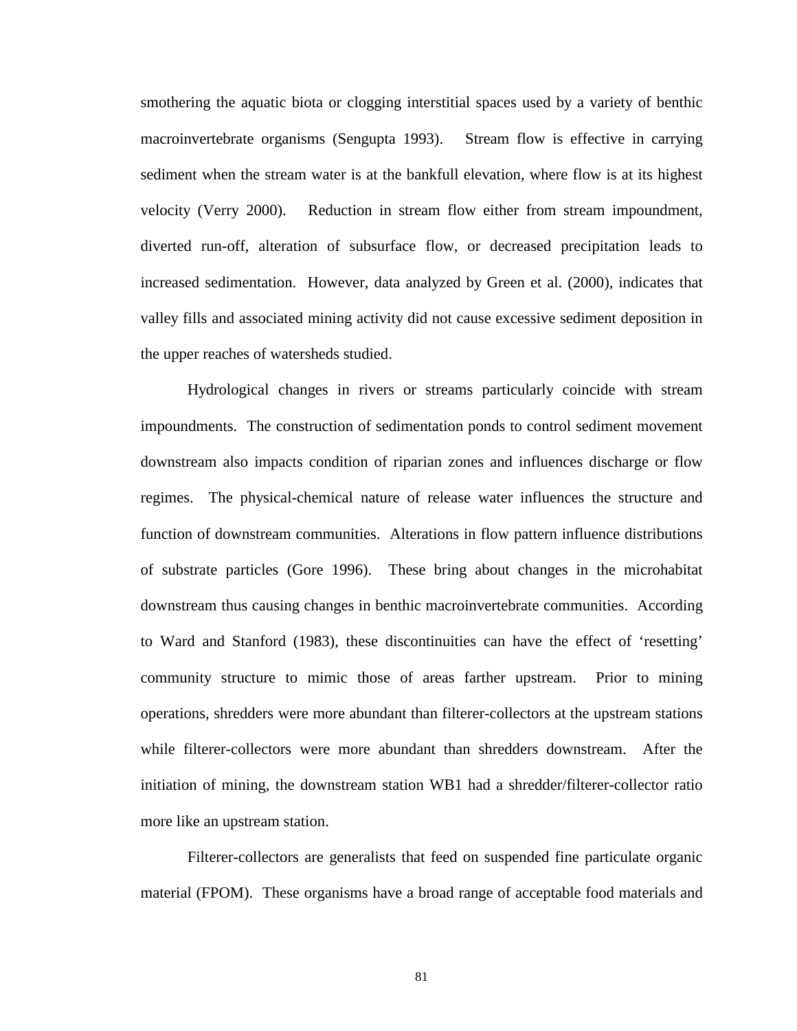smothering the aquatic biota or clogging interstitial spaces used by a variety of benthic macroinvertebrate organisms (Sengupta 1993). Stream flow is effective in carrying sediment when the stream water is at the bankfull elevation, where flow is at its highest velocity (Verry 2000). Reduction in stream flow either from stream impoundment, diverted run-off, alteration of subsurface flow, or decreased precipitation leads to increased sedimentation. However, data analyzed by Green et al. (2000), indicates that valley fills and associated mining activity did not cause excessive sediment deposition in the upper reaches of watersheds studied.

Hydrological changes in rivers or streams particularly coincide with stream impoundments. The construction of sedimentation ponds to control sediment movement downstream also impacts condition of riparian zones and influences discharge or flow regimes. The physical-chemical nature of release water influences the structure and function of downstream communities. Alterations in flow pattern influence distributions of substrate particles (Gore 1996). These bring about changes in the microhabitat downstream thus causing changes in benthic macroinvertebrate communities. According to Ward and Stanford (1983), these discontinuities can have the effect of 'resetting' community structure to mimic those of areas farther upstream. Prior to mining operations, shredders were more abundant than filterer-collectors at the upstream stations while filterer-collectors were more abundant than shredders downstream. After the initiation of mining, the downstream station WB1 had a shredder/filterer-collector ratio more like an upstream station.

Filterer-collectors are generalists that feed on suspended fine particulate organic material (FPOM). These organisms have a broad range of acceptable food materials and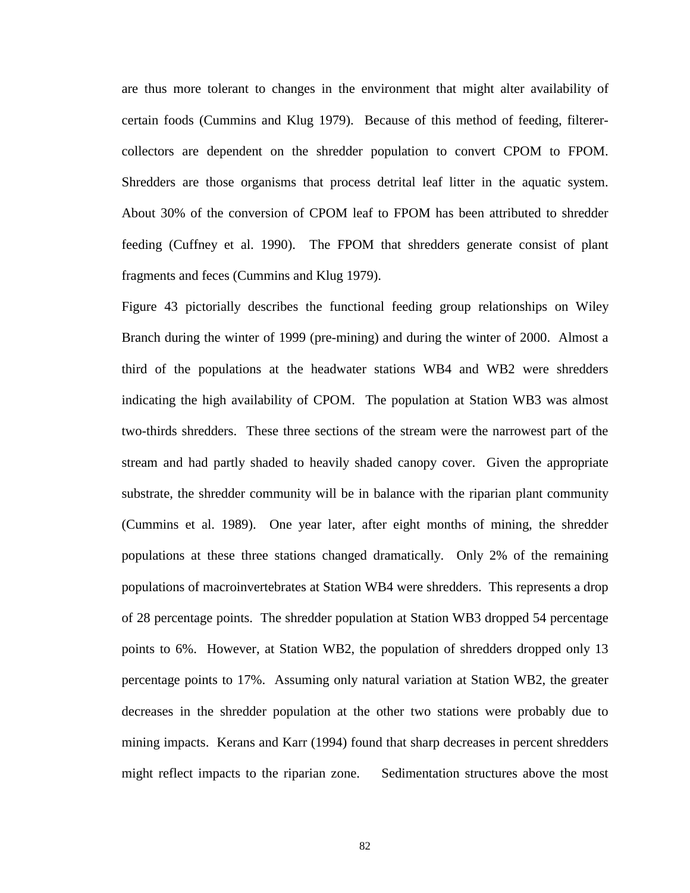are thus more tolerant to changes in the environment that might alter availability of certain foods (Cummins and Klug 1979). Because of this method of feeding, filterer-collectors are dependent on the shredder population to convert CPOM to FPOM. Shredders are those organisms that process detrital leaf litter in the aquatic system. About 30% of the conversion of CPOM leaf to FPOM has been attributed to shredder feeding (Cuffney et al. 1990). The FPOM that shredders generate consist of plant fragments and feces (Cummins and Klug 1979).

Figure 43 pictorially describes the functional feeding group relationships on Wiley Branch during the winter of 1999 (pre-mining) and during the winter of 2000. Almost a third of the populations at the headwater stations WB4 and WB2 were shredders indicating the high availability of CPOM. The population at Station WB3 was almost two-thirds shredders. These three sections of the stream were the narrowest part of the stream and had partly shaded to heavily shaded canopy cover. Given the appropriate substrate, the shredder community will be in balance with the riparian plant community (Cummins et al. 1989). One year later, after eight months of mining, the shredder populations at these three stations changed dramatically. Only 2% of the remaining populations of macroinvertebrates at Station WB4 were shredders. This represents a drop of 28 percentage points. The shredder population at Station WB3 dropped 54 percentage points to 6%. However, at Station WB2, the population of shredders dropped only 13 percentage points to 17%. Assuming only natural variation at Station WB2, the greater decreases in the shredder population at the other two stations were probably due to mining impacts. Kerans and Karr (1994) found that sharp decreases in percent shredders might reflect impacts to the riparian zone. Sedimentation structures above the most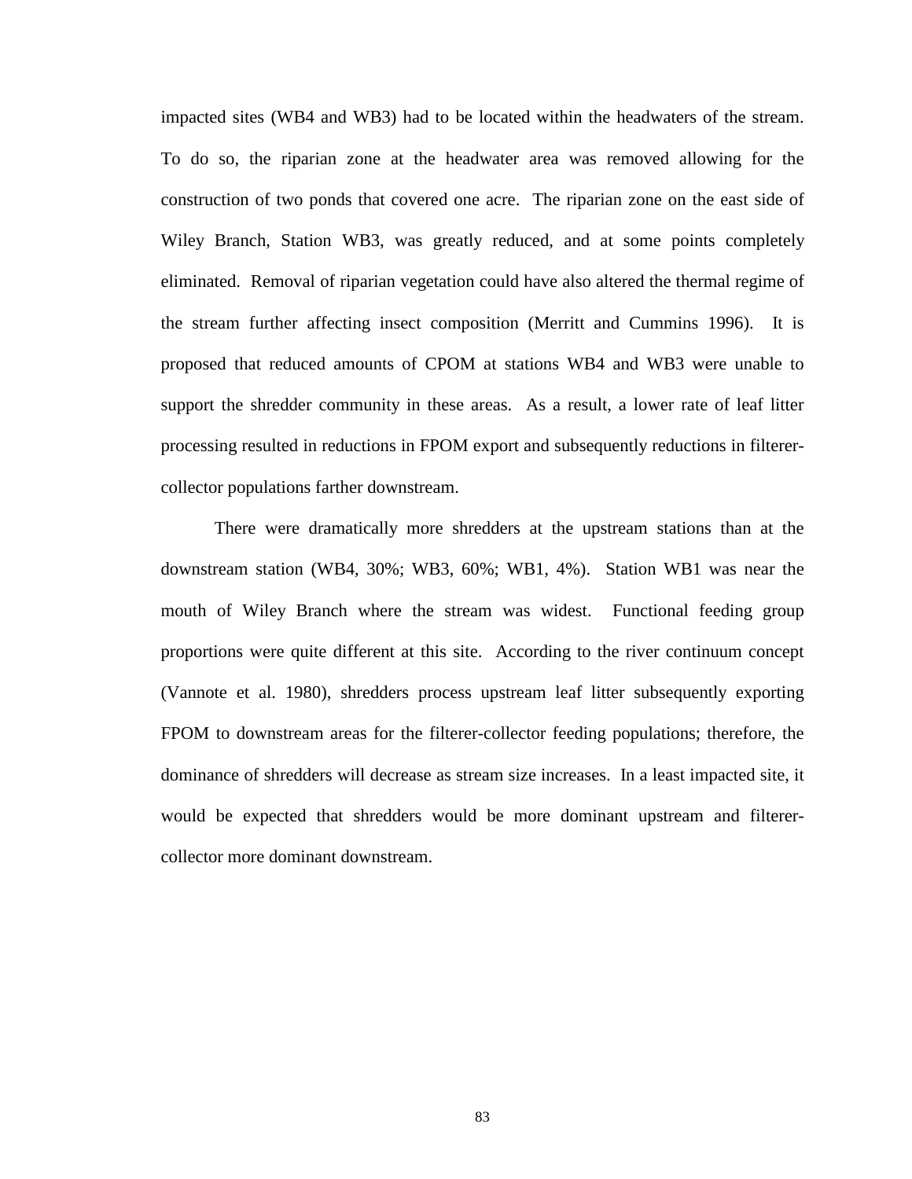impacted sites (WB4 and WB3) had to be located within the headwaters of the stream. To do so, the riparian zone at the headwater area was removed allowing for the construction of two ponds that covered one acre. The riparian zone on the east side of Wiley Branch, Station WB3, was greatly reduced, and at some points completely eliminated. Removal of riparian vegetation could have also altered the thermal regime of the stream further affecting insect composition (Merritt and Cummins 1996). It is proposed that reduced amounts of CPOM at stations WB4 and WB3 were unable to support the shredder community in these areas. As a result, a lower rate of leaf litter processing resulted in reductions in FPOM export and subsequently reductions in filterer-collector populations farther downstream.

There were dramatically more shredders at the upstream stations than at the downstream station (WB4, 30%; WB3, 60%; WB1, 4%). Station WB1 was near the mouth of Wiley Branch where the stream was widest. Functional feeding group proportions were quite different at this site. According to the river continuum concept (Vannote et al. 1980), shredders process upstream leaf litter subsequently exporting FPOM to downstream areas for the filterer-collector feeding populations; therefore, the dominance of shredders will decrease as stream size increases. In a least impacted site, it would be expected that shredders would be more dominant upstream and filterer-collector more dominant downstream.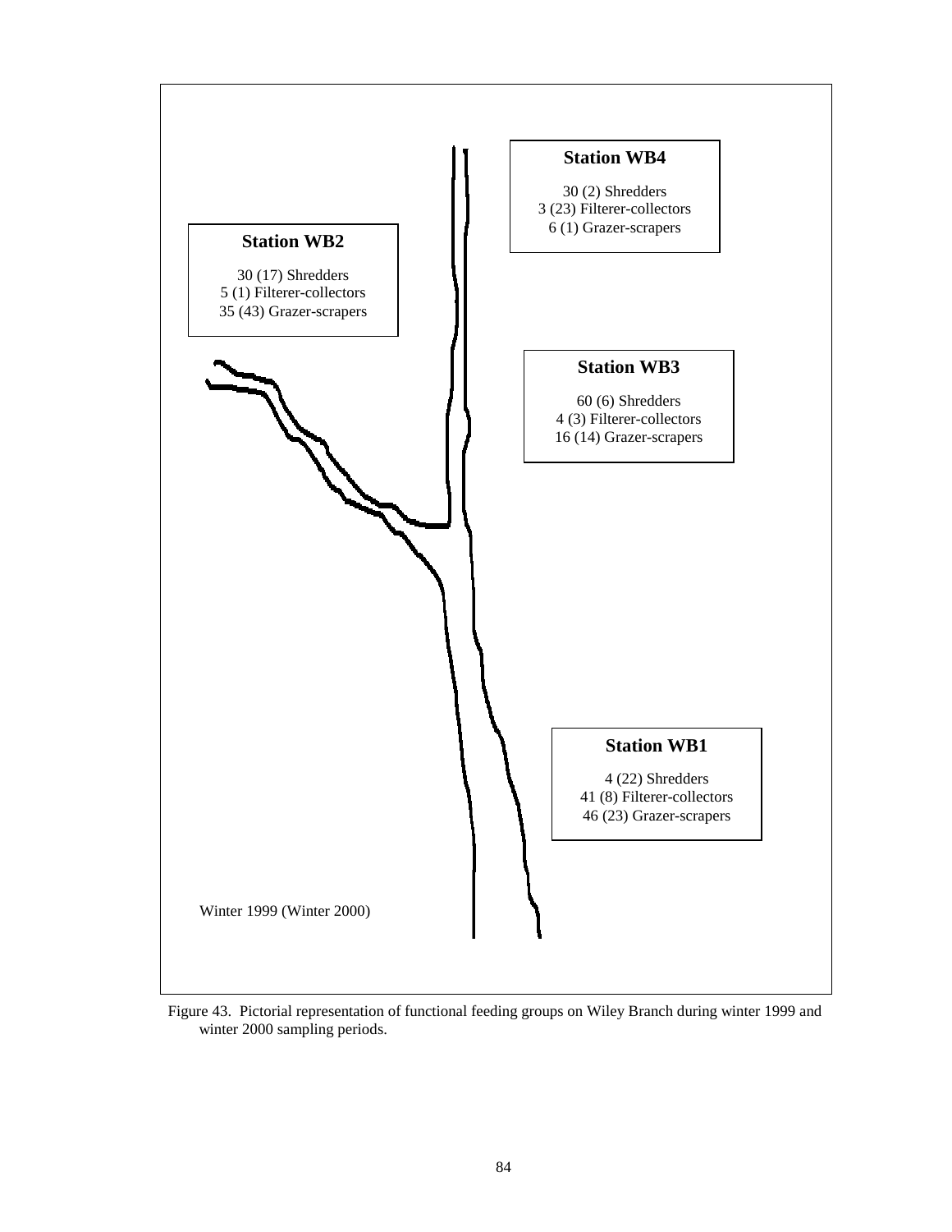**Station WB4**

30 (2) Shredders
3 (23) Filterer-collectors
6 (1) Grazer-scrapers

**Station WB2**

30 (17) Shredders
5 (1) Filterer-collectors
35 (43) Grazer-scrapers

**Station WB3**

60 (6) Shredders
4 (3) Filterer-collectors
16 (14) Grazer-scrapers

**Station WB1**

4 (22) Shredders
41 (8) Filterer-collectors
46 (23) Grazer-scrapers

Winter 1999 (Winter 2000)

Figure 43. Pictorial representation of functional feeding groups on Wiley Branch during winter 1999 and winter 2000 sampling periods.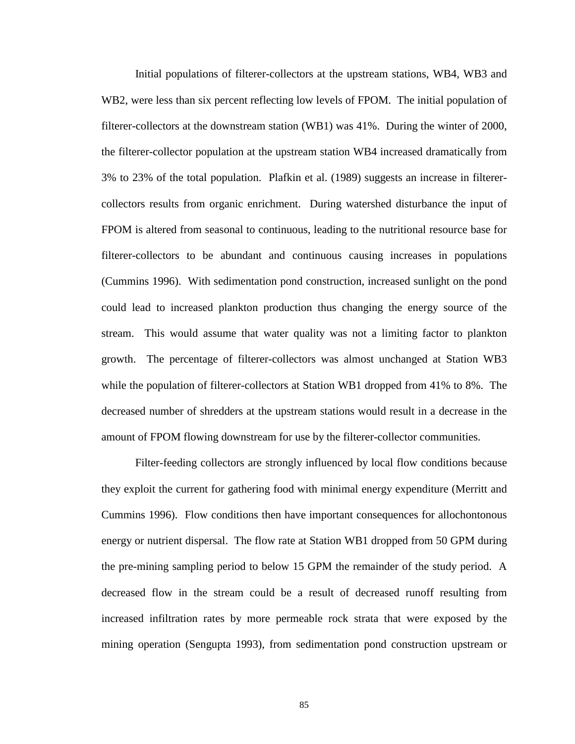Initial populations of filterer-collectors at the upstream stations, WB4, WB3 and WB2, were less than six percent reflecting low levels of FPOM. The initial population of filterer-collectors at the downstream station (WB1) was 41%. During the winter of 2000, the filterer-collector population at the upstream station WB4 increased dramatically from 3% to 23% of the total population. Plafkin et al. (1989) suggests an increase in filterer-collectors results from organic enrichment. During watershed disturbance the input of FPOM is altered from seasonal to continuous, leading to the nutritional resource base for filterer-collectors to be abundant and continuous causing increases in populations (Cummins 1996). With sedimentation pond construction, increased sunlight on the pond could lead to increased plankton production thus changing the energy source of the stream. This would assume that water quality was not a limiting factor to plankton growth. The percentage of filterer-collectors was almost unchanged at Station WB3 while the population of filterer-collectors at Station WB1 dropped from 41% to 8%. The decreased number of shredders at the upstream stations would result in a decrease in the amount of FPOM flowing downstream for use by the filterer-collector communities.

Filter-feeding collectors are strongly influenced by local flow conditions because they exploit the current for gathering food with minimal energy expenditure (Merritt and Cummins 1996). Flow conditions then have important consequences for allochontonous energy or nutrient dispersal. The flow rate at Station WB1 dropped from 50 GPM during the pre-mining sampling period to below 15 GPM the remainder of the study period. A decreased flow in the stream could be a result of decreased runoff resulting from increased infiltration rates by more permeable rock strata that were exposed by the mining operation (Sengupta 1993), from sedimentation pond construction upstream or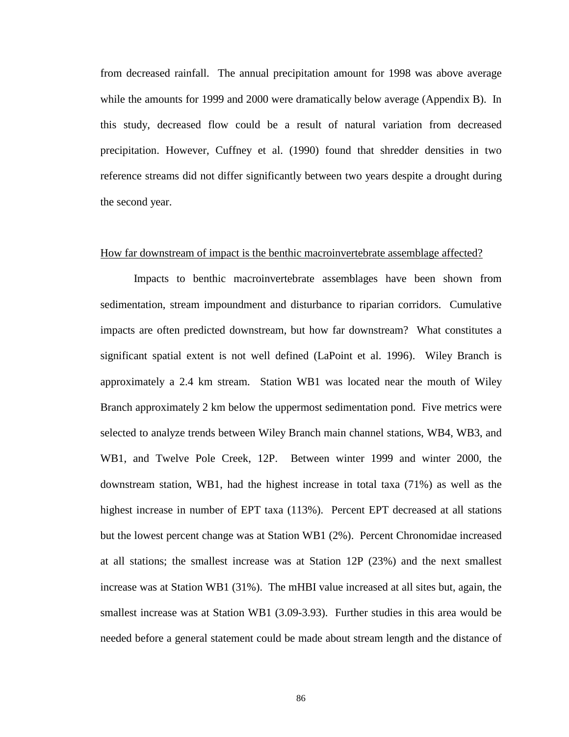from decreased rainfall. The annual precipitation amount for 1998 was above average while the amounts for 1999 and 2000 were dramatically below average (Appendix B). In this study, decreased flow could be a result of natural variation from decreased precipitation. However, Cuffney et al. (1990) found that shredder densities in two reference streams did not differ significantly between two years despite a drought during the second year.

<u>How far downstream of impact is the benthic macroinvertebrate assemblage affected?</u>

Impacts to benthic macroinvertebrate assemblages have been shown from sedimentation, stream impoundment and disturbance to riparian corridors. Cumulative impacts are often predicted downstream, but how far downstream? What constitutes a significant spatial extent is not well defined (LaPoint et al. 1996). Wiley Branch is approximately a 2.4 km stream. Station WB1 was located near the mouth of Wiley Branch approximately 2 km below the uppermost sedimentation pond. Five metrics were selected to analyze trends between Wiley Branch main channel stations, WB4, WB3, and WB1, and Twelve Pole Creek, 12P. Between winter 1999 and winter 2000, the downstream station, WB1, had the highest increase in total taxa (71%) as well as the highest increase in number of EPT taxa (113%). Percent EPT decreased at all stations but the lowest percent change was at Station WB1 (2%). Percent Chronomidae increased at all stations; the smallest increase was at Station 12P (23%) and the next smallest increase was at Station WB1 (31%). The mHBI value increased at all sites but, again, the smallest increase was at Station WB1 (3.09-3.93). Further studies in this area would be needed before a general statement could be made about stream length and the distance of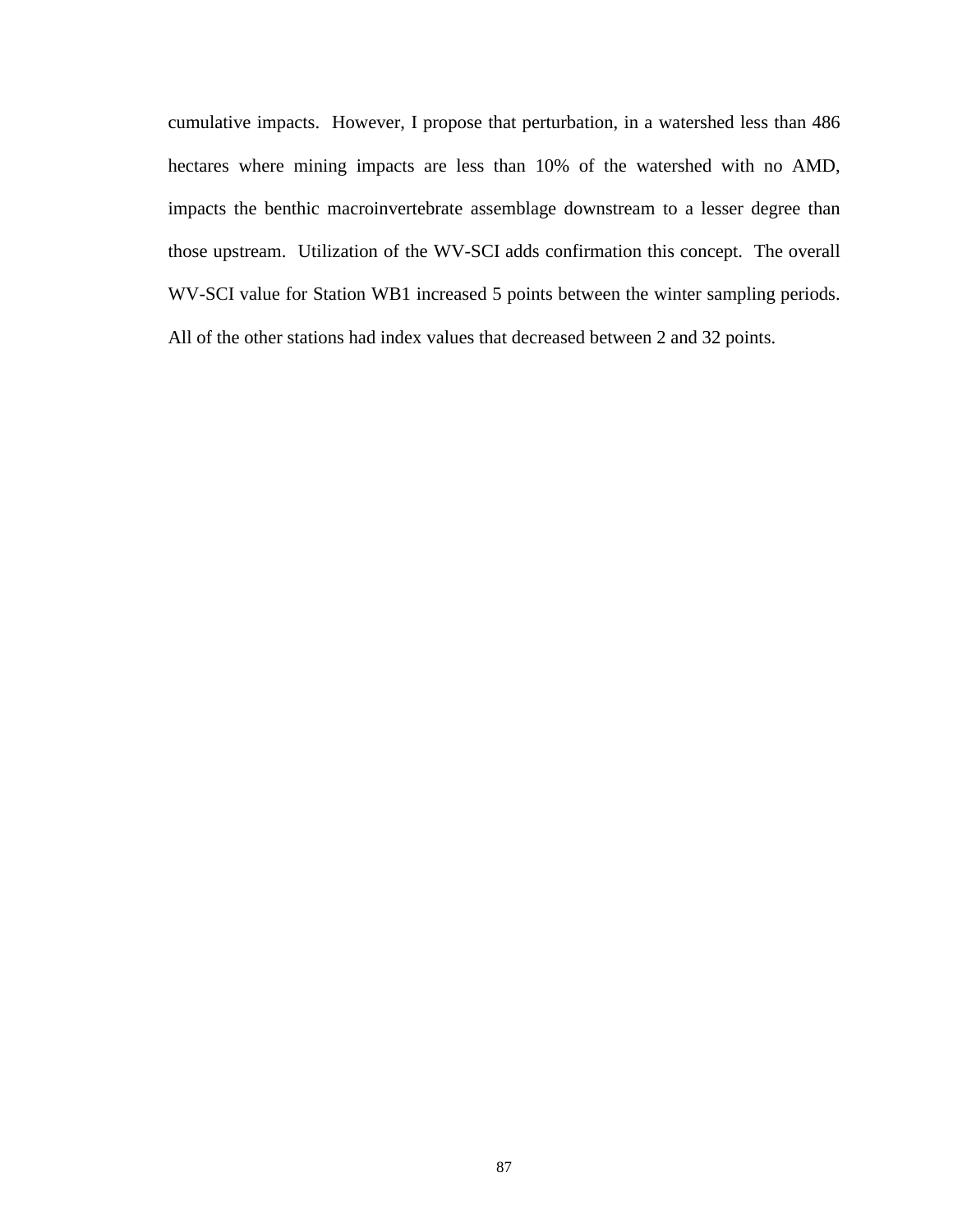cumulative impacts. However, I propose that perturbation, in a watershed less than 486 hectares where mining impacts are less than 10% of the watershed with no AMD, impacts the benthic macroinvertebrate assemblage downstream to a lesser degree than those upstream. Utilization of the WV-SCI adds confirmation this concept. The overall WV-SCI value for Station WB1 increased 5 points between the winter sampling periods. All of the other stations had index values that decreased between 2 and 32 points.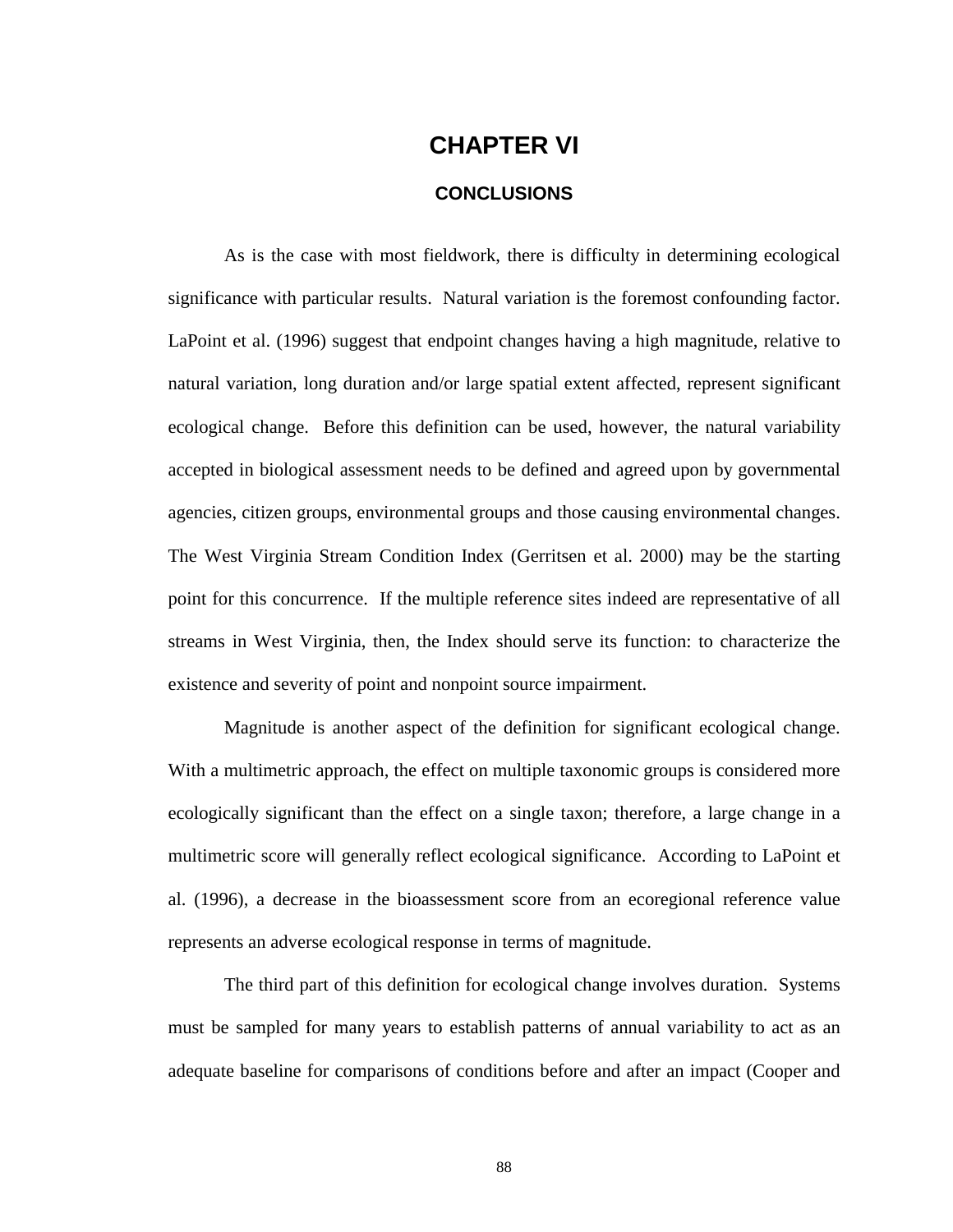# CHAPTER VI

## CONCLUSIONS

As is the case with most fieldwork, there is difficulty in determining ecological significance with particular results. Natural variation is the foremost confounding factor. LaPoint et al. (1996) suggest that endpoint changes having a high magnitude, relative to natural variation, long duration and/or large spatial extent affected, represent significant ecological change. Before this definition can be used, however, the natural variability accepted in biological assessment needs to be defined and agreed upon by governmental agencies, citizen groups, environmental groups and those causing environmental changes. The West Virginia Stream Condition Index (Gerritsen et al. 2000) may be the starting point for this concurrence. If the multiple reference sites indeed are representative of all streams in West Virginia, then, the Index should serve its function: to characterize the existence and severity of point and nonpoint source impairment.

Magnitude is another aspect of the definition for significant ecological change. With a multimetric approach, the effect on multiple taxonomic groups is considered more ecologically significant than the effect on a single taxon; therefore, a large change in a multimetric score will generally reflect ecological significance. According to LaPoint et al. (1996), a decrease in the bioassessment score from an ecoregional reference value represents an adverse ecological response in terms of magnitude.

The third part of this definition for ecological change involves duration. Systems must be sampled for many years to establish patterns of annual variability to act as an adequate baseline for comparisons of conditions before and after an impact (Cooper and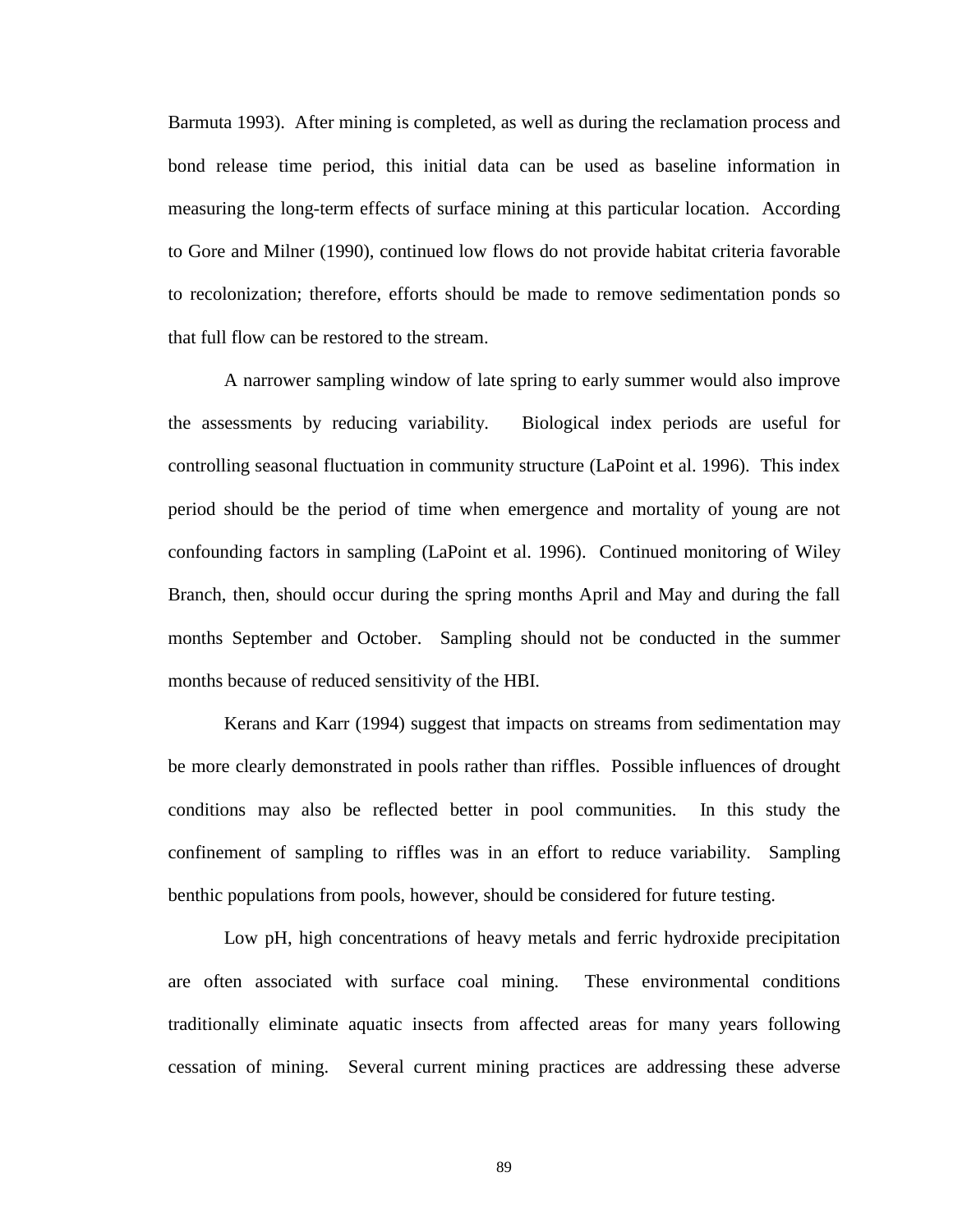Barmuta 1993). After mining is completed, as well as during the reclamation process and bond release time period, this initial data can be used as baseline information in measuring the long-term effects of surface mining at this particular location. According to Gore and Milner (1990), continued low flows do not provide habitat criteria favorable to recolonization; therefore, efforts should be made to remove sedimentation ponds so that full flow can be restored to the stream.

A narrower sampling window of late spring to early summer would also improve the assessments by reducing variability. Biological index periods are useful for controlling seasonal fluctuation in community structure (LaPoint et al. 1996). This index period should be the period of time when emergence and mortality of young are not confounding factors in sampling (LaPoint et al. 1996). Continued monitoring of Wiley Branch, then, should occur during the spring months April and May and during the fall months September and October. Sampling should not be conducted in the summer months because of reduced sensitivity of the HBI.

Kerans and Karr (1994) suggest that impacts on streams from sedimentation may be more clearly demonstrated in pools rather than riffles. Possible influences of drought conditions may also be reflected better in pool communities. In this study the confinement of sampling to riffles was in an effort to reduce variability. Sampling benthic populations from pools, however, should be considered for future testing.

Low pH, high concentrations of heavy metals and ferric hydroxide precipitation are often associated with surface coal mining. These environmental conditions traditionally eliminate aquatic insects from affected areas for many years following cessation of mining. Several current mining practices are addressing these adverse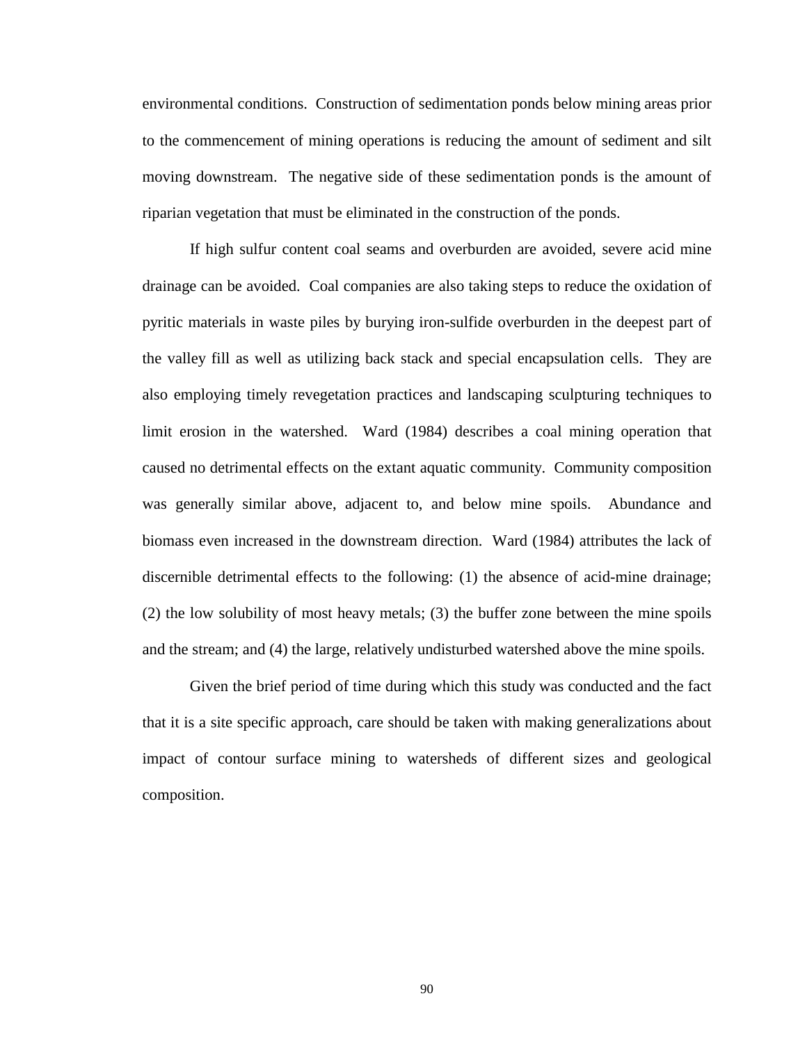environmental conditions. Construction of sedimentation ponds below mining areas prior to the commencement of mining operations is reducing the amount of sediment and silt moving downstream. The negative side of these sedimentation ponds is the amount of riparian vegetation that must be eliminated in the construction of the ponds.

If high sulfur content coal seams and overburden are avoided, severe acid mine drainage can be avoided. Coal companies are also taking steps to reduce the oxidation of pyritic materials in waste piles by burying iron-sulfide overburden in the deepest part of the valley fill as well as utilizing back stack and special encapsulation cells. They are also employing timely revegetation practices and landscaping sculpturing techniques to limit erosion in the watershed. Ward (1984) describes a coal mining operation that caused no detrimental effects on the extant aquatic community. Community composition was generally similar above, adjacent to, and below mine spoils. Abundance and biomass even increased in the downstream direction. Ward (1984) attributes the lack of discernible detrimental effects to the following: (1) the absence of acid-mine drainage; (2) the low solubility of most heavy metals; (3) the buffer zone between the mine spoils and the stream; and (4) the large, relatively undisturbed watershed above the mine spoils.

Given the brief period of time during which this study was conducted and the fact that it is a site specific approach, care should be taken with making generalizations about impact of contour surface mining to watersheds of different sizes and geological composition.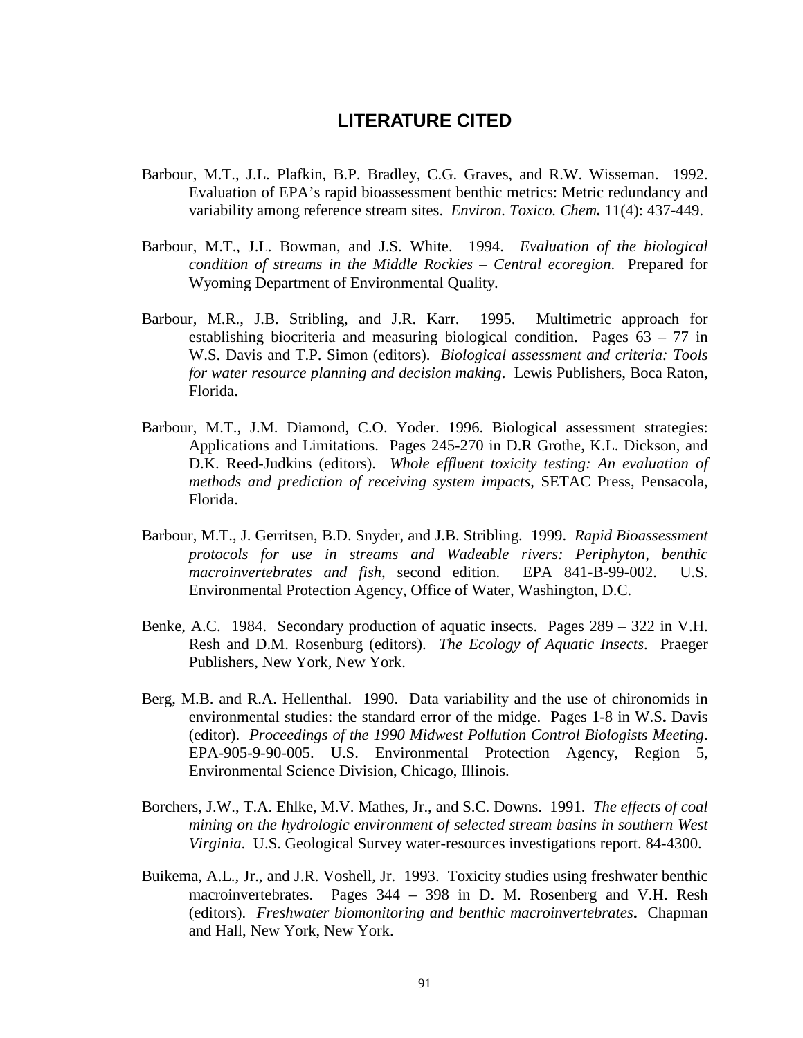# LITERATURE CITED

Barbour, M.T., J.L. Plafkin, B.P. Bradley, C.G. Graves, and R.W. Wisseman. 1992. Evaluation of EPA's rapid bioassessment benthic metrics: Metric redundancy and variability among reference stream sites. *Environ. Toxico. Chem.* 11(4): 437-449.

Barbour, M.T., J.L. Bowman, and J.S. White. 1994. *Evaluation of the biological condition of streams in the Middle Rockies – Central ecoregion*. Prepared for Wyoming Department of Environmental Quality.

Barbour, M.R., J.B. Stribling, and J.R. Karr. 1995. Multimetric approach for establishing biocriteria and measuring biological condition. Pages 63 – 77 in W.S. Davis and T.P. Simon (editors). *Biological assessment and criteria: Tools for water resource planning and decision making*. Lewis Publishers, Boca Raton, Florida.

Barbour, M.T., J.M. Diamond, C.O. Yoder. 1996. Biological assessment strategies: Applications and Limitations. Pages 245-270 in D.R Grothe, K.L. Dickson, and D.K. Reed-Judkins (editors). *Whole effluent toxicity testing: An evaluation of methods and prediction of receiving system impacts*, SETAC Press, Pensacola, Florida.

Barbour, M.T., J. Gerritsen, B.D. Snyder, and J.B. Stribling. 1999. *Rapid Bioassessment protocols for use in streams and Wadeable rivers: Periphyton, benthic macroinvertebrates and fish*, second edition. EPA 841-B-99-002. U.S. Environmental Protection Agency, Office of Water, Washington, D.C.

Benke, A.C. 1984. Secondary production of aquatic insects. Pages 289 – 322 in V.H. Resh and D.M. Rosenburg (editors). *The Ecology of Aquatic Insects*. Praeger Publishers, New York, New York.

Berg, M.B. and R.A. Hellenthal. 1990. Data variability and the use of chironomids in environmental studies: the standard error of the midge. Pages 1-8 in W.S. Davis (editor). *Proceedings of the 1990 Midwest Pollution Control Biologists Meeting*. EPA-905-9-90-005. U.S. Environmental Protection Agency, Region 5, Environmental Science Division, Chicago, Illinois.

Borchers, J.W., T.A. Ehlke, M.V. Mathes, Jr., and S.C. Downs. 1991. *The effects of coal mining on the hydrologic environment of selected stream basins in southern West Virginia*. U.S. Geological Survey water-resources investigations report. 84-4300.

Buikema, A.L., Jr., and J.R. Voshell, Jr. 1993. Toxicity studies using freshwater benthic macroinvertebrates. Pages 344 – 398 in D. M. Rosenberg and V.H. Resh (editors). *Freshwater biomonitoring and benthic macroinvertebrates*. Chapman and Hall, New York, New York.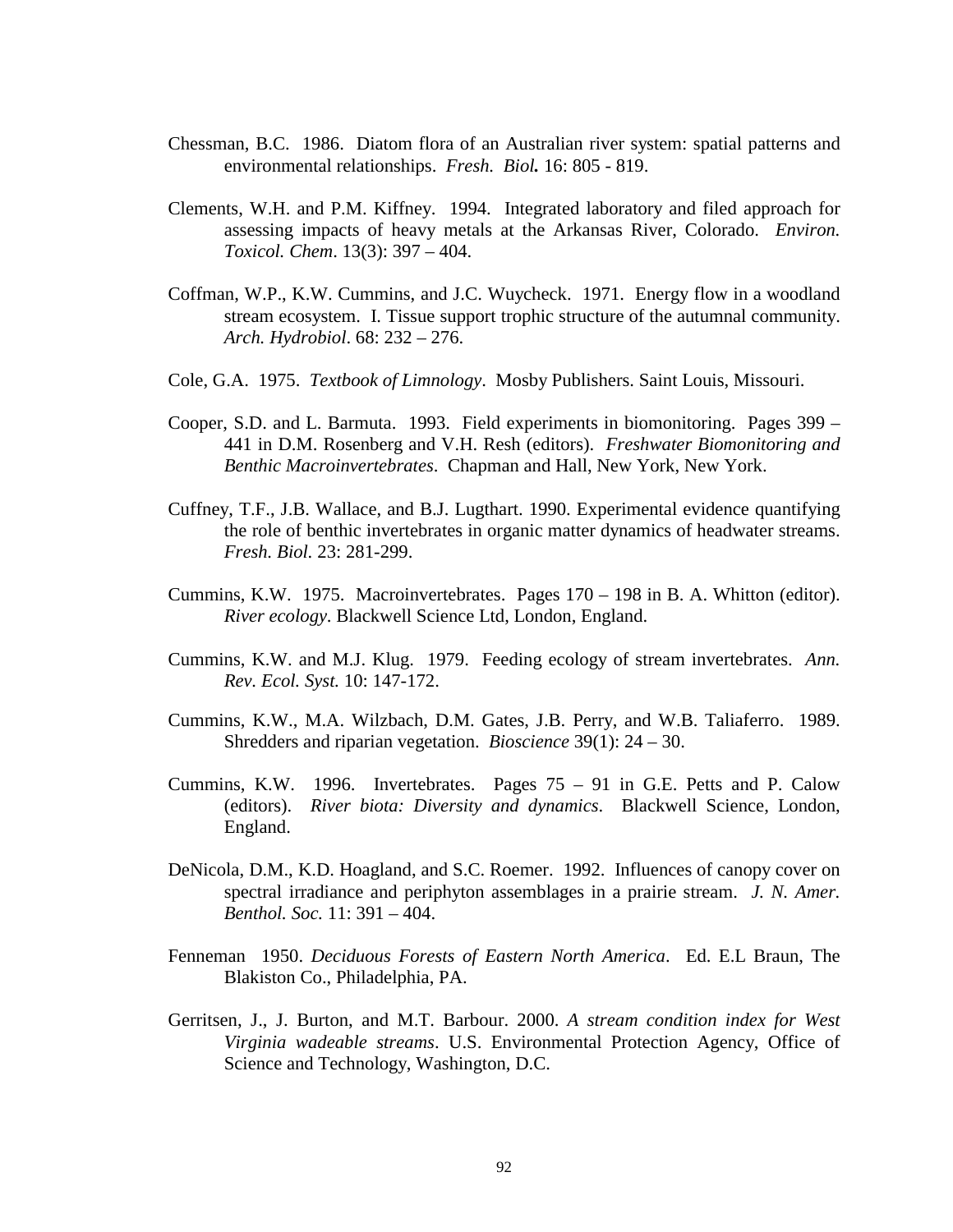Chessman, B.C. 1986. Diatom flora of an Australian river system: spatial patterns and environmental relationships. *Fresh. Biol.* 16: 805 - 819.

Clements, W.H. and P.M. Kiffney. 1994. Integrated laboratory and filed approach for assessing impacts of heavy metals at the Arkansas River, Colorado. *Environ. Toxicol. Chem*. 13(3): 397 – 404.

Coffman, W.P., K.W. Cummins, and J.C. Wuycheck. 1971. Energy flow in a woodland stream ecosystem. I. Tissue support trophic structure of the autumnal community. *Arch. Hydrobiol*. 68: 232 – 276.

Cole, G.A. 1975. *Textbook of Limnology*. Mosby Publishers. Saint Louis, Missouri.

Cooper, S.D. and L. Barmuta. 1993. Field experiments in biomonitoring. Pages 399 – 441 in D.M. Rosenberg and V.H. Resh (editors). *Freshwater Biomonitoring and Benthic Macroinvertebrates*. Chapman and Hall, New York, New York.

Cuffney, T.F., J.B. Wallace, and B.J. Lugthart. 1990. Experimental evidence quantifying the role of benthic invertebrates in organic matter dynamics of headwater streams. *Fresh. Biol*. 23: 281-299.

Cummins, K.W. 1975. Macroinvertebrates. Pages 170 – 198 in B. A. Whitton (editor). *River ecology*. Blackwell Science Ltd, London, England.

Cummins, K.W. and M.J. Klug. 1979. Feeding ecology of stream invertebrates. *Ann. Rev. Ecol. Syst.* 10: 147-172.

Cummins, K.W., M.A. Wilzbach, D.M. Gates, J.B. Perry, and W.B. Taliaferro. 1989. Shredders and riparian vegetation. *Bioscience* 39(1): 24 – 30.

Cummins, K.W. 1996. Invertebrates. Pages 75 – 91 in G.E. Petts and P. Calow (editors). *River biota: Diversity and dynamics*. Blackwell Science, London, England.

DeNicola, D.M., K.D. Hoagland, and S.C. Roemer. 1992. Influences of canopy cover on spectral irradiance and periphyton assemblages in a prairie stream. *J. N. Amer. Benthol. Soc.* 11: 391 – 404.

Fenneman 1950. *Deciduous Forests of Eastern North America*. Ed. E.L Braun, The Blakiston Co., Philadelphia, PA.

Gerritsen, J., J. Burton, and M.T. Barbour. 2000. *A stream condition index for West Virginia wadeable streams*. U.S. Environmental Protection Agency, Office of Science and Technology, Washington, D.C.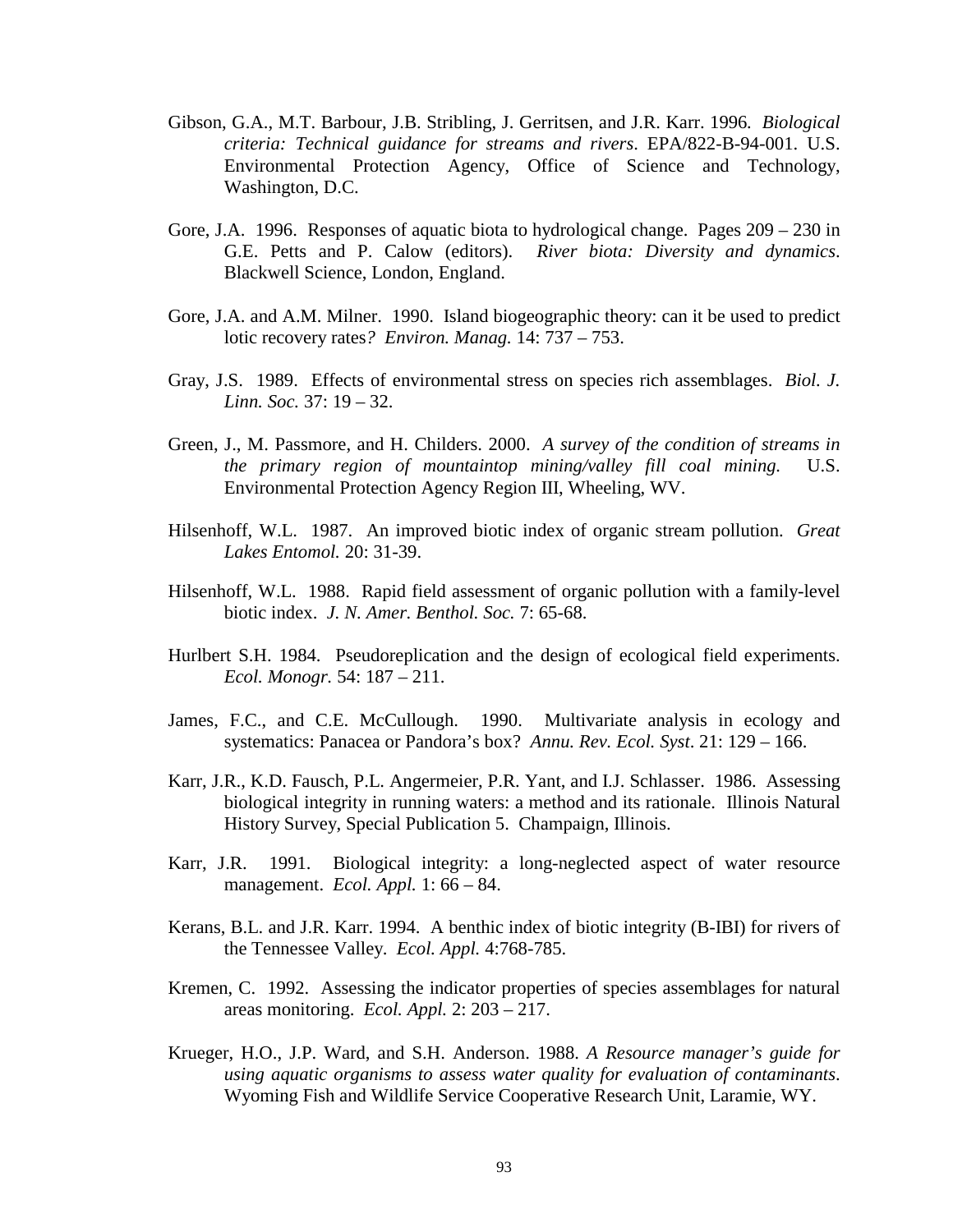Gibson, G.A., M.T. Barbour, J.B. Stribling, J. Gerritsen, and J.R. Karr. 1996. *Biological criteria: Technical guidance for streams and rivers*. EPA/822-B-94-001. U.S. Environmental Protection Agency, Office of Science and Technology, Washington, D.C.

Gore, J.A. 1996. Responses of aquatic biota to hydrological change. Pages 209 – 230 in G.E. Petts and P. Calow (editors). *River biota: Diversity and dynamics*. Blackwell Science, London, England.

Gore, J.A. and A.M. Milner. 1990. Island biogeographic theory: can it be used to predict lotic recovery rates*?* *Environ. Manag.* 14: 737 – 753.

Gray, J.S. 1989. Effects of environmental stress on species rich assemblages. *Biol. J. Linn. Soc.* 37: 19 – 32.

Green, J., M. Passmore, and H. Childers. 2000. *A survey of the condition of streams in the primary region of mountaintop mining/valley fill coal mining.* U.S. Environmental Protection Agency Region III, Wheeling, WV.

Hilsenhoff, W.L. 1987. An improved biotic index of organic stream pollution. *Great Lakes Entomol.* 20: 31-39.

Hilsenhoff, W.L. 1988. Rapid field assessment of organic pollution with a family-level biotic index. *J. N. Amer. Benthol. Soc.* 7: 65-68.

Hurlbert S.H. 1984. Pseudoreplication and the design of ecological field experiments. *Ecol. Monogr.* 54: 187 – 211.

James, F.C., and C.E. McCullough. 1990. Multivariate analysis in ecology and systematics: Panacea or Pandora's box? *Annu. Rev. Ecol. Syst*. 21: 129 – 166.

Karr, J.R., K.D. Fausch, P.L. Angermeier, P.R. Yant, and I.J. Schlasser. 1986. Assessing biological integrity in running waters: a method and its rationale. Illinois Natural History Survey, Special Publication 5. Champaign, Illinois.

Karr, J.R. 1991. Biological integrity: a long-neglected aspect of water resource management. *Ecol. Appl.* 1: 66 – 84.

Kerans, B.L. and J.R. Karr. 1994. A benthic index of biotic integrity (B-IBI) for rivers of the Tennessee Valley. *Ecol. Appl.* 4:768-785.

Kremen, C. 1992. Assessing the indicator properties of species assemblages for natural areas monitoring. *Ecol. Appl.* 2: 203 – 217.

Krueger, H.O., J.P. Ward, and S.H. Anderson. 1988. *A Resource manager's guide for using aquatic organisms to assess water quality for evaluation of contaminants*. Wyoming Fish and Wildlife Service Cooperative Research Unit, Laramie, WY.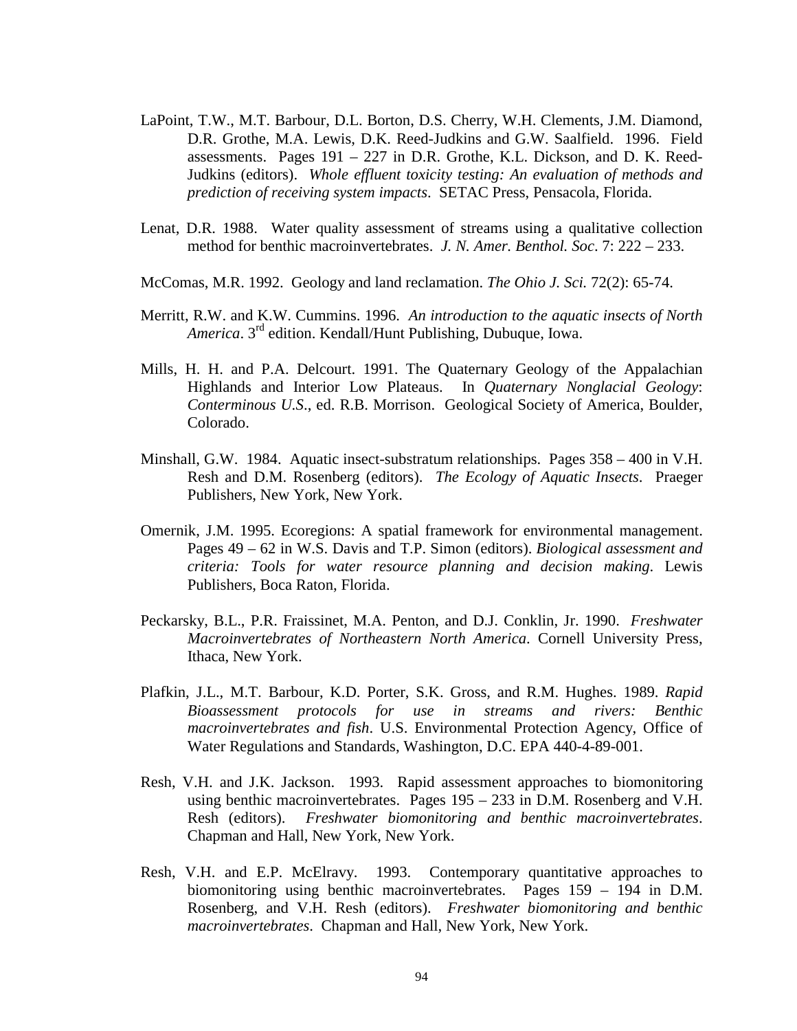LaPoint, T.W., M.T. Barbour, D.L. Borton, D.S. Cherry, W.H. Clements, J.M. Diamond, D.R. Grothe, M.A. Lewis, D.K. Reed-Judkins and G.W. Saalfield. 1996. Field assessments. Pages 191 – 227 in D.R. Grothe, K.L. Dickson, and D. K. Reed-Judkins (editors). *Whole effluent toxicity testing: An evaluation of methods and prediction of receiving system impacts*. SETAC Press, Pensacola, Florida.

Lenat, D.R. 1988. Water quality assessment of streams using a qualitative collection method for benthic macroinvertebrates. *J. N. Amer. Benthol. Soc*. 7: 222 – 233.

McComas, M.R. 1992. Geology and land reclamation. *The Ohio J. Sci.* 72(2): 65-74.

Merritt, R.W. and K.W. Cummins. 1996. *An introduction to the aquatic insects of North America*. 3rd edition. Kendall/Hunt Publishing, Dubuque, Iowa.

Mills, H. H. and P.A. Delcourt. 1991. The Quaternary Geology of the Appalachian Highlands and Interior Low Plateaus. In *Quaternary Nonglacial Geology*: *Conterminous U.S*., ed. R.B. Morrison. Geological Society of America, Boulder, Colorado.

Minshall, G.W. 1984. Aquatic insect-substratum relationships. Pages 358 – 400 in V.H. Resh and D.M. Rosenberg (editors). *The Ecology of Aquatic Insects*. Praeger Publishers, New York, New York.

Omernik, J.M. 1995. Ecoregions: A spatial framework for environmental management. Pages 49 – 62 in W.S. Davis and T.P. Simon (editors). *Biological assessment and criteria: Tools for water resource planning and decision making*. Lewis Publishers, Boca Raton, Florida.

Peckarsky, B.L., P.R. Fraissinet, M.A. Penton, and D.J. Conklin, Jr. 1990. *Freshwater Macroinvertebrates of Northeastern North America*. Cornell University Press, Ithaca, New York.

Plafkin, J.L., M.T. Barbour, K.D. Porter, S.K. Gross, and R.M. Hughes. 1989. *Rapid Bioassessment protocols for use in streams and rivers: Benthic macroinvertebrates and fish*. U.S. Environmental Protection Agency, Office of Water Regulations and Standards, Washington, D.C. EPA 440-4-89-001.

Resh, V.H. and J.K. Jackson. 1993. Rapid assessment approaches to biomonitoring using benthic macroinvertebrates. Pages 195 – 233 in D.M. Rosenberg and V.H. Resh (editors). *Freshwater biomonitoring and benthic macroinvertebrates*. Chapman and Hall, New York, New York.

Resh, V.H. and E.P. McElravy. 1993. Contemporary quantitative approaches to biomonitoring using benthic macroinvertebrates. Pages 159 – 194 in D.M. Rosenberg, and V.H. Resh (editors). *Freshwater biomonitoring and benthic macroinvertebrates*. Chapman and Hall, New York, New York.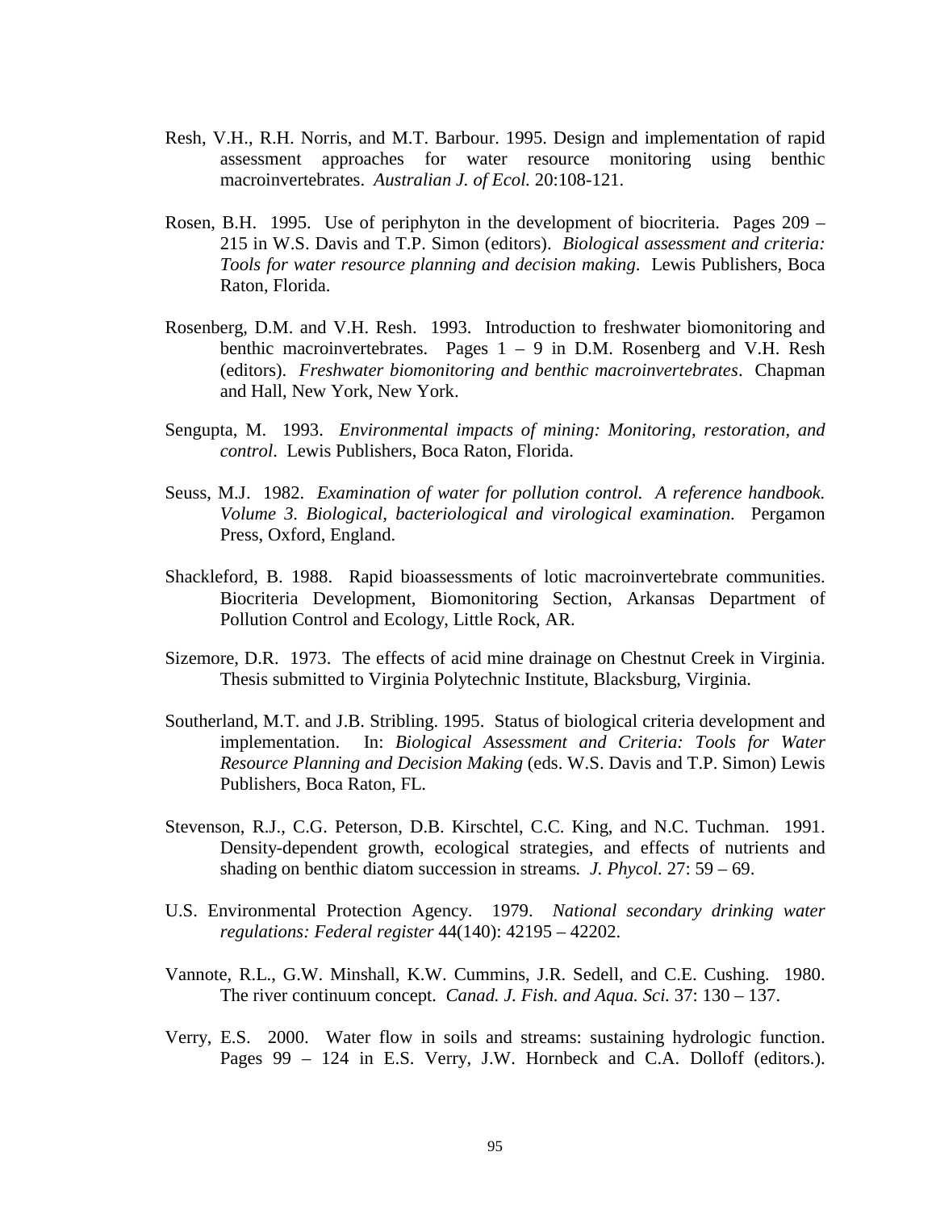Resh, V.H., R.H. Norris, and M.T. Barbour. 1995. Design and implementation of rapid assessment approaches for water resource monitoring using benthic macroinvertebrates. *Australian J. of Ecol.* 20:108-121.

Rosen, B.H. 1995. Use of periphyton in the development of biocriteria. Pages 209 – 215 in W.S. Davis and T.P. Simon (editors). *Biological assessment and criteria: Tools for water resource planning and decision making*. Lewis Publishers, Boca Raton, Florida.

Rosenberg, D.M. and V.H. Resh. 1993. Introduction to freshwater biomonitoring and benthic macroinvertebrates. Pages 1 – 9 in D.M. Rosenberg and V.H. Resh (editors). *Freshwater biomonitoring and benthic macroinvertebrates*. Chapman and Hall, New York, New York.

Sengupta, M. 1993. *Environmental impacts of mining: Monitoring, restoration, and control*. Lewis Publishers, Boca Raton, Florida.

Seuss, M.J. 1982. *Examination of water for pollution control. A reference handbook. Volume 3. Biological, bacteriological and virological examination.* Pergamon Press, Oxford, England.

Shackleford, B. 1988. Rapid bioassessments of lotic macroinvertebrate communities. Biocriteria Development, Biomonitoring Section, Arkansas Department of Pollution Control and Ecology, Little Rock, AR.

Sizemore, D.R. 1973. The effects of acid mine drainage on Chestnut Creek in Virginia. Thesis submitted to Virginia Polytechnic Institute, Blacksburg, Virginia.

Southerland, M.T. and J.B. Stribling. 1995. Status of biological criteria development and implementation. In: *Biological Assessment and Criteria: Tools for Water Resource Planning and Decision Making* (eds. W.S. Davis and T.P. Simon) Lewis Publishers, Boca Raton, FL.

Stevenson, R.J., C.G. Peterson, D.B. Kirschtel, C.C. King, and N.C. Tuchman. 1991. Density-dependent growth, ecological strategies, and effects of nutrients and shading on benthic diatom succession in streams. *J. Phycol.* 27: 59 – 69.

U.S. Environmental Protection Agency. 1979. *National secondary drinking water regulations: Federal register* 44(140): 42195 – 42202.

Vannote, R.L., G.W. Minshall, K.W. Cummins, J.R. Sedell, and C.E. Cushing. 1980. The river continuum concept. *Canad. J. Fish. and Aqua. Sci.* 37: 130 – 137.

Verry, E.S. 2000. Water flow in soils and streams: sustaining hydrologic function. Pages 99 – 124 in E.S. Verry, J.W. Hornbeck and C.A. Dolloff (editors.).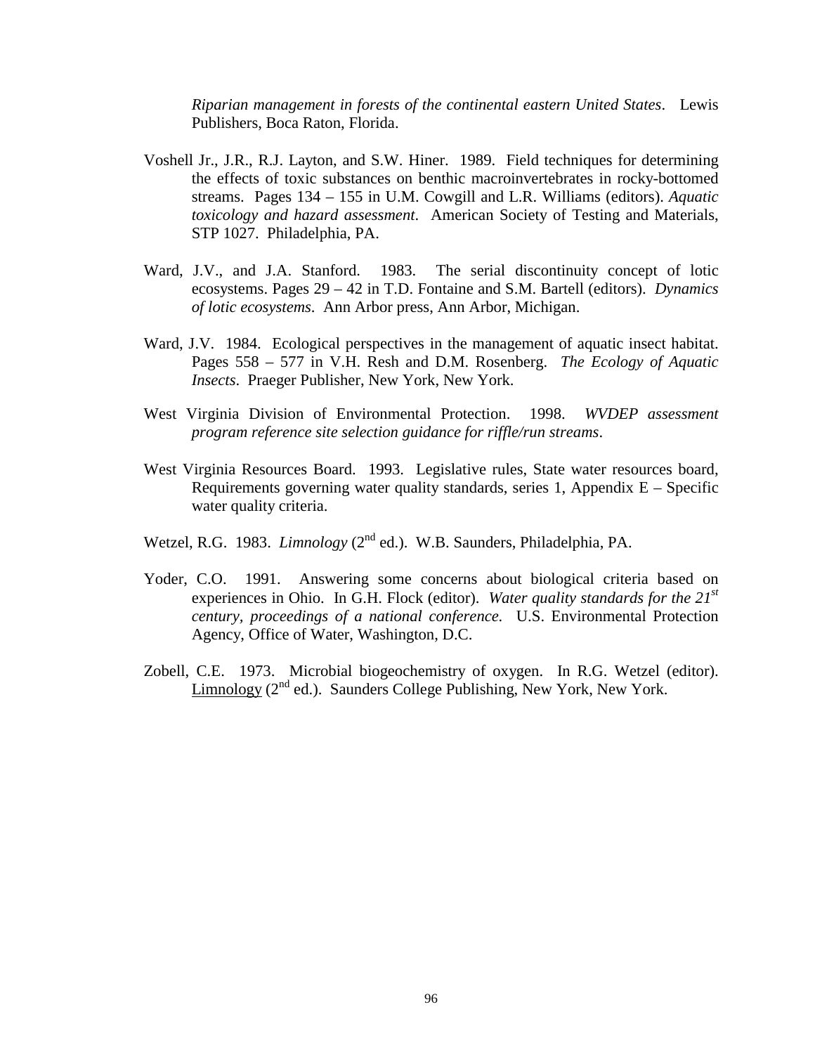*Riparian management in forests of the continental eastern United States*. Lewis Publishers, Boca Raton, Florida.

Voshell Jr., J.R., R.J. Layton, and S.W. Hiner. 1989. Field techniques for determining the effects of toxic substances on benthic macroinvertebrates in rocky-bottomed streams. Pages 134 – 155 in U.M. Cowgill and L.R. Williams (editors). *Aquatic toxicology and hazard assessment*. American Society of Testing and Materials, STP 1027. Philadelphia, PA.

Ward, J.V., and J.A. Stanford. 1983. The serial discontinuity concept of lotic ecosystems. Pages 29 – 42 in T.D. Fontaine and S.M. Bartell (editors). *Dynamics of lotic ecosystems*. Ann Arbor press, Ann Arbor, Michigan.

Ward, J.V. 1984. Ecological perspectives in the management of aquatic insect habitat. Pages 558 – 577 in V.H. Resh and D.M. Rosenberg. *The Ecology of Aquatic Insects*. Praeger Publisher, New York, New York.

West Virginia Division of Environmental Protection. 1998. *WVDEP assessment program reference site selection guidance for riffle/run streams*.

West Virginia Resources Board. 1993. Legislative rules, State water resources board, Requirements governing water quality standards, series 1, Appendix E – Specific water quality criteria.

Wetzel, R.G. 1983. *Limnology* (2nd ed.). W.B. Saunders, Philadelphia, PA.

Yoder, C.O. 1991. Answering some concerns about biological criteria based on experiences in Ohio. In G.H. Flock (editor). *Water quality standards for the 21st century, proceedings of a national conference*. U.S. Environmental Protection Agency, Office of Water, Washington, D.C.

Zobell, C.E. 1973. Microbial biogeochemistry of oxygen. In R.G. Wetzel (editor). Limnology (2nd ed.). Saunders College Publishing, New York, New York.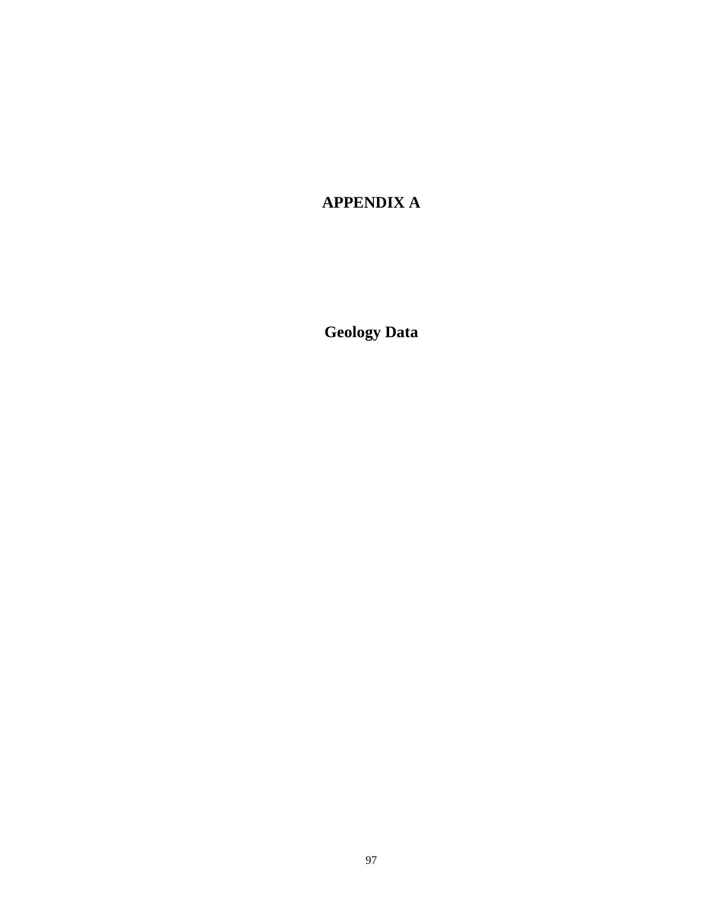# APPENDIX A

## Geology Data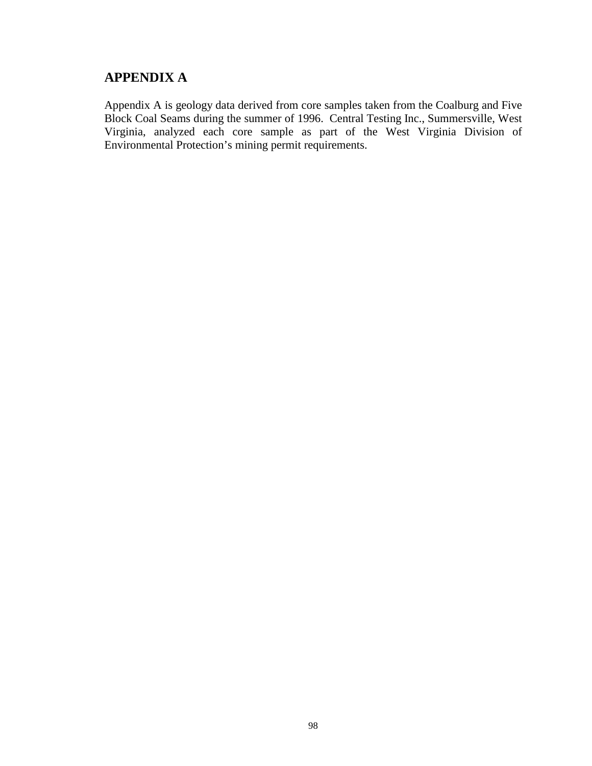# APPENDIX A

Appendix A is geology data derived from core samples taken from the Coalburg and Five Block Coal Seams during the summer of 1996. Central Testing Inc., Summersville, West Virginia, analyzed each core sample as part of the West Virginia Division of Environmental Protection's mining permit requirements.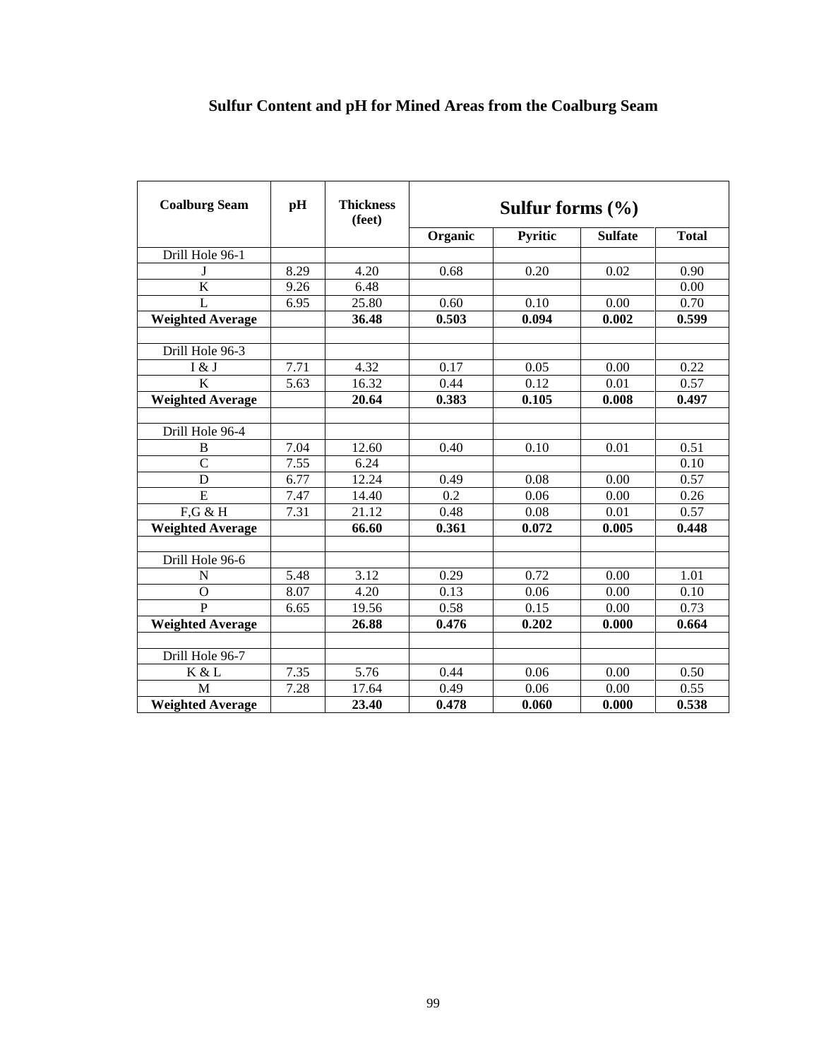# Sulfur Content and pH for Mined Areas from the Coalburg Seam

| Coalburg Seam | pH | Thickness (feet) | Sulfur forms (%) | | | |
|---|---|---|---|---|---|---|
| | | | Organic | Pyritic | Sulfate | Total |
| Drill Hole 96-1 | | | | | | |
| J | 8.29 | 4.20 | 0.68 | 0.20 | 0.02 | 0.90 |
| K | 9.26 | 6.48 | | | | 0.00 |
| L | 6.95 | 25.80 | 0.60 | 0.10 | 0.00 | 0.70 |
| **Weighted Average** | | **36.48** | **0.503** | **0.094** | **0.002** | **0.599** |
| | | | | | | |
| Drill Hole 96-3 | | | | | | |
| I & J | 7.71 | 4.32 | 0.17 | 0.05 | 0.00 | 0.22 |
| K | 5.63 | 16.32 | 0.44 | 0.12 | 0.01 | 0.57 |
| **Weighted Average** | | **20.64** | **0.383** | **0.105** | **0.008** | **0.497** |
| | | | | | | |
| Drill Hole 96-4 | | | | | | |
| B | 7.04 | 12.60 | 0.40 | 0.10 | 0.01 | 0.51 |
| C | 7.55 | 6.24 | | | | 0.10 |
| D | 6.77 | 12.24 | 0.49 | 0.08 | 0.00 | 0.57 |
| E | 7.47 | 14.40 | 0.2 | 0.06 | 0.00 | 0.26 |
| F,G & H | 7.31 | 21.12 | 0.48 | 0.08 | 0.01 | 0.57 |
| **Weighted Average** | | **66.60** | **0.361** | **0.072** | **0.005** | **0.448** |
| | | | | | | |
| Drill Hole 96-6 | | | | | | |
| N | 5.48 | 3.12 | 0.29 | 0.72 | 0.00 | 1.01 |
| O | 8.07 | 4.20 | 0.13 | 0.06 | 0.00 | 0.10 |
| P | 6.65 | 19.56 | 0.58 | 0.15 | 0.00 | 0.73 |
| **Weighted Average** | | **26.88** | **0.476** | **0.202** | **0.000** | **0.664** |
| | | | | | | |
| Drill Hole 96-7 | | | | | | |
| K & L | 7.35 | 5.76 | 0.44 | 0.06 | 0.00 | 0.50 |
| M | 7.28 | 17.64 | 0.49 | 0.06 | 0.00 | 0.55 |
| **Weighted Average** | | **23.40** | **0.478** | **0.060** | **0.000** | **0.538** |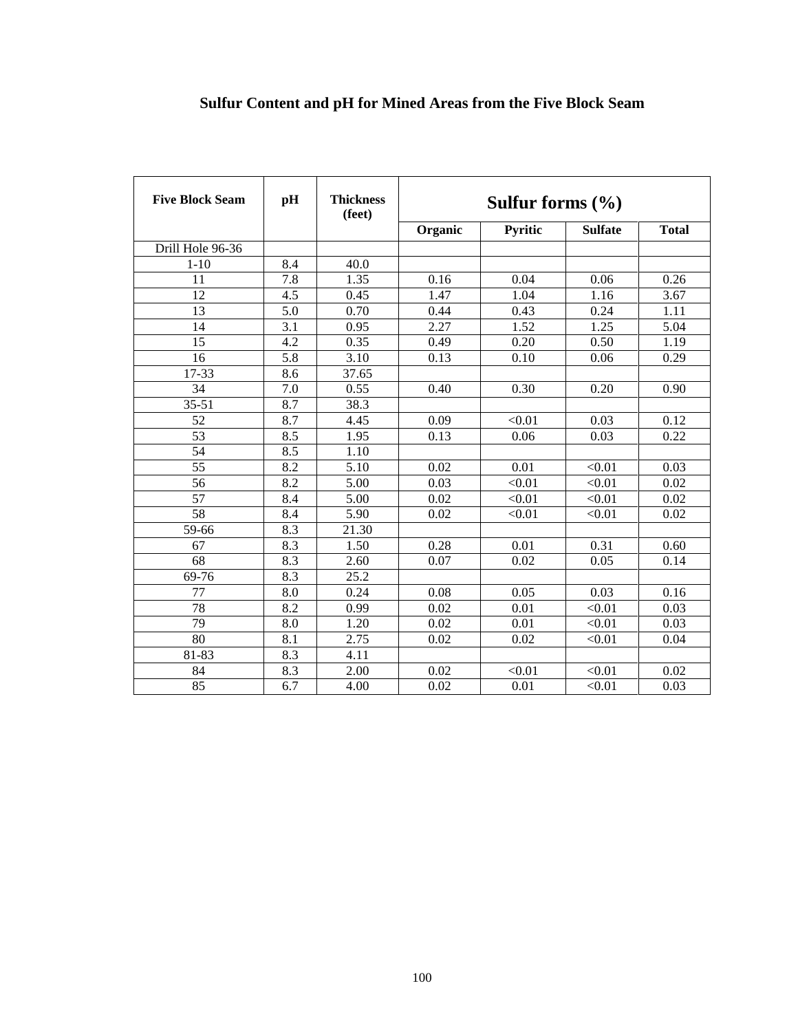# Sulfur Content and pH for Mined Areas from the Five Block Seam

| Five Block Seam | pH | Thickness (feet) | Sulfur forms (%) | | | |
|---|---|---|---|---|---|---|
| | | | Organic | Pyritic | Sulfate | Total |
| Drill Hole 96-36 | | | | | | |
| 1-10 | 8.4 | 40.0 | | | | |
| 11 | 7.8 | 1.35 | 0.16 | 0.04 | 0.06 | 0.26 |
| 12 | 4.5 | 0.45 | 1.47 | 1.04 | 1.16 | 3.67 |
| 13 | 5.0 | 0.70 | 0.44 | 0.43 | 0.24 | 1.11 |
| 14 | 3.1 | 0.95 | 2.27 | 1.52 | 1.25 | 5.04 |
| 15 | 4.2 | 0.35 | 0.49 | 0.20 | 0.50 | 1.19 |
| 16 | 5.8 | 3.10 | 0.13 | 0.10 | 0.06 | 0.29 |
| 17-33 | 8.6 | 37.65 | | | | |
| 34 | 7.0 | 0.55 | 0.40 | 0.30 | 0.20 | 0.90 |
| 35-51 | 8.7 | 38.3 | | | | |
| 52 | 8.7 | 4.45 | 0.09 | <0.01 | 0.03 | 0.12 |
| 53 | 8.5 | 1.95 | 0.13 | 0.06 | 0.03 | 0.22 |
| 54 | 8.5 | 1.10 | | | | |
| 55 | 8.2 | 5.10 | 0.02 | 0.01 | <0.01 | 0.03 |
| 56 | 8.2 | 5.00 | 0.03 | <0.01 | <0.01 | 0.02 |
| 57 | 8.4 | 5.00 | 0.02 | <0.01 | <0.01 | 0.02 |
| 58 | 8.4 | 5.90 | 0.02 | <0.01 | <0.01 | 0.02 |
| 59-66 | 8.3 | 21.30 | | | | |
| 67 | 8.3 | 1.50 | 0.28 | 0.01 | 0.31 | 0.60 |
| 68 | 8.3 | 2.60 | 0.07 | 0.02 | 0.05 | 0.14 |
| 69-76 | 8.3 | 25.2 | | | | |
| 77 | 8.0 | 0.24 | 0.08 | 0.05 | 0.03 | 0.16 |
| 78 | 8.2 | 0.99 | 0.02 | 0.01 | <0.01 | 0.03 |
| 79 | 8.0 | 1.20 | 0.02 | 0.01 | <0.01 | 0.03 |
| 80 | 8.1 | 2.75 | 0.02 | 0.02 | <0.01 | 0.04 |
| 81-83 | 8.3 | 4.11 | | | | |
| 84 | 8.3 | 2.00 | 0.02 | <0.01 | <0.01 | 0.02 |
| 85 | 6.7 | 4.00 | 0.02 | 0.01 | <0.01 | 0.03 |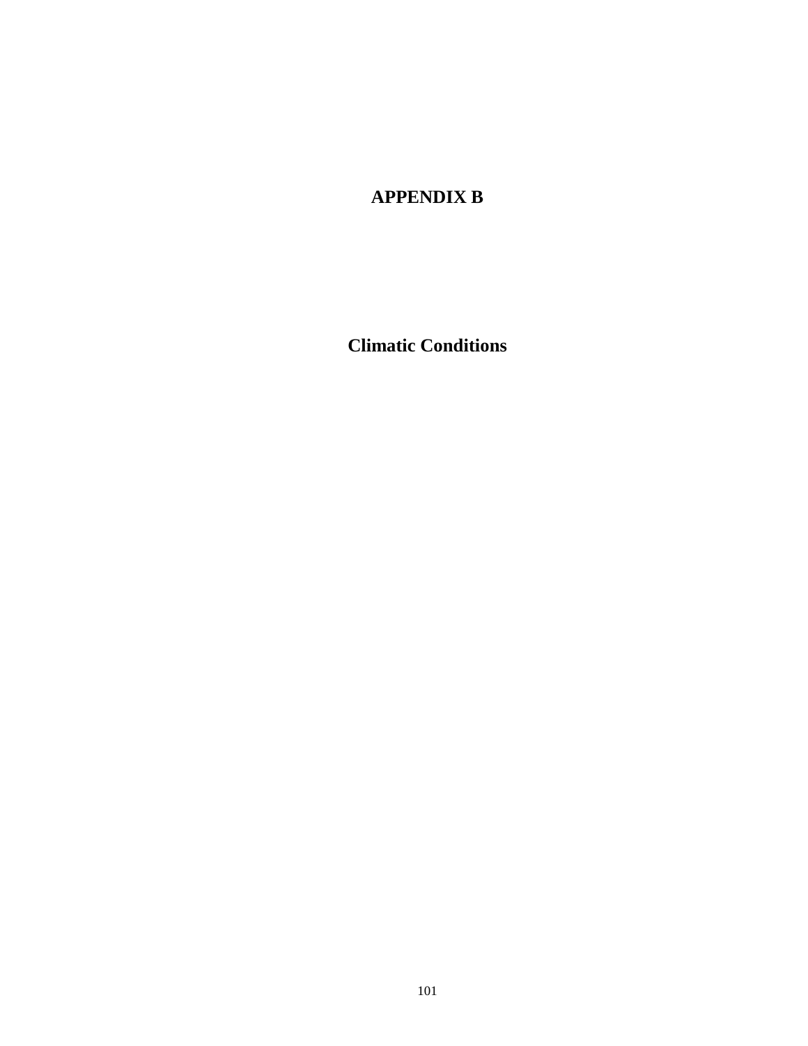# APPENDIX B

## Climatic Conditions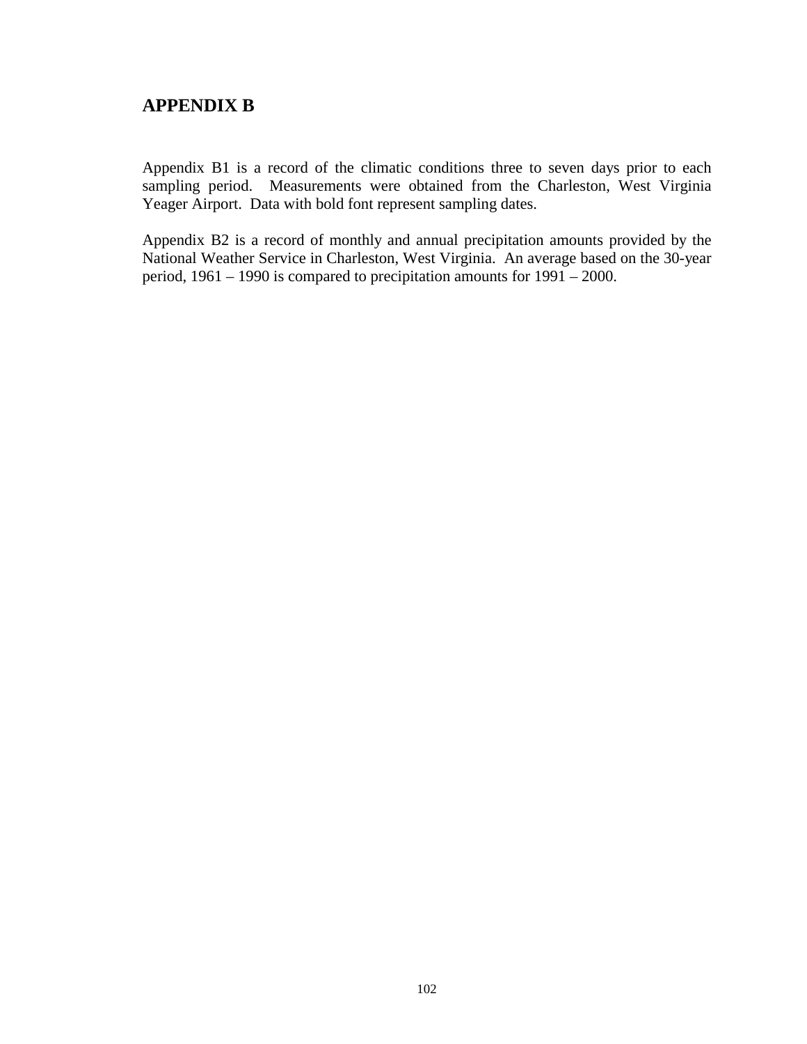# APPENDIX B

Appendix B1 is a record of the climatic conditions three to seven days prior to each sampling period. Measurements were obtained from the Charleston, West Virginia Yeager Airport. Data with bold font represent sampling dates.

Appendix B2 is a record of monthly and annual precipitation amounts provided by the National Weather Service in Charleston, West Virginia. An average based on the 30-year period, 1961 – 1990 is compared to precipitation amounts for 1991 – 2000.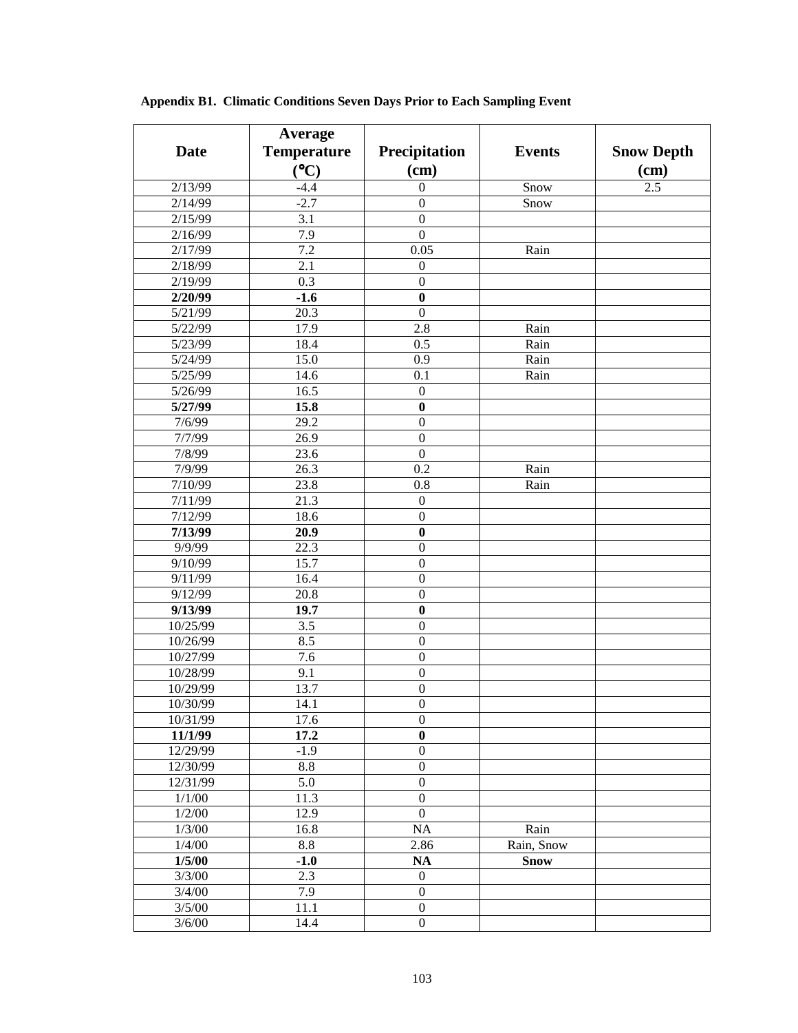**Appendix B1. Climatic Conditions Seven Days Prior to Each Sampling Event**

| Date | Average Temperature (°C) | Precipitation (cm) | Events | Snow Depth (cm) |
|---|---|---|---|---|
| 2/13/99 | -4.4 | 0 | Snow | 2.5 |
| 2/14/99 | -2.7 | 0 | Snow | |
| 2/15/99 | 3.1 | 0 | | |
| 2/16/99 | 7.9 | 0 | | |
| 2/17/99 | 7.2 | 0.05 | Rain | |
| 2/18/99 | 2.1 | 0 | | |
| 2/19/99 | 0.3 | 0 | | |
| **2/20/99** | **-1.6** | **0** | | |
| 5/21/99 | 20.3 | 0 | | |
| 5/22/99 | 17.9 | 2.8 | Rain | |
| 5/23/99 | 18.4 | 0.5 | Rain | |
| 5/24/99 | 15.0 | 0.9 | Rain | |
| 5/25/99 | 14.6 | 0.1 | Rain | |
| 5/26/99 | 16.5 | 0 | | |
| **5/27/99** | **15.8** | **0** | | |
| 7/6/99 | 29.2 | 0 | | |
| 7/7/99 | 26.9 | 0 | | |
| 7/8/99 | 23.6 | 0 | | |
| 7/9/99 | 26.3 | 0.2 | Rain | |
| 7/10/99 | 23.8 | 0.8 | Rain | |
| 7/11/99 | 21.3 | 0 | | |
| 7/12/99 | 18.6 | 0 | | |
| **7/13/99** | **20.9** | **0** | | |
| 9/9/99 | 22.3 | 0 | | |
| 9/10/99 | 15.7 | 0 | | |
| 9/11/99 | 16.4 | 0 | | |
| 9/12/99 | 20.8 | 0 | | |
| **9/13/99** | **19.7** | **0** | | |
| 10/25/99 | 3.5 | 0 | | |
| 10/26/99 | 8.5 | 0 | | |
| 10/27/99 | 7.6 | 0 | | |
| 10/28/99 | 9.1 | 0 | | |
| 10/29/99 | 13.7 | 0 | | |
| 10/30/99 | 14.1 | 0 | | |
| 10/31/99 | 17.6 | 0 | | |
| **11/1/99** | **17.2** | **0** | | |
| 12/29/99 | -1.9 | 0 | | |
| 12/30/99 | 8.8 | 0 | | |
| 12/31/99 | 5.0 | 0 | | |
| 1/1/00 | 11.3 | 0 | | |
| 1/2/00 | 12.9 | 0 | | |
| 1/3/00 | 16.8 | NA | Rain | |
| 1/4/00 | 8.8 | 2.86 | Rain, Snow | |
| **1/5/00** | **-1.0** | **NA** | **Snow** | |
| 3/3/00 | 2.3 | 0 | | |
| 3/4/00 | 7.9 | 0 | | |
| 3/5/00 | 11.1 | 0 | | |
| 3/6/00 | 14.4 | 0 | | |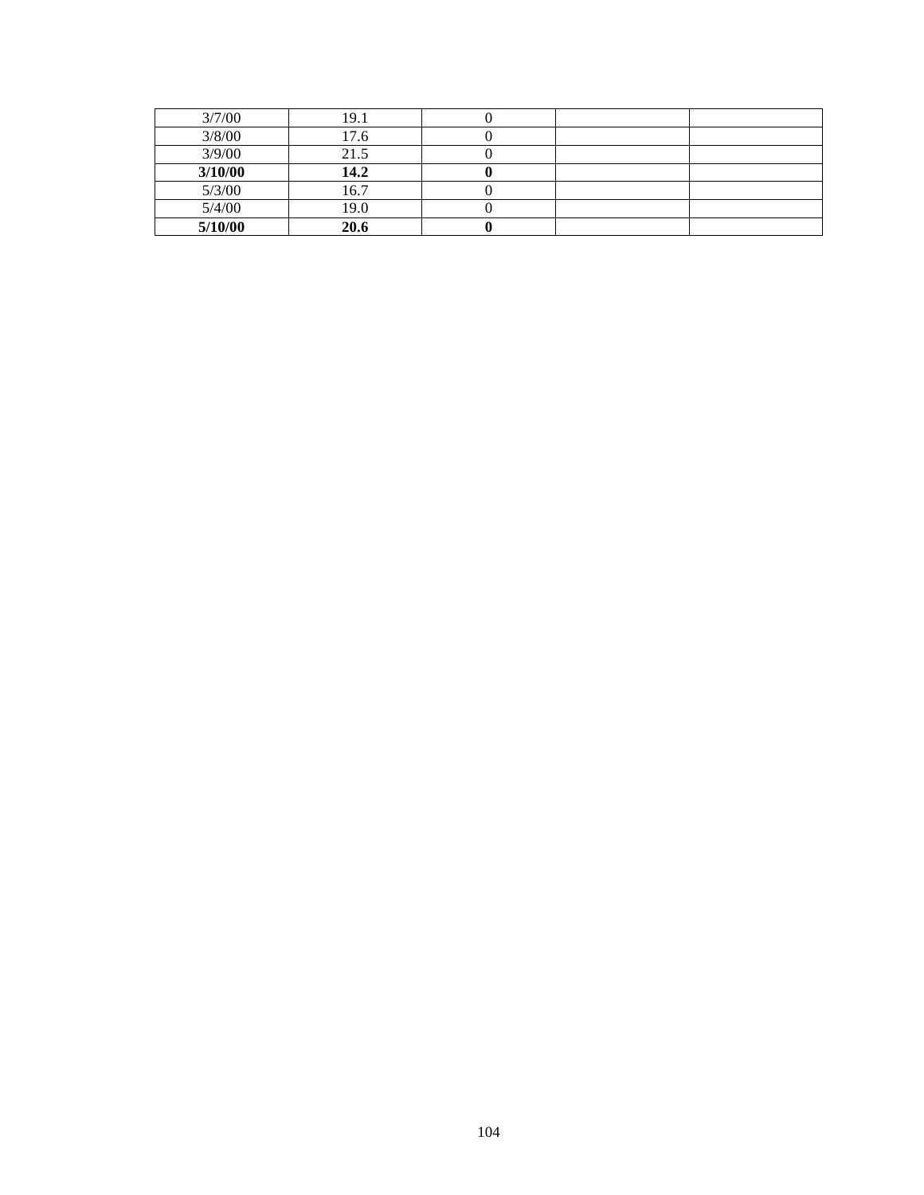| | | | | |
|---|---|---|---|---|
| 3/7/00 | 19.1 | 0 | | |
| 3/8/00 | 17.6 | 0 | | |
| 3/9/00 | 21.5 | 0 | | |
| **3/10/00** | **14.2** | **0** | | |
| 5/3/00 | 16.7 | 0 | | |
| 5/4/00 | 19.0 | 0 | | |
| **5/10/00** | **20.6** | **0** | | |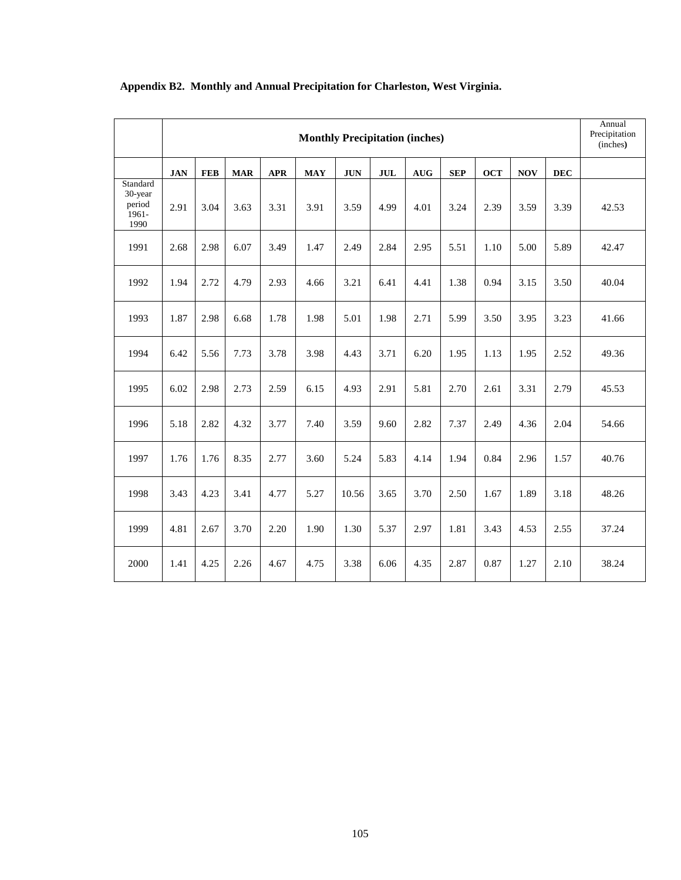**Appendix B2. Monthly and Annual Precipitation for Charleston, West Virginia.**

| | Monthly Precipitation (inches) | | | | | | | | | | | | Annual Precipitation (inches) |
|---|---|---|---|---|---|---|---|---|---|---|---|---|---|
| | JAN | FEB | MAR | APR | MAY | JUN | JUL | AUG | SEP | OCT | NOV | DEC | |
| Standard 30-year period 1961-1990 | 2.91 | 3.04 | 3.63 | 3.31 | 3.91 | 3.59 | 4.99 | 4.01 | 3.24 | 2.39 | 3.59 | 3.39 | 42.53 |
| 1991 | 2.68 | 2.98 | 6.07 | 3.49 | 1.47 | 2.49 | 2.84 | 2.95 | 5.51 | 1.10 | 5.00 | 5.89 | 42.47 |
| 1992 | 1.94 | 2.72 | 4.79 | 2.93 | 4.66 | 3.21 | 6.41 | 4.41 | 1.38 | 0.94 | 3.15 | 3.50 | 40.04 |
| 1993 | 1.87 | 2.98 | 6.68 | 1.78 | 1.98 | 5.01 | 1.98 | 2.71 | 5.99 | 3.50 | 3.95 | 3.23 | 41.66 |
| 1994 | 6.42 | 5.56 | 7.73 | 3.78 | 3.98 | 4.43 | 3.71 | 6.20 | 1.95 | 1.13 | 1.95 | 2.52 | 49.36 |
| 1995 | 6.02 | 2.98 | 2.73 | 2.59 | 6.15 | 4.93 | 2.91 | 5.81 | 2.70 | 2.61 | 3.31 | 2.79 | 45.53 |
| 1996 | 5.18 | 2.82 | 4.32 | 3.77 | 7.40 | 3.59 | 9.60 | 2.82 | 7.37 | 2.49 | 4.36 | 2.04 | 54.66 |
| 1997 | 1.76 | 1.76 | 8.35 | 2.77 | 3.60 | 5.24 | 5.83 | 4.14 | 1.94 | 0.84 | 2.96 | 1.57 | 40.76 |
| 1998 | 3.43 | 4.23 | 3.41 | 4.77 | 5.27 | 10.56 | 3.65 | 3.70 | 2.50 | 1.67 | 1.89 | 3.18 | 48.26 |
| 1999 | 4.81 | 2.67 | 3.70 | 2.20 | 1.90 | 1.30 | 5.37 | 2.97 | 1.81 | 3.43 | 4.53 | 2.55 | 37.24 |
| 2000 | 1.41 | 4.25 | 2.26 | 4.67 | 4.75 | 3.38 | 6.06 | 4.35 | 2.87 | 0.87 | 1.27 | 2.10 | 38.24 |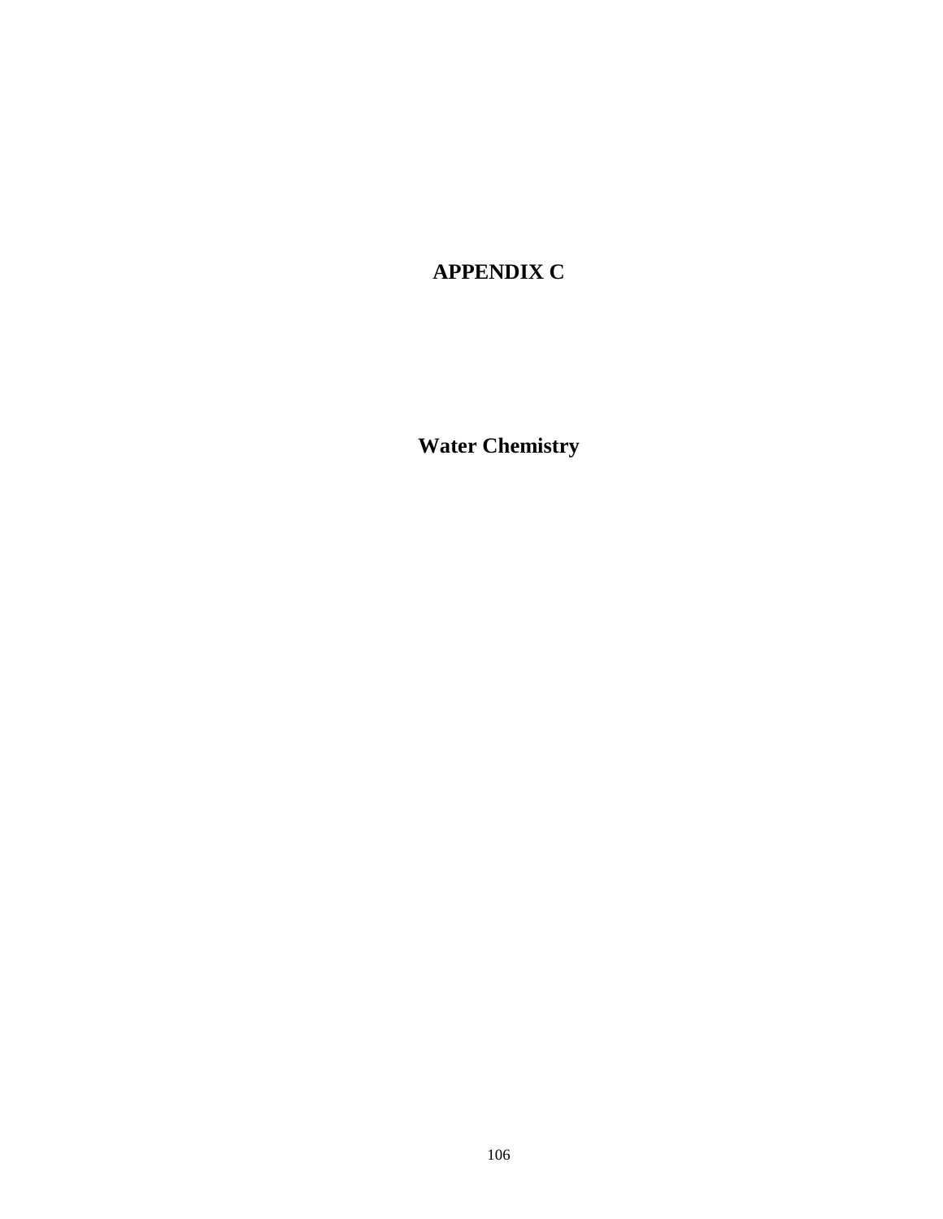# APPENDIX C

## Water Chemistry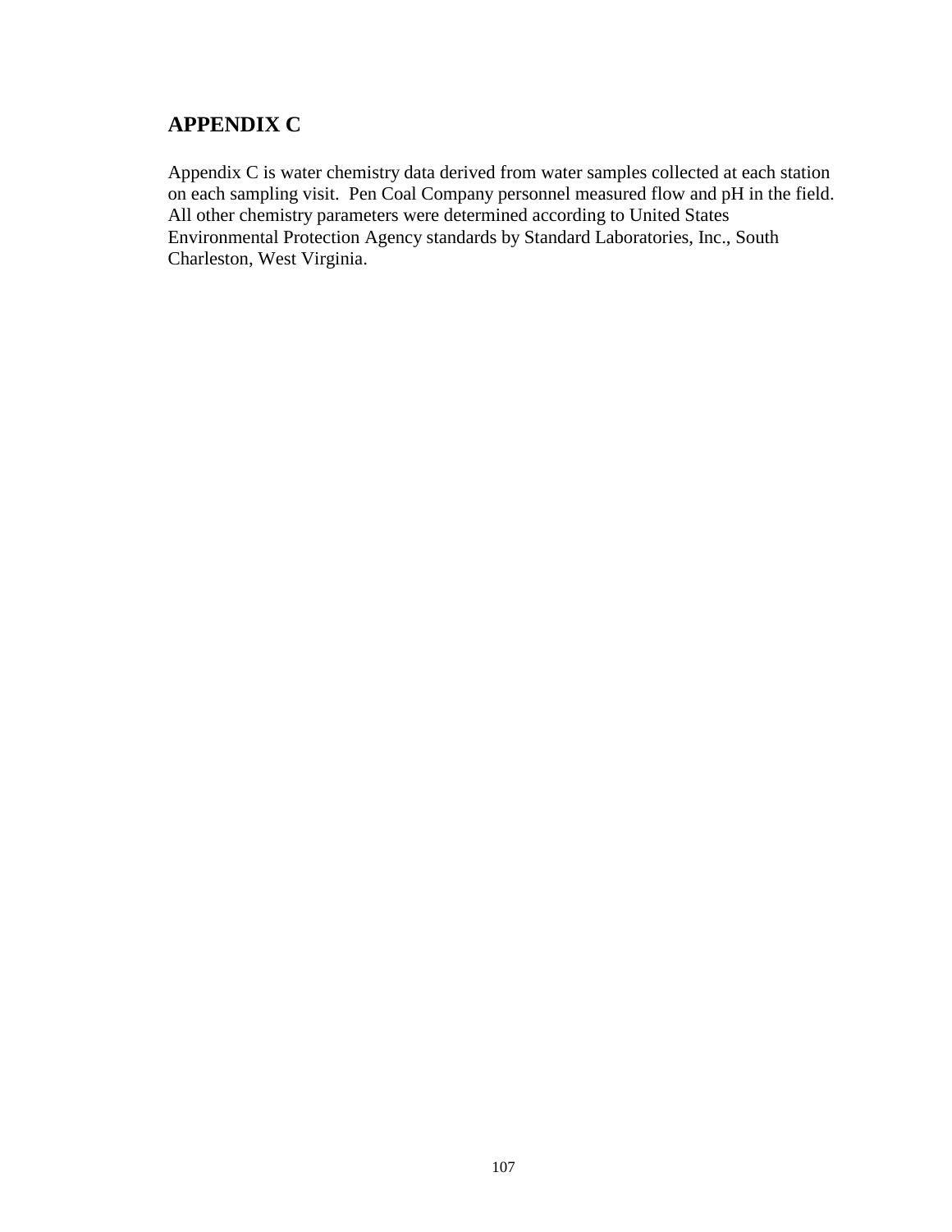## APPENDIX C

Appendix C is water chemistry data derived from water samples collected at each station on each sampling visit. Pen Coal Company personnel measured flow and pH in the field. All other chemistry parameters were determined according to United States Environmental Protection Agency standards by Standard Laboratories, Inc., South Charleston, West Virginia.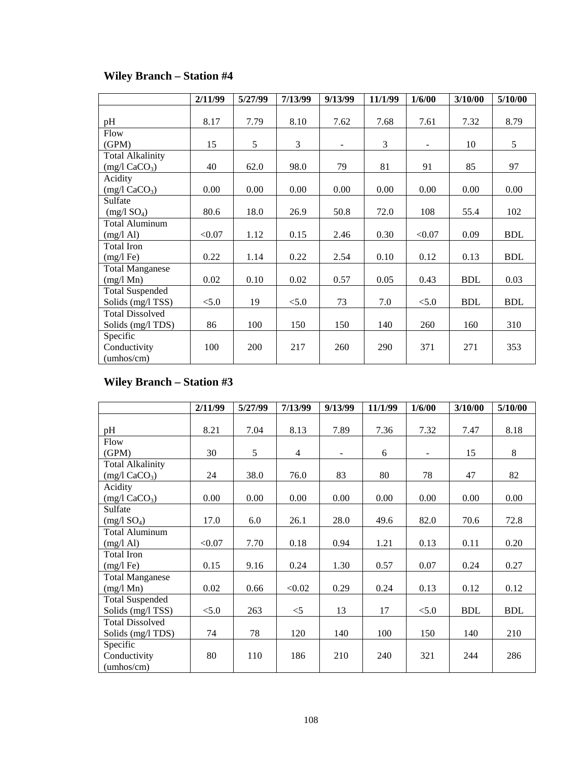## Wiley Branch – Station #4

| | 2/11/99 | 5/27/99 | 7/13/99 | 9/13/99 | 11/1/99 | 1/6/00 | 3/10/00 | 5/10/00 |
|---|---|---|---|---|---|---|---|---|
| pH | 8.17 | 7.79 | 8.10 | 7.62 | 7.68 | 7.61 | 7.32 | 8.79 |
| Flow (GPM) | 15 | 5 | 3 | - | 3 | - | 10 | 5 |
| Total Alkalinity (mg/l $CaCO_3$) | 40 | 62.0 | 98.0 | 79 | 81 | 91 | 85 | 97 |
| Acidity (mg/l $CaCO_3$) | 0.00 | 0.00 | 0.00 | 0.00 | 0.00 | 0.00 | 0.00 | 0.00 |
| Sulfate (mg/l $SO_4$) | 80.6 | 18.0 | 26.9 | 50.8 | 72.0 | 108 | 55.4 | 102 |
| Total Aluminum (mg/l Al) | <0.07 | 1.12 | 0.15 | 2.46 | 0.30 | <0.07 | 0.09 | BDL |
| Total Iron (mg/l Fe) | 0.22 | 1.14 | 0.22 | 2.54 | 0.10 | 0.12 | 0.13 | BDL |
| Total Manganese (mg/l Mn) | 0.02 | 0.10 | 0.02 | 0.57 | 0.05 | 0.43 | BDL | 0.03 |
| Total Suspended Solids (mg/l TSS) | <5.0 | 19 | <5.0 | 73 | 7.0 | <5.0 | BDL | BDL |
| Total Dissolved Solids (mg/l TDS) | 86 | 100 | 150 | 150 | 140 | 260 | 160 | 310 |
| Specific Conductivity (umhos/cm) | 100 | 200 | 217 | 260 | 290 | 371 | 271 | 353 |

## Wiley Branch – Station #3

| | 2/11/99 | 5/27/99 | 7/13/99 | 9/13/99 | 11/1/99 | 1/6/00 | 3/10/00 | 5/10/00 |
|---|---|---|---|---|---|---|---|---|
| pH | 8.21 | 7.04 | 8.13 | 7.89 | 7.36 | 7.32 | 7.47 | 8.18 |
| Flow (GPM) | 30 | 5 | 4 | - | 6 | - | 15 | 8 |
| Total Alkalinity (mg/l $CaCO_3$) | 24 | 38.0 | 76.0 | 83 | 80 | 78 | 47 | 82 |
| Acidity (mg/l $CaCO_3$) | 0.00 | 0.00 | 0.00 | 0.00 | 0.00 | 0.00 | 0.00 | 0.00 |
| Sulfate (mg/l $SO_4$) | 17.0 | 6.0 | 26.1 | 28.0 | 49.6 | 82.0 | 70.6 | 72.8 |
| Total Aluminum (mg/l Al) | <0.07 | 7.70 | 0.18 | 0.94 | 1.21 | 0.13 | 0.11 | 0.20 |
| Total Iron (mg/l Fe) | 0.15 | 9.16 | 0.24 | 1.30 | 0.57 | 0.07 | 0.24 | 0.27 |
| Total Manganese (mg/l Mn) | 0.02 | 0.66 | <0.02 | 0.29 | 0.24 | 0.13 | 0.12 | 0.12 |
| Total Suspended Solids (mg/l TSS) | <5.0 | 263 | <5 | 13 | 17 | <5.0 | BDL | BDL |
| Total Dissolved Solids (mg/l TDS) | 74 | 78 | 120 | 140 | 100 | 150 | 140 | 210 |
| Specific Conductivity (umhos/cm) | 80 | 110 | 186 | 210 | 240 | 321 | 244 | 286 |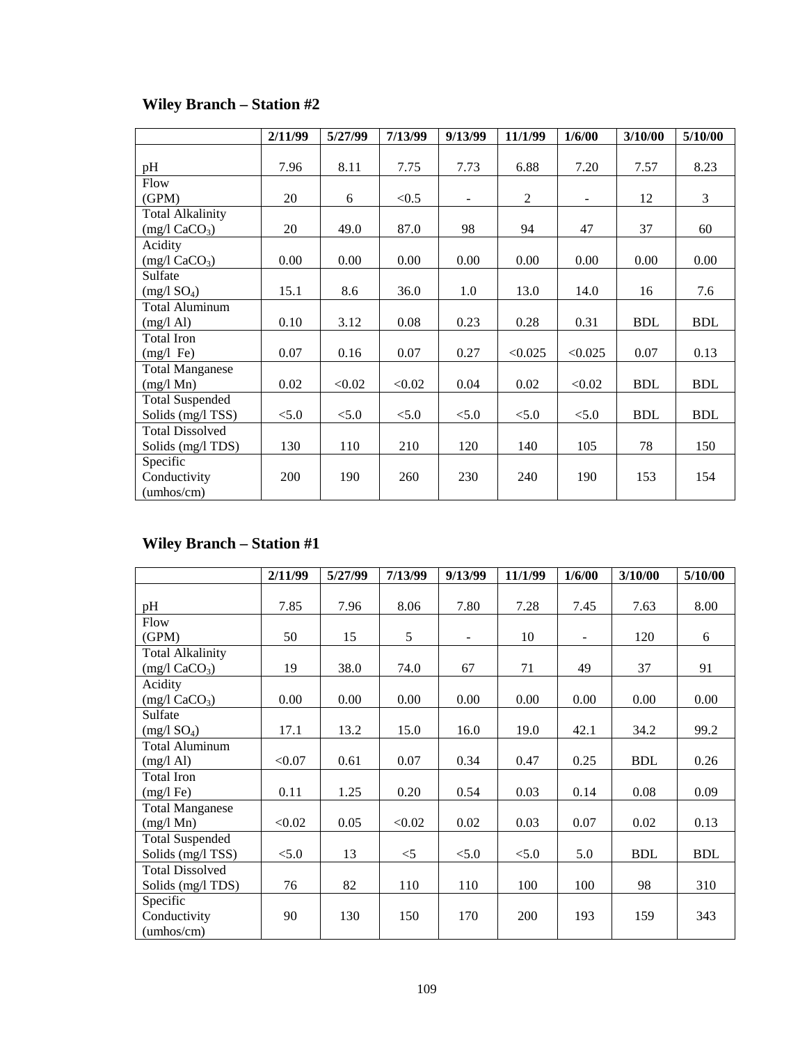## Wiley Branch – Station #2

| | 2/11/99 | 5/27/99 | 7/13/99 | 9/13/99 | 11/1/99 | 1/6/00 | 3/10/00 | 5/10/00 |
|---|---|---|---|---|---|---|---|---|
| pH | 7.96 | 8.11 | 7.75 | 7.73 | 6.88 | 7.20 | 7.57 | 8.23 |
| Flow (GPM) | 20 | 6 | <0.5 | - | 2 | - | 12 | 3 |
| Total Alkalinity (mg/l $CaCO_3$) | 20 | 49.0 | 87.0 | 98 | 94 | 47 | 37 | 60 |
| Acidity (mg/l $CaCO_3$) | 0.00 | 0.00 | 0.00 | 0.00 | 0.00 | 0.00 | 0.00 | 0.00 |
| Sulfate (mg/l $SO_4$) | 15.1 | 8.6 | 36.0 | 1.0 | 13.0 | 14.0 | 16 | 7.6 |
| Total Aluminum (mg/l Al) | 0.10 | 3.12 | 0.08 | 0.23 | 0.28 | 0.31 | BDL | BDL |
| Total Iron (mg/l Fe) | 0.07 | 0.16 | 0.07 | 0.27 | <0.025 | <0.025 | 0.07 | 0.13 |
| Total Manganese (mg/l Mn) | 0.02 | <0.02 | <0.02 | 0.04 | 0.02 | <0.02 | BDL | BDL |
| Total Suspended Solids (mg/l TSS) | <5.0 | <5.0 | <5.0 | <5.0 | <5.0 | <5.0 | BDL | BDL |
| Total Dissolved Solids (mg/l TDS) | 130 | 110 | 210 | 120 | 140 | 105 | 78 | 150 |
| Specific Conductivity (umhos/cm) | 200 | 190 | 260 | 230 | 240 | 190 | 153 | 154 |

## Wiley Branch – Station #1

| | 2/11/99 | 5/27/99 | 7/13/99 | 9/13/99 | 11/1/99 | 1/6/00 | 3/10/00 | 5/10/00 |
|---|---|---|---|---|---|---|---|---|
| pH | 7.85 | 7.96 | 8.06 | 7.80 | 7.28 | 7.45 | 7.63 | 8.00 |
| Flow (GPM) | 50 | 15 | 5 | - | 10 | - | 120 | 6 |
| Total Alkalinity (mg/l $CaCO_3$) | 19 | 38.0 | 74.0 | 67 | 71 | 49 | 37 | 91 |
| Acidity (mg/l $CaCO_3$) | 0.00 | 0.00 | 0.00 | 0.00 | 0.00 | 0.00 | 0.00 | 0.00 |
| Sulfate (mg/l $SO_4$) | 17.1 | 13.2 | 15.0 | 16.0 | 19.0 | 42.1 | 34.2 | 99.2 |
| Total Aluminum (mg/l Al) | <0.07 | 0.61 | 0.07 | 0.34 | 0.47 | 0.25 | BDL | 0.26 |
| Total Iron (mg/l Fe) | 0.11 | 1.25 | 0.20 | 0.54 | 0.03 | 0.14 | 0.08 | 0.09 |
| Total Manganese (mg/l Mn) | <0.02 | 0.05 | <0.02 | 0.02 | 0.03 | 0.07 | 0.02 | 0.13 |
| Total Suspended Solids (mg/l TSS) | <5.0 | 13 | <5 | <5.0 | <5.0 | 5.0 | BDL | BDL |
| Total Dissolved Solids (mg/l TDS) | 76 | 82 | 110 | 110 | 100 | 100 | 98 | 310 |
| Specific Conductivity (umhos/cm) | 90 | 130 | 150 | 170 | 200 | 193 | 159 | 343 |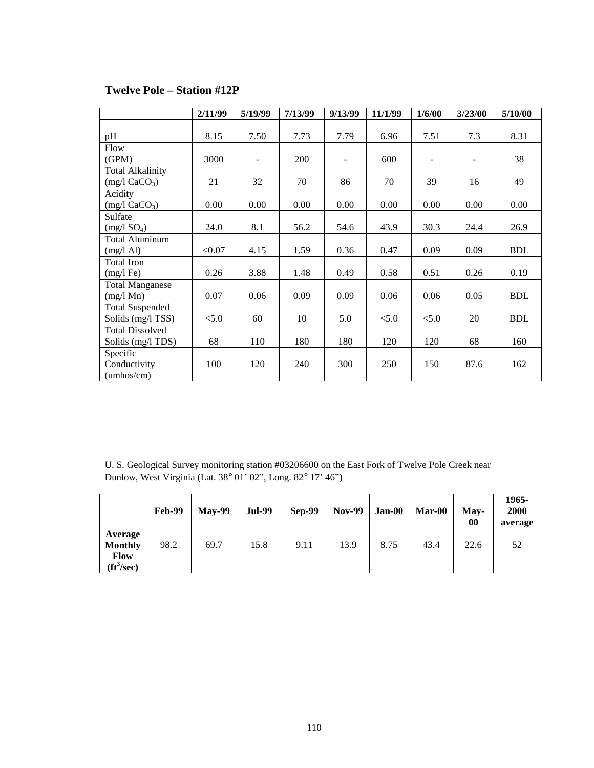### Twelve Pole – Station #12P

| | 2/11/99 | 5/19/99 | 7/13/99 | 9/13/99 | 11/1/99 | 1/6/00 | 3/23/00 | 5/10/00 |
|---|---|---|---|---|---|---|---|---|
| pH | 8.15 | 7.50 | 7.73 | 7.79 | 6.96 | 7.51 | 7.3 | 8.31 |
| Flow (GPM) | 3000 | - | 200 | - | 600 | - | - | 38 |
| Total Alkalinity (mg/l $CaCO_3$) | 21 | 32 | 70 | 86 | 70 | 39 | 16 | 49 |
| Acidity (mg/l $CaCO_3$) | 0.00 | 0.00 | 0.00 | 0.00 | 0.00 | 0.00 | 0.00 | 0.00 |
| Sulfate (mg/l $SO_4$) | 24.0 | 8.1 | 56.2 | 54.6 | 43.9 | 30.3 | 24.4 | 26.9 |
| Total Aluminum (mg/l Al) | <0.07 | 4.15 | 1.59 | 0.36 | 0.47 | 0.09 | 0.09 | BDL |
| Total Iron (mg/l Fe) | 0.26 | 3.88 | 1.48 | 0.49 | 0.58 | 0.51 | 0.26 | 0.19 |
| Total Manganese (mg/l Mn) | 0.07 | 0.06 | 0.09 | 0.09 | 0.06 | 0.06 | 0.05 | BDL |
| Total Suspended Solids (mg/l TSS) | <5.0 | 60 | 10 | 5.0 | <5.0 | <5.0 | 20 | BDL |
| Total Dissolved Solids (mg/l TDS) | 68 | 110 | 180 | 180 | 120 | 120 | 68 | 160 |
| Specific Conductivity (umhos/cm) | 100 | 120 | 240 | 300 | 250 | 150 | 87.6 | 162 |

U. S. Geological Survey monitoring station #03206600 on the East Fork of Twelve Pole Creek near Dunlow, West Virginia (Lat. 38° 01' 02", Long. 82° 17' 46")

| | Feb-99 | May-99 | Jul-99 | Sep-99 | Nov-99 | Jan-00 | Mar-00 | May-00 | 1965-2000 average |
|---|---|---|---|---|---|---|---|---|---|
| **Average Monthly Flow ($ft^3$/sec)** | 98.2 | 69.7 | 15.8 | 9.11 | 13.9 | 8.75 | 43.4 | 22.6 | 52 |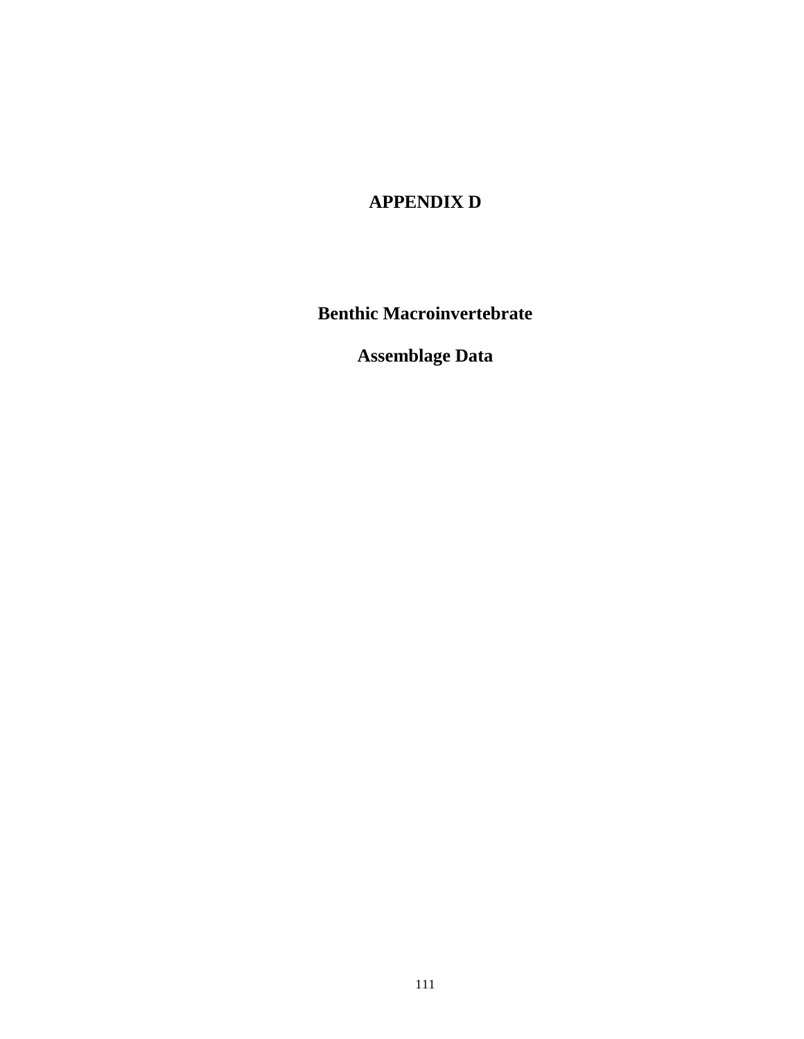# APPENDIX D

## Benthic Macroinvertebrate

## Assemblage Data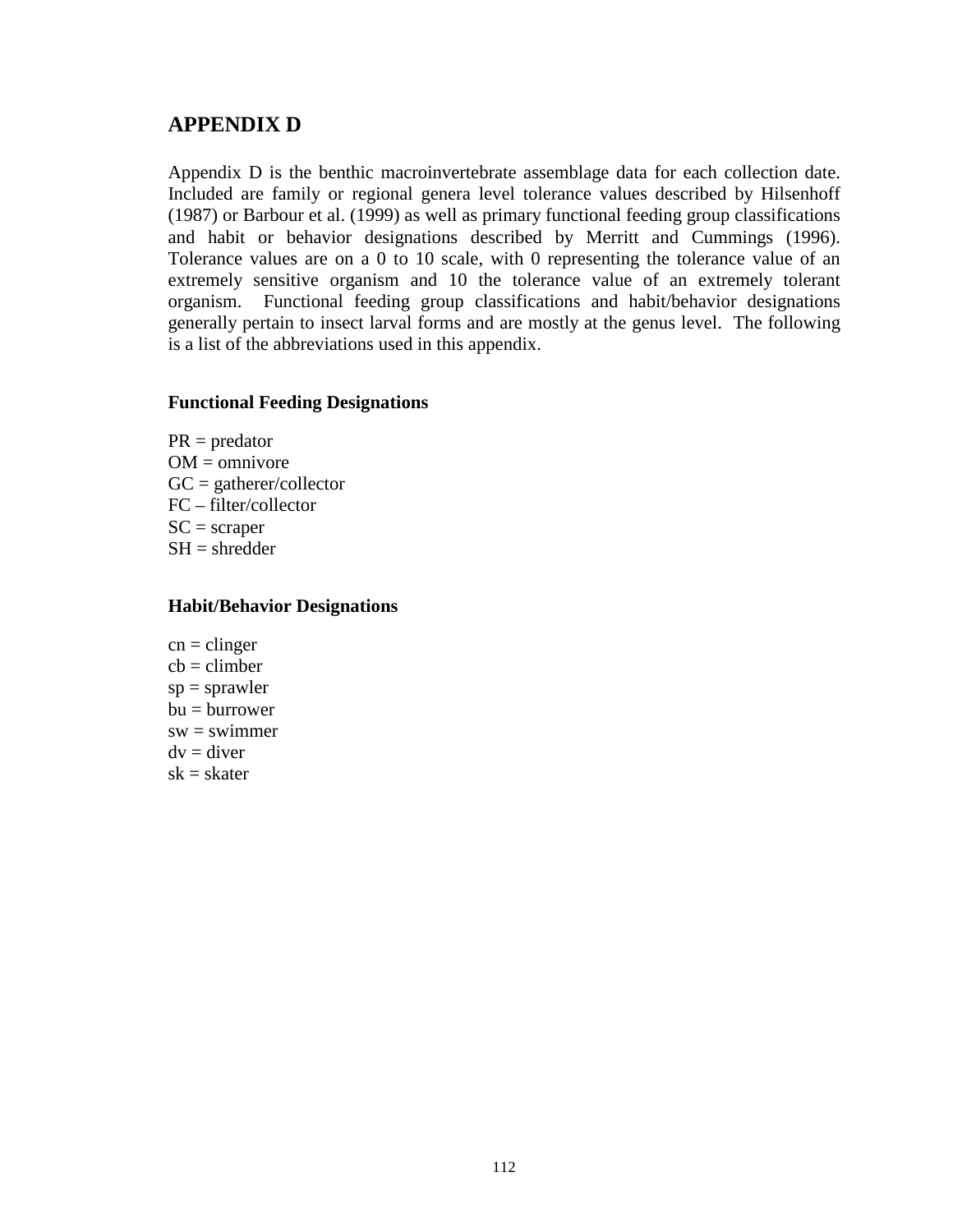## APPENDIX D

Appendix D is the benthic macroinvertebrate assemblage data for each collection date. Included are family or regional genera level tolerance values described by Hilsenhoff (1987) or Barbour et al. (1999) as well as primary functional feeding group classifications and habit or behavior designations described by Merritt and Cummings (1996). Tolerance values are on a 0 to 10 scale, with 0 representing the tolerance value of an extremely sensitive organism and 10 the tolerance value of an extremely tolerant organism. Functional feeding group classifications and habit/behavior designations generally pertain to insect larval forms and are mostly at the genus level. The following is a list of the abbreviations used in this appendix.

### Functional Feeding Designations

PR = predator
OM = omnivore
GC = gatherer/collector
FC – filter/collector
SC = scraper
SH = shredder

### Habit/Behavior Designations

cn = clinger
cb = climber
sp = sprawler
bu = burrower
sw = swimmer
dv = diver
sk = skater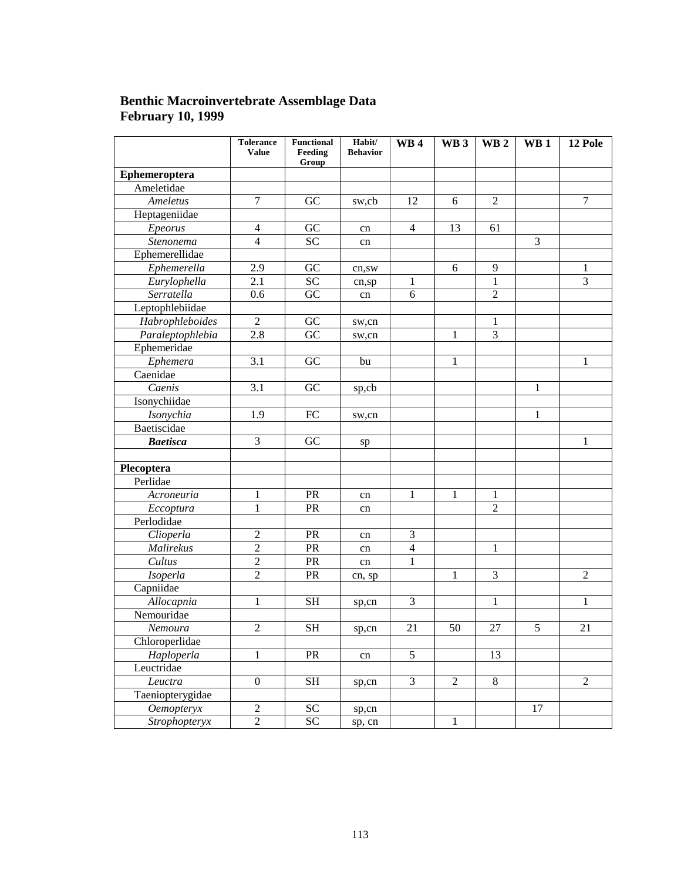**Benthic Macroinvertebrate Assemblage Data**
**February 10, 1999**

| | Tolerance Value | Functional Feeding Group | Habit/ Behavior | WB 4 | WB 3 | WB 2 | WB 1 | 12 Pole |
|---|---|---|---|---|---|---|---|---|
| **Ephemeroptera** | | | | | | | | |
| Ameletidae | | | | | | | | |
| *Ameletus* | 7 | GC | sw,cb | 12 | 6 | 2 | | 7 |
| Heptageniidae | | | | | | | | |
| *Epeorus* | 4 | GC | cn | 4 | 13 | 61 | | |
| *Stenonema* | 4 | SC | cn | | | | 3 | |
| Ephemerellidae | | | | | | | | |
| *Ephemerella* | 2.9 | GC | cn,sw | | 6 | 9 | | 1 |
| *Eurylophella* | 2.1 | SC | cn,sp | 1 | | 1 | | 3 |
| *Serratella* | 0.6 | GC | cn | 6 | | 2 | | |
| Leptophlebiidae | | | | | | | | |
| *Habrophleboides* | 2 | GC | sw,cn | | | 1 | | |
| *Paraleptophlebia* | 2.8 | GC | sw,cn | | 1 | 3 | | |
| Ephemeridae | | | | | | | | |
| *Ephemera* | 3.1 | GC | bu | | 1 | | | 1 |
| Caenidae | | | | | | | | |
| *Caenis* | 3.1 | GC | sp,cb | | | | 1 | |
| Isonychiidae | | | | | | | | |
| *Isonychia* | 1.9 | FC | sw,cn | | | | 1 | |
| Baetiscidae | | | | | | | | |
| ***Baetisca*** | 3 | GC | sp | | | | | 1 |
| | | | | | | | | |
| **Plecoptera** | | | | | | | | |
| Perlidae | | | | | | | | |
| *Acroneuria* | 1 | PR | cn | 1 | 1 | 1 | | |
| *Eccoptura* | 1 | PR | cn | | | 2 | | |
| Perlodidae | | | | | | | | |
| *Clioperla* | 2 | PR | cn | 3 | | | | |
| *Malirekus* | 2 | PR | cn | 4 | | 1 | | |
| *Cultus* | 2 | PR | cn | 1 | | | | |
| *Isoperla* | 2 | PR | cn, sp | | 1 | 3 | | 2 |
| Capniidae | | | | | | | | |
| *Allocapnia* | 1 | SH | sp,cn | 3 | | 1 | | 1 |
| Nemouridae | | | | | | | | |
| *Nemoura* | 2 | SH | sp,cn | 21 | 50 | 27 | 5 | 21 |
| Chloroperlidae | | | | | | | | |
| *Haploperla* | 1 | PR | cn | 5 | | 13 | | |
| Leuctridae | | | | | | | | |
| *Leuctra* | 0 | SH | sp,cn | 3 | 2 | 8 | | 2 |
| Taeniopterygidae | | | | | | | | |
| *Oemopteryx* | 2 | SC | sp,cn | | | | 17 | |
| *Strophopteryx* | 2 | SC | sp, cn | | 1 | | | |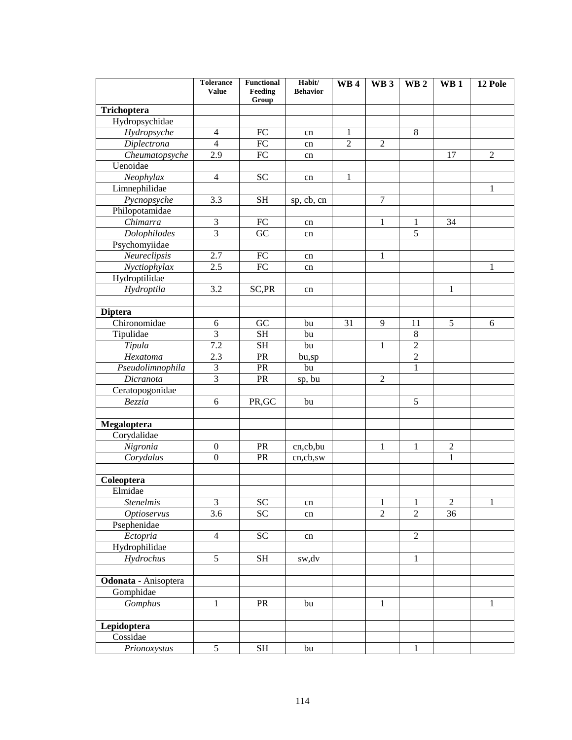| | Tolerance Value | Functional Feeding Group | Habit/ Behavior | WB 4 | WB 3 | WB 2 | WB 1 | 12 Pole |
|---|---|---|---|---|---|---|---|---|
| **Trichoptera** | | | | | | | | |
| Hydropsychidae | | | | | | | | |
| *Hydropsyche* | 4 | FC | cn | 1 | | 8 | | |
| *Diplectrona* | 4 | FC | cn | 2 | 2 | | | |
| *Cheumatopsyche* | 2.9 | FC | cn | | | | 17 | 2 |
| Uenoidae | | | | | | | | |
| *Neophylax* | 4 | SC | cn | 1 | | | | |
| Limnephilidae | | | | | | | | 1 |
| *Pycnopsyche* | 3.3 | SH | sp, cb, cn | | 7 | | | |
| Philopotamidae | | | | | | | | |
| *Chimarra* | 3 | FC | cn | | 1 | 1 | 34 | |
| *Dolophilodes* | 3 | GC | cn | | | 5 | | |
| Psychomyiidae | | | | | | | | |
| *Neureclipsis* | 2.7 | FC | cn | | 1 | | | |
| *Nyctiophylax* | 2.5 | FC | cn | | | | | 1 |
| Hydroptilidae | | | | | | | | |
| *Hydroptila* | 3.2 | SC,PR | cn | | | | 1 | |
| | | | | | | | | |
| **Diptera** | | | | | | | | |
| Chironomidae | 6 | GC | bu | 31 | 9 | 11 | 5 | 6 |
| Tipulidae | 3 | SH | bu | | | 8 | | |
| *Tipula* | 7.2 | SH | bu | | 1 | 2 | | |
| *Hexatoma* | 2.3 | PR | bu,sp | | | 2 | | |
| *Pseudolimnophila* | 3 | PR | bu | | | 1 | | |
| *Dicranota* | 3 | PR | sp, bu | | 2 | | | |
| Ceratopogonidae | | | | | | | | |
| *Bezzia* | 6 | PR,GC | bu | | | 5 | | |
| | | | | | | | | |
| **Megaloptera** | | | | | | | | |
| Corydalidae | | | | | | | | |
| *Nigronia* | 0 | PR | cn,cb,bu | | 1 | 1 | 2 | |
| *Corydalus* | 0 | PR | cn,cb,sw | | | | 1 | |
| | | | | | | | | |
| **Coleoptera** | | | | | | | | |
| Elmidae | | | | | | | | |
| *Stenelmis* | 3 | SC | cn | | 1 | 1 | 2 | 1 |
| *Optioservus* | 3.6 | SC | cn | | 2 | 2 | 36 | |
| Psephenidae | | | | | | | | |
| *Ectopria* | 4 | SC | cn | | | 2 | | |
| Hydrophilidae | | | | | | | | |
| *Hydrochus* | 5 | SH | sw,dv | | | 1 | | |
| | | | | | | | | |
| **Odonata** - Anisoptera | | | | | | | | |
| Gomphidae | | | | | | | | |
| *Gomphus* | 1 | PR | bu | | 1 | | | 1 |
| | | | | | | | | |
| **Lepidoptera** | | | | | | | | |
| Cossidae | | | | | | | | |
| *Prionoxystus* | 5 | SH | bu | | | 1 | | |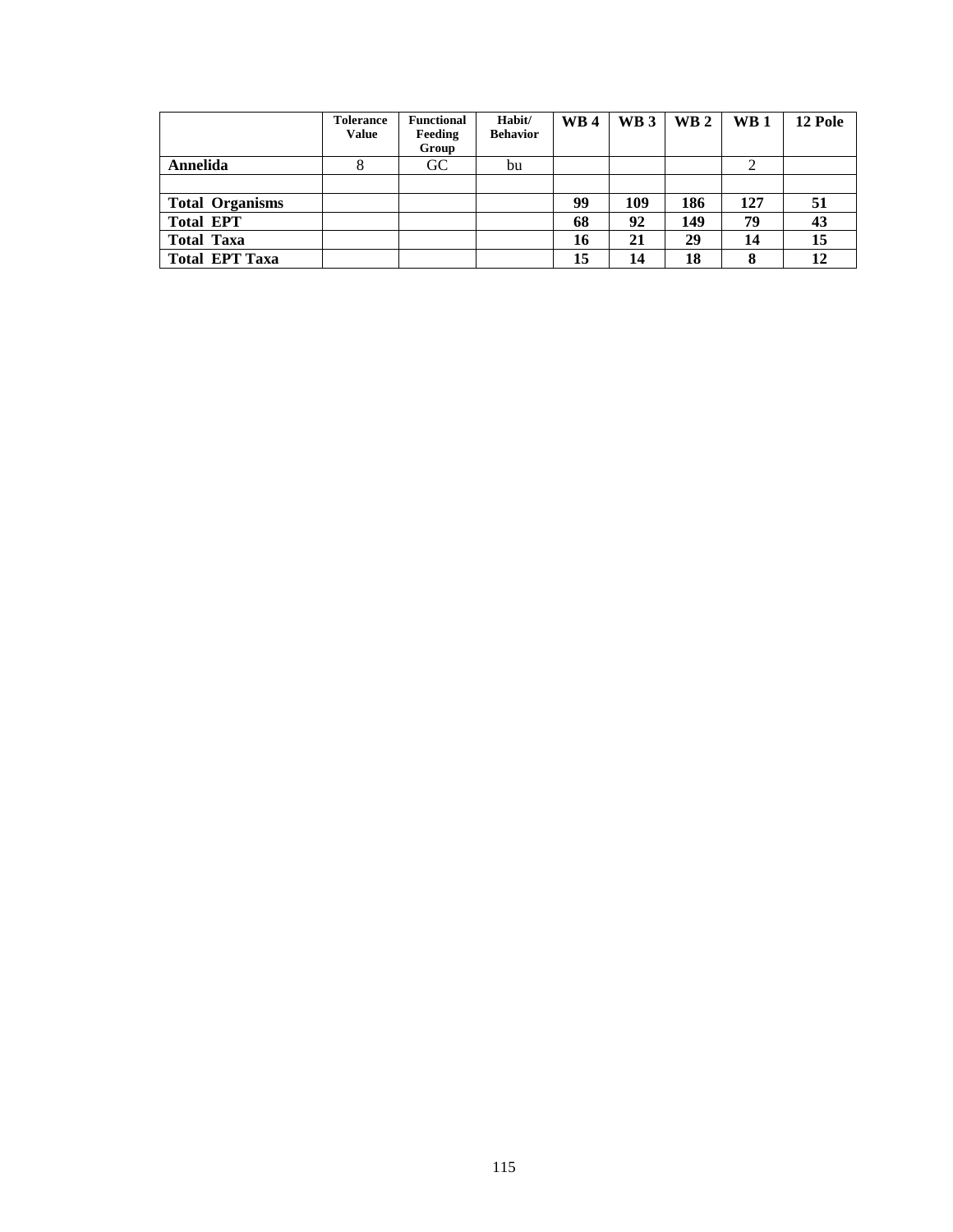| | Tolerance Value | Functional Feeding Group | Habit/ Behavior | WB 4 | WB 3 | WB 2 | WB 1 | 12 Pole |
|---|---|---|---|---|---|---|---|---|
| **Annelida** | 8 | GC | bu | | | | 2 | |
| | | | | | | | | |
| **Total Organisms** | | | | **99** | **109** | **186** | **127** | **51** |
| **Total EPT** | | | | **68** | **92** | **149** | **79** | **43** |
| **Total Taxa** | | | | **16** | **21** | **29** | **14** | **15** |
| **Total EPT Taxa** | | | | **15** | **14** | **18** | **8** | **12** |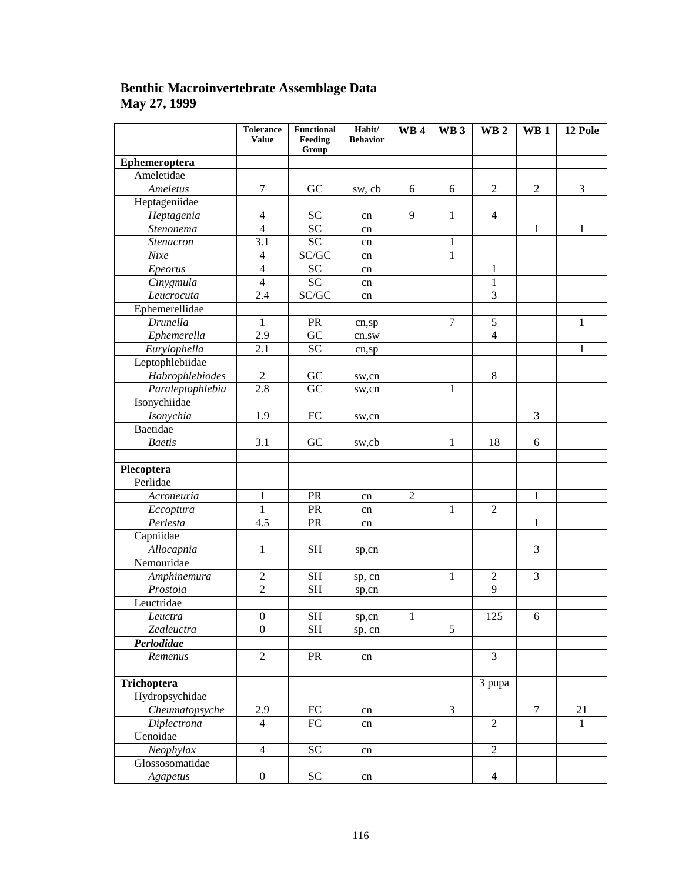**Benthic Macroinvertebrate Assemblage Data**
**May 27, 1999**

| | Tolerance Value | Functional Feeding Group | Habit/ Behavior | WB 4 | WB 3 | WB 2 | WB 1 | 12 Pole |
|---|---|---|---|---|---|---|---|---|
| **Ephemeroptera** | | | | | | | | |
| Ameletidae | | | | | | | | |
| *Ameletus* | 7 | GC | sw, cb | 6 | 6 | 2 | 2 | 3 |
| Heptageniidae | | | | | | | | |
| *Heptagenia* | 4 | SC | cn | 9 | 1 | 4 | | |
| *Stenonema* | 4 | SC | cn | | | | 1 | 1 |
| *Stenacron* | 3.1 | SC | cn | | 1 | | | |
| *Nixe* | 4 | SC/GC | cn | | 1 | | | |
| *Epeorus* | 4 | SC | cn | | | 1 | | |
| *Cinygmula* | 4 | SC | cn | | | 1 | | |
| *Leucrocuta* | 2.4 | SC/GC | cn | | | 3 | | |
| Ephemerellidae | | | | | | | | |
| *Drunella* | 1 | PR | cn,sp | | 7 | 5 | | 1 |
| *Ephemerella* | 2.9 | GC | cn,sw | | | 4 | | |
| *Eurylophella* | 2.1 | SC | cn,sp | | | | | 1 |
| Leptophlebiidae | | | | | | | | |
| *Habrophlebiodes* | 2 | GC | sw,cn | | | 8 | | |
| *Paraleptophlebia* | 2.8 | GC | sw,cn | | 1 | | | |
| Isonychiidae | | | | | | | | |
| *Isonychia* | 1.9 | FC | sw,cn | | | | 3 | |
| Baetidae | | | | | | | | |
| *Baetis* | 3.1 | GC | sw,cb | | 1 | 18 | 6 | |
| | | | | | | | | |
| **Plecoptera** | | | | | | | | |
| Perlidae | | | | | | | | |
| *Acroneuria* | 1 | PR | cn | 2 | | | 1 | |
| *Eccoptura* | 1 | PR | cn | | 1 | 2 | | |
| *Perlesta* | 4.5 | PR | cn | | | | 1 | |
| Capniidae | | | | | | | | |
| *Allocapnia* | 1 | SH | sp,cn | | | | 3 | |
| Nemouridae | | | | | | | | |
| *Amphinemura* | 2 | SH | sp, cn | | 1 | 2 | 3 | |
| *Prostoia* | 2 | SH | sp,cn | | | 9 | | |
| Leuctridae | | | | | | | | |
| *Leuctra* | 0 | SH | sp,cn | 1 | | 125 | 6 | |
| *Zealeuctra* | 0 | SH | sp, cn | | 5 | | | |
| ***Perlodidae*** | | | | | | | | |
| *Remenus* | 2 | PR | cn | | | 3 | | |
| | | | | | | | | |
| **Trichoptera** | | | | | | 3 pupa | | |
| Hydropsychidae | | | | | | | | |
| *Cheumatopsyche* | 2.9 | FC | cn | | 3 | | 7 | 21 |
| *Diplectrona* | 4 | FC | cn | | | 2 | | 1 |
| Uenoidae | | | | | | | | |
| *Neophylax* | 4 | SC | cn | | | 2 | | |
| Glossosomatidae | | | | | | | | |
| *Agapetus* | 0 | SC | cn | | | 4 | | |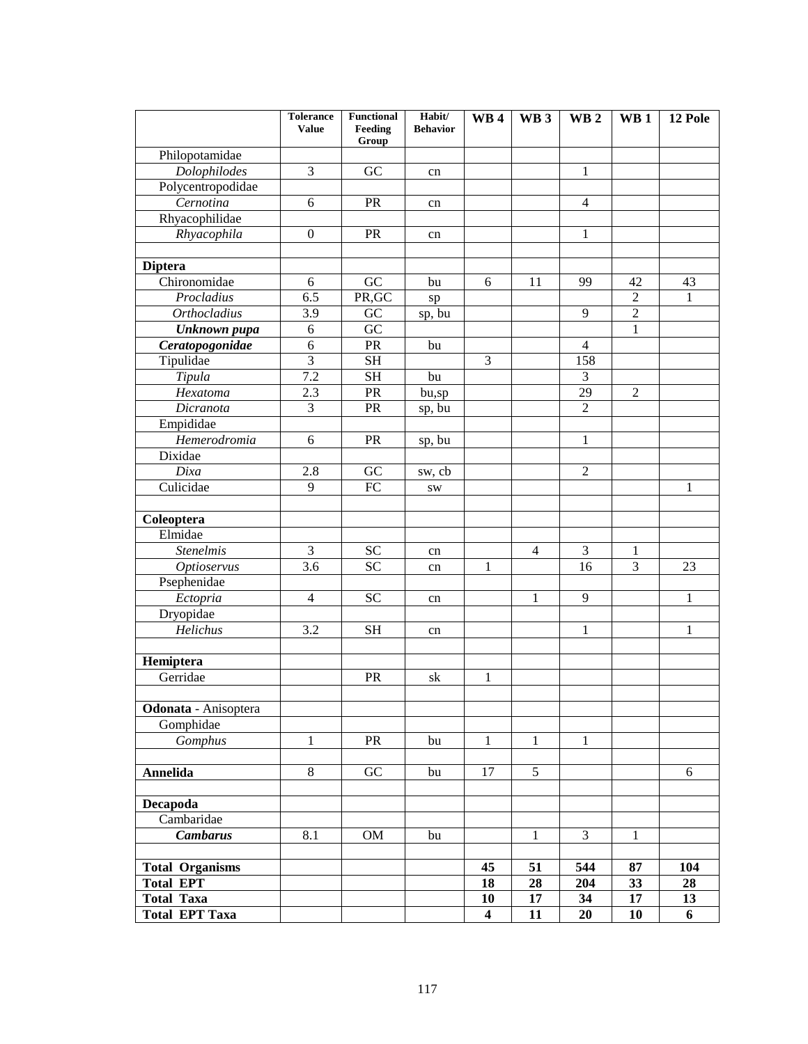| | Tolerance Value | Functional Feeding Group | Habit/ Behavior | WB 4 | WB 3 | WB 2 | WB 1 | 12 Pole |
|---|---|---|---|---|---|---|---|---|
| Philopotamidae | | | | | | | | |
| *Dolophilodes* | 3 | GC | cn | | | 1 | | |
| Polycentropodidae | | | | | | | | |
| *Cernotina* | 6 | PR | cn | | | 4 | | |
| Rhyacophilidae | | | | | | | | |
| *Rhyacophila* | 0 | PR | cn | | | 1 | | |
| | | | | | | | | |
| **Diptera** | | | | | | | | |
| Chironomidae | 6 | GC | bu | 6 | 11 | 99 | 42 | 43 |
| *Procladius* | 6.5 | PR,GC | sp | | | | 2 | 1 |
| *Orthocladius* | 3.9 | GC | sp, bu | | | 9 | 2 | |
| ***Unknown pupa*** | 6 | GC | | | | | 1 | |
| ***Ceratopogonidae*** | 6 | PR | bu | | | 4 | | |
| Tipulidae | 3 | SH | | 3 | | 158 | | |
| *Tipula* | 7.2 | SH | bu | | | 3 | | |
| *Hexatoma* | 2.3 | PR | bu,sp | | | 29 | 2 | |
| *Dicranota* | 3 | PR | sp, bu | | | 2 | | |
| Empididae | | | | | | | | |
| *Hemerodromia* | 6 | PR | sp, bu | | | 1 | | |
| Dixidae | | | | | | | | |
| *Dixa* | 2.8 | GC | sw, cb | | | 2 | | |
| Culicidae | 9 | FC | sw | | | | | 1 |
| | | | | | | | | |
| **Coleoptera** | | | | | | | | |
| Elmidae | | | | | | | | |
| *Stenelmis* | 3 | SC | cn | | 4 | 3 | 1 | |
| *Optioservus* | 3.6 | SC | cn | 1 | | 16 | 3 | 23 |
| Psephenidae | | | | | | | | |
| *Ectopria* | 4 | SC | cn | | 1 | 9 | | 1 |
| Dryopidae | | | | | | | | |
| *Helichus* | 3.2 | SH | cn | | | 1 | | 1 |
| | | | | | | | | |
| **Hemiptera** | | | | | | | | |
| Gerridae | | PR | sk | 1 | | | | |
| | | | | | | | | |
| **Odonata** - Anisoptera | | | | | | | | |
| Gomphidae | | | | | | | | |
| *Gomphus* | 1 | PR | bu | 1 | 1 | 1 | | |
| | | | | | | | | |
| **Annelida** | 8 | GC | bu | 17 | 5 | | | 6 |
| | | | | | | | | |
| **Decapoda** | | | | | | | | |
| Cambaridae | | | | | | | | |
| ***Cambarus*** | 8.1 | OM | bu | | 1 | 3 | 1 | |
| | | | | | | | | |
| **Total Organisms** | | | | **45** | **51** | **544** | **87** | **104** |
| **Total EPT** | | | | **18** | **28** | **204** | **33** | **28** |
| **Total Taxa** | | | | **10** | **17** | **34** | **17** | **13** |
| **Total EPT Taxa** | | | | **4** | **11** | **20** | **10** | **6** |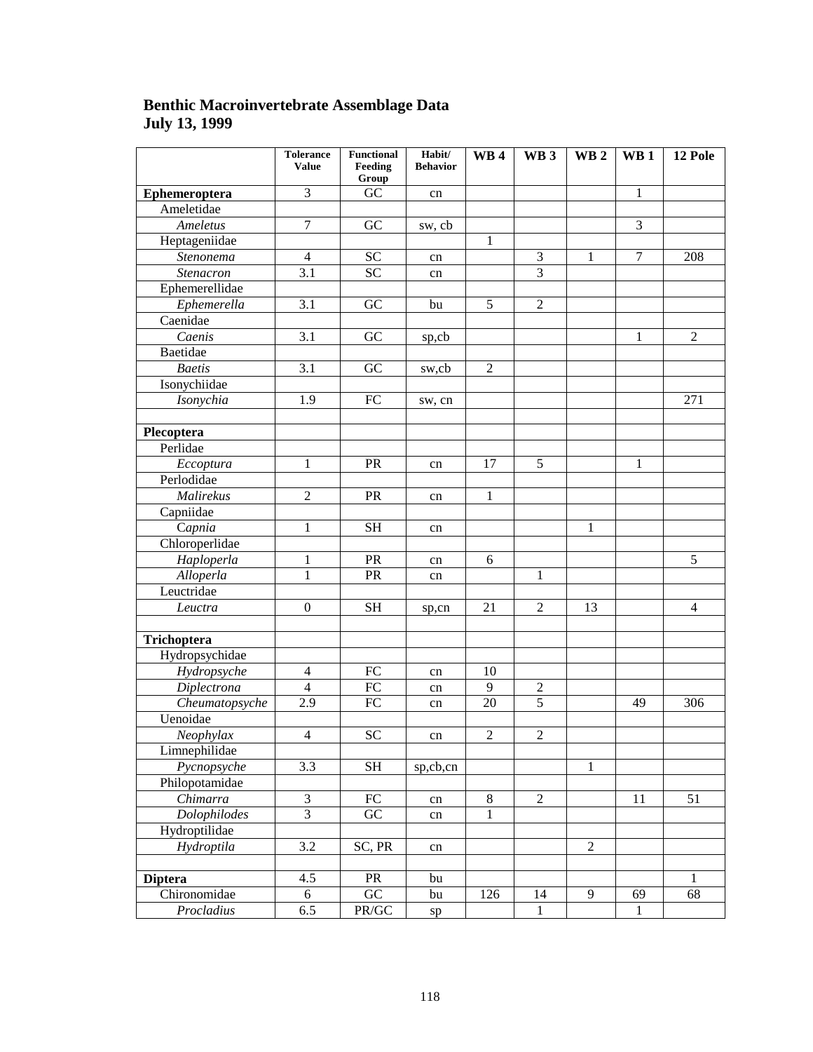**Benthic Macroinvertebrate Assemblage Data**
**July 13, 1999**

| | Tolerance Value | Functional Feeding Group | Habit/ Behavior | WB 4 | WB 3 | WB 2 | WB 1 | 12 Pole |
|---|---|---|---|---|---|---|---|---|
| **Ephemeroptera** | 3 | GC | cn | | | | 1 | |
| Ameletidae | | | | | | | | |
| *Ameletus* | 7 | GC | sw, cb | | | | 3 | |
| Heptageniidae | | | | 1 | | | | |
| *Stenonema* | 4 | SC | cn | | 3 | 1 | 7 | 208 |
| *Stenacron* | 3.1 | SC | cn | | 3 | | | |
| Ephemerellidae | | | | | | | | |
| *Ephemerella* | 3.1 | GC | bu | 5 | 2 | | | |
| Caenidae | | | | | | | | |
| *Caenis* | 3.1 | GC | sp,cb | | | | 1 | 2 |
| Baetidae | | | | | | | | |
| *Baetis* | 3.1 | GC | sw,cb | 2 | | | | |
| Isonychiidae | | | | | | | | |
| *Isonychia* | 1.9 | FC | sw, cn | | | | | 271 |
| | | | | | | | | |
| **Plecoptera** | | | | | | | | |
| Perlidae | | | | | | | | |
| *Eccoptura* | 1 | PR | cn | 17 | 5 | | 1 | |
| Perlodidae | | | | | | | | |
| *Malirekus* | 2 | PR | cn | 1 | | | | |
| Capniidae | | | | | | | | |
| *Capnia* | 1 | SH | cn | | | 1 | | |
| Chloroperlidae | | | | | | | | |
| *Haploperla* | 1 | PR | cn | 6 | | | | 5 |
| *Alloperla* | 1 | PR | cn | | 1 | | | |
| Leuctridae | | | | | | | | |
| *Leuctra* | 0 | SH | sp,cn | 21 | 2 | 13 | | 4 |
| | | | | | | | | |
| **Trichoptera** | | | | | | | | |
| Hydropsychidae | | | | | | | | |
| *Hydropsyche* | 4 | FC | cn | 10 | | | | |
| *Diplectrona* | 4 | FC | cn | 9 | 2 | | | |
| *Cheumatopsyche* | 2.9 | FC | cn | 20 | 5 | | 49 | 306 |
| Uenoidae | | | | | | | | |
| *Neophylax* | 4 | SC | cn | 2 | 2 | | | |
| Limnephilidae | | | | | | | | |
| *Pycnopsyche* | 3.3 | SH | sp,cb,cn | | | 1 | | |
| Philopotamidae | | | | | | | | |
| *Chimarra* | 3 | FC | cn | 8 | 2 | | 11 | 51 |
| *Dolophilodes* | 3 | GC | cn | 1 | | | | |
| Hydroptilidae | | | | | | | | |
| *Hydroptila* | 3.2 | SC, PR | cn | | | 2 | | |
| | | | | | | | | |
| **Diptera** | 4.5 | PR | bu | | | | | 1 |
| Chironomidae | 6 | GC | bu | 126 | 14 | 9 | 69 | 68 |
| *Procladius* | 6.5 | PR/GC | sp | | 1 | | 1 | |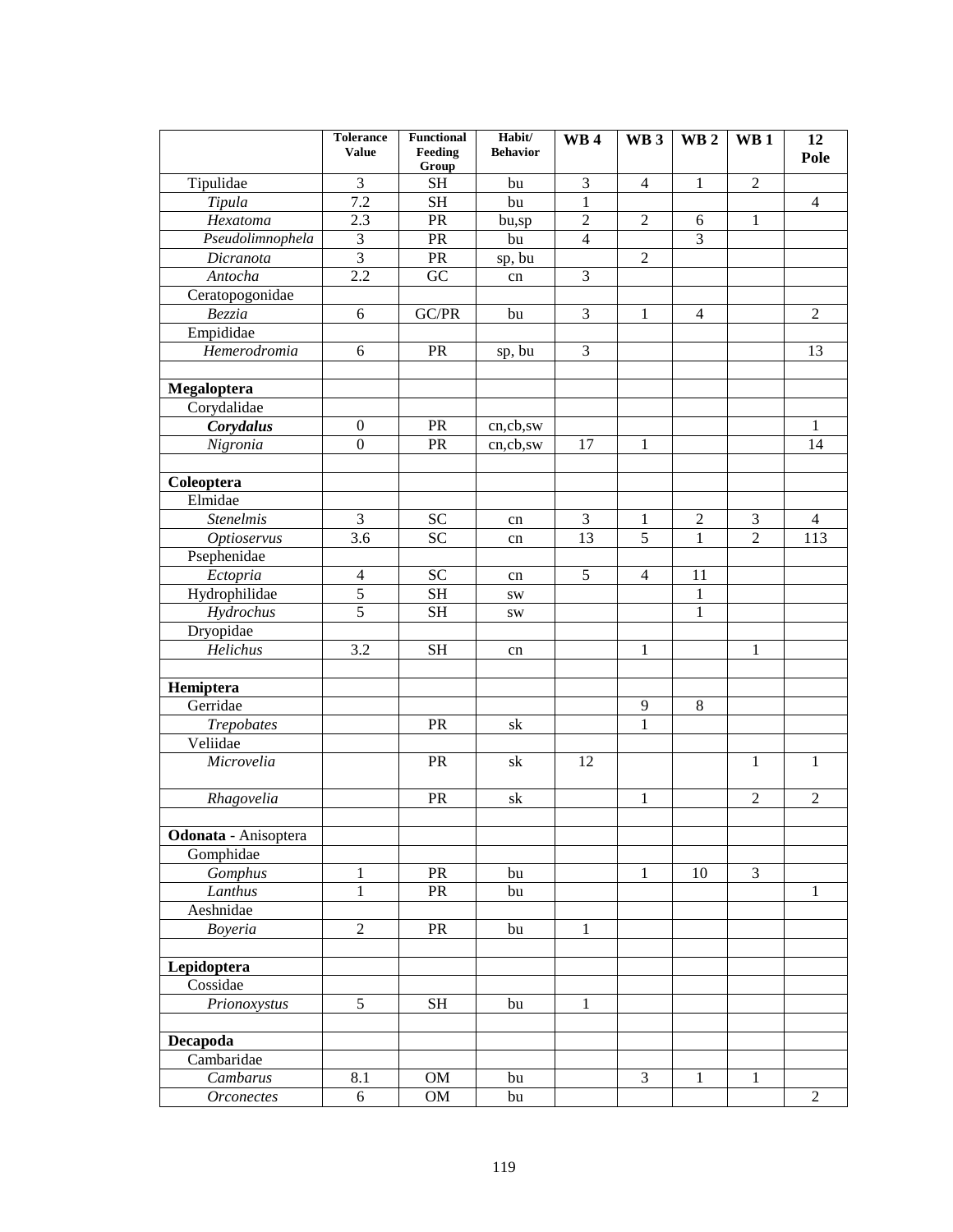| | Tolerance Value | Functional Feeding Group | Habit/ Behavior | WB 4 | WB 3 | WB 2 | WB 1 | 12 Pole |
|---|---|---|---|---|---|---|---|---|
| Tipulidae | 3 | SH | bu | 3 | 4 | 1 | 2 | |
| *Tipula* | 7.2 | SH | bu | 1 | | | | 4 |
| *Hexatoma* | 2.3 | PR | bu,sp | 2 | 2 | 6 | 1 | |
| *Pseudolimnophela* | 3 | PR | bu | 4 | | 3 | | |
| *Dicranota* | 3 | PR | sp, bu | | 2 | | | |
| *Antocha* | 2.2 | GC | cn | 3 | | | | |
| Ceratopogonidae | | | | | | | | |
| *Bezzia* | 6 | GC/PR | bu | 3 | 1 | 4 | | 2 |
| Empididae | | | | | | | | |
| *Hemerodromia* | 6 | PR | sp, bu | 3 | | | | 13 |
| | | | | | | | | |
| **Megaloptera** | | | | | | | | |
| Corydalidae | | | | | | | | |
| ***Corydalus*** | 0 | PR | cn,cb,sw | | | | | 1 |
| *Nigronia* | 0 | PR | cn,cb,sw | 17 | 1 | | | 14 |
| | | | | | | | | |
| **Coleoptera** | | | | | | | | |
| Elmidae | | | | | | | | |
| *Stenelmis* | 3 | SC | cn | 3 | 1 | 2 | 3 | 4 |
| *Optioservus* | 3.6 | SC | cn | 13 | 5 | 1 | 2 | 113 |
| Psephenidae | | | | | | | | |
| *Ectopria* | 4 | SC | cn | 5 | 4 | 11 | | |
| Hydrophilidae | 5 | SH | sw | | | 1 | | |
| *Hydrochus* | 5 | SH | sw | | | 1 | | |
| Dryopidae | | | | | | | | |
| *Helichus* | 3.2 | SH | cn | | 1 | | 1 | |
| | | | | | | | | |
| **Hemiptera** | | | | | | | | |
| Gerridae | | | | | 9 | 8 | | |
| *Trepobates* | | PR | sk | | 1 | | | |
| Veliidae | | | | | | | | |
| *Microvelia* | | PR | sk | 12 | | | 1 | 1 |
| *Rhagovelia* | | PR | sk | | 1 | | 2 | 2 |
| | | | | | | | | |
| **Odonata** - Anisoptera | | | | | | | | |
| Gomphidae | | | | | | | | |
| *Gomphus* | 1 | PR | bu | | 1 | 10 | 3 | |
| *Lanthus* | 1 | PR | bu | | | | | 1 |
| Aeshnidae | | | | | | | | |
| *Boyeria* | 2 | PR | bu | 1 | | | | |
| | | | | | | | | |
| **Lepidoptera** | | | | | | | | |
| Cossidae | | | | | | | | |
| *Prionoxystus* | 5 | SH | bu | 1 | | | | |
| | | | | | | | | |
| **Decapoda** | | | | | | | | |
| Cambaridae | | | | | | | | |
| *Cambarus* | 8.1 | OM | bu | | 3 | 1 | 1 | |
| *Orconectes* | 6 | OM | bu | | | | | 2 |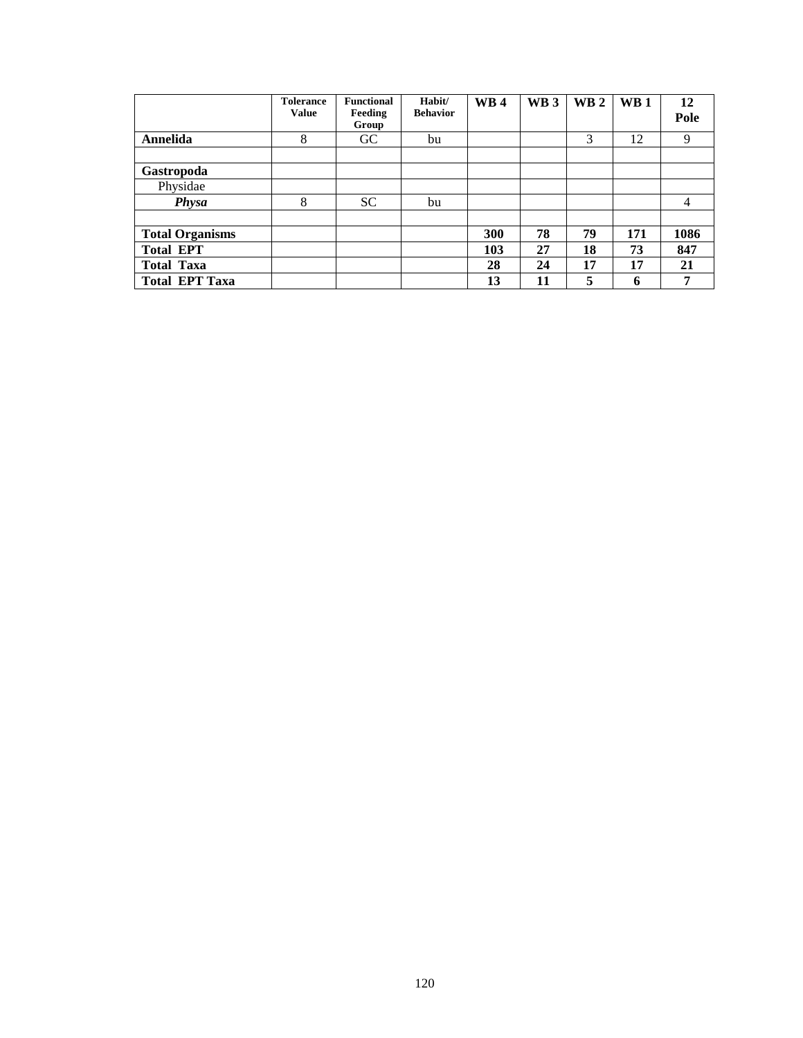| | Tolerance Value | Functional Feeding Group | Habit/ Behavior | WB 4 | WB 3 | WB 2 | WB 1 | 12 Pole |
|---|---|---|---|---|---|---|---|---|
| **Annelida** | 8 | GC | bu | | | 3 | 12 | 9 |
| | | | | | | | | |
| **Gastropoda** | | | | | | | | |
| Physidae | | | | | | | | |
| ***Physa*** | 8 | SC | bu | | | | | 4 |
| | | | | | | | | |
| **Total Organisms** | | | | **300** | **78** | **79** | **171** | **1086** |
| **Total EPT** | | | | **103** | **27** | **18** | **73** | **847** |
| **Total Taxa** | | | | **28** | **24** | **17** | **17** | **21** |
| **Total EPT Taxa** | | | | **13** | **11** | **5** | **6** | **7** |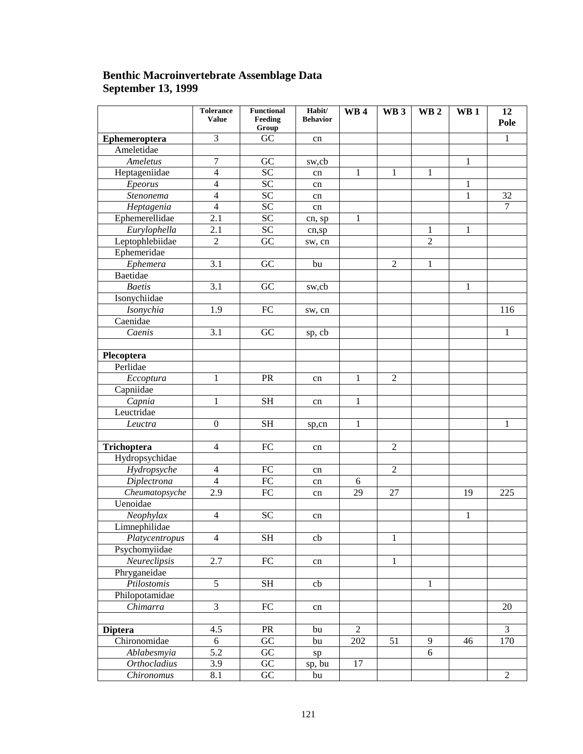**Benthic Macroinvertebrate Assemblage Data**
**September 13, 1999**

| | Tolerance Value | Functional Feeding Group | Habit/ Behavior | WB 4 | WB 3 | WB 2 | WB 1 | 12 Pole |
|---|---|---|---|---|---|---|---|---|
| **Ephemeroptera** | 3 | GC | cn | | | | | 1 |
| Ameletidae | | | | | | | | |
| *Ameletus* | 7 | GC | sw,cb | | | | 1 | |
| Heptageniidae | 4 | SC | cn | 1 | 1 | 1 | | |
| *Epeorus* | 4 | SC | cn | | | | 1 | |
| *Stenonema* | 4 | SC | cn | | | | 1 | 32 |
| *Heptagenia* | 4 | SC | cn | | | | | 7 |
| Ephemerellidae | 2.1 | SC | cn, sp | 1 | | | | |
| *Eurylophella* | 2.1 | SC | cn,sp | | | 1 | 1 | |
| Leptophlebiidae | 2 | GC | sw, cn | | | 2 | | |
| Ephemeridae | | | | | | | | |
| *Ephemera* | 3.1 | GC | bu | | 2 | 1 | | |
| Baetidae | | | | | | | | |
| *Baetis* | 3.1 | GC | sw,cb | | | | 1 | |
| Isonychiidae | | | | | | | | |
| *Isonychia* | 1.9 | FC | sw, cn | | | | | 116 |
| Caenidae | | | | | | | | |
| *Caenis* | 3.1 | GC | sp, cb | | | | | 1 |
| | | | | | | | | |
| **Plecoptera** | | | | | | | | |
| Perlidae | | | | | | | | |
| *Eccoptura* | 1 | PR | cn | 1 | 2 | | | |
| Capniidae | | | | | | | | |
| *Capnia* | 1 | SH | cn | 1 | | | | |
| Leuctridae | | | | | | | | |
| *Leuctra* | 0 | SH | sp,cn | 1 | | | | 1 |
| | | | | | | | | |
| **Trichoptera** | 4 | FC | cn | | 2 | | | |
| Hydropsychidae | | | | | | | | |
| *Hydropsyche* | 4 | FC | cn | | 2 | | | |
| *Diplectrona* | 4 | FC | cn | 6 | | | | |
| *Cheumatopsyche* | 2.9 | FC | cn | 29 | 27 | | 19 | 225 |
| Uenoidae | | | | | | | | |
| *Neophylax* | 4 | SC | cn | | | | 1 | |
| Limnephilidae | | | | | | | | |
| *Platycentropus* | 4 | SH | cb | | 1 | | | |
| Psychomyiidae | | | | | | | | |
| *Neureclipsis* | 2.7 | FC | cn | | 1 | | | |
| Phryganeidae | | | | | | | | |
| *Ptilostomis* | 5 | SH | cb | | | 1 | | |
| Philopotamidae | | | | | | | | |
| *Chimarra* | 3 | FC | cn | | | | | 20 |
| | | | | | | | | |
| **Diptera** | 4.5 | PR | bu | 2 | | | | 3 |
| Chironomidae | 6 | GC | bu | 202 | 51 | 9 | 46 | 170 |
| *Ablabesmyia* | 5.2 | GC | sp | | | 6 | | |
| *Orthocladius* | 3.9 | GC | sp, bu | 17 | | | | |
| *Chironomus* | 8.1 | GC | bu | | | | | 2 |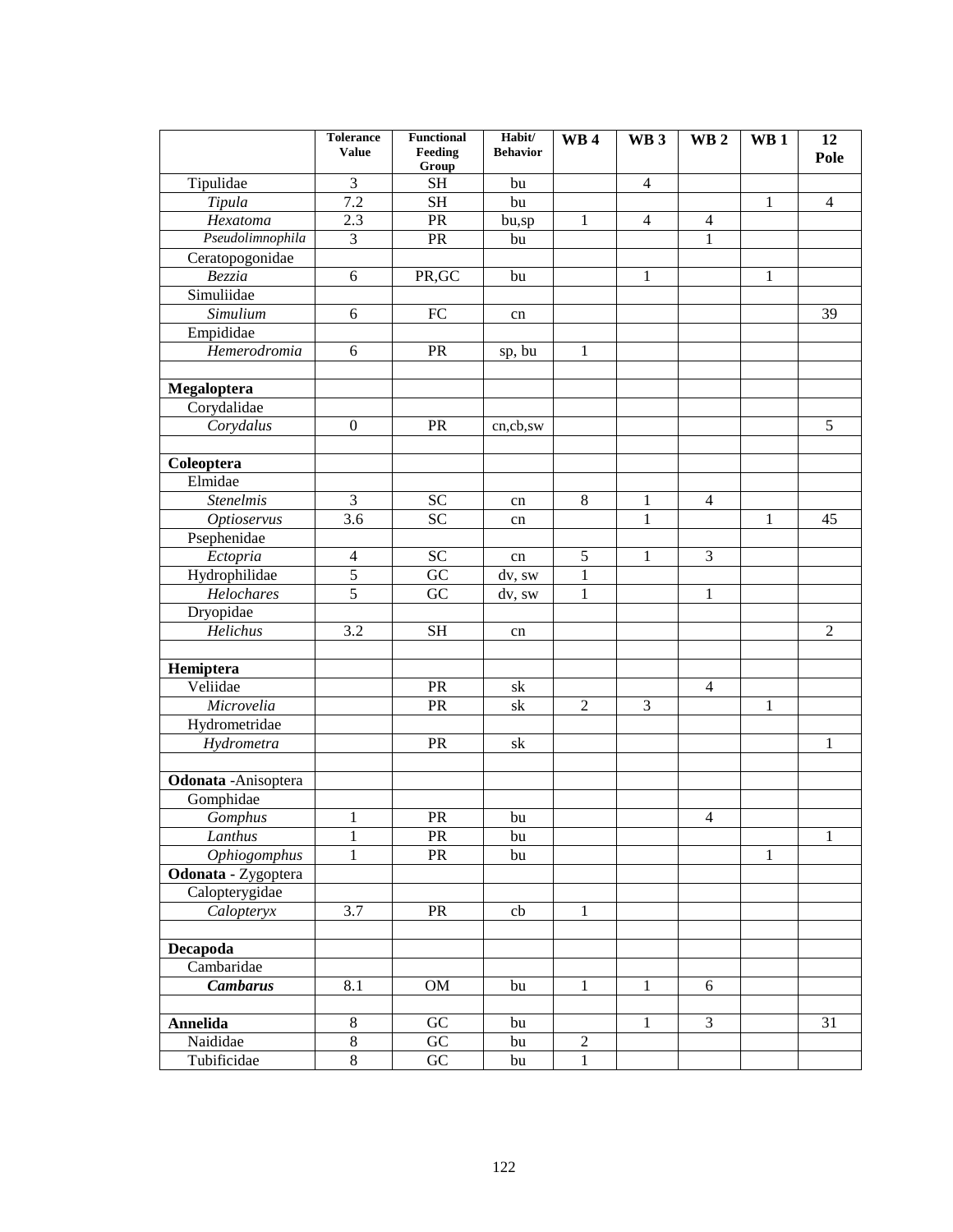| | Tolerance Value | Functional Feeding Group | Habit/ Behavior | WB 4 | WB 3 | WB 2 | WB 1 | 12 Pole |
|---|---|---|---|---|---|---|---|---|
| Tipulidae | 3 | SH | bu | | 4 | | | |
| *Tipula* | 7.2 | SH | bu | | | | 1 | 4 |
| *Hexatoma* | 2.3 | PR | bu,sp | 1 | 4 | 4 | | |
| *Pseudolimnophila* | 3 | PR | bu | | | 1 | | |
| Ceratopogonidae | | | | | | | | |
| *Bezzia* | 6 | PR,GC | bu | | 1 | | 1 | |
| Simuliidae | | | | | | | | |
| *Simulium* | 6 | FC | cn | | | | | 39 |
| Empididae | | | | | | | | |
| *Hemerodromia* | 6 | PR | sp, bu | 1 | | | | |
| | | | | | | | | |
| **Megaloptera** | | | | | | | | |
| Corydalidae | | | | | | | | |
| *Corydalus* | 0 | PR | cn,cb,sw | | | | | 5 |
| | | | | | | | | |
| **Coleoptera** | | | | | | | | |
| Elmidae | | | | | | | | |
| *Stenelmis* | 3 | SC | cn | 8 | 1 | 4 | | |
| *Optioservus* | 3.6 | SC | cn | | 1 | | 1 | 45 |
| Psephenidae | | | | | | | | |
| *Ectopria* | 4 | SC | cn | 5 | 1 | 3 | | |
| Hydrophilidae | 5 | GC | dv, sw | 1 | | | | |
| *Helochares* | 5 | GC | dv, sw | 1 | | 1 | | |
| Dryopidae | | | | | | | | |
| *Helichus* | 3.2 | SH | cn | | | | | 2 |
| | | | | | | | | |
| **Hemiptera** | | | | | | | | |
| Veliidae | | PR | sk | | | 4 | | |
| *Microvelia* | | PR | sk | 2 | 3 | | 1 | |
| Hydrometridae | | | | | | | | |
| *Hydrometra* | | PR | sk | | | | | 1 |
| | | | | | | | | |
| **Odonata** -Anisoptera | | | | | | | | |
| Gomphidae | | | | | | | | |
| *Gomphus* | 1 | PR | bu | | | 4 | | |
| *Lanthus* | 1 | PR | bu | | | | | 1 |
| *Ophiogomphus* | 1 | PR | bu | | | | 1 | |
| **Odonata** - Zygoptera | | | | | | | | |
| Calopterygidae | | | | | | | | |
| *Calopteryx* | 3.7 | PR | cb | 1 | | | | |
| | | | | | | | | |
| **Decapoda** | | | | | | | | |
| Cambaridae | | | | | | | | |
| ***Cambarus*** | 8.1 | OM | bu | 1 | 1 | 6 | | |
| | | | | | | | | |
| **Annelida** | 8 | GC | bu | | 1 | 3 | | 31 |
| Naididae | 8 | GC | bu | 2 | | | | |
| Tubificidae | 8 | GC | bu | 1 | | | | |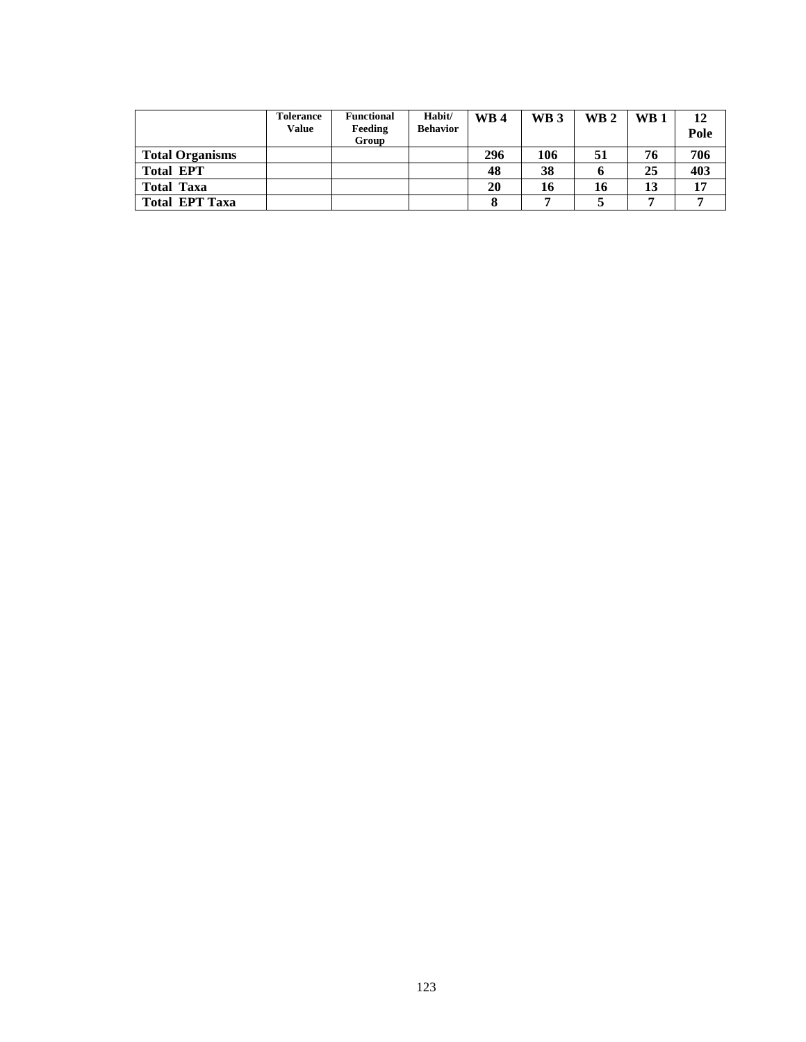| | Tolerance Value | Functional Feeding Group | Habit/ Behavior | WB 4 | WB 3 | WB 2 | WB 1 | 12 Pole |
|---|---|---|---|---|---|---|---|---|
| **Total Organisms** | | | | **296** | **106** | **51** | **76** | **706** |
| **Total EPT** | | | | **48** | **38** | **6** | **25** | **403** |
| **Total Taxa** | | | | **20** | **16** | **16** | **13** | **17** |
| **Total EPT Taxa** | | | | **8** | **7** | **5** | **7** | **7** |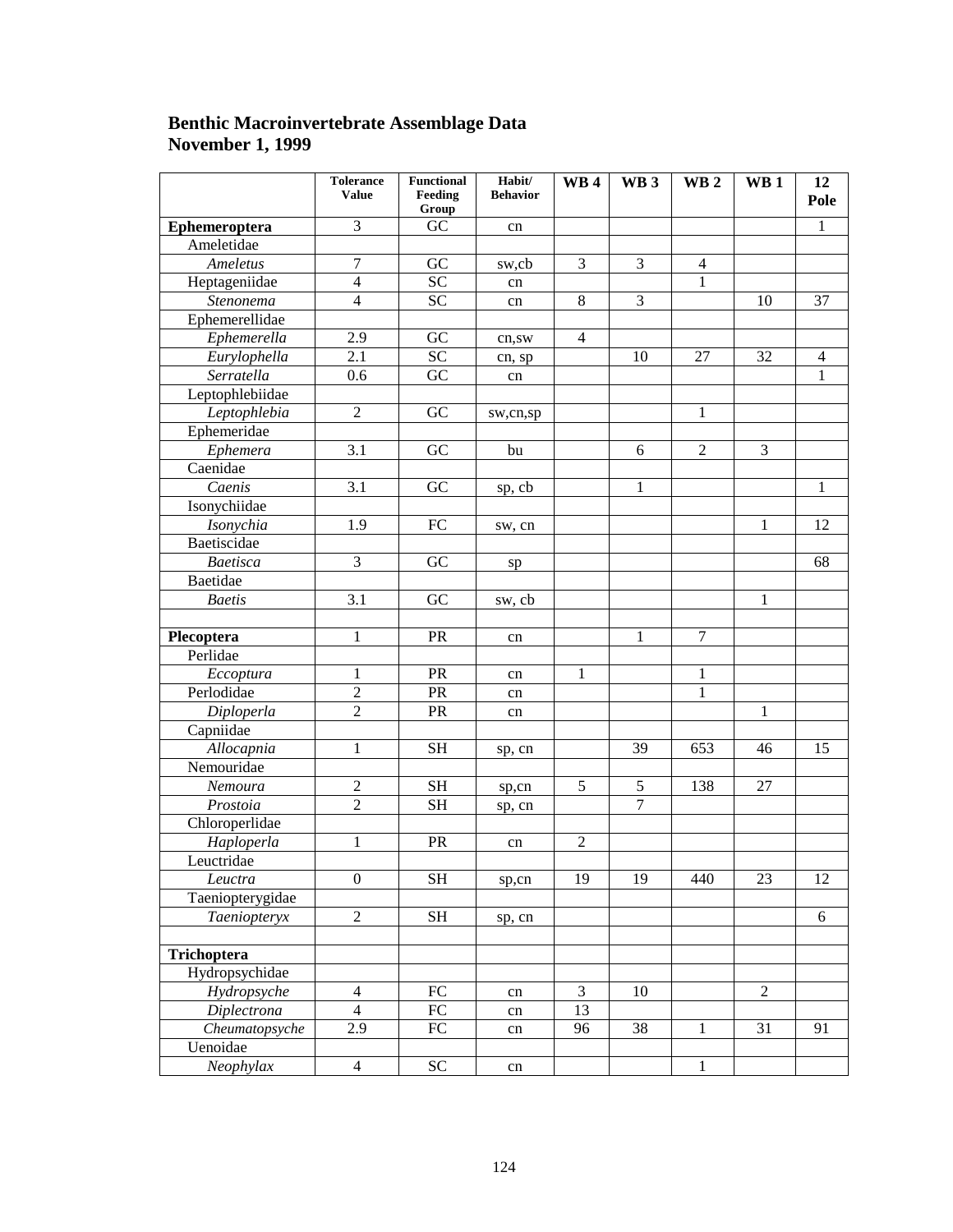**Benthic Macroinvertebrate Assemblage Data**
**November 1, 1999**

| | Tolerance Value | Functional Feeding Group | Habit/ Behavior | WB 4 | WB 3 | WB 2 | WB 1 | 12 Pole |
|---|---|---|---|---|---|---|---|---|
| **Ephemeroptera** | 3 | GC | cn | | | | | 1 |
| Ameletidae | | | | | | | | |
| *Ameletus* | 7 | GC | sw,cb | 3 | 3 | 4 | | |
| Heptageniidae | 4 | SC | cn | | | 1 | | |
| *Stenonema* | 4 | SC | cn | 8 | 3 | | 10 | 37 |
| Ephemerellidae | | | | | | | | |
| *Ephemerella* | 2.9 | GC | cn,sw | 4 | | | | |
| *Eurylophella* | 2.1 | SC | cn, sp | | 10 | 27 | 32 | 4 |
| *Serratella* | 0.6 | GC | cn | | | | | 1 |
| Leptophlebiidae | | | | | | | | |
| *Leptophlebia* | 2 | GC | sw,cn,sp | | | 1 | | |
| Ephemeridae | | | | | | | | |
| *Ephemera* | 3.1 | GC | bu | | 6 | 2 | 3 | |
| Caenidae | | | | | | | | |
| *Caenis* | 3.1 | GC | sp, cb | | 1 | | | 1 |
| Isonychiidae | | | | | | | | |
| *Isonychia* | 1.9 | FC | sw, cn | | | | 1 | 12 |
| Baetiscidae | | | | | | | | |
| *Baetisca* | 3 | GC | sp | | | | | 68 |
| Baetidae | | | | | | | | |
| *Baetis* | 3.1 | GC | sw, cb | | | | 1 | |
| | | | | | | | | |
| **Plecoptera** | 1 | PR | cn | | 1 | 7 | | |
| Perlidae | | | | | | | | |
| *Eccoptura* | 1 | PR | cn | 1 | | 1 | | |
| Perlodidae | 2 | PR | cn | | | 1 | | |
| *Diploperla* | 2 | PR | cn | | | | 1 | |
| Capniidae | | | | | | | | |
| *Allocapnia* | 1 | SH | sp, cn | | 39 | 653 | 46 | 15 |
| Nemouridae | | | | | | | | |
| *Nemoura* | 2 | SH | sp,cn | 5 | 5 | 138 | 27 | |
| *Prostoia* | 2 | SH | sp, cn | | 7 | | | |
| Chloroperlidae | | | | | | | | |
| *Haploperla* | 1 | PR | cn | 2 | | | | |
| Leuctridae | | | | | | | | |
| *Leuctra* | 0 | SH | sp,cn | 19 | 19 | 440 | 23 | 12 |
| Taeniopterygidae | | | | | | | | |
| *Taeniopteryx* | 2 | SH | sp, cn | | | | | 6 |
| | | | | | | | | |
| **Trichoptera** | | | | | | | | |
| Hydropsychidae | | | | | | | | |
| *Hydropsyche* | 4 | FC | cn | 3 | 10 | | 2 | |
| *Diplectrona* | 4 | FC | cn | 13 | | | | |
| *Cheumatopsyche* | 2.9 | FC | cn | 96 | 38 | 1 | 31 | 91 |
| Uenoidae | | | | | | | | |
| *Neophylax* | 4 | SC | cn | | | 1 | | |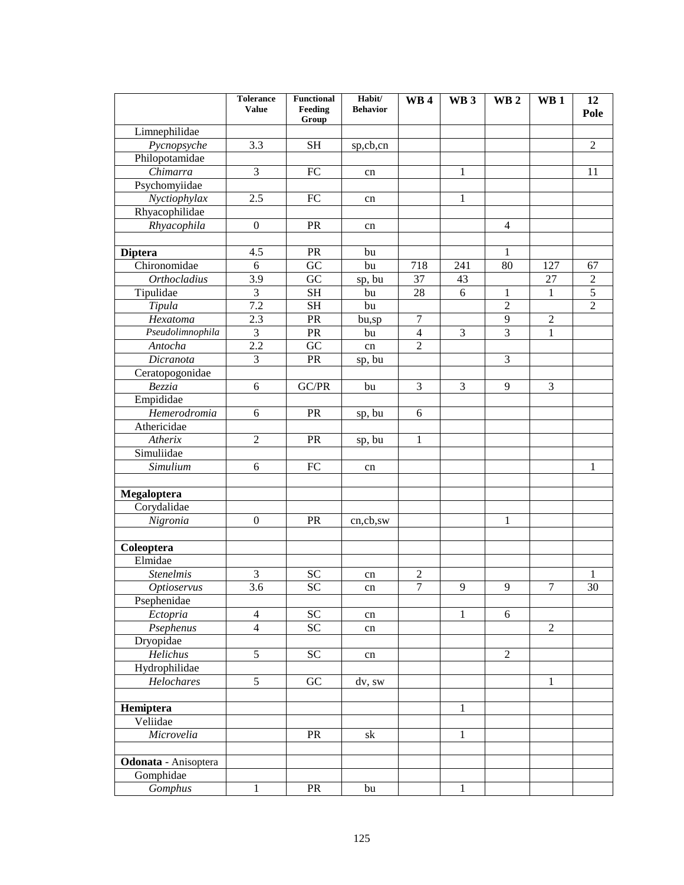| | Tolerance Value | Functional Feeding Group | Habit/ Behavior | WB 4 | WB 3 | WB 2 | WB 1 | 12 Pole |
|---|---|---|---|---|---|---|---|---|
| Limnephilidae | | | | | | | | |
| *Pycnopsyche* | 3.3 | SH | sp,cb,cn | | | | | 2 |
| Philopotamidae | | | | | | | | |
| *Chimarra* | 3 | FC | cn | | 1 | | | 11 |
| Psychomyiidae | | | | | | | | |
| *Nyctiophylax* | 2.5 | FC | cn | | 1 | | | |
| Rhyacophilidae | | | | | | | | |
| *Rhyacophila* | 0 | PR | cn | | | 4 | | |
| | | | | | | | | |
| **Diptera** | 4.5 | PR | bu | | | 1 | | |
| Chironomidae | 6 | GC | bu | 718 | 241 | 80 | 127 | 67 |
| *Orthocladius* | 3.9 | GC | sp, bu | 37 | 43 | | 27 | 2 |
| Tipulidae | 3 | SH | bu | 28 | 6 | 1 | 1 | 5 |
| *Tipula* | 7.2 | SH | bu | | | 2 | | 2 |
| *Hexatoma* | 2.3 | PR | bu,sp | 7 | | 9 | 2 | |
| *Pseudolimnophila* | 3 | PR | bu | 4 | 3 | 3 | 1 | |
| *Antocha* | 2.2 | GC | cn | 2 | | | | |
| *Dicranota* | 3 | PR | sp, bu | | | 3 | | |
| Ceratopogonidae | | | | | | | | |
| *Bezzia* | 6 | GC/PR | bu | 3 | 3 | 9 | 3 | |
| Empididae | | | | | | | | |
| *Hemerodromia* | 6 | PR | sp, bu | 6 | | | | |
| Athericidae | | | | | | | | |
| *Atherix* | 2 | PR | sp, bu | 1 | | | | |
| Simuliidae | | | | | | | | |
| *Simulium* | 6 | FC | cn | | | | | 1 |
| | | | | | | | | |
| **Megaloptera** | | | | | | | | |
| Corydalidae | | | | | | | | |
| *Nigronia* | 0 | PR | cn,cb,sw | | | 1 | | |
| | | | | | | | | |
| **Coleoptera** | | | | | | | | |
| Elmidae | | | | | | | | |
| *Stenelmis* | 3 | SC | cn | 2 | | | | 1 |
| *Optioservus* | 3.6 | SC | cn | 7 | 9 | 9 | 7 | 30 |
| Psephenidae | | | | | | | | |
| *Ectopria* | 4 | SC | cn | | 1 | 6 | | |
| *Psephenus* | 4 | SC | cn | | | | 2 | |
| Dryopidae | | | | | | | | |
| *Helichus* | 5 | SC | cn | | | 2 | | |
| Hydrophilidae | | | | | | | | |
| *Helochares* | 5 | GC | dv, sw | | | | 1 | |
| | | | | | | | | |
| **Hemiptera** | | | | | 1 | | | |
| Veliidae | | | | | | | | |
| *Microvelia* | | PR | sk | | 1 | | | |
| | | | | | | | | |
| **Odonata** - Anisoptera | | | | | | | | |
| Gomphidae | | | | | | | | |
| *Gomphus* | 1 | PR | bu | | 1 | | | |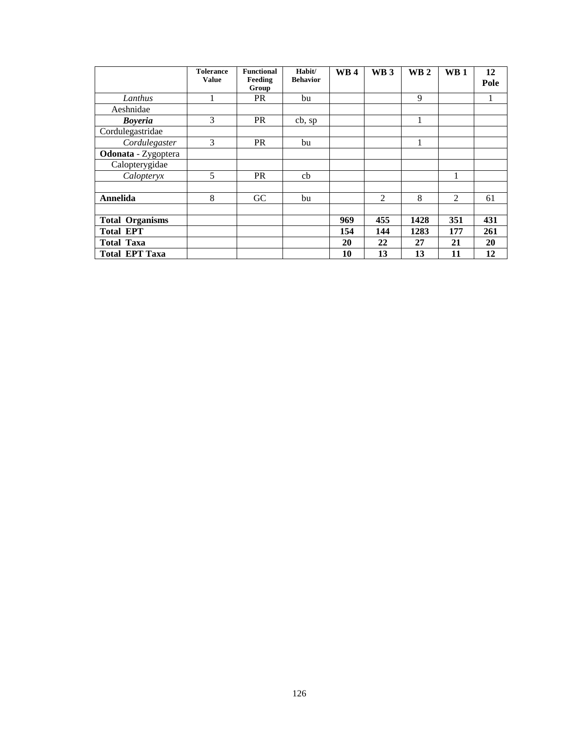| | Tolerance Value | Functional Feeding Group | Habit/ Behavior | WB 4 | WB 3 | WB 2 | WB 1 | 12 Pole |
|---|---|---|---|---|---|---|---|---|
| *Lanthus* | 1 | PR | bu | | | 9 | | 1 |
| Aeshnidae | | | | | | | | |
| ***Boyeria*** | 3 | PR | cb, sp | | | 1 | | |
| Cordulegastridae | | | | | | | | |
| *Cordulegaster* | 3 | PR | bu | | | 1 | | |
| **Odonata** - Zygoptera | | | | | | | | |
| Calopterygidae | | | | | | | | |
| *Calopteryx* | 5 | PR | cb | | | | 1 | |
| | | | | | | | | |
| **Annelida** | 8 | GC | bu | | 2 | 8 | 2 | 61 |
| | | | | | | | | |
| **Total Organisms** | | | | **969** | **455** | **1428** | **351** | **431** |
| **Total EPT** | | | | **154** | **144** | **1283** | **177** | **261** |
| **Total Taxa** | | | | **20** | **22** | **27** | **21** | **20** |
| **Total EPT Taxa** | | | | **10** | **13** | **13** | **11** | **12** |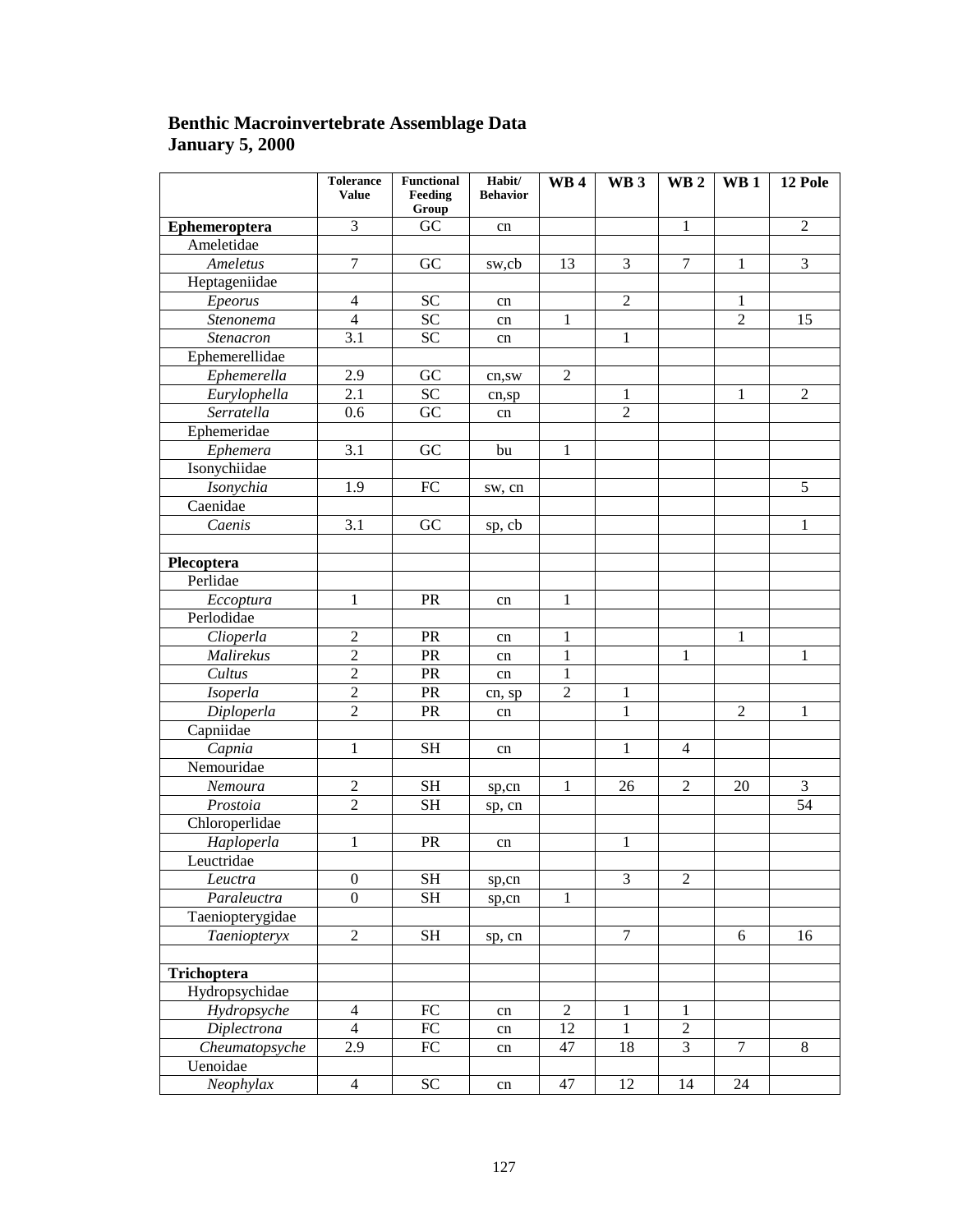**Benthic Macroinvertebrate Assemblage Data**
**January 5, 2000**

| | Tolerance Value | Functional Feeding Group | Habit/ Behavior | WB 4 | WB 3 | WB 2 | WB 1 | 12 Pole |
|---|---|---|---|---|---|---|---|---|
| **Ephemeroptera** | 3 | GC | cn | | | 1 | | 2 |
| Ameletidae | | | | | | | | |
| *Ameletus* | 7 | GC | sw,cb | 13 | 3 | 7 | 1 | 3 |
| Heptageniidae | | | | | | | | |
| *Epeorus* | 4 | SC | cn | | 2 | | 1 | |
| *Stenonema* | 4 | SC | cn | 1 | | | 2 | 15 |
| *Stenacron* | 3.1 | SC | cn | | 1 | | | |
| Ephemerellidae | | | | | | | | |
| *Ephemerella* | 2.9 | GC | cn,sw | 2 | | | | |
| *Eurylophella* | 2.1 | SC | cn,sp | | 1 | | 1 | 2 |
| *Serratella* | 0.6 | GC | cn | | 2 | | | |
| Ephemeridae | | | | | | | | |
| *Ephemera* | 3.1 | GC | bu | 1 | | | | |
| Isonychiidae | | | | | | | | |
| *Isonychia* | 1.9 | FC | sw, cn | | | | | 5 |
| Caenidae | | | | | | | | |
| *Caenis* | 3.1 | GC | sp, cb | | | | | 1 |
| | | | | | | | | |
| **Plecoptera** | | | | | | | | |
| Perlidae | | | | | | | | |
| *Eccoptura* | 1 | PR | cn | 1 | | | | |
| Perlodidae | | | | | | | | |
| *Clioperla* | 2 | PR | cn | 1 | | | 1 | |
| *Malirekus* | 2 | PR | cn | 1 | | 1 | | 1 |
| *Cultus* | 2 | PR | cn | 1 | | | | |
| *Isoperla* | 2 | PR | cn, sp | 2 | 1 | | | |
| *Diploperla* | 2 | PR | cn | | 1 | | 2 | 1 |
| Capniidae | | | | | | | | |
| *Capnia* | 1 | SH | cn | | 1 | 4 | | |
| Nemouridae | | | | | | | | |
| *Nemoura* | 2 | SH | sp,cn | 1 | 26 | 2 | 20 | 3 |
| *Prostoia* | 2 | SH | sp, cn | | | | | 54 |
| Chloroperlidae | | | | | | | | |
| *Haploperla* | 1 | PR | cn | | 1 | | | |
| Leuctridae | | | | | | | | |
| *Leuctra* | 0 | SH | sp,cn | | 3 | 2 | | |
| *Paraleuctra* | 0 | SH | sp,cn | 1 | | | | |
| Taeniopterygidae | | | | | | | | |
| *Taeniopteryx* | 2 | SH | sp, cn | | 7 | | 6 | 16 |
| | | | | | | | | |
| **Trichoptera** | | | | | | | | |
| Hydropsychidae | | | | | | | | |
| *Hydropsyche* | 4 | FC | cn | 2 | 1 | 1 | | |
| *Diplectrona* | 4 | FC | cn | 12 | 1 | 2 | | |
| *Cheumatopsyche* | 2.9 | FC | cn | 47 | 18 | 3 | 7 | 8 |
| Uenoidae | | | | | | | | |
| *Neophylax* | 4 | SC | cn | 47 | 12 | 14 | 24 | |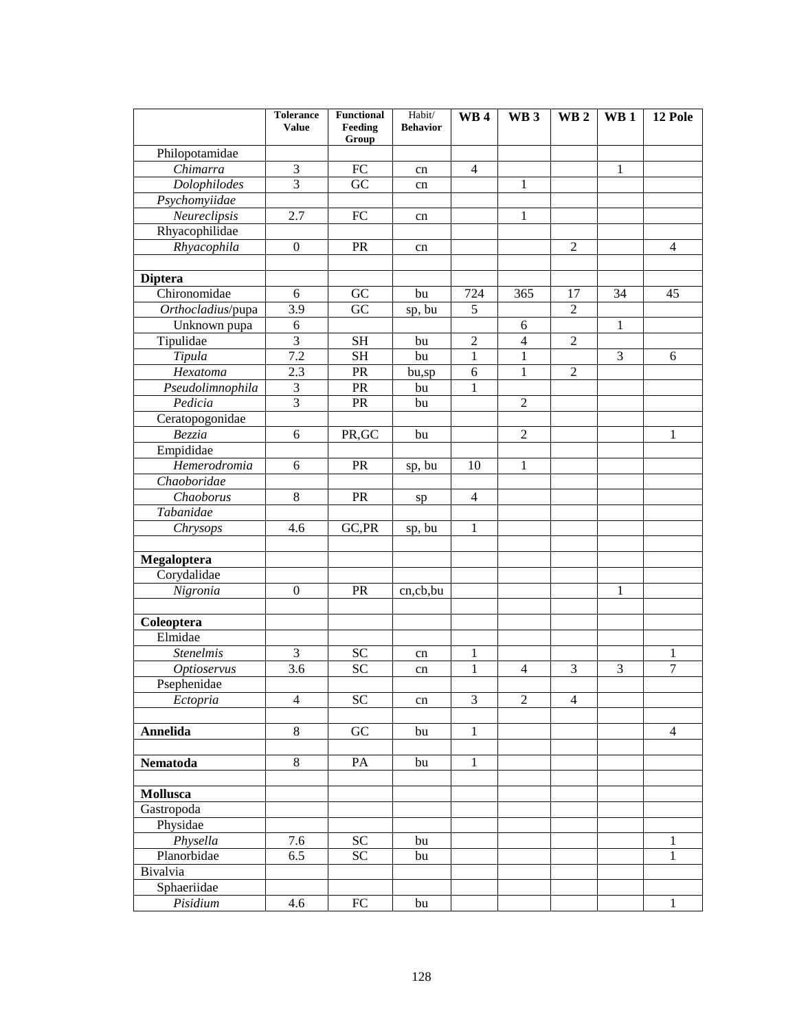| | Tolerance Value | Functional Feeding Group | Habit/ Behavior | WB 4 | WB 3 | WB 2 | WB 1 | 12 Pole |
|---|---|---|---|---|---|---|---|---|
| Philopotamidae | | | | | | | | |
| *Chimarra* | 3 | FC | cn | 4 | | | 1 | |
| *Dolophilodes* | 3 | GC | cn | | 1 | | | |
| *Psychomyiidae* | | | | | | | | |
| *Neureclipsis* | 2.7 | FC | cn | | 1 | | | |
| Rhyacophilidae | | | | | | | | |
| *Rhyacophila* | 0 | PR | cn | | | 2 | | 4 |
| | | | | | | | | |
| **Diptera** | | | | | | | | |
| Chironomidae | 6 | GC | bu | 724 | 365 | 17 | 34 | 45 |
| *Orthocladius*/pupa | 3.9 | GC | sp, bu | 5 | | 2 | | |
| Unknown pupa | 6 | | | | 6 | | 1 | |
| Tipulidae | 3 | SH | bu | 2 | 4 | 2 | | |
| *Tipula* | 7.2 | SH | bu | 1 | 1 | | 3 | 6 |
| *Hexatoma* | 2.3 | PR | bu,sp | 6 | 1 | 2 | | |
| *Pseudolimnophila* | 3 | PR | bu | 1 | | | | |
| *Pedicia* | 3 | PR | bu | | 2 | | | |
| Ceratopogonidae | | | | | | | | |
| *Bezzia* | 6 | PR,GC | bu | | 2 | | | 1 |
| Empididae | | | | | | | | |
| *Hemerodromia* | 6 | PR | sp, bu | 10 | 1 | | | |
| *Chaoboridae* | | | | | | | | |
| *Chaoborus* | 8 | PR | sp | 4 | | | | |
| *Tabanidae* | | | | | | | | |
| *Chrysops* | 4.6 | GC,PR | sp, bu | 1 | | | | |
| | | | | | | | | |
| **Megaloptera** | | | | | | | | |
| Corydalidae | | | | | | | | |
| *Nigronia* | 0 | PR | cn,cb,bu | | | | 1 | |
| | | | | | | | | |
| **Coleoptera** | | | | | | | | |
| Elmidae | | | | | | | | |
| *Stenelmis* | 3 | SC | cn | 1 | | | | 1 |
| *Optioservus* | 3.6 | SC | cn | 1 | 4 | 3 | 3 | 7 |
| Psephenidae | | | | | | | | |
| *Ectopria* | 4 | SC | cn | 3 | 2 | 4 | | |
| | | | | | | | | |
| **Annelida** | 8 | GC | bu | 1 | | | | 4 |
| | | | | | | | | |
| **Nematoda** | 8 | PA | bu | 1 | | | | |
| | | | | | | | | |
| **Mollusca** | | | | | | | | |
| Gastropoda | | | | | | | | |
| Physidae | | | | | | | | |
| *Physella* | 7.6 | SC | bu | | | | | 1 |
| Planorbidae | 6.5 | SC | bu | | | | | 1 |
| Bivalvia | | | | | | | | |
| Sphaeriidae | | | | | | | | |
| *Pisidium* | 4.6 | FC | bu | | | | | 1 |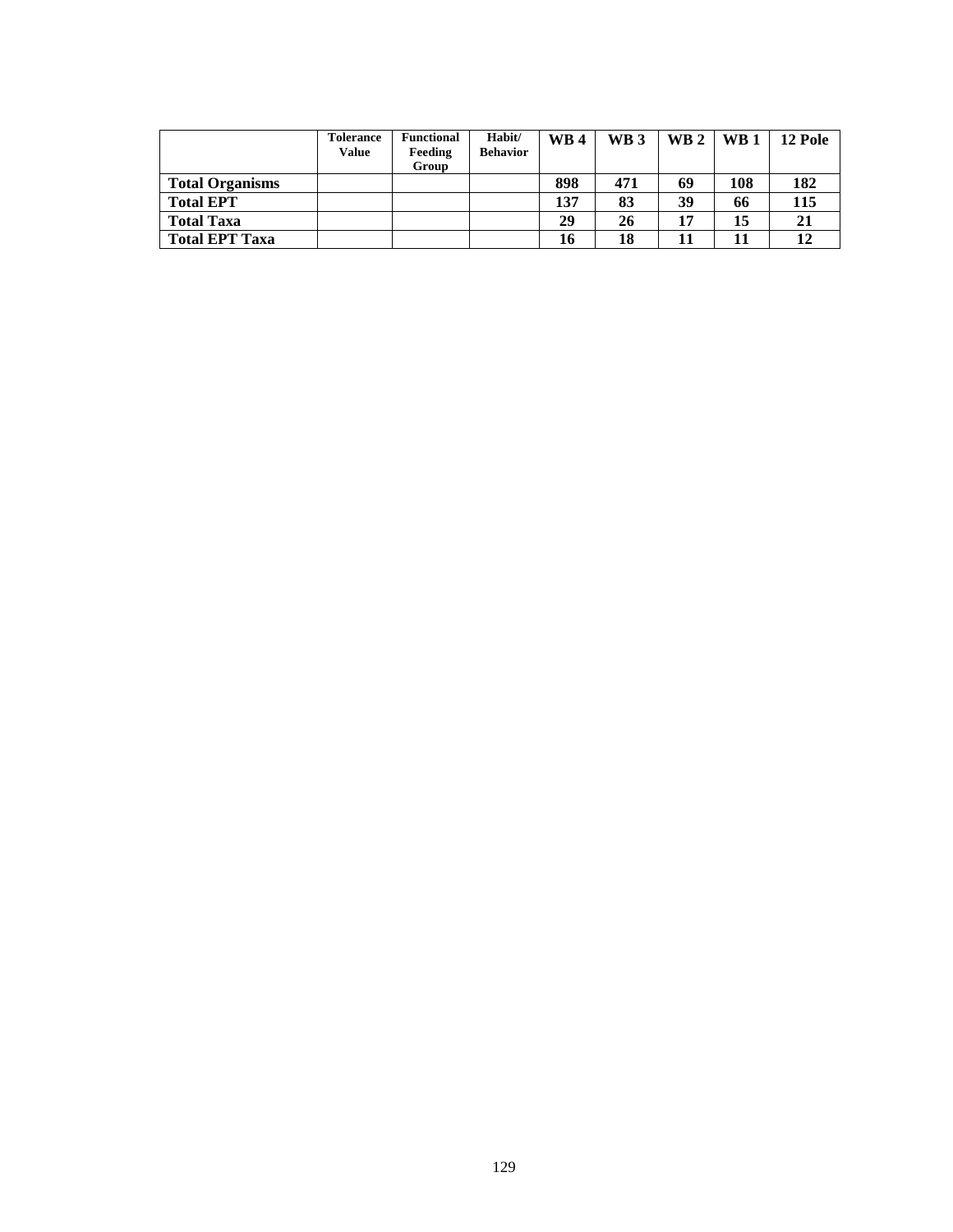| | Tolerance Value | Functional Feeding Group | Habit/ Behavior | WB 4 | WB 3 | WB 2 | WB 1 | 12 Pole |
|---|---|---|---|---|---|---|---|---|
| **Total Organisms** | | | | **898** | **471** | **69** | **108** | **182** |
| **Total EPT** | | | | **137** | **83** | **39** | **66** | **115** |
| **Total Taxa** | | | | **29** | **26** | **17** | **15** | **21** |
| **Total EPT Taxa** | | | | **16** | **18** | **11** | **11** | **12** |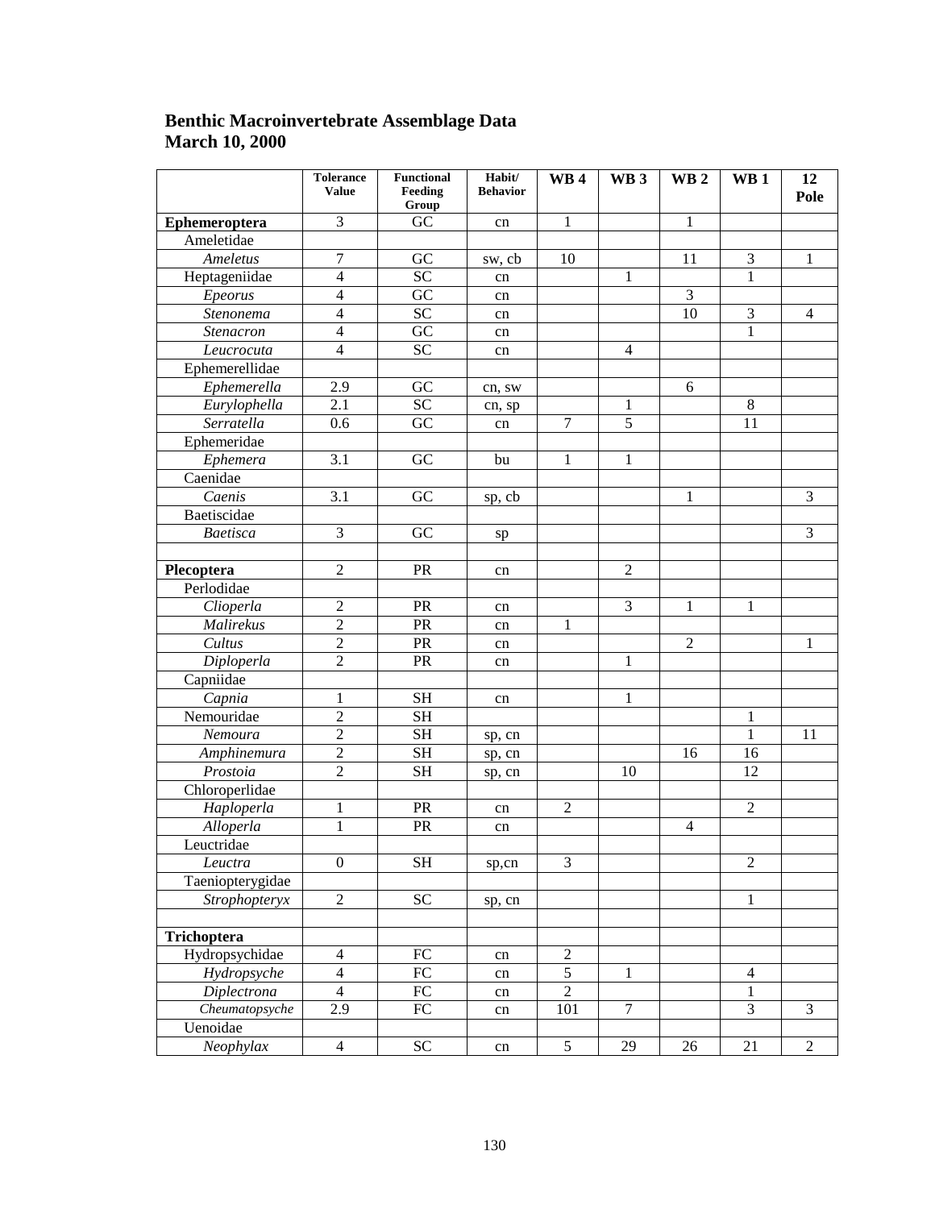**Benthic Macroinvertebrate Assemblage Data**
**March 10, 2000**

| | Tolerance Value | Functional Feeding Group | Habit/ Behavior | WB 4 | WB 3 | WB 2 | WB 1 | 12 Pole |
|---|---|---|---|---|---|---|---|---|
| **Ephemeroptera** | 3 | GC | cn | 1 | | 1 | | |
| Ameletidae | | | | | | | | |
| *Ameletus* | 7 | GC | sw, cb | 10 | | 11 | 3 | 1 |
| Heptageniidae | 4 | SC | cn | | 1 | | 1 | |
| *Epeorus* | 4 | GC | cn | | | 3 | | |
| *Stenonema* | 4 | SC | cn | | | 10 | 3 | 4 |
| *Stenacron* | 4 | GC | cn | | | | 1 | |
| *Leucrocuta* | 4 | SC | cn | | 4 | | | |
| Ephemerellidae | | | | | | | | |
| *Ephemerella* | 2.9 | GC | cn, sw | | | 6 | | |
| *Eurylophella* | 2.1 | SC | cn, sp | | 1 | | 8 | |
| *Serratella* | 0.6 | GC | cn | 7 | 5 | | 11 | |
| Ephemeridae | | | | | | | | |
| *Ephemera* | 3.1 | GC | bu | 1 | 1 | | | |
| Caenidae | | | | | | | | |
| *Caenis* | 3.1 | GC | sp, cb | | | 1 | | 3 |
| Baetiscidae | | | | | | | | |
| *Baetisca* | 3 | GC | sp | | | | | 3 |
| | | | | | | | | |
| **Plecoptera** | 2 | PR | cn | | 2 | | | |
| Perlodidae | | | | | | | | |
| *Clioperla* | 2 | PR | cn | | 3 | 1 | 1 | |
| *Malirekus* | 2 | PR | cn | 1 | | | | |
| *Cultus* | 2 | PR | cn | | | 2 | | 1 |
| *Diploperla* | 2 | PR | cn | | 1 | | | |
| Capniidae | | | | | | | | |
| *Capnia* | 1 | SH | cn | | 1 | | | |
| Nemouridae | 2 | SH | | | | | 1 | |
| *Nemoura* | 2 | SH | sp, cn | | | | 1 | 11 |
| *Amphinemura* | 2 | SH | sp, cn | | | 16 | 16 | |
| *Prostoia* | 2 | SH | sp, cn | | 10 | | 12 | |
| Chloroperlidae | | | | | | | | |
| *Haploperla* | 1 | PR | cn | 2 | | | 2 | |
| *Alloperla* | 1 | PR | cn | | | 4 | | |
| Leuctridae | | | | | | | | |
| *Leuctra* | 0 | SH | sp,cn | 3 | | | 2 | |
| Taeniopterygidae | | | | | | | | |
| *Strophopteryx* | 2 | SC | sp, cn | | | | 1 | |
| | | | | | | | | |
| **Trichoptera** | | | | | | | | |
| Hydropsychidae | 4 | FC | cn | 2 | | | | |
| *Hydropsyche* | 4 | FC | cn | 5 | 1 | | 4 | |
| *Diplectrona* | 4 | FC | cn | 2 | | | 1 | |
| *Cheumatopsyche* | 2.9 | FC | cn | 101 | 7 | | 3 | 3 |
| Uenoidae | | | | | | | | |
| *Neophylax* | 4 | SC | cn | 5 | 29 | 26 | 21 | 2 |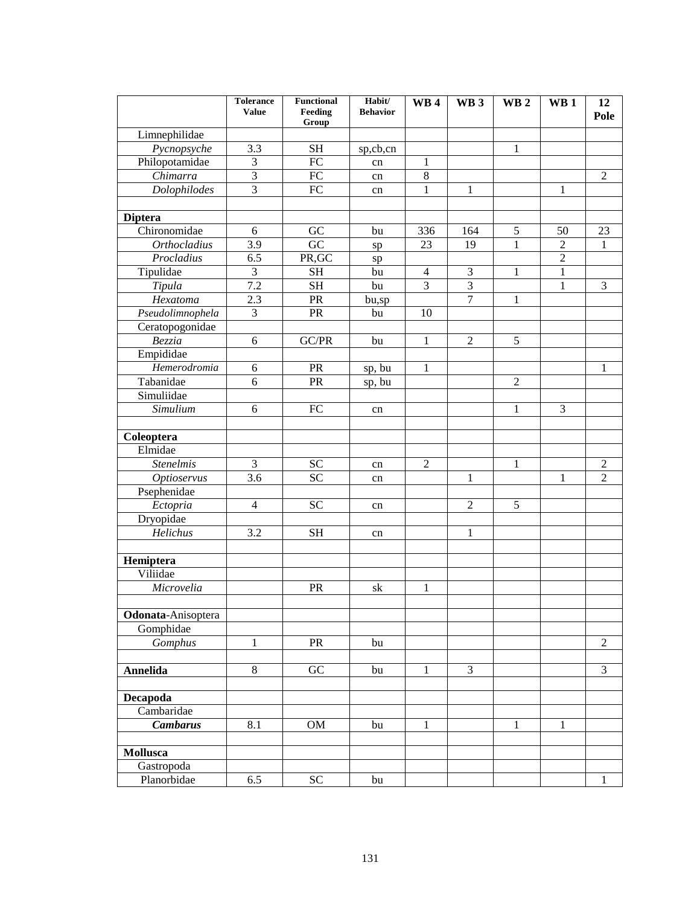| | Tolerance Value | Functional Feeding Group | Habit/ Behavior | WB 4 | WB 3 | WB 2 | WB 1 | 12 Pole |
|---|---|---|---|---|---|---|---|---|
| Limnephilidae | | | | | | | | |
| *Pycnopsyche* | 3.3 | SH | sp,cb,cn | | | 1 | | |
| Philopotamidae | 3 | FC | cn | 1 | | | | |
| *Chimarra* | 3 | FC | cn | 8 | | | | 2 |
| *Dolophilodes* | 3 | FC | cn | 1 | 1 | | 1 | |
| | | | | | | | | |
| **Diptera** | | | | | | | | |
| Chironomidae | 6 | GC | bu | 336 | 164 | 5 | 50 | 23 |
| *Orthocladius* | 3.9 | GC | sp | 23 | 19 | 1 | 2 | 1 |
| *Procladius* | 6.5 | PR,GC | sp | | | | 2 | |
| Tipulidae | 3 | SH | bu | 4 | 3 | 1 | 1 | |
| *Tipula* | 7.2 | SH | bu | 3 | 3 | | 1 | 3 |
| *Hexatoma* | 2.3 | PR | bu,sp | | 7 | 1 | | |
| *Pseudolimnophela* | 3 | PR | bu | 10 | | | | |
| Ceratopogonidae | | | | | | | | |
| *Bezzia* | 6 | GC/PR | bu | 1 | 2 | 5 | | |
| Empididae | | | | | | | | |
| *Hemerodromia* | 6 | PR | sp, bu | 1 | | | | 1 |
| Tabanidae | 6 | PR | sp, bu | | | 2 | | |
| Simuliidae | | | | | | | | |
| *Simulium* | 6 | FC | cn | | | 1 | 3 | |
| | | | | | | | | |
| **Coleoptera** | | | | | | | | |
| Elmidae | | | | | | | | |
| *Stenelmis* | 3 | SC | cn | 2 | | 1 | | 2 |
| *Optioservus* | 3.6 | SC | cn | | 1 | | 1 | 2 |
| Psephenidae | | | | | | | | |
| *Ectopria* | 4 | SC | cn | | 2 | 5 | | |
| Dryopidae | | | | | | | | |
| *Helichus* | 3.2 | SH | cn | | 1 | | | |
| | | | | | | | | |
| **Hemiptera** | | | | | | | | |
| Viliidae | | | | | | | | |
| *Microvelia* | | PR | sk | 1 | | | | |
| | | | | | | | | |
| **Odonata**-Anisoptera | | | | | | | | |
| Gomphidae | | | | | | | | |
| *Gomphus* | 1 | PR | bu | | | | | 2 |
| | | | | | | | | |
| **Annelida** | 8 | GC | bu | 1 | 3 | | | 3 |
| | | | | | | | | |
| **Decapoda** | | | | | | | | |
| Cambaridae | | | | | | | | |
| ***Cambarus*** | 8.1 | OM | bu | 1 | | 1 | 1 | |
| | | | | | | | | |
| **Mollusca** | | | | | | | | |
| Gastropoda | | | | | | | | |
| Planorbidae | 6.5 | SC | bu | | | | | 1 |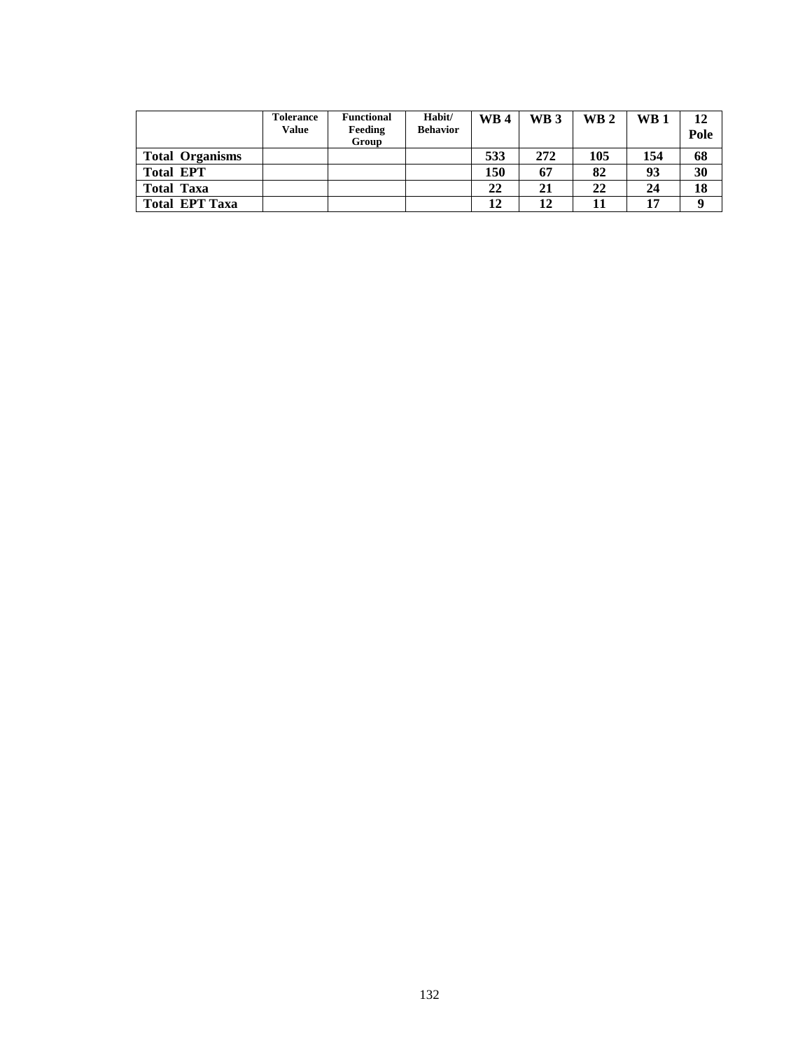| | Tolerance Value | Functional Feeding Group | Habit/ Behavior | WB 4 | WB 3 | WB 2 | WB 1 | 12 Pole |
|---|---|---|---|---|---|---|---|---|
| **Total Organisms** | | | | **533** | **272** | **105** | **154** | **68** |
| **Total EPT** | | | | **150** | **67** | **82** | **93** | **30** |
| **Total Taxa** | | | | **22** | **21** | **22** | **24** | **18** |
| **Total EPT Taxa** | | | | **12** | **12** | **11** | **17** | **9** |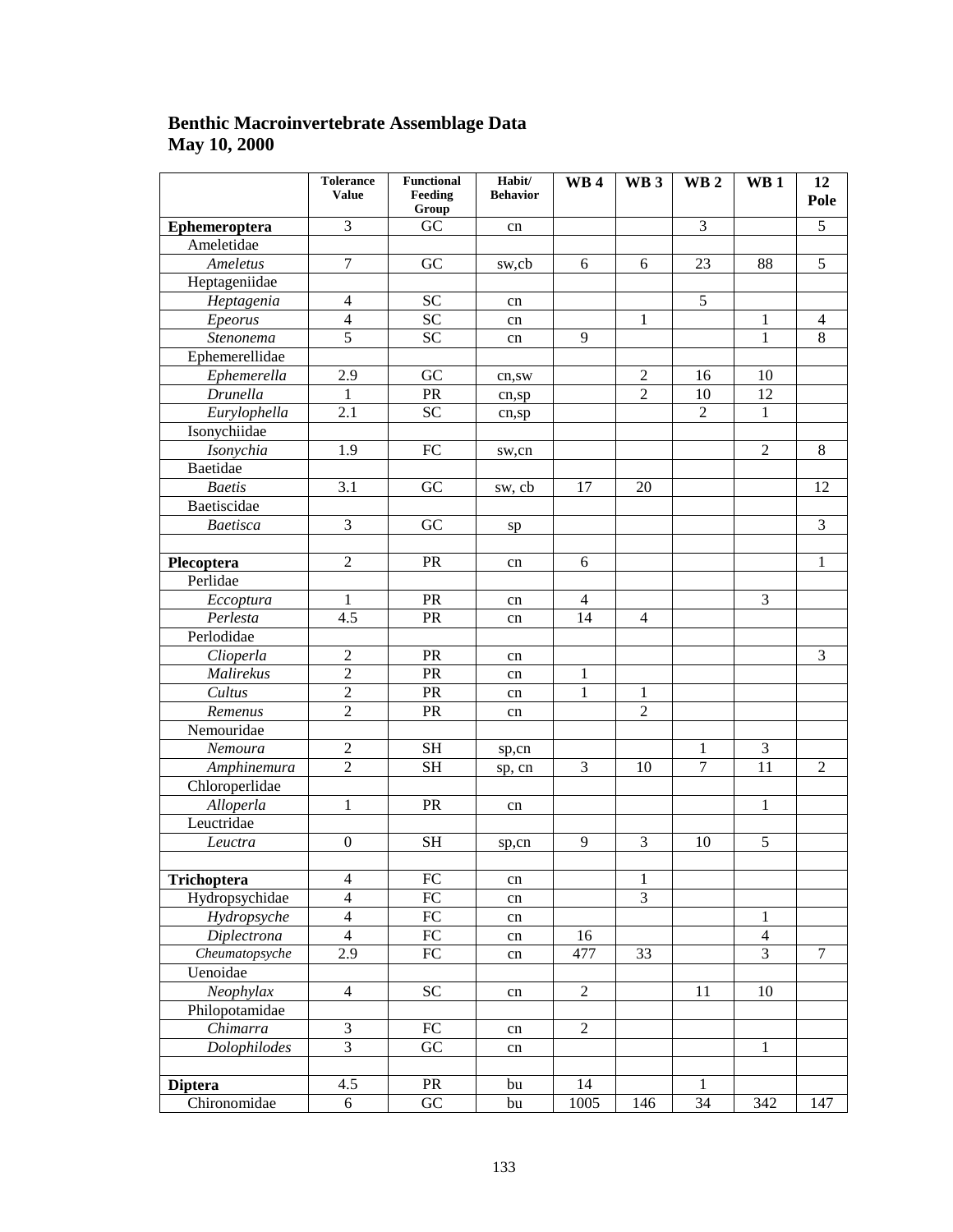**Benthic Macroinvertebrate Assemblage Data**
**May 10, 2000**

| | Tolerance Value | Functional Feeding Group | Habit/ Behavior | WB 4 | WB 3 | WB 2 | WB 1 | 12 Pole |
|---|---|---|---|---|---|---|---|---|
| **Ephemeroptera** | 3 | GC | cn | | | 3 | | 5 |
| Ameletidae | | | | | | | | |
| *Ameletus* | 7 | GC | sw,cb | 6 | 6 | 23 | 88 | 5 |
| Heptageniidae | | | | | | | | |
| *Heptagenia* | 4 | SC | cn | | | 5 | | |
| *Epeorus* | 4 | SC | cn | | 1 | | 1 | 4 |
| *Stenonema* | 5 | SC | cn | 9 | | | 1 | 8 |
| Ephemerellidae | | | | | | | | |
| *Ephemerella* | 2.9 | GC | cn,sw | | 2 | 16 | 10 | |
| *Drunella* | 1 | PR | cn,sp | | 2 | 10 | 12 | |
| *Eurylophella* | 2.1 | SC | cn,sp | | | 2 | 1 | |
| Isonychiidae | | | | | | | | |
| *Isonychia* | 1.9 | FC | sw,cn | | | | 2 | 8 |
| Baetidae | | | | | | | | |
| *Baetis* | 3.1 | GC | sw, cb | 17 | 20 | | | 12 |
| Baetiscidae | | | | | | | | |
| *Baetisca* | 3 | GC | sp | | | | | 3 |
| | | | | | | | | |
| **Plecoptera** | 2 | PR | cn | 6 | | | | 1 |
| Perlidae | | | | | | | | |
| *Eccoptura* | 1 | PR | cn | 4 | | | 3 | |
| *Perlesta* | 4.5 | PR | cn | 14 | 4 | | | |
| Perlodidae | | | | | | | | |
| *Clioperla* | 2 | PR | cn | | | | | 3 |
| *Malirekus* | 2 | PR | cn | 1 | | | | |
| *Cultus* | 2 | PR | cn | 1 | 1 | | | |
| *Remenus* | 2 | PR | cn | | 2 | | | |
| Nemouridae | | | | | | | | |
| *Nemoura* | 2 | SH | sp,cn | | | 1 | 3 | |
| *Amphinemura* | 2 | SH | sp, cn | 3 | 10 | 7 | 11 | 2 |
| Chloroperlidae | | | | | | | | |
| *Alloperla* | 1 | PR | cn | | | | 1 | |
| Leuctridae | | | | | | | | |
| *Leuctra* | 0 | SH | sp,cn | 9 | 3 | 10 | 5 | |
| | | | | | | | | |
| **Trichoptera** | 4 | FC | cn | | 1 | | | |
| Hydropsychidae | 4 | FC | cn | | 3 | | | |
| *Hydropsyche* | 4 | FC | cn | | | | 1 | |
| *Diplectrona* | 4 | FC | cn | 16 | | | 4 | |
| *Cheumatopsyche* | 2.9 | FC | cn | 477 | 33 | | 3 | 7 |
| Uenoidae | | | | | | | | |
| *Neophylax* | 4 | SC | cn | 2 | | 11 | 10 | |
| Philopotamidae | | | | | | | | |
| *Chimarra* | 3 | FC | cn | 2 | | | | |
| *Dolophilodes* | 3 | GC | cn | | | | 1 | |
| | | | | | | | | |
| **Diptera** | 4.5 | PR | bu | 14 | | 1 | | |
| Chironomidae | 6 | GC | bu | 1005 | 146 | 34 | 342 | 147 |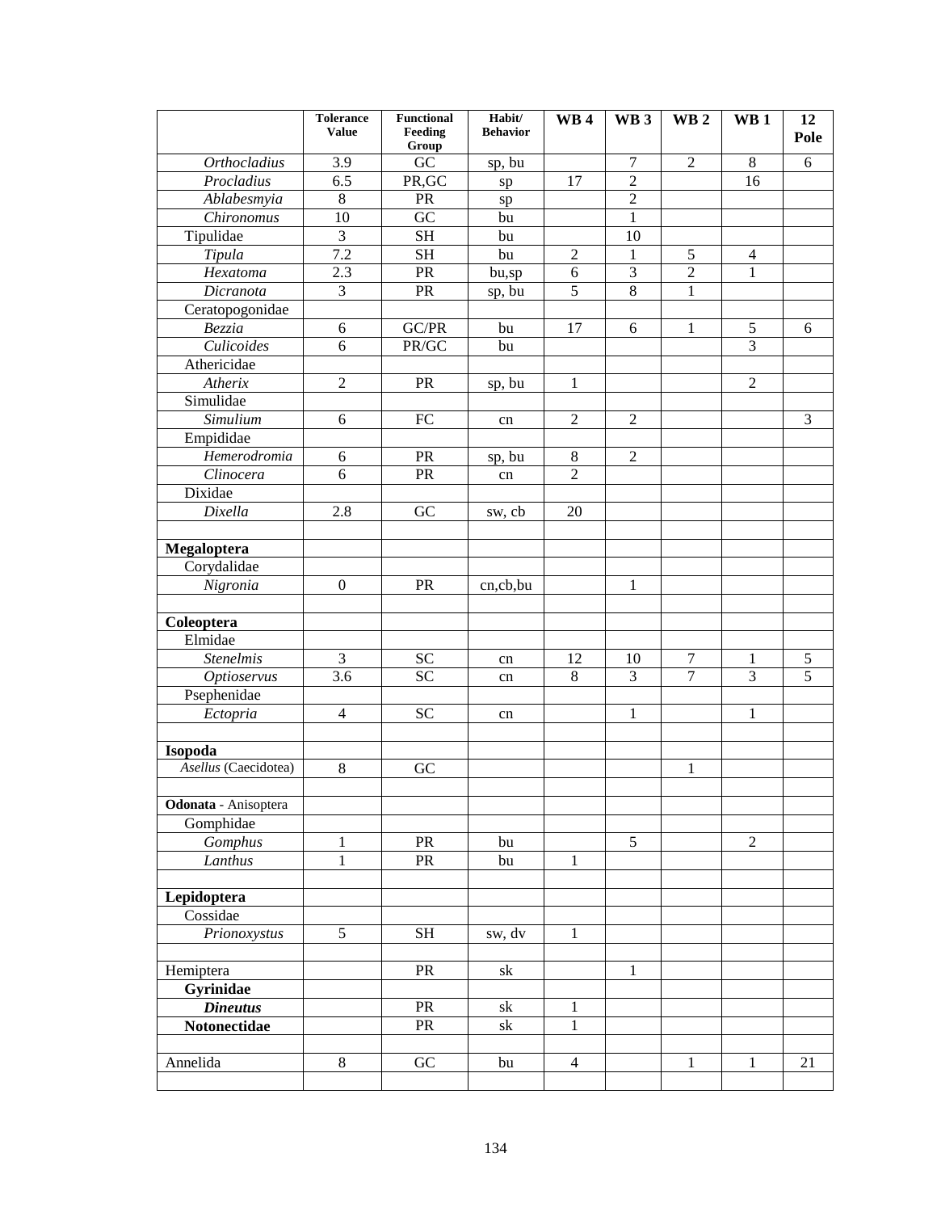| | Tolerance Value | Functional Feeding Group | Habit/ Behavior | WB 4 | WB 3 | WB 2 | WB 1 | 12 Pole |
|---|---|---|---|---|---|---|---|---|
| *Orthocladius* | 3.9 | GC | sp, bu | | 7 | 2 | 8 | 6 |
| *Procladius* | 6.5 | PR,GC | sp | 17 | 2 | | 16 | |
| *Ablabesmyia* | 8 | PR | sp | | 2 | | | |
| *Chironomus* | 10 | GC | bu | | 1 | | | |
| Tipulidae | 3 | SH | bu | | 10 | | | |
| *Tipula* | 7.2 | SH | bu | 2 | 1 | 5 | 4 | |
| *Hexatoma* | 2.3 | PR | bu,sp | 6 | 3 | 2 | 1 | |
| *Dicranota* | 3 | PR | sp, bu | 5 | 8 | 1 | | |
| Ceratopogonidae | | | | | | | | |
| *Bezzia* | 6 | GC/PR | bu | 17 | 6 | 1 | 5 | 6 |
| *Culicoides* | 6 | PR/GC | bu | | | | 3 | |
| Athericidae | | | | | | | | |
| *Atherix* | 2 | PR | sp, bu | 1 | | | 2 | |
| Simulidae | | | | | | | | |
| *Simulium* | 6 | FC | cn | 2 | 2 | | | 3 |
| Empididae | | | | | | | | |
| *Hemerodromia* | 6 | PR | sp, bu | 8 | 2 | | | |
| *Clinocera* | 6 | PR | cn | 2 | | | | |
| Dixidae | | | | | | | | |
| *Dixella* | 2.8 | GC | sw, cb | 20 | | | | |
| | | | | | | | | |
| **Megaloptera** | | | | | | | | |
| Corydalidae | | | | | | | | |
| *Nigronia* | 0 | PR | cn,cb,bu | | 1 | | | |
| | | | | | | | | |
| **Coleoptera** | | | | | | | | |
| Elmidae | | | | | | | | |
| *Stenelmis* | 3 | SC | cn | 12 | 10 | 7 | 1 | 5 |
| *Optioservus* | 3.6 | SC | cn | 8 | 3 | 7 | 3 | 5 |
| Psephenidae | | | | | | | | |
| *Ectopria* | 4 | SC | cn | | 1 | | 1 | |
| | | | | | | | | |
| **Isopoda** | | | | | | | | |
| *Asellus* (Caecidotea) | 8 | GC | | | | 1 | | |
| | | | | | | | | |
| **Odonata** - Anisoptera | | | | | | | | |
| Gomphidae | | | | | | | | |
| *Gomphus* | 1 | PR | bu | | 5 | | 2 | |
| *Lanthus* | 1 | PR | bu | 1 | | | | |
| | | | | | | | | |
| **Lepidoptera** | | | | | | | | |
| Cossidae | | | | | | | | |
| *Prionoxystus* | 5 | SH | sw, dv | 1 | | | | |
| | | | | | | | | |
| Hemiptera | | PR | sk | | 1 | | | |
| **Gyrinidae** | | | | | | | | |
| ***Dineutus*** | | PR | sk | 1 | | | | |
| **Notonectidae** | | PR | sk | 1 | | | | |
| | | | | | | | | |
| Annelida | 8 | GC | bu | 4 | | 1 | 1 | 21 |
| | | | | | | | | |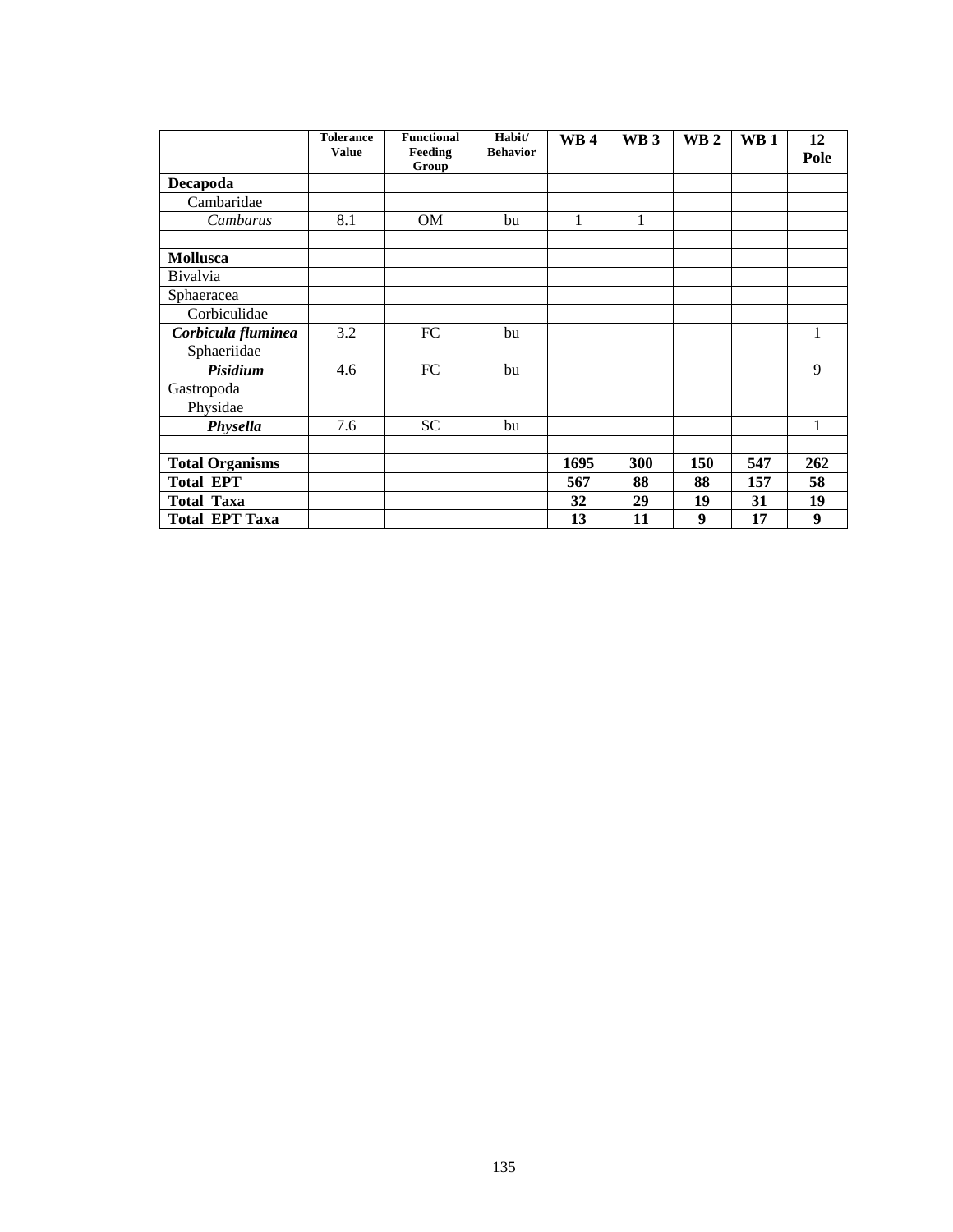| | Tolerance Value | Functional Feeding Group | Habit/ Behavior | WB 4 | WB 3 | WB 2 | WB 1 | 12 Pole |
|---|---|---|---|---|---|---|---|---|
| **Decapoda** | | | | | | | | |
| Cambaridae | | | | | | | | |
| *Cambarus* | 8.1 | OM | bu | 1 | 1 | | | |
| | | | | | | | | |
| **Mollusca** | | | | | | | | |
| Bivalvia | | | | | | | | |
| Sphaeracea | | | | | | | | |
| Corbiculidae | | | | | | | | |
| ***Corbicula fluminea*** | 3.2 | FC | bu | | | | | 1 |
| Sphaeriidae | | | | | | | | |
| ***Pisidium*** | 4.6 | FC | bu | | | | | 9 |
| Gastropoda | | | | | | | | |
| Physidae | | | | | | | | |
| ***Physella*** | 7.6 | SC | bu | | | | | 1 |
| | | | | | | | | |
| **Total Organisms** | | | | **1695** | **300** | **150** | **547** | **262** |
| **Total EPT** | | | | **567** | **88** | **88** | **157** | **58** |
| **Total Taxa** | | | | **32** | **29** | **19** | **31** | **19** |
| **Total EPT Taxa** | | | | **13** | **11** | **9** | **17** | **9** |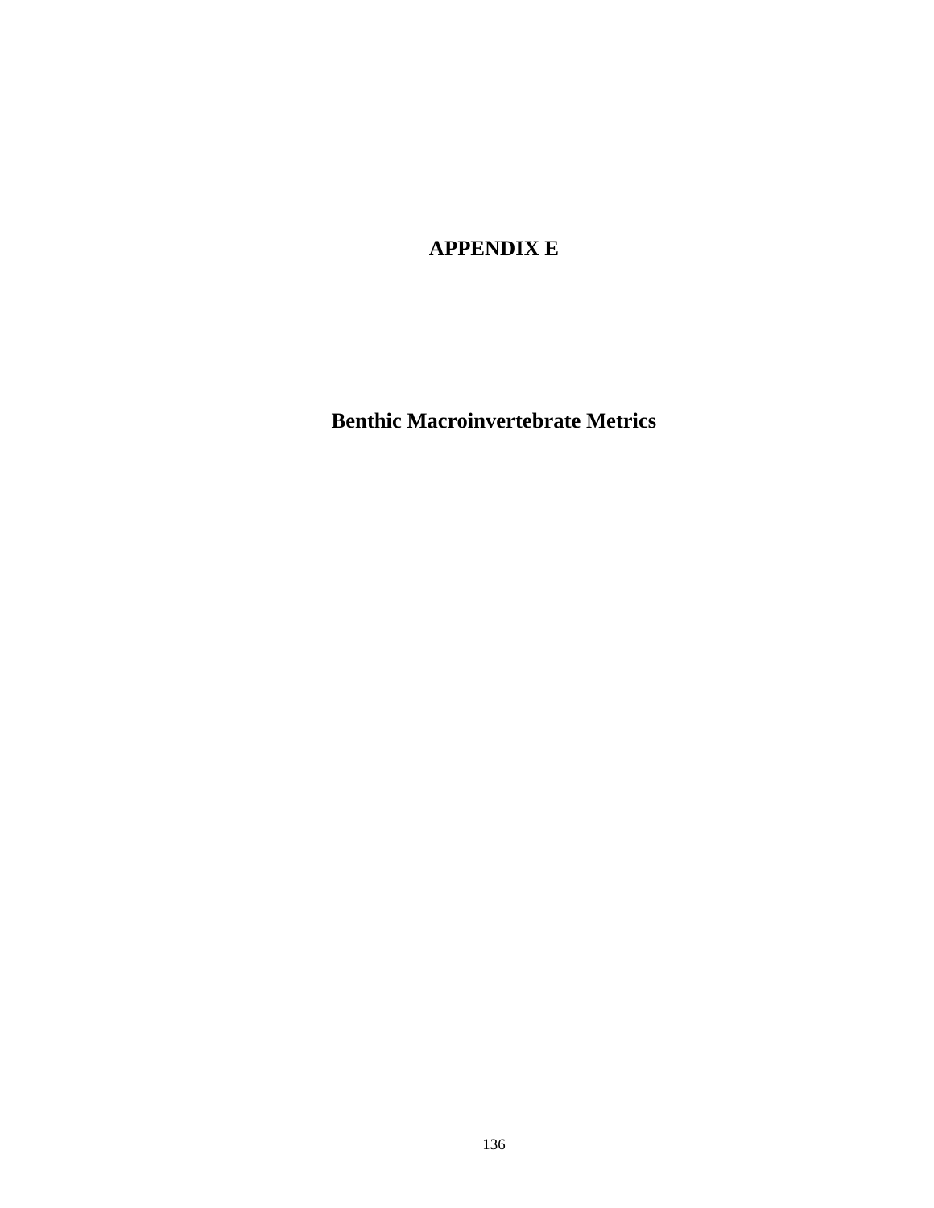# APPENDIX E

## Benthic Macroinvertebrate Metrics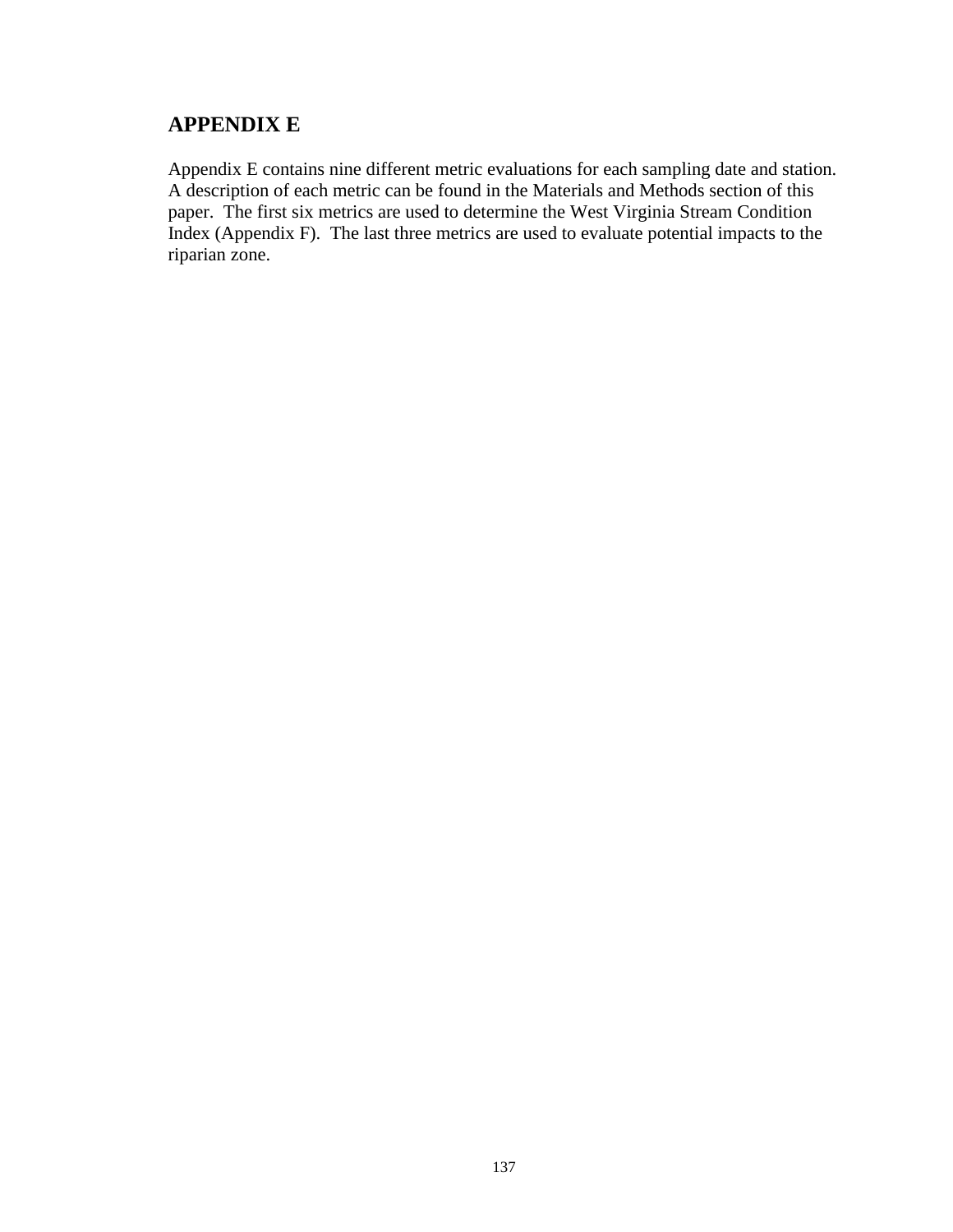# APPENDIX E

Appendix E contains nine different metric evaluations for each sampling date and station. A description of each metric can be found in the Materials and Methods section of this paper. The first six metrics are used to determine the West Virginia Stream Condition Index (Appendix F). The last three metrics are used to evaluate potential impacts to the riparian zone.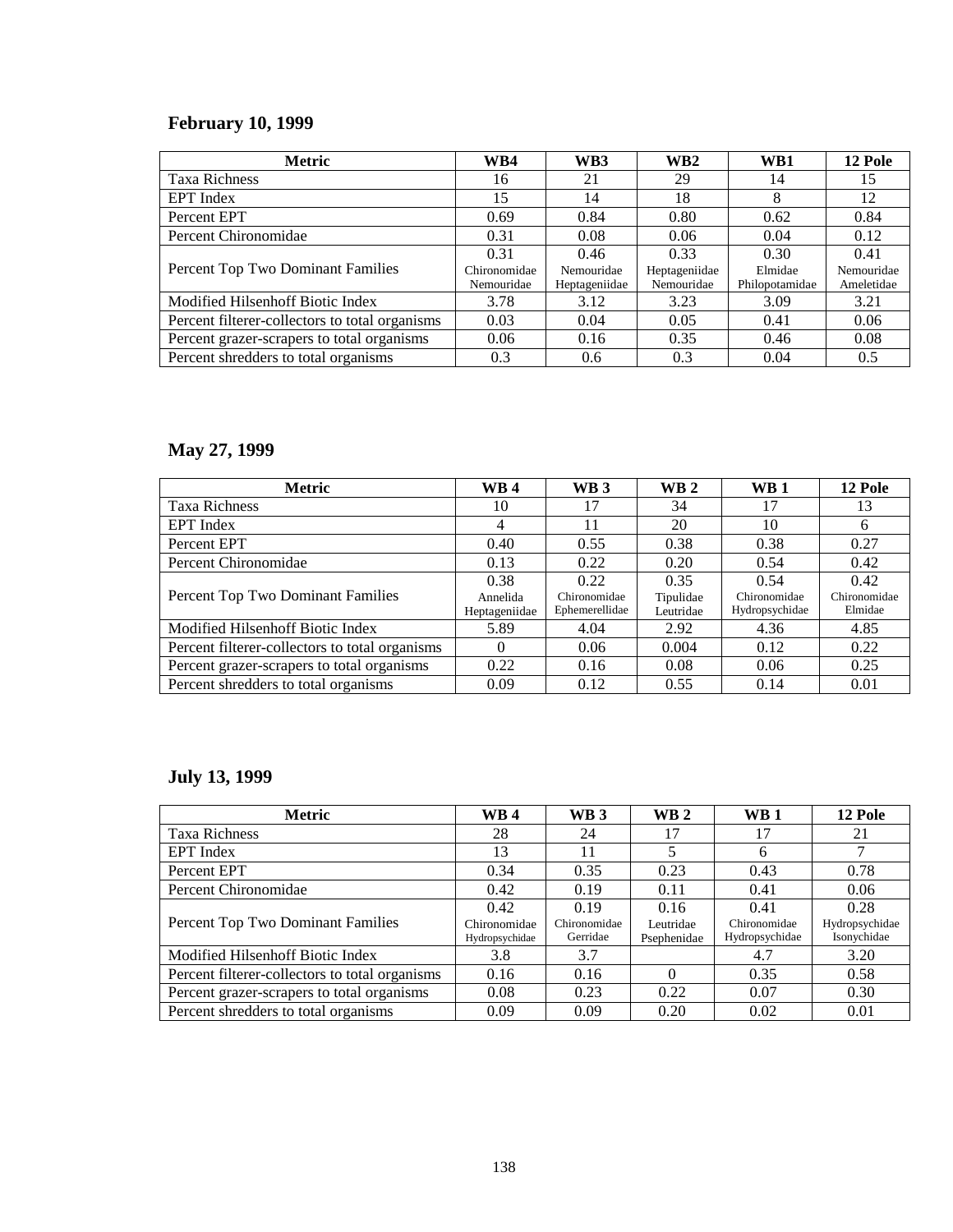## February 10, 1999

| Metric | WB4 | WB3 | WB2 | WB1 | 12 Pole |
|---|---|---|---|---|---|
| Taxa Richness | 16 | 21 | 29 | 14 | 15 |
| EPT Index | 15 | 14 | 18 | 8 | 12 |
| Percent EPT | 0.69 | 0.84 | 0.80 | 0.62 | 0.84 |
| Percent Chironomidae | 0.31 | 0.08 | 0.06 | 0.04 | 0.12 |
| Percent Top Two Dominant Families | 0.31 Chironomidae Nemouridae | 0.46 Nemouridae Heptageniidae | 0.33 Heptageniidae Nemouridae | 0.30 Elmidae Philopotamidae | 0.41 Nemouridae Ameletidae |
| Modified Hilsenhoff Biotic Index | 3.78 | 3.12 | 3.23 | 3.09 | 3.21 |
| Percent filterer-collectors to total organisms | 0.03 | 0.04 | 0.05 | 0.41 | 0.06 |
| Percent grazer-scrapers to total organisms | 0.06 | 0.16 | 0.35 | 0.46 | 0.08 |
| Percent shredders to total organisms | 0.3 | 0.6 | 0.3 | 0.04 | 0.5 |

## May 27, 1999

| Metric | WB 4 | WB 3 | WB 2 | WB 1 | 12 Pole |
|---|---|---|---|---|---|
| Taxa Richness | 10 | 17 | 34 | 17 | 13 |
| EPT Index | 4 | 11 | 20 | 10 | 6 |
| Percent EPT | 0.40 | 0.55 | 0.38 | 0.38 | 0.27 |
| Percent Chironomidae | 0.13 | 0.22 | 0.20 | 0.54 | 0.42 |
| Percent Top Two Dominant Families | 0.38 Annelida Heptageniidae | 0.22 Chironomidae Ephemerellidae | 0.35 Tipulidae Leutridae | 0.54 Chironomidae Hydropsychidae | 0.42 Chironomidae Elmidae |
| Modified Hilsenhoff Biotic Index | 5.89 | 4.04 | 2.92 | 4.36 | 4.85 |
| Percent filterer-collectors to total organisms | 0 | 0.06 | 0.004 | 0.12 | 0.22 |
| Percent grazer-scrapers to total organisms | 0.22 | 0.16 | 0.08 | 0.06 | 0.25 |
| Percent shredders to total organisms | 0.09 | 0.12 | 0.55 | 0.14 | 0.01 |

## July 13, 1999

| Metric | WB 4 | WB 3 | WB 2 | WB 1 | 12 Pole |
|---|---|---|---|---|---|
| Taxa Richness | 28 | 24 | 17 | 17 | 21 |
| EPT Index | 13 | 11 | 5 | 6 | 7 |
| Percent EPT | 0.34 | 0.35 | 0.23 | 0.43 | 0.78 |
| Percent Chironomidae | 0.42 | 0.19 | 0.11 | 0.41 | 0.06 |
| Percent Top Two Dominant Families | 0.42 Chironomidae Hydropsychidae | 0.19 Chironomidae Gerridae | 0.16 Leutridae Psephenidae | 0.41 Chironomidae Hydropsychidae | 0.28 Hydropsychidae Isonychidae |
| Modified Hilsenhoff Biotic Index | 3.8 | 3.7 | | 4.7 | 3.20 |
| Percent filterer-collectors to total organisms | 0.16 | 0.16 | 0 | 0.35 | 0.58 |
| Percent grazer-scrapers to total organisms | 0.08 | 0.23 | 0.22 | 0.07 | 0.30 |
| Percent shredders to total organisms | 0.09 | 0.09 | 0.20 | 0.02 | 0.01 |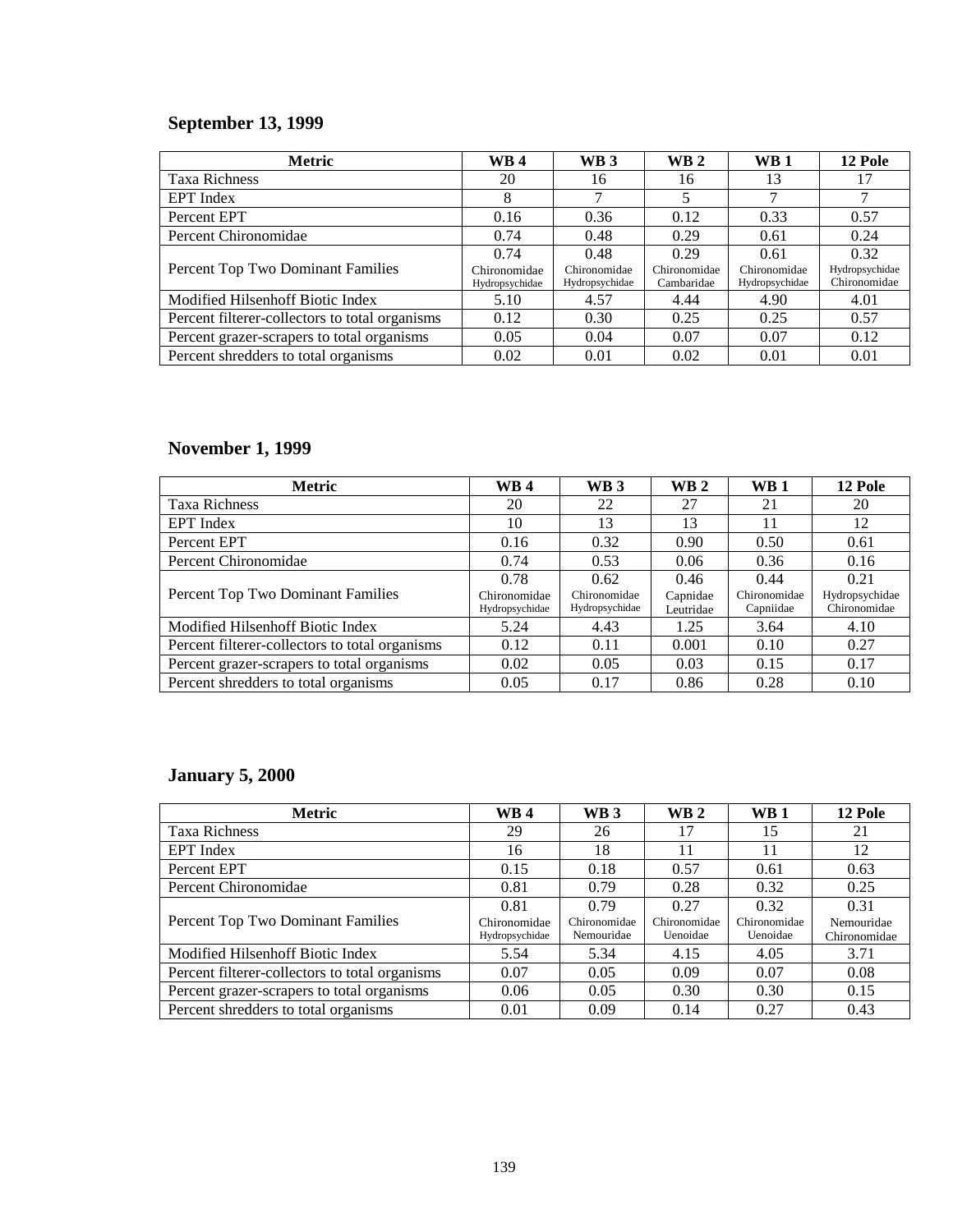## September 13, 1999

| Metric | WB 4 | WB 3 | WB 2 | WB 1 | 12 Pole |
|---|---|---|---|---|---|
| Taxa Richness | 20 | 16 | 16 | 13 | 17 |
| EPT Index | 8 | 7 | 5 | 7 | 7 |
| Percent EPT | 0.16 | 0.36 | 0.12 | 0.33 | 0.57 |
| Percent Chironomidae | 0.74 | 0.48 | 0.29 | 0.61 | 0.24 |
| Percent Top Two Dominant Families | 0.74 Chironomidae Hydropsychidae | 0.48 Chironomidae Hydropsychidae | 0.29 Chironomidae Cambaridae | 0.61 Chironomidae Hydropsychidae | 0.32 Hydropsychidae Chironomidae |
| Modified Hilsenhoff Biotic Index | 5.10 | 4.57 | 4.44 | 4.90 | 4.01 |
| Percent filterer-collectors to total organisms | 0.12 | 0.30 | 0.25 | 0.25 | 0.57 |
| Percent grazer-scrapers to total organisms | 0.05 | 0.04 | 0.07 | 0.07 | 0.12 |
| Percent shredders to total organisms | 0.02 | 0.01 | 0.02 | 0.01 | 0.01 |

## November 1, 1999

| Metric | WB 4 | WB 3 | WB 2 | WB 1 | 12 Pole |
|---|---|---|---|---|---|
| Taxa Richness | 20 | 22 | 27 | 21 | 20 |
| EPT Index | 10 | 13 | 13 | 11 | 12 |
| Percent EPT | 0.16 | 0.32 | 0.90 | 0.50 | 0.61 |
| Percent Chironomidae | 0.74 | 0.53 | 0.06 | 0.36 | 0.16 |
| Percent Top Two Dominant Families | 0.78 Chironomidae Hydropsychidae | 0.62 Chironomidae Hydropsychidae | 0.46 Capnidae Leutridae | 0.44 Chironomidae Capniidae | 0.21 Hydropsychidae Chironomidae |
| Modified Hilsenhoff Biotic Index | 5.24 | 4.43 | 1.25 | 3.64 | 4.10 |
| Percent filterer-collectors to total organisms | 0.12 | 0.11 | 0.001 | 0.10 | 0.27 |
| Percent grazer-scrapers to total organisms | 0.02 | 0.05 | 0.03 | 0.15 | 0.17 |
| Percent shredders to total organisms | 0.05 | 0.17 | 0.86 | 0.28 | 0.10 |

## January 5, 2000

| Metric | WB 4 | WB 3 | WB 2 | WB 1 | 12 Pole |
|---|---|---|---|---|---|
| Taxa Richness | 29 | 26 | 17 | 15 | 21 |
| EPT Index | 16 | 18 | 11 | 11 | 12 |
| Percent EPT | 0.15 | 0.18 | 0.57 | 0.61 | 0.63 |
| Percent Chironomidae | 0.81 | 0.79 | 0.28 | 0.32 | 0.25 |
| Percent Top Two Dominant Families | 0.81 Chironomidae Hydropsychidae | 0.79 Chironomidae Nemouridae | 0.27 Chironomidae Uenoidae | 0.32 Chironomidae Uenoidae | 0.31 Nemouridae Chironomidae |
| Modified Hilsenhoff Biotic Index | 5.54 | 5.34 | 4.15 | 4.05 | 3.71 |
| Percent filterer-collectors to total organisms | 0.07 | 0.05 | 0.09 | 0.07 | 0.08 |
| Percent grazer-scrapers to total organisms | 0.06 | 0.05 | 0.30 | 0.30 | 0.15 |
| Percent shredders to total organisms | 0.01 | 0.09 | 0.14 | 0.27 | 0.43 |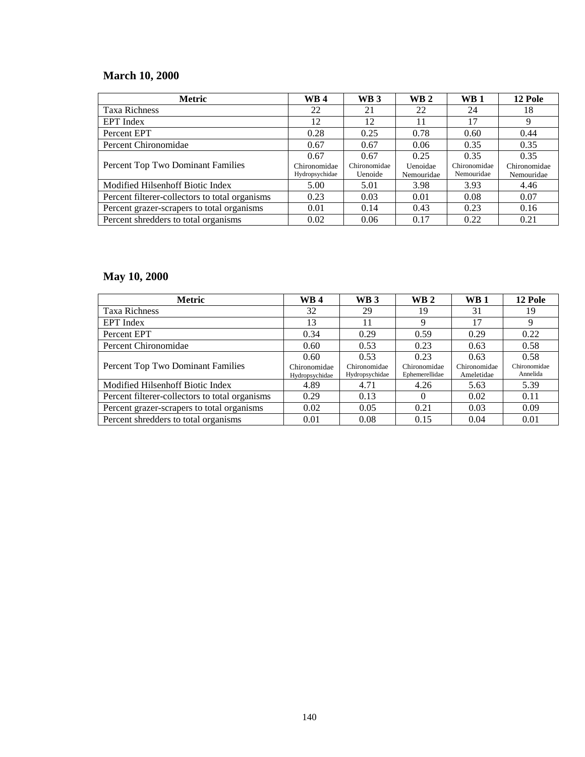**March 10, 2000**

| Metric | WB 4 | WB 3 | WB 2 | WB 1 | 12 Pole |
|---|---|---|---|---|---|
| Taxa Richness | 22 | 21 | 22 | 24 | 18 |
| EPT Index | 12 | 12 | 11 | 17 | 9 |
| Percent EPT | 0.28 | 0.25 | 0.78 | 0.60 | 0.44 |
| Percent Chironomidae | 0.67 | 0.67 | 0.06 | 0.35 | 0.35 |
| Percent Top Two Dominant Families | 0.67 Chironomidae Hydropsychidae | 0.67 Chironomidae Uenoide | 0.25 Uenoidae Nemouridae | 0.35 Chironomidae Nemouridae | 0.35 Chironomidae Nemouridae |
| Modified Hilsenhoff Biotic Index | 5.00 | 5.01 | 3.98 | 3.93 | 4.46 |
| Percent filterer-collectors to total organisms | 0.23 | 0.03 | 0.01 | 0.08 | 0.07 |
| Percent grazer-scrapers to total organisms | 0.01 | 0.14 | 0.43 | 0.23 | 0.16 |
| Percent shredders to total organisms | 0.02 | 0.06 | 0.17 | 0.22 | 0.21 |

**May 10, 2000**

| Metric | WB 4 | WB 3 | WB 2 | WB 1 | 12 Pole |
|---|---|---|---|---|---|
| Taxa Richness | 32 | 29 | 19 | 31 | 19 |
| EPT Index | 13 | 11 | 9 | 17 | 9 |
| Percent EPT | 0.34 | 0.29 | 0.59 | 0.29 | 0.22 |
| Percent Chironomidae | 0.60 | 0.53 | 0.23 | 0.63 | 0.58 |
| Percent Top Two Dominant Families | 0.60 Chironomidae Hydropsychidae | 0.53 Chironomidae Hydropsychidae | 0.23 Chironomidae Ephemerellidae | 0.63 Chironomidae Ameletidae | 0.58 Chironomidae Annelida |
| Modified Hilsenhoff Biotic Index | 4.89 | 4.71 | 4.26 | 5.63 | 5.39 |
| Percent filterer-collectors to total organisms | 0.29 | 0.13 | 0 | 0.02 | 0.11 |
| Percent grazer-scrapers to total organisms | 0.02 | 0.05 | 0.21 | 0.03 | 0.09 |
| Percent shredders to total organisms | 0.01 | 0.08 | 0.15 | 0.04 | 0.01 |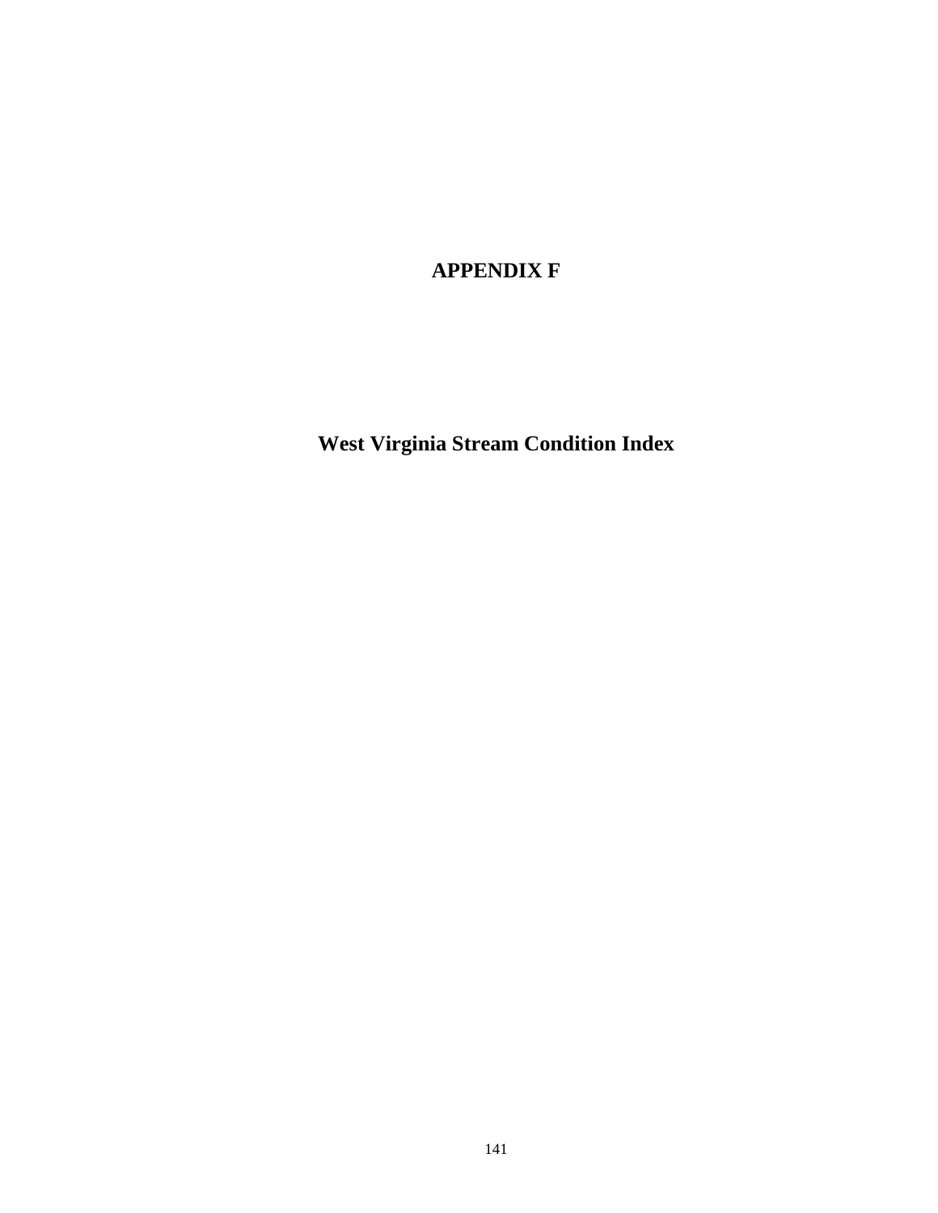# APPENDIX F

## West Virginia Stream Condition Index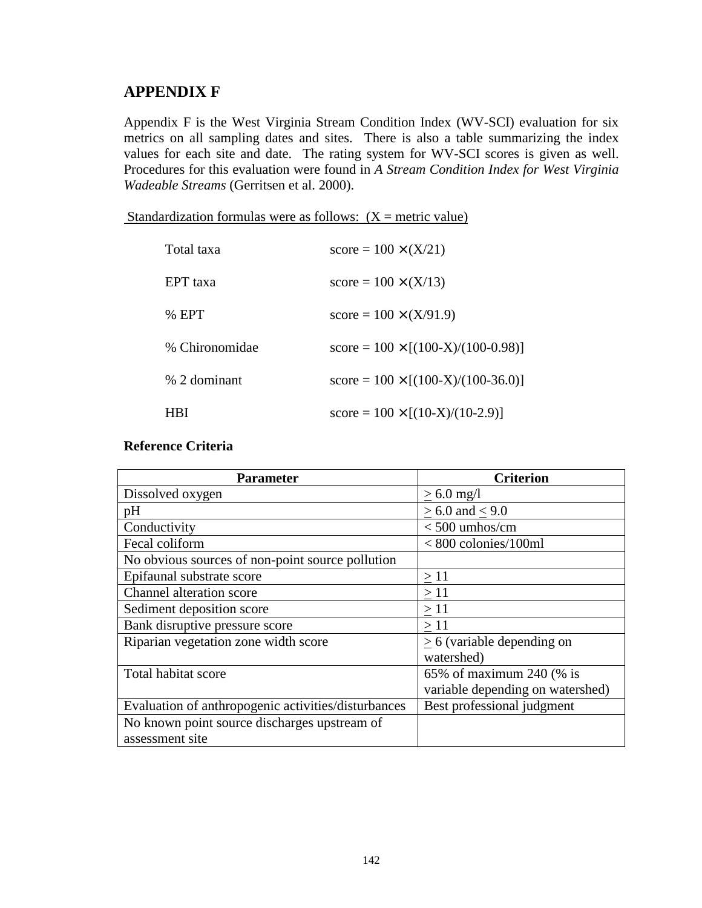## APPENDIX F

Appendix F is the West Virginia Stream Condition Index (WV-SCI) evaluation for six metrics on all sampling dates and sites. There is also a table summarizing the index values for each site and date. The rating system for WV-SCI scores is given as well. Procedures for this evaluation were found in *A Stream Condition Index for West Virginia Wadeable Streams* (Gerritsen et al. 2000).

<u>Standardization formulas were as follows: (X = metric value)</u>

| | |
|---|---|
| Total taxa | score = $100 \times (X/21)$ |
| EPT taxa | score = $100 \times (X/13)$ |
| % EPT | score = $100 \times (X/91.9)$ |
| % Chironomidae | score = $100 \times [(100-X)/(100-0.98)]$ |
| % 2 dominant | score = $100 \times [(100-X)/(100-36.0)]$ |
| HBI | score = $100 \times [(10-X)/(10-2.9)]$ |

**Reference Criteria**

| Parameter | Criterion |
|---|---|
| Dissolved oxygen | $\geq$ 6.0 mg/l |
| pH | $\geq$ 6.0 and $\leq$ 9.0 |
| Conductivity | < 500 umhos/cm |
| Fecal coliform | < 800 colonies/100ml |
| No obvious sources of non-point source pollution | |
| Epifaunal substrate score | $\geq$ 11 |
| Channel alteration score | $\geq$ 11 |
| Sediment deposition score | $\geq$ 11 |
| Bank disruptive pressure score | $\geq$ 11 |
| Riparian vegetation zone width score | $\geq$ 6 (variable depending on watershed) |
| Total habitat score | 65% of maximum 240 (% is variable depending on watershed) |
| Evaluation of anthropogenic activities/disturbances | Best professional judgment |
| No known point source discharges upstream of assessment site | |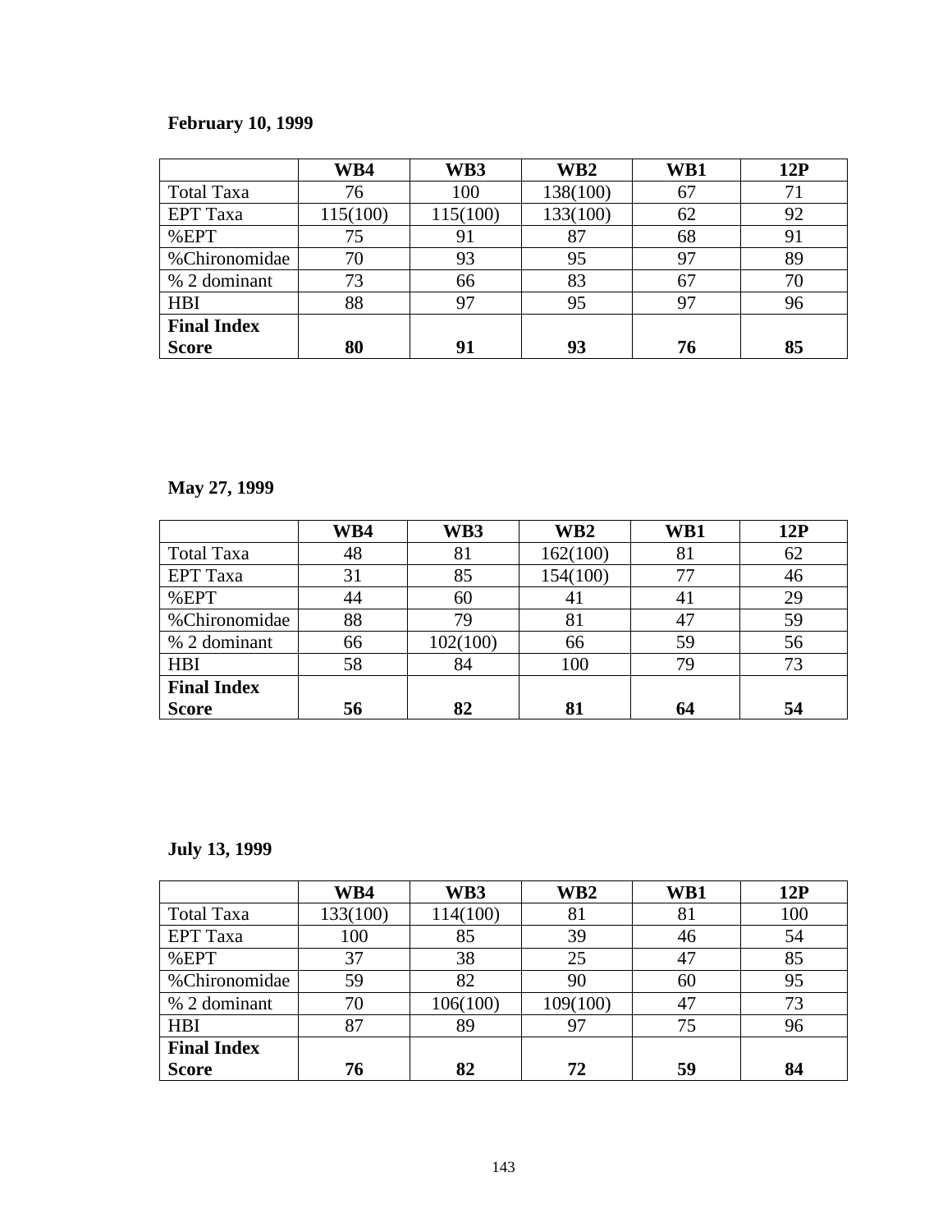**February 10, 1999**

| | WB4 | WB3 | WB2 | WB1 | 12P |
|---|---|---|---|---|---|
| Total Taxa | 76 | 100 | 138(100) | 67 | 71 |
| EPT Taxa | 115(100) | 115(100) | 133(100) | 62 | 92 |
| %EPT | 75 | 91 | 87 | 68 | 91 |
| %Chironomidae | 70 | 93 | 95 | 97 | 89 |
| % 2 dominant | 73 | 66 | 83 | 67 | 70 |
| HBI | 88 | 97 | 95 | 97 | 96 |
| **Final Index Score** | **80** | **91** | **93** | **76** | **85** |

**May 27, 1999**

| | WB4 | WB3 | WB2 | WB1 | 12P |
|---|---|---|---|---|---|
| Total Taxa | 48 | 81 | 162(100) | 81 | 62 |
| EPT Taxa | 31 | 85 | 154(100) | 77 | 46 |
| %EPT | 44 | 60 | 41 | 41 | 29 |
| %Chironomidae | 88 | 79 | 81 | 47 | 59 |
| % 2 dominant | 66 | 102(100) | 66 | 59 | 56 |
| HBI | 58 | 84 | 100 | 79 | 73 |
| **Final Index Score** | **56** | **82** | **81** | **64** | **54** |

**July 13, 1999**

| | WB4 | WB3 | WB2 | WB1 | 12P |
|---|---|---|---|---|---|
| Total Taxa | 133(100) | 114(100) | 81 | 81 | 100 |
| EPT Taxa | 100 | 85 | 39 | 46 | 54 |
| %EPT | 37 | 38 | 25 | 47 | 85 |
| %Chironomidae | 59 | 82 | 90 | 60 | 95 |
| % 2 dominant | 70 | 106(100) | 109(100) | 47 | 73 |
| HBI | 87 | 89 | 97 | 75 | 96 |
| **Final Index Score** | **76** | **82** | **72** | **59** | **84** |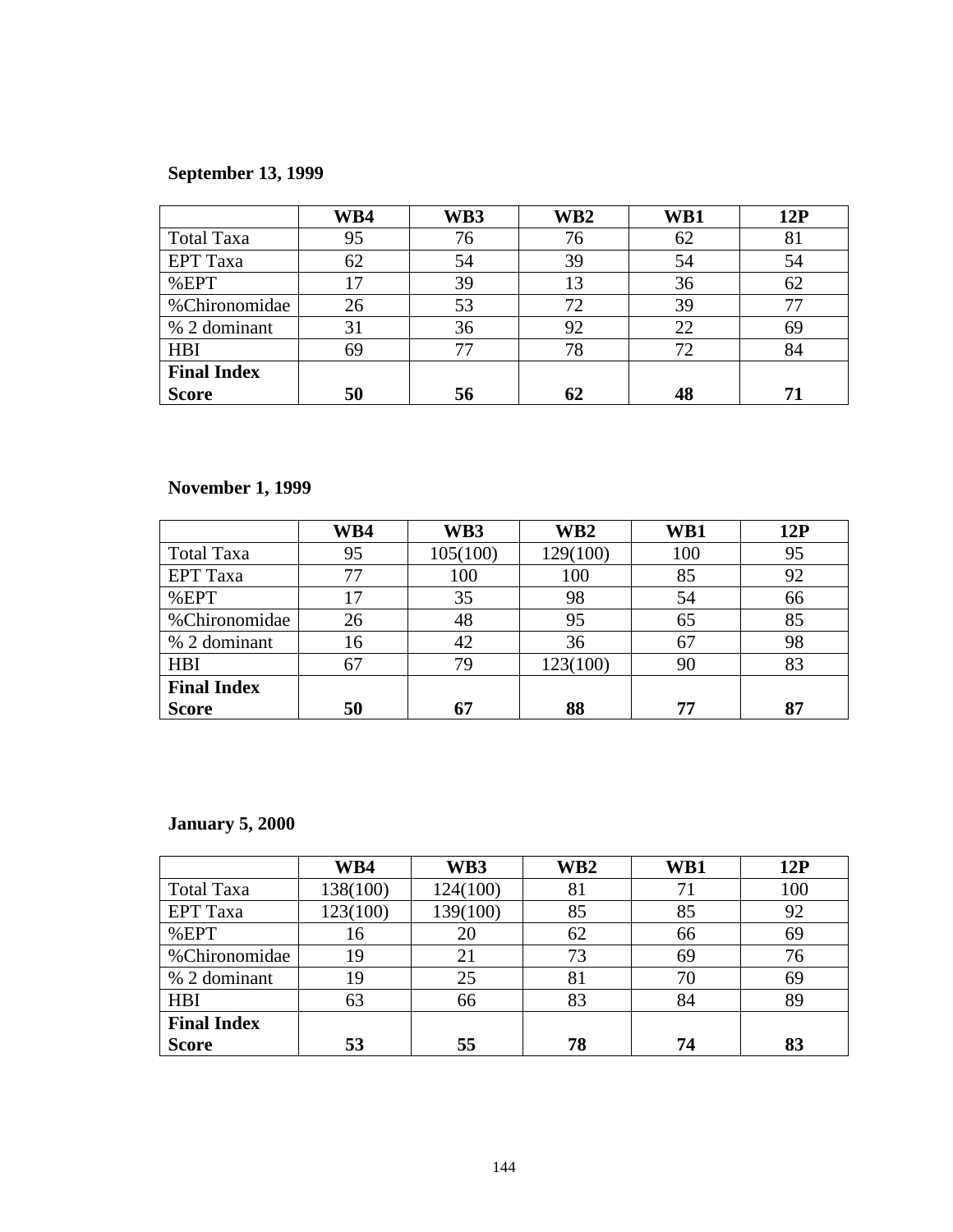**September 13, 1999**

| | WB4 | WB3 | WB2 | WB1 | 12P |
|---|---|---|---|---|---|
| Total Taxa | 95 | 76 | 76 | 62 | 81 |
| EPT Taxa | 62 | 54 | 39 | 54 | 54 |
| %EPT | 17 | 39 | 13 | 36 | 62 |
| %Chironomidae | 26 | 53 | 72 | 39 | 77 |
| % 2 dominant | 31 | 36 | 92 | 22 | 69 |
| HBI | 69 | 77 | 78 | 72 | 84 |
| **Final Index Score** | **50** | **56** | **62** | **48** | **71** |

**November 1, 1999**

| | WB4 | WB3 | WB2 | WB1 | 12P |
|---|---|---|---|---|---|
| Total Taxa | 95 | 105(100) | 129(100) | 100 | 95 |
| EPT Taxa | 77 | 100 | 100 | 85 | 92 |
| %EPT | 17 | 35 | 98 | 54 | 66 |
| %Chironomidae | 26 | 48 | 95 | 65 | 85 |
| % 2 dominant | 16 | 42 | 36 | 67 | 98 |
| HBI | 67 | 79 | 123(100) | 90 | 83 |
| **Final Index Score** | **50** | **67** | **88** | **77** | **87** |

**January 5, 2000**

| | WB4 | WB3 | WB2 | WB1 | 12P |
|---|---|---|---|---|---|
| Total Taxa | 138(100) | 124(100) | 81 | 71 | 100 |
| EPT Taxa | 123(100) | 139(100) | 85 | 85 | 92 |
| %EPT | 16 | 20 | 62 | 66 | 69 |
| %Chironomidae | 19 | 21 | 73 | 69 | 76 |
| % 2 dominant | 19 | 25 | 81 | 70 | 69 |
| HBI | 63 | 66 | 83 | 84 | 89 |
| **Final Index Score** | **53** | **55** | **78** | **74** | **83** |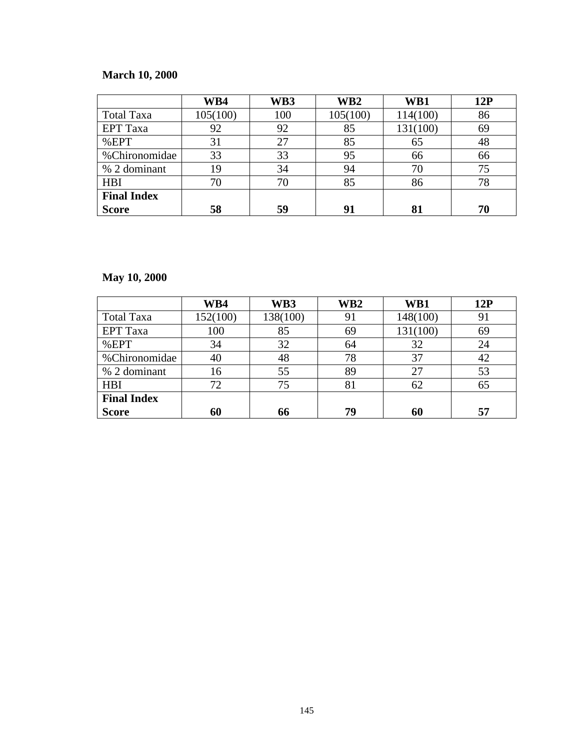**March 10, 2000**

| | WB4 | WB3 | WB2 | WB1 | 12P |
|---|---|---|---|---|---|
| Total Taxa | 105(100) | 100 | 105(100) | 114(100) | 86 |
| EPT Taxa | 92 | 92 | 85 | 131(100) | 69 |
| %EPT | 31 | 27 | 85 | 65 | 48 |
| %Chironomidae | 33 | 33 | 95 | 66 | 66 |
| % 2 dominant | 19 | 34 | 94 | 70 | 75 |
| HBI | 70 | 70 | 85 | 86 | 78 |
| **Final Index Score** | **58** | **59** | **91** | **81** | **70** |

**May 10, 2000**

| | WB4 | WB3 | WB2 | WB1 | 12P |
|---|---|---|---|---|---|
| Total Taxa | 152(100) | 138(100) | 91 | 148(100) | 91 |
| EPT Taxa | 100 | 85 | 69 | 131(100) | 69 |
| %EPT | 34 | 32 | 64 | 32 | 24 |
| %Chironomidae | 40 | 48 | 78 | 37 | 42 |
| % 2 dominant | 16 | 55 | 89 | 27 | 53 |
| HBI | 72 | 75 | 81 | 62 | 65 |
| **Final Index Score** | **60** | **66** | **79** | **60** | **57** |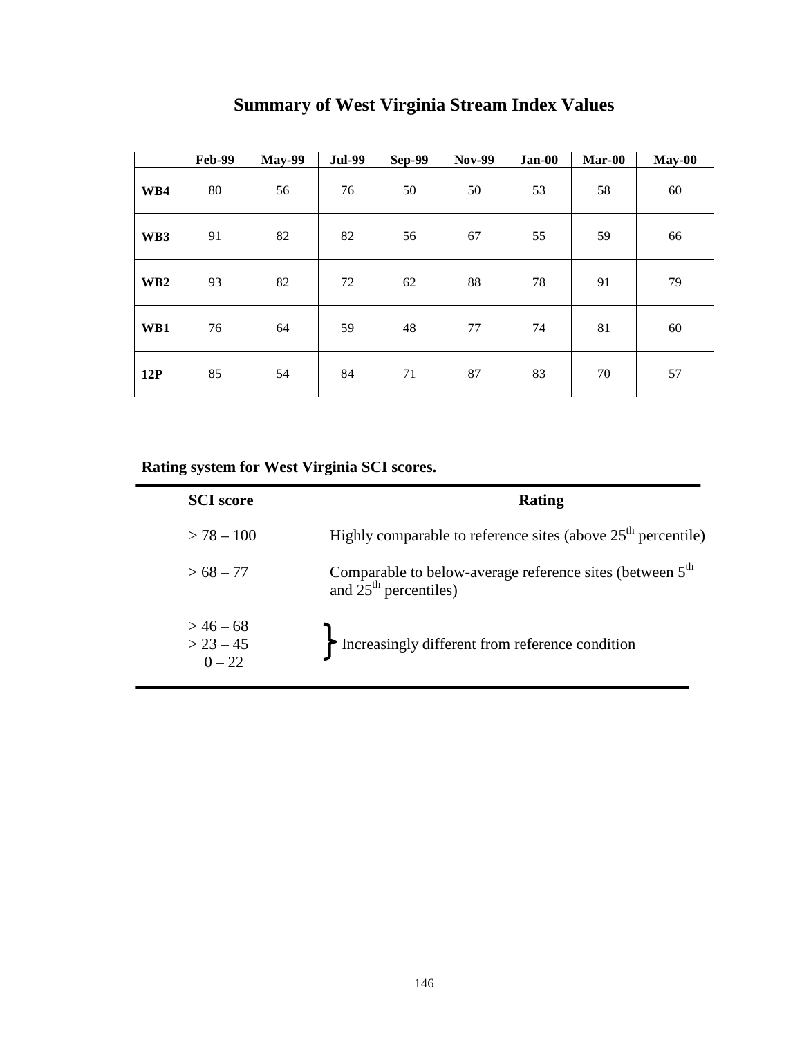# Summary of West Virginia Stream Index Values

| | Feb-99 | May-99 | Jul-99 | Sep-99 | Nov-99 | Jan-00 | Mar-00 | May-00 |
|---|---|---|---|---|---|---|---|---|
| **WB4** | 80 | 56 | 76 | 50 | 50 | 53 | 58 | 60 |
| **WB3** | 91 | 82 | 82 | 56 | 67 | 55 | 59 | 66 |
| **WB2** | 93 | 82 | 72 | 62 | 88 | 78 | 91 | 79 |
| **WB1** | 76 | 64 | 59 | 48 | 77 | 74 | 81 | 60 |
| **12P** | 85 | 54 | 84 | 71 | 87 | 83 | 70 | 57 |

**Rating system for West Virginia SCI scores.**

| SCI score | Rating |
|---|---|
| > 78 – 100 | Highly comparable to reference sites (above 25th percentile) |
| > 68 – 77 | Comparable to below-average reference sites (between 5th and 25th percentiles) |
| > 46 – 68 | Increasingly different from reference condition |
| > 23 – 45 | |
| 0 – 22 | |